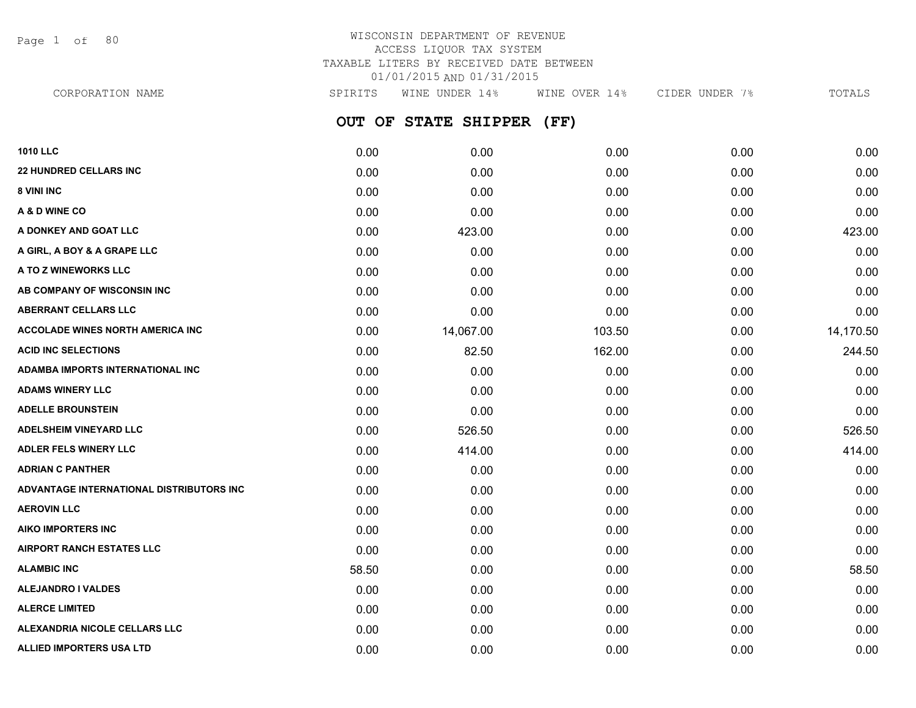WISCONSIN DEPARTMENT OF REVENUE
ACCESS LIQUOR TAX SYSTEM
TAXABLE LITERS BY RECEIVED DATE BETWEEN
01/01/2015 AND 01/31/2015

## OUT OF STATE SHIPPER (FF)

| CORPORATION NAME | SPIRITS | WINE UNDER 14% | WINE OVER 14% | CIDER UNDER 7% | TOTALS |
|---|---|---|---|---|---|
| **1010 LLC** | 0.00 | 0.00 | 0.00 | 0.00 | 0.00 |
| **22 HUNDRED CELLARS INC** | 0.00 | 0.00 | 0.00 | 0.00 | 0.00 |
| **8 VINI INC** | 0.00 | 0.00 | 0.00 | 0.00 | 0.00 |
| **A & D WINE CO** | 0.00 | 0.00 | 0.00 | 0.00 | 0.00 |
| **A DONKEY AND GOAT LLC** | 0.00 | 423.00 | 0.00 | 0.00 | 423.00 |
| **A GIRL, A BOY & A GRAPE LLC** | 0.00 | 0.00 | 0.00 | 0.00 | 0.00 |
| **A TO Z WINEWORKS LLC** | 0.00 | 0.00 | 0.00 | 0.00 | 0.00 |
| **AB COMPANY OF WISCONSIN INC** | 0.00 | 0.00 | 0.00 | 0.00 | 0.00 |
| **ABERRANT CELLARS LLC** | 0.00 | 0.00 | 0.00 | 0.00 | 0.00 |
| **ACCOLADE WINES NORTH AMERICA INC** | 0.00 | 14,067.00 | 103.50 | 0.00 | 14,170.50 |
| **ACID INC SELECTIONS** | 0.00 | 82.50 | 162.00 | 0.00 | 244.50 |
| **ADAMBA IMPORTS INTERNATIONAL INC** | 0.00 | 0.00 | 0.00 | 0.00 | 0.00 |
| **ADAMS WINERY LLC** | 0.00 | 0.00 | 0.00 | 0.00 | 0.00 |
| **ADELLE BROUNSTEIN** | 0.00 | 0.00 | 0.00 | 0.00 | 0.00 |
| **ADELSHEIM VINEYARD LLC** | 0.00 | 526.50 | 0.00 | 0.00 | 526.50 |
| **ADLER FELS WINERY LLC** | 0.00 | 414.00 | 0.00 | 0.00 | 414.00 |
| **ADRIAN C PANTHER** | 0.00 | 0.00 | 0.00 | 0.00 | 0.00 |
| **ADVANTAGE INTERNATIONAL DISTRIBUTORS INC** | 0.00 | 0.00 | 0.00 | 0.00 | 0.00 |
| **AEROVIN LLC** | 0.00 | 0.00 | 0.00 | 0.00 | 0.00 |
| **AIKO IMPORTERS INC** | 0.00 | 0.00 | 0.00 | 0.00 | 0.00 |
| **AIRPORT RANCH ESTATES LLC** | 0.00 | 0.00 | 0.00 | 0.00 | 0.00 |
| **ALAMBIC INC** | 58.50 | 0.00 | 0.00 | 0.00 | 58.50 |
| **ALEJANDRO I VALDES** | 0.00 | 0.00 | 0.00 | 0.00 | 0.00 |
| **ALERCE LIMITED** | 0.00 | 0.00 | 0.00 | 0.00 | 0.00 |
| **ALEXANDRIA NICOLE CELLARS LLC** | 0.00 | 0.00 | 0.00 | 0.00 | 0.00 |
| **ALLIED IMPORTERS USA LTD** | 0.00 | 0.00 | 0.00 | 0.00 | 0.00 |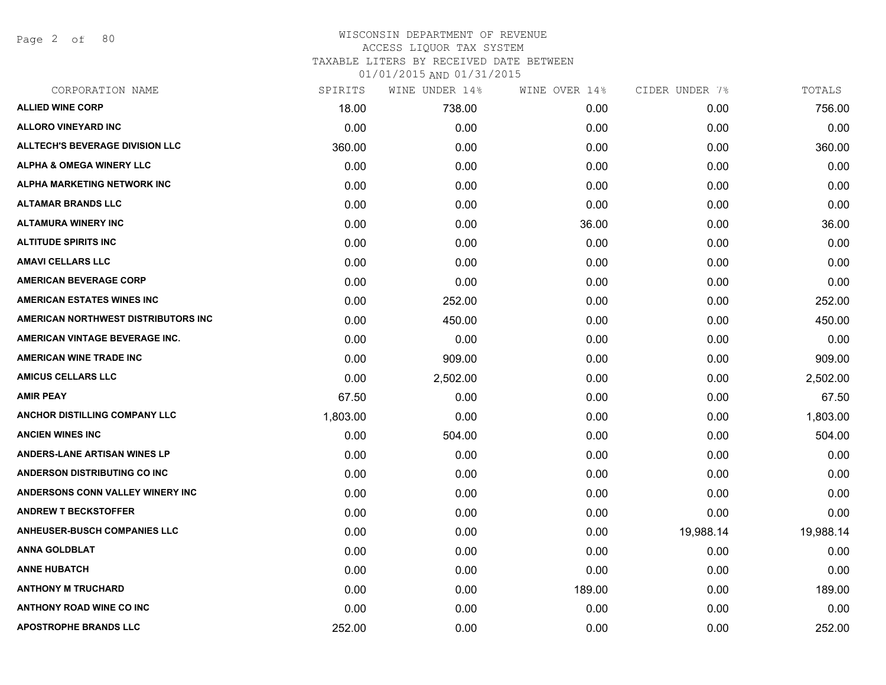# WISCONSIN DEPARTMENT OF REVENUE
## ACCESS LIQUOR TAX SYSTEM
### TAXABLE LITERS BY RECEIVED DATE BETWEEN 01/01/2015 AND 01/31/2015

| CORPORATION NAME | SPIRITS | WINE UNDER 14% | WINE OVER 14% | CIDER UNDER 7% | TOTALS |
|---|---|---|---|---|---|
| **ALLIED WINE CORP** | 18.00 | 738.00 | 0.00 | 0.00 | 756.00 |
| **ALLORO VINEYARD INC** | 0.00 | 0.00 | 0.00 | 0.00 | 0.00 |
| **ALLTECH'S BEVERAGE DIVISION LLC** | 360.00 | 0.00 | 0.00 | 0.00 | 360.00 |
| **ALPHA & OMEGA WINERY LLC** | 0.00 | 0.00 | 0.00 | 0.00 | 0.00 |
| **ALPHA MARKETING NETWORK INC** | 0.00 | 0.00 | 0.00 | 0.00 | 0.00 |
| **ALTAMAR BRANDS LLC** | 0.00 | 0.00 | 0.00 | 0.00 | 0.00 |
| **ALTAMURA WINERY INC** | 0.00 | 0.00 | 36.00 | 0.00 | 36.00 |
| **ALTITUDE SPIRITS INC** | 0.00 | 0.00 | 0.00 | 0.00 | 0.00 |
| **AMAVI CELLARS LLC** | 0.00 | 0.00 | 0.00 | 0.00 | 0.00 |
| **AMERICAN BEVERAGE CORP** | 0.00 | 0.00 | 0.00 | 0.00 | 0.00 |
| **AMERICAN ESTATES WINES INC** | 0.00 | 252.00 | 0.00 | 0.00 | 252.00 |
| **AMERICAN NORTHWEST DISTRIBUTORS INC** | 0.00 | 450.00 | 0.00 | 0.00 | 450.00 |
| **AMERICAN VINTAGE BEVERAGE INC.** | 0.00 | 0.00 | 0.00 | 0.00 | 0.00 |
| **AMERICAN WINE TRADE INC** | 0.00 | 909.00 | 0.00 | 0.00 | 909.00 |
| **AMICUS CELLARS LLC** | 0.00 | 2,502.00 | 0.00 | 0.00 | 2,502.00 |
| **AMIR PEAY** | 67.50 | 0.00 | 0.00 | 0.00 | 67.50 |
| **ANCHOR DISTILLING COMPANY LLC** | 1,803.00 | 0.00 | 0.00 | 0.00 | 1,803.00 |
| **ANCIEN WINES INC** | 0.00 | 504.00 | 0.00 | 0.00 | 504.00 |
| **ANDERS-LANE ARTISAN WINES LP** | 0.00 | 0.00 | 0.00 | 0.00 | 0.00 |
| **ANDERSON DISTRIBUTING CO INC** | 0.00 | 0.00 | 0.00 | 0.00 | 0.00 |
| **ANDERSONS CONN VALLEY WINERY INC** | 0.00 | 0.00 | 0.00 | 0.00 | 0.00 |
| **ANDREW T BECKSTOFFER** | 0.00 | 0.00 | 0.00 | 0.00 | 0.00 |
| **ANHEUSER-BUSCH COMPANIES LLC** | 0.00 | 0.00 | 0.00 | 19,988.14 | 19,988.14 |
| **ANNA GOLDBLAT** | 0.00 | 0.00 | 0.00 | 0.00 | 0.00 |
| **ANNE HUBATCH** | 0.00 | 0.00 | 0.00 | 0.00 | 0.00 |
| **ANTHONY M TRUCHARD** | 0.00 | 0.00 | 189.00 | 0.00 | 189.00 |
| **ANTHONY ROAD WINE CO INC** | 0.00 | 0.00 | 0.00 | 0.00 | 0.00 |
| **APOSTROPHE BRANDS LLC** | 252.00 | 0.00 | 0.00 | 0.00 | 252.00 |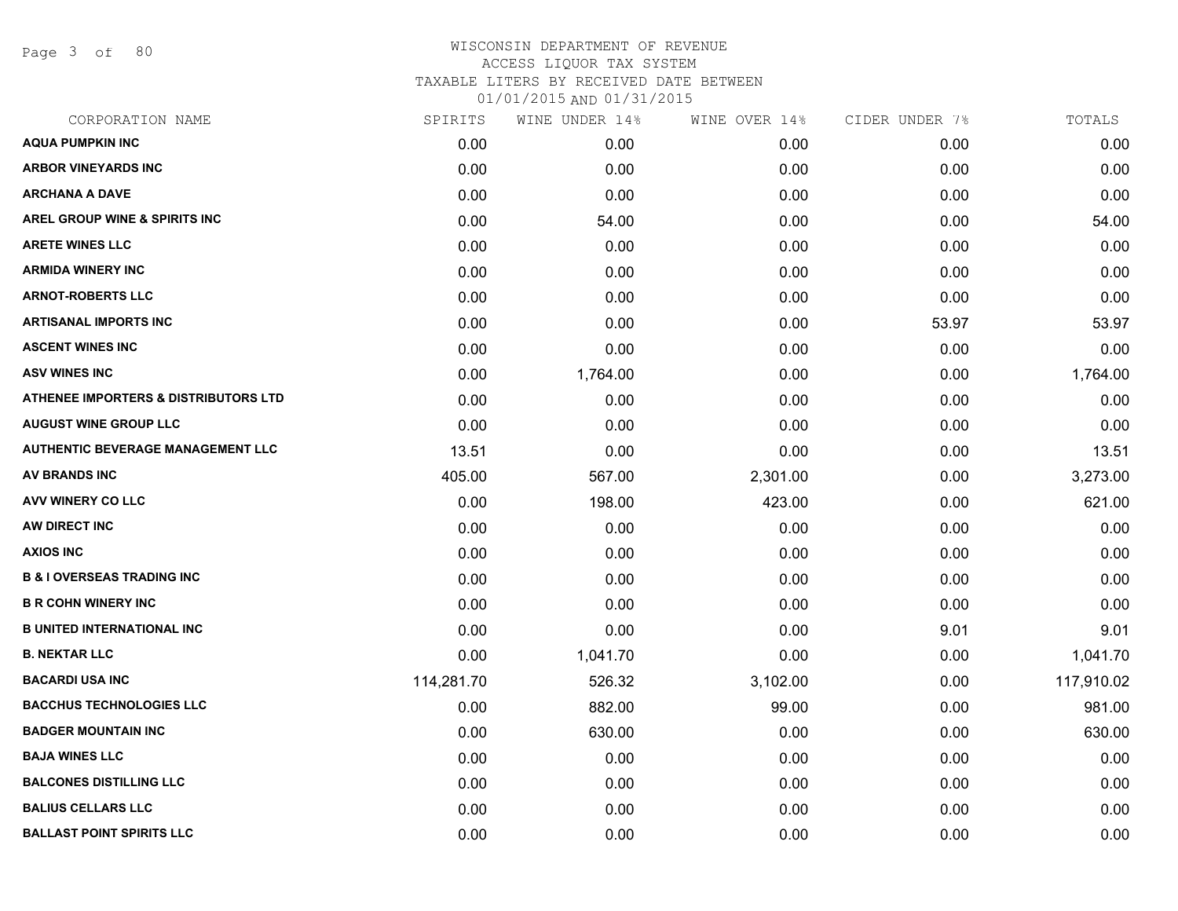# WISCONSIN DEPARTMENT OF REVENUE
## ACCESS LIQUOR TAX SYSTEM
### TAXABLE LITERS BY RECEIVED DATE BETWEEN 01/01/2015 AND 01/31/2015

| CORPORATION NAME | SPIRITS | WINE UNDER 14% | WINE OVER 14% | CIDER UNDER 7% | TOTALS |
|---|---|---|---|---|---|
| AQUA PUMPKIN INC | 0.00 | 0.00 | 0.00 | 0.00 | 0.00 |
| ARBOR VINEYARDS INC | 0.00 | 0.00 | 0.00 | 0.00 | 0.00 |
| ARCHANA A DAVE | 0.00 | 0.00 | 0.00 | 0.00 | 0.00 |
| AREL GROUP WINE & SPIRITS INC | 0.00 | 54.00 | 0.00 | 0.00 | 54.00 |
| ARETE WINES LLC | 0.00 | 0.00 | 0.00 | 0.00 | 0.00 |
| ARMIDA WINERY INC | 0.00 | 0.00 | 0.00 | 0.00 | 0.00 |
| ARNOT-ROBERTS LLC | 0.00 | 0.00 | 0.00 | 0.00 | 0.00 |
| ARTISANAL IMPORTS INC | 0.00 | 0.00 | 0.00 | 53.97 | 53.97 |
| ASCENT WINES INC | 0.00 | 0.00 | 0.00 | 0.00 | 0.00 |
| ASV WINES INC | 0.00 | 1,764.00 | 0.00 | 0.00 | 1,764.00 |
| ATHENEE IMPORTERS & DISTRIBUTORS LTD | 0.00 | 0.00 | 0.00 | 0.00 | 0.00 |
| AUGUST WINE GROUP LLC | 0.00 | 0.00 | 0.00 | 0.00 | 0.00 |
| AUTHENTIC BEVERAGE MANAGEMENT LLC | 13.51 | 0.00 | 0.00 | 0.00 | 13.51 |
| AV BRANDS INC | 405.00 | 567.00 | 2,301.00 | 0.00 | 3,273.00 |
| AVV WINERY CO LLC | 0.00 | 198.00 | 423.00 | 0.00 | 621.00 |
| AW DIRECT INC | 0.00 | 0.00 | 0.00 | 0.00 | 0.00 |
| AXIOS INC | 0.00 | 0.00 | 0.00 | 0.00 | 0.00 |
| B & I OVERSEAS TRADING INC | 0.00 | 0.00 | 0.00 | 0.00 | 0.00 |
| B R COHN WINERY INC | 0.00 | 0.00 | 0.00 | 0.00 | 0.00 |
| B UNITED INTERNATIONAL INC | 0.00 | 0.00 | 0.00 | 9.01 | 9.01 |
| B. NEKTAR LLC | 0.00 | 1,041.70 | 0.00 | 0.00 | 1,041.70 |
| BACARDI USA INC | 114,281.70 | 526.32 | 3,102.00 | 0.00 | 117,910.02 |
| BACCHUS TECHNOLOGIES LLC | 0.00 | 882.00 | 99.00 | 0.00 | 981.00 |
| BADGER MOUNTAIN INC | 0.00 | 630.00 | 0.00 | 0.00 | 630.00 |
| BAJA WINES LLC | 0.00 | 0.00 | 0.00 | 0.00 | 0.00 |
| BALCONES DISTILLING LLC | 0.00 | 0.00 | 0.00 | 0.00 | 0.00 |
| BALIUS CELLARS LLC | 0.00 | 0.00 | 0.00 | 0.00 | 0.00 |
| BALLAST POINT SPIRITS LLC | 0.00 | 0.00 | 0.00 | 0.00 | 0.00 |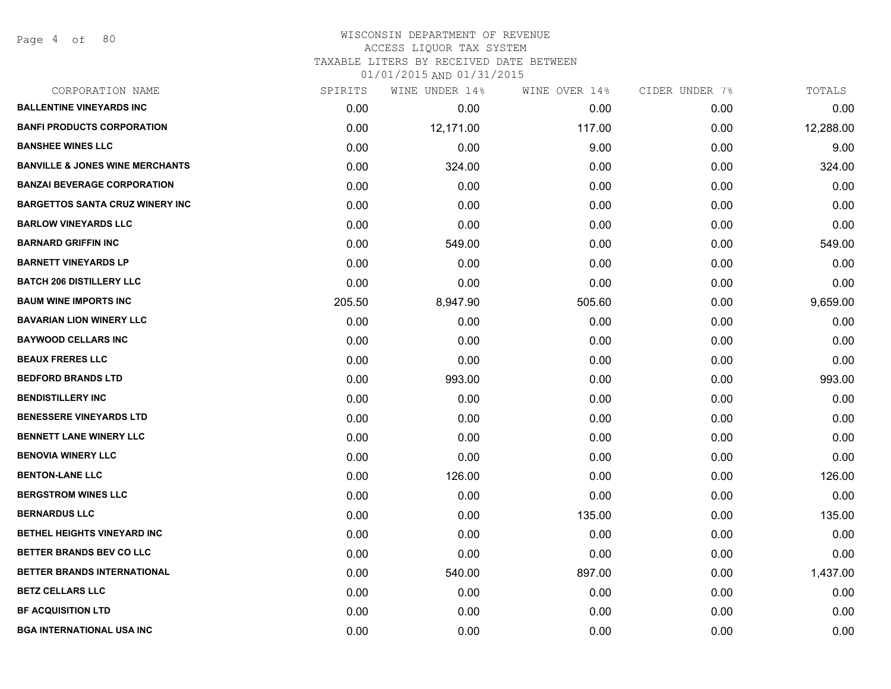WISCONSIN DEPARTMENT OF REVENUE
ACCESS LIQUOR TAX SYSTEM
TAXABLE LITERS BY RECEIVED DATE BETWEEN
01/01/2015 AND 01/31/2015

| CORPORATION NAME | SPIRITS | WINE UNDER 14% | WINE OVER 14% | CIDER UNDER 7% | TOTALS |
|---|---|---|---|---|---|
| **BALLENTINE VINEYARDS INC** | 0.00 | 0.00 | 0.00 | 0.00 | 0.00 |
| **BANFI PRODUCTS CORPORATION** | 0.00 | 12,171.00 | 117.00 | 0.00 | 12,288.00 |
| **BANSHEE WINES LLC** | 0.00 | 0.00 | 9.00 | 0.00 | 9.00 |
| **BANVILLE & JONES WINE MERCHANTS** | 0.00 | 324.00 | 0.00 | 0.00 | 324.00 |
| **BANZAI BEVERAGE CORPORATION** | 0.00 | 0.00 | 0.00 | 0.00 | 0.00 |
| **BARGETTOS SANTA CRUZ WINERY INC** | 0.00 | 0.00 | 0.00 | 0.00 | 0.00 |
| **BARLOW VINEYARDS LLC** | 0.00 | 0.00 | 0.00 | 0.00 | 0.00 |
| **BARNARD GRIFFIN INC** | 0.00 | 549.00 | 0.00 | 0.00 | 549.00 |
| **BARNETT VINEYARDS LP** | 0.00 | 0.00 | 0.00 | 0.00 | 0.00 |
| **BATCH 206 DISTILLERY LLC** | 0.00 | 0.00 | 0.00 | 0.00 | 0.00 |
| **BAUM WINE IMPORTS INC** | 205.50 | 8,947.90 | 505.60 | 0.00 | 9,659.00 |
| **BAVARIAN LION WINERY LLC** | 0.00 | 0.00 | 0.00 | 0.00 | 0.00 |
| **BAYWOOD CELLARS INC** | 0.00 | 0.00 | 0.00 | 0.00 | 0.00 |
| **BEAUX FRERES LLC** | 0.00 | 0.00 | 0.00 | 0.00 | 0.00 |
| **BEDFORD BRANDS LTD** | 0.00 | 993.00 | 0.00 | 0.00 | 993.00 |
| **BENDISTILLERY INC** | 0.00 | 0.00 | 0.00 | 0.00 | 0.00 |
| **BENESSERE VINEYARDS LTD** | 0.00 | 0.00 | 0.00 | 0.00 | 0.00 |
| **BENNETT LANE WINERY LLC** | 0.00 | 0.00 | 0.00 | 0.00 | 0.00 |
| **BENOVIA WINERY LLC** | 0.00 | 0.00 | 0.00 | 0.00 | 0.00 |
| **BENTON-LANE LLC** | 0.00 | 126.00 | 0.00 | 0.00 | 126.00 |
| **BERGSTROM WINES LLC** | 0.00 | 0.00 | 0.00 | 0.00 | 0.00 |
| **BERNARDUS LLC** | 0.00 | 0.00 | 135.00 | 0.00 | 135.00 |
| **BETHEL HEIGHTS VINEYARD INC** | 0.00 | 0.00 | 0.00 | 0.00 | 0.00 |
| **BETTER BRANDS BEV CO LLC** | 0.00 | 0.00 | 0.00 | 0.00 | 0.00 |
| **BETTER BRANDS INTERNATIONAL** | 0.00 | 540.00 | 897.00 | 0.00 | 1,437.00 |
| **BETZ CELLARS LLC** | 0.00 | 0.00 | 0.00 | 0.00 | 0.00 |
| **BF ACQUISITION LTD** | 0.00 | 0.00 | 0.00 | 0.00 | 0.00 |
| **BGA INTERNATIONAL USA INC** | 0.00 | 0.00 | 0.00 | 0.00 | 0.00 |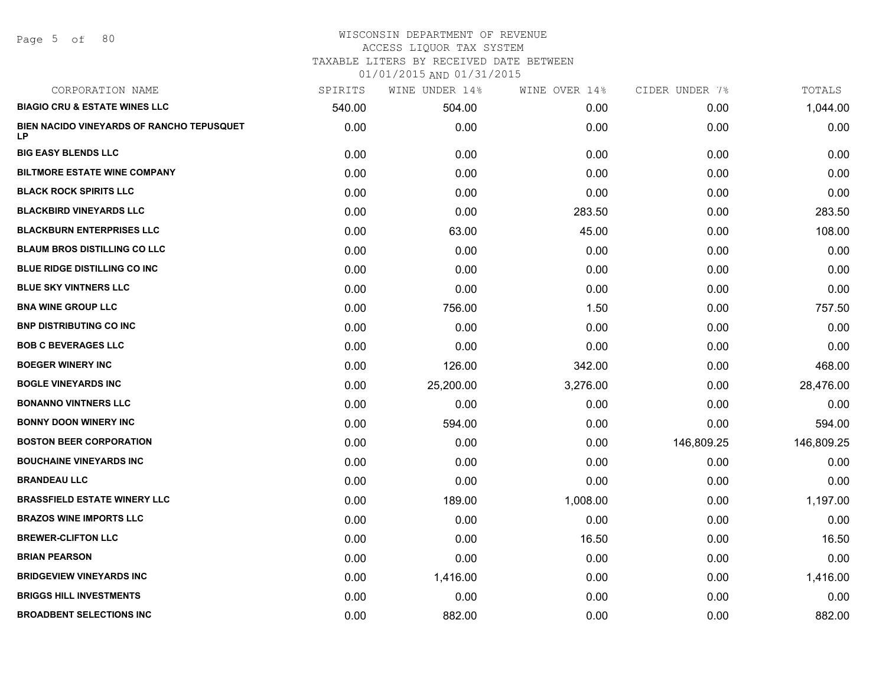# WISCONSIN DEPARTMENT OF REVENUE
## ACCESS LIQUOR TAX SYSTEM
### TAXABLE LITERS BY RECEIVED DATE BETWEEN 01/01/2015 AND 01/31/2015

| CORPORATION NAME | SPIRITS | WINE UNDER 14% | WINE OVER 14% | CIDER UNDER 7% | TOTALS |
|---|---|---|---|---|---|
| BIAGIO CRU & ESTATE WINES LLC | 540.00 | 504.00 | 0.00 | 0.00 | 1,044.00 |
| BIEN NACIDO VINEYARDS OF RANCHO TEPUSQUET LP | 0.00 | 0.00 | 0.00 | 0.00 | 0.00 |
| BIG EASY BLENDS LLC | 0.00 | 0.00 | 0.00 | 0.00 | 0.00 |
| BILTMORE ESTATE WINE COMPANY | 0.00 | 0.00 | 0.00 | 0.00 | 0.00 |
| BLACK ROCK SPIRITS LLC | 0.00 | 0.00 | 0.00 | 0.00 | 0.00 |
| BLACKBIRD VINEYARDS LLC | 0.00 | 0.00 | 283.50 | 0.00 | 283.50 |
| BLACKBURN ENTERPRISES LLC | 0.00 | 63.00 | 45.00 | 0.00 | 108.00 |
| BLAUM BROS DISTILLING CO LLC | 0.00 | 0.00 | 0.00 | 0.00 | 0.00 |
| BLUE RIDGE DISTILLING CO INC | 0.00 | 0.00 | 0.00 | 0.00 | 0.00 |
| BLUE SKY VINTNERS LLC | 0.00 | 0.00 | 0.00 | 0.00 | 0.00 |
| BNA WINE GROUP LLC | 0.00 | 756.00 | 1.50 | 0.00 | 757.50 |
| BNP DISTRIBUTING CO INC | 0.00 | 0.00 | 0.00 | 0.00 | 0.00 |
| BOB C BEVERAGES LLC | 0.00 | 0.00 | 0.00 | 0.00 | 0.00 |
| BOEGER WINERY INC | 0.00 | 126.00 | 342.00 | 0.00 | 468.00 |
| BOGLE VINEYARDS INC | 0.00 | 25,200.00 | 3,276.00 | 0.00 | 28,476.00 |
| BONANNO VINTNERS LLC | 0.00 | 0.00 | 0.00 | 0.00 | 0.00 |
| BONNY DOON WINERY INC | 0.00 | 594.00 | 0.00 | 0.00 | 594.00 |
| BOSTON BEER CORPORATION | 0.00 | 0.00 | 0.00 | 146,809.25 | 146,809.25 |
| BOUCHAINE VINEYARDS INC | 0.00 | 0.00 | 0.00 | 0.00 | 0.00 |
| BRANDEAU LLC | 0.00 | 0.00 | 0.00 | 0.00 | 0.00 |
| BRASSFIELD ESTATE WINERY LLC | 0.00 | 189.00 | 1,008.00 | 0.00 | 1,197.00 |
| BRAZOS WINE IMPORTS LLC | 0.00 | 0.00 | 0.00 | 0.00 | 0.00 |
| BREWER-CLIFTON LLC | 0.00 | 0.00 | 16.50 | 0.00 | 16.50 |
| BRIAN PEARSON | 0.00 | 0.00 | 0.00 | 0.00 | 0.00 |
| BRIDGEVIEW VINEYARDS INC | 0.00 | 1,416.00 | 0.00 | 0.00 | 1,416.00 |
| BRIGGS HILL INVESTMENTS | 0.00 | 0.00 | 0.00 | 0.00 | 0.00 |
| BROADBENT SELECTIONS INC | 0.00 | 882.00 | 0.00 | 0.00 | 882.00 |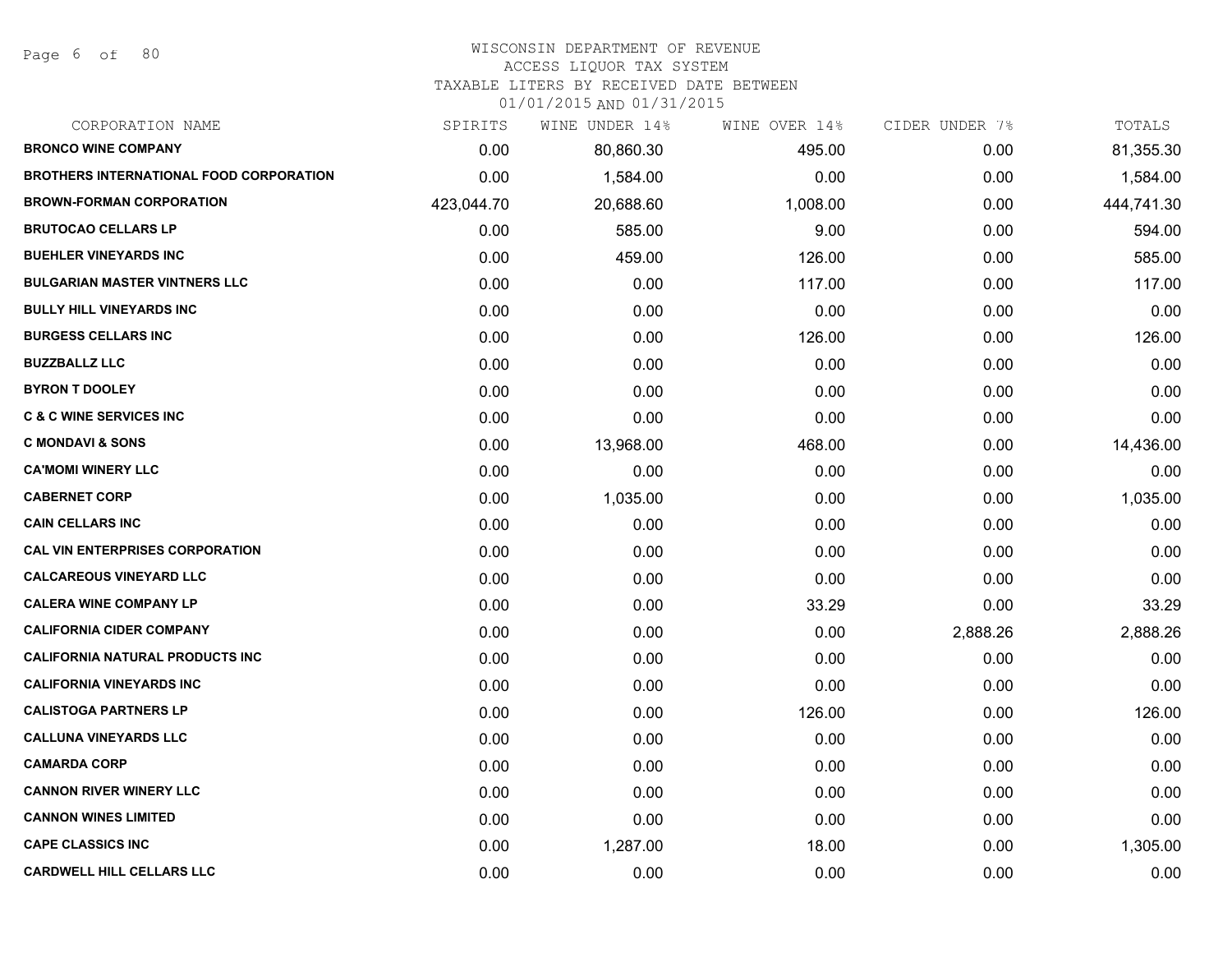WISCONSIN DEPARTMENT OF REVENUE
ACCESS LIQUOR TAX SYSTEM
TAXABLE LITERS BY RECEIVED DATE BETWEEN
01/01/2015 AND 01/31/2015

| CORPORATION NAME | SPIRITS | WINE UNDER 14% | WINE OVER 14% | CIDER UNDER 7% | TOTALS |
|---|---|---|---|---|---|
| **BRONCO WINE COMPANY** | 0.00 | 80,860.30 | 495.00 | 0.00 | 81,355.30 |
| **BROTHERS INTERNATIONAL FOOD CORPORATION** | 0.00 | 1,584.00 | 0.00 | 0.00 | 1,584.00 |
| **BROWN-FORMAN CORPORATION** | 423,044.70 | 20,688.60 | 1,008.00 | 0.00 | 444,741.30 |
| **BRUTOCAO CELLARS LP** | 0.00 | 585.00 | 9.00 | 0.00 | 594.00 |
| **BUEHLER VINEYARDS INC** | 0.00 | 459.00 | 126.00 | 0.00 | 585.00 |
| **BULGARIAN MASTER VINTNERS LLC** | 0.00 | 0.00 | 117.00 | 0.00 | 117.00 |
| **BULLY HILL VINEYARDS INC** | 0.00 | 0.00 | 0.00 | 0.00 | 0.00 |
| **BURGESS CELLARS INC** | 0.00 | 0.00 | 126.00 | 0.00 | 126.00 |
| **BUZZBALLZ LLC** | 0.00 | 0.00 | 0.00 | 0.00 | 0.00 |
| **BYRON T DOOLEY** | 0.00 | 0.00 | 0.00 | 0.00 | 0.00 |
| **C & C WINE SERVICES INC** | 0.00 | 0.00 | 0.00 | 0.00 | 0.00 |
| **C MONDAVI & SONS** | 0.00 | 13,968.00 | 468.00 | 0.00 | 14,436.00 |
| **CA'MOMI WINERY LLC** | 0.00 | 0.00 | 0.00 | 0.00 | 0.00 |
| **CABERNET CORP** | 0.00 | 1,035.00 | 0.00 | 0.00 | 1,035.00 |
| **CAIN CELLARS INC** | 0.00 | 0.00 | 0.00 | 0.00 | 0.00 |
| **CAL VIN ENTERPRISES CORPORATION** | 0.00 | 0.00 | 0.00 | 0.00 | 0.00 |
| **CALCAREOUS VINEYARD LLC** | 0.00 | 0.00 | 0.00 | 0.00 | 0.00 |
| **CALERA WINE COMPANY LP** | 0.00 | 0.00 | 33.29 | 0.00 | 33.29 |
| **CALIFORNIA CIDER COMPANY** | 0.00 | 0.00 | 0.00 | 2,888.26 | 2,888.26 |
| **CALIFORNIA NATURAL PRODUCTS INC** | 0.00 | 0.00 | 0.00 | 0.00 | 0.00 |
| **CALIFORNIA VINEYARDS INC** | 0.00 | 0.00 | 0.00 | 0.00 | 0.00 |
| **CALISTOGA PARTNERS LP** | 0.00 | 0.00 | 126.00 | 0.00 | 126.00 |
| **CALLUNA VINEYARDS LLC** | 0.00 | 0.00 | 0.00 | 0.00 | 0.00 |
| **CAMARDA CORP** | 0.00 | 0.00 | 0.00 | 0.00 | 0.00 |
| **CANNON RIVER WINERY LLC** | 0.00 | 0.00 | 0.00 | 0.00 | 0.00 |
| **CANNON WINES LIMITED** | 0.00 | 0.00 | 0.00 | 0.00 | 0.00 |
| **CAPE CLASSICS INC** | 0.00 | 1,287.00 | 18.00 | 0.00 | 1,305.00 |
| **CARDWELL HILL CELLARS LLC** | 0.00 | 0.00 | 0.00 | 0.00 | 0.00 |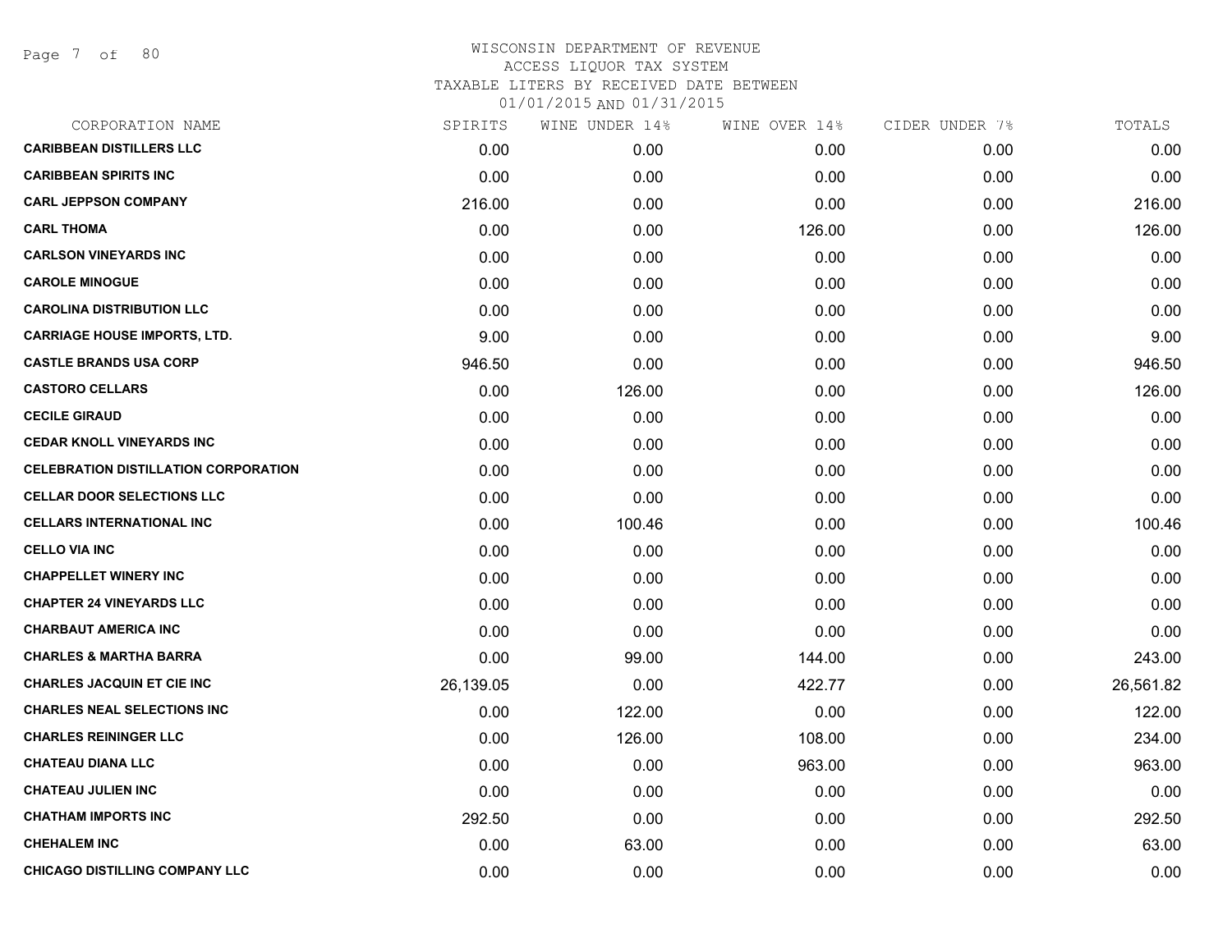WISCONSIN DEPARTMENT OF REVENUE
ACCESS LIQUOR TAX SYSTEM
TAXABLE LITERS BY RECEIVED DATE BETWEEN
01/01/2015 AND 01/31/2015

| CORPORATION NAME | SPIRITS | WINE UNDER 14% | WINE OVER 14% | CIDER UNDER 7% | TOTALS |
|---|---|---|---|---|---|
| **CARIBBEAN DISTILLERS LLC** | 0.00 | 0.00 | 0.00 | 0.00 | 0.00 |
| **CARIBBEAN SPIRITS INC** | 0.00 | 0.00 | 0.00 | 0.00 | 0.00 |
| **CARL JEPPSON COMPANY** | 216.00 | 0.00 | 0.00 | 0.00 | 216.00 |
| **CARL THOMA** | 0.00 | 0.00 | 126.00 | 0.00 | 126.00 |
| **CARLSON VINEYARDS INC** | 0.00 | 0.00 | 0.00 | 0.00 | 0.00 |
| **CAROLE MINOGUE** | 0.00 | 0.00 | 0.00 | 0.00 | 0.00 |
| **CAROLINA DISTRIBUTION LLC** | 0.00 | 0.00 | 0.00 | 0.00 | 0.00 |
| **CARRIAGE HOUSE IMPORTS, LTD.** | 9.00 | 0.00 | 0.00 | 0.00 | 9.00 |
| **CASTLE BRANDS USA CORP** | 946.50 | 0.00 | 0.00 | 0.00 | 946.50 |
| **CASTORO CELLARS** | 0.00 | 126.00 | 0.00 | 0.00 | 126.00 |
| **CECILE GIRAUD** | 0.00 | 0.00 | 0.00 | 0.00 | 0.00 |
| **CEDAR KNOLL VINEYARDS INC** | 0.00 | 0.00 | 0.00 | 0.00 | 0.00 |
| **CELEBRATION DISTILLATION CORPORATION** | 0.00 | 0.00 | 0.00 | 0.00 | 0.00 |
| **CELLAR DOOR SELECTIONS LLC** | 0.00 | 0.00 | 0.00 | 0.00 | 0.00 |
| **CELLARS INTERNATIONAL INC** | 0.00 | 100.46 | 0.00 | 0.00 | 100.46 |
| **CELLO VIA INC** | 0.00 | 0.00 | 0.00 | 0.00 | 0.00 |
| **CHAPPELLET WINERY INC** | 0.00 | 0.00 | 0.00 | 0.00 | 0.00 |
| **CHAPTER 24 VINEYARDS LLC** | 0.00 | 0.00 | 0.00 | 0.00 | 0.00 |
| **CHARBAUT AMERICA INC** | 0.00 | 0.00 | 0.00 | 0.00 | 0.00 |
| **CHARLES & MARTHA BARRA** | 0.00 | 99.00 | 144.00 | 0.00 | 243.00 |
| **CHARLES JACQUIN ET CIE INC** | 26,139.05 | 0.00 | 422.77 | 0.00 | 26,561.82 |
| **CHARLES NEAL SELECTIONS INC** | 0.00 | 122.00 | 0.00 | 0.00 | 122.00 |
| **CHARLES REININGER LLC** | 0.00 | 126.00 | 108.00 | 0.00 | 234.00 |
| **CHATEAU DIANA LLC** | 0.00 | 0.00 | 963.00 | 0.00 | 963.00 |
| **CHATEAU JULIEN INC** | 0.00 | 0.00 | 0.00 | 0.00 | 0.00 |
| **CHATHAM IMPORTS INC** | 292.50 | 0.00 | 0.00 | 0.00 | 292.50 |
| **CHEHALEM INC** | 0.00 | 63.00 | 0.00 | 0.00 | 63.00 |
| **CHICAGO DISTILLING COMPANY LLC** | 0.00 | 0.00 | 0.00 | 0.00 | 0.00 |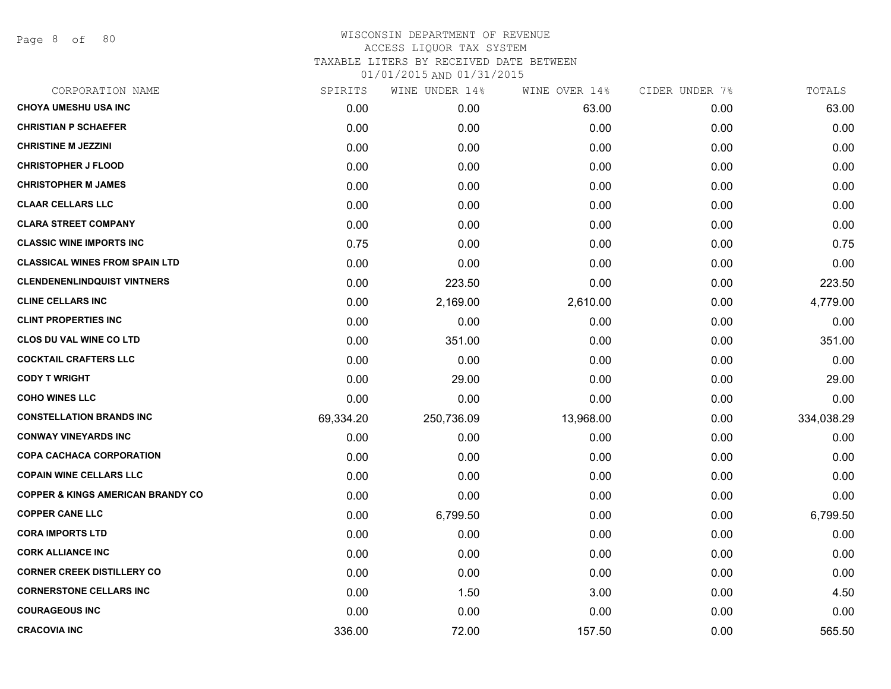WISCONSIN DEPARTMENT OF REVENUE
ACCESS LIQUOR TAX SYSTEM
TAXABLE LITERS BY RECEIVED DATE BETWEEN
01/01/2015 AND 01/31/2015

| CORPORATION NAME | SPIRITS | WINE UNDER 14% | WINE OVER 14% | CIDER UNDER 7% | TOTALS |
|---|---|---|---|---|---|
| CHOYA UMESHU USA INC | 0.00 | 0.00 | 63.00 | 0.00 | 63.00 |
| CHRISTIAN P SCHAEFER | 0.00 | 0.00 | 0.00 | 0.00 | 0.00 |
| CHRISTINE M JEZZINI | 0.00 | 0.00 | 0.00 | 0.00 | 0.00 |
| CHRISTOPHER J FLOOD | 0.00 | 0.00 | 0.00 | 0.00 | 0.00 |
| CHRISTOPHER M JAMES | 0.00 | 0.00 | 0.00 | 0.00 | 0.00 |
| CLAAR CELLARS LLC | 0.00 | 0.00 | 0.00 | 0.00 | 0.00 |
| CLARA STREET COMPANY | 0.00 | 0.00 | 0.00 | 0.00 | 0.00 |
| CLASSIC WINE IMPORTS INC | 0.75 | 0.00 | 0.00 | 0.00 | 0.75 |
| CLASSICAL WINES FROM SPAIN LTD | 0.00 | 0.00 | 0.00 | 0.00 | 0.00 |
| CLENDENENLINDQUIST VINTNERS | 0.00 | 223.50 | 0.00 | 0.00 | 223.50 |
| CLINE CELLARS INC | 0.00 | 2,169.00 | 2,610.00 | 0.00 | 4,779.00 |
| CLINT PROPERTIES INC | 0.00 | 0.00 | 0.00 | 0.00 | 0.00 |
| CLOS DU VAL WINE CO LTD | 0.00 | 351.00 | 0.00 | 0.00 | 351.00 |
| COCKTAIL CRAFTERS LLC | 0.00 | 0.00 | 0.00 | 0.00 | 0.00 |
| CODY T WRIGHT | 0.00 | 29.00 | 0.00 | 0.00 | 29.00 |
| COHO WINES LLC | 0.00 | 0.00 | 0.00 | 0.00 | 0.00 |
| CONSTELLATION BRANDS INC | 69,334.20 | 250,736.09 | 13,968.00 | 0.00 | 334,038.29 |
| CONWAY VINEYARDS INC | 0.00 | 0.00 | 0.00 | 0.00 | 0.00 |
| COPA CACHACA CORPORATION | 0.00 | 0.00 | 0.00 | 0.00 | 0.00 |
| COPAIN WINE CELLARS LLC | 0.00 | 0.00 | 0.00 | 0.00 | 0.00 |
| COPPER & KINGS AMERICAN BRANDY CO | 0.00 | 0.00 | 0.00 | 0.00 | 0.00 |
| COPPER CANE LLC | 0.00 | 6,799.50 | 0.00 | 0.00 | 6,799.50 |
| CORA IMPORTS LTD | 0.00 | 0.00 | 0.00 | 0.00 | 0.00 |
| CORK ALLIANCE INC | 0.00 | 0.00 | 0.00 | 0.00 | 0.00 |
| CORNER CREEK DISTILLERY CO | 0.00 | 0.00 | 0.00 | 0.00 | 0.00 |
| CORNERSTONE CELLARS INC | 0.00 | 1.50 | 3.00 | 0.00 | 4.50 |
| COURAGEOUS INC | 0.00 | 0.00 | 0.00 | 0.00 | 0.00 |
| CRACOVIA INC | 336.00 | 72.00 | 157.50 | 0.00 | 565.50 |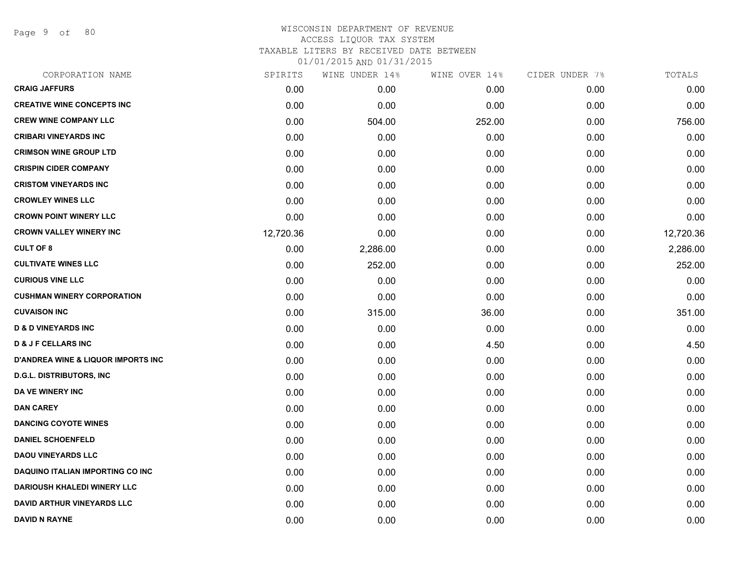WISCONSIN DEPARTMENT OF REVENUE
ACCESS LIQUOR TAX SYSTEM
TAXABLE LITERS BY RECEIVED DATE BETWEEN
01/01/2015 AND 01/31/2015

| CORPORATION NAME | SPIRITS | WINE UNDER 14% | WINE OVER 14% | CIDER UNDER 7% | TOTALS |
|---|---|---|---|---|---|
| CRAIG JAFFURS | 0.00 | 0.00 | 0.00 | 0.00 | 0.00 |
| CREATIVE WINE CONCEPTS INC | 0.00 | 0.00 | 0.00 | 0.00 | 0.00 |
| CREW WINE COMPANY LLC | 0.00 | 504.00 | 252.00 | 0.00 | 756.00 |
| CRIBARI VINEYARDS INC | 0.00 | 0.00 | 0.00 | 0.00 | 0.00 |
| CRIMSON WINE GROUP LTD | 0.00 | 0.00 | 0.00 | 0.00 | 0.00 |
| CRISPIN CIDER COMPANY | 0.00 | 0.00 | 0.00 | 0.00 | 0.00 |
| CRISTOM VINEYARDS INC | 0.00 | 0.00 | 0.00 | 0.00 | 0.00 |
| CROWLEY WINES LLC | 0.00 | 0.00 | 0.00 | 0.00 | 0.00 |
| CROWN POINT WINERY LLC | 0.00 | 0.00 | 0.00 | 0.00 | 0.00 |
| CROWN VALLEY WINERY INC | 12,720.36 | 0.00 | 0.00 | 0.00 | 12,720.36 |
| CULT OF 8 | 0.00 | 2,286.00 | 0.00 | 0.00 | 2,286.00 |
| CULTIVATE WINES LLC | 0.00 | 252.00 | 0.00 | 0.00 | 252.00 |
| CURIOUS VINE LLC | 0.00 | 0.00 | 0.00 | 0.00 | 0.00 |
| CUSHMAN WINERY CORPORATION | 0.00 | 0.00 | 0.00 | 0.00 | 0.00 |
| CUVAISON INC | 0.00 | 315.00 | 36.00 | 0.00 | 351.00 |
| D & D VINEYARDS INC | 0.00 | 0.00 | 0.00 | 0.00 | 0.00 |
| D & J F CELLARS INC | 0.00 | 0.00 | 4.50 | 0.00 | 4.50 |
| D'ANDREA WINE & LIQUOR IMPORTS INC | 0.00 | 0.00 | 0.00 | 0.00 | 0.00 |
| D.G.L. DISTRIBUTORS, INC | 0.00 | 0.00 | 0.00 | 0.00 | 0.00 |
| DA VE WINERY INC | 0.00 | 0.00 | 0.00 | 0.00 | 0.00 |
| DAN CAREY | 0.00 | 0.00 | 0.00 | 0.00 | 0.00 |
| DANCING COYOTE WINES | 0.00 | 0.00 | 0.00 | 0.00 | 0.00 |
| DANIEL SCHOENFELD | 0.00 | 0.00 | 0.00 | 0.00 | 0.00 |
| DAOU VINEYARDS LLC | 0.00 | 0.00 | 0.00 | 0.00 | 0.00 |
| DAQUINO ITALIAN IMPORTING CO INC | 0.00 | 0.00 | 0.00 | 0.00 | 0.00 |
| DARIOUSH KHALEDI WINERY LLC | 0.00 | 0.00 | 0.00 | 0.00 | 0.00 |
| DAVID ARTHUR VINEYARDS LLC | 0.00 | 0.00 | 0.00 | 0.00 | 0.00 |
| DAVID N RAYNE | 0.00 | 0.00 | 0.00 | 0.00 | 0.00 |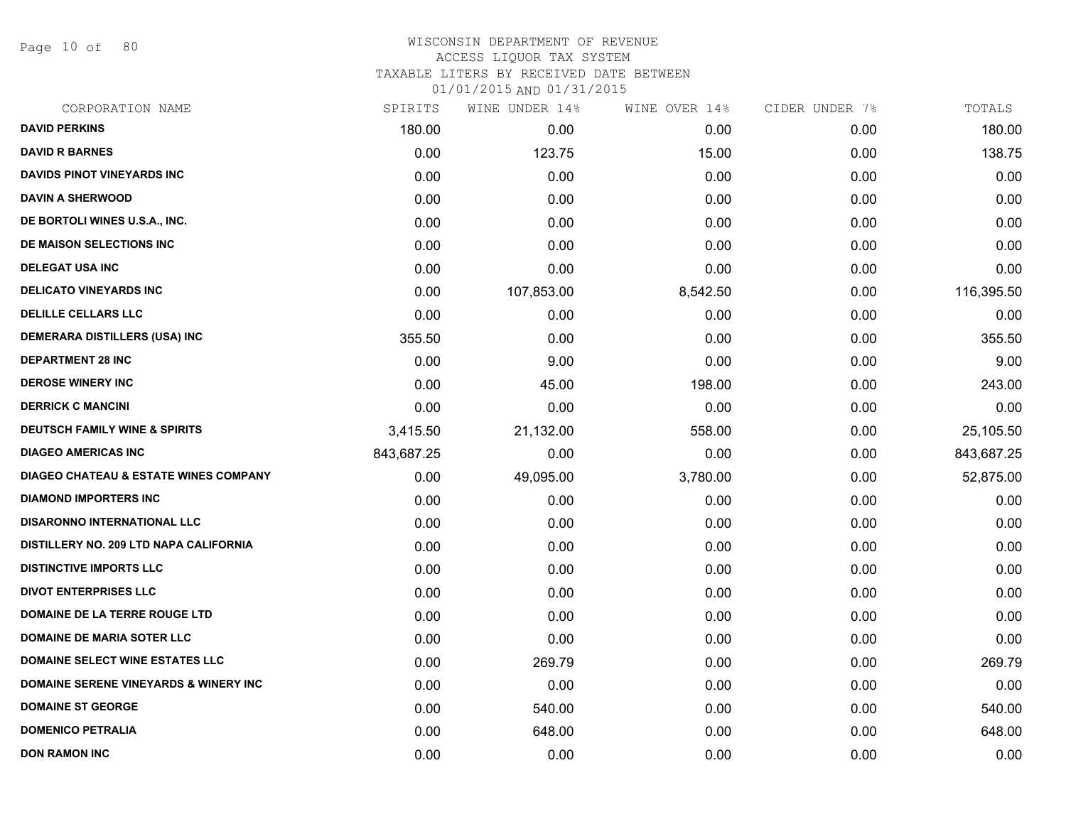WISCONSIN DEPARTMENT OF REVENUE
ACCESS LIQUOR TAX SYSTEM
TAXABLE LITERS BY RECEIVED DATE BETWEEN
01/01/2015 AND 01/31/2015

| CORPORATION NAME | SPIRITS | WINE UNDER 14% | WINE OVER 14% | CIDER UNDER 7% | TOTALS |
|---|---|---|---|---|---|
| **DAVID PERKINS** | 180.00 | 0.00 | 0.00 | 0.00 | 180.00 |
| **DAVID R BARNES** | 0.00 | 123.75 | 15.00 | 0.00 | 138.75 |
| **DAVIDS PINOT VINEYARDS INC** | 0.00 | 0.00 | 0.00 | 0.00 | 0.00 |
| **DAVIN A SHERWOOD** | 0.00 | 0.00 | 0.00 | 0.00 | 0.00 |
| **DE BORTOLI WINES U.S.A., INC.** | 0.00 | 0.00 | 0.00 | 0.00 | 0.00 |
| **DE MAISON SELECTIONS INC** | 0.00 | 0.00 | 0.00 | 0.00 | 0.00 |
| **DELEGAT USA INC** | 0.00 | 0.00 | 0.00 | 0.00 | 0.00 |
| **DELICATO VINEYARDS INC** | 0.00 | 107,853.00 | 8,542.50 | 0.00 | 116,395.50 |
| **DELILLE CELLARS LLC** | 0.00 | 0.00 | 0.00 | 0.00 | 0.00 |
| **DEMERARA DISTILLERS (USA) INC** | 355.50 | 0.00 | 0.00 | 0.00 | 355.50 |
| **DEPARTMENT 28 INC** | 0.00 | 9.00 | 0.00 | 0.00 | 9.00 |
| **DEROSE WINERY INC** | 0.00 | 45.00 | 198.00 | 0.00 | 243.00 |
| **DERRICK C MANCINI** | 0.00 | 0.00 | 0.00 | 0.00 | 0.00 |
| **DEUTSCH FAMILY WINE & SPIRITS** | 3,415.50 | 21,132.00 | 558.00 | 0.00 | 25,105.50 |
| **DIAGEO AMERICAS INC** | 843,687.25 | 0.00 | 0.00 | 0.00 | 843,687.25 |
| **DIAGEO CHATEAU & ESTATE WINES COMPANY** | 0.00 | 49,095.00 | 3,780.00 | 0.00 | 52,875.00 |
| **DIAMOND IMPORTERS INC** | 0.00 | 0.00 | 0.00 | 0.00 | 0.00 |
| **DISARONNO INTERNATIONAL LLC** | 0.00 | 0.00 | 0.00 | 0.00 | 0.00 |
| **DISTILLERY NO. 209 LTD NAPA CALIFORNIA** | 0.00 | 0.00 | 0.00 | 0.00 | 0.00 |
| **DISTINCTIVE IMPORTS LLC** | 0.00 | 0.00 | 0.00 | 0.00 | 0.00 |
| **DIVOT ENTERPRISES LLC** | 0.00 | 0.00 | 0.00 | 0.00 | 0.00 |
| **DOMAINE DE LA TERRE ROUGE LTD** | 0.00 | 0.00 | 0.00 | 0.00 | 0.00 |
| **DOMAINE DE MARIA SOTER LLC** | 0.00 | 0.00 | 0.00 | 0.00 | 0.00 |
| **DOMAINE SELECT WINE ESTATES LLC** | 0.00 | 269.79 | 0.00 | 0.00 | 269.79 |
| **DOMAINE SERENE VINEYARDS & WINERY INC** | 0.00 | 0.00 | 0.00 | 0.00 | 0.00 |
| **DOMAINE ST GEORGE** | 0.00 | 540.00 | 0.00 | 0.00 | 540.00 |
| **DOMENICO PETRALIA** | 0.00 | 648.00 | 0.00 | 0.00 | 648.00 |
| **DON RAMON INC** | 0.00 | 0.00 | 0.00 | 0.00 | 0.00 |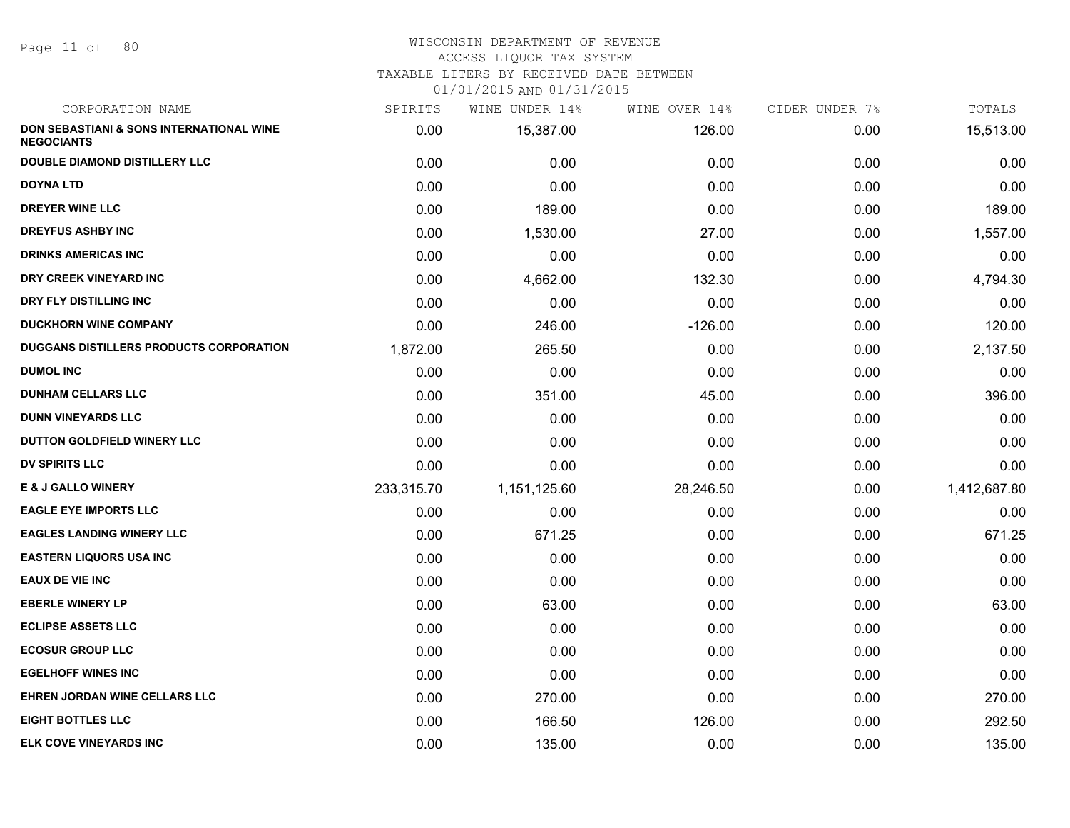WISCONSIN DEPARTMENT OF REVENUE
ACCESS LIQUOR TAX SYSTEM
TAXABLE LITERS BY RECEIVED DATE BETWEEN
01/01/2015 AND 01/31/2015

| CORPORATION NAME | SPIRITS | WINE UNDER 14% | WINE OVER 14% | CIDER UNDER 7% | TOTALS |
|---|---|---|---|---|---|
| **DON SEBASTIANI & SONS INTERNATIONAL WINE NEGOCIANTS** | 0.00 | 15,387.00 | 126.00 | 0.00 | 15,513.00 |
| **DOUBLE DIAMOND DISTILLERY LLC** | 0.00 | 0.00 | 0.00 | 0.00 | 0.00 |
| **DOYNA LTD** | 0.00 | 0.00 | 0.00 | 0.00 | 0.00 |
| **DREYER WINE LLC** | 0.00 | 189.00 | 0.00 | 0.00 | 189.00 |
| **DREYFUS ASHBY INC** | 0.00 | 1,530.00 | 27.00 | 0.00 | 1,557.00 |
| **DRINKS AMERICAS INC** | 0.00 | 0.00 | 0.00 | 0.00 | 0.00 |
| **DRY CREEK VINEYARD INC** | 0.00 | 4,662.00 | 132.30 | 0.00 | 4,794.30 |
| **DRY FLY DISTILLING INC** | 0.00 | 0.00 | 0.00 | 0.00 | 0.00 |
| **DUCKHORN WINE COMPANY** | 0.00 | 246.00 | -126.00 | 0.00 | 120.00 |
| **DUGGANS DISTILLERS PRODUCTS CORPORATION** | 1,872.00 | 265.50 | 0.00 | 0.00 | 2,137.50 |
| **DUMOL INC** | 0.00 | 0.00 | 0.00 | 0.00 | 0.00 |
| **DUNHAM CELLARS LLC** | 0.00 | 351.00 | 45.00 | 0.00 | 396.00 |
| **DUNN VINEYARDS LLC** | 0.00 | 0.00 | 0.00 | 0.00 | 0.00 |
| **DUTTON GOLDFIELD WINERY LLC** | 0.00 | 0.00 | 0.00 | 0.00 | 0.00 |
| **DV SPIRITS LLC** | 0.00 | 0.00 | 0.00 | 0.00 | 0.00 |
| **E & J GALLO WINERY** | 233,315.70 | 1,151,125.60 | 28,246.50 | 0.00 | 1,412,687.80 |
| **EAGLE EYE IMPORTS LLC** | 0.00 | 0.00 | 0.00 | 0.00 | 0.00 |
| **EAGLES LANDING WINERY LLC** | 0.00 | 671.25 | 0.00 | 0.00 | 671.25 |
| **EASTERN LIQUORS USA INC** | 0.00 | 0.00 | 0.00 | 0.00 | 0.00 |
| **EAUX DE VIE INC** | 0.00 | 0.00 | 0.00 | 0.00 | 0.00 |
| **EBERLE WINERY LP** | 0.00 | 63.00 | 0.00 | 0.00 | 63.00 |
| **ECLIPSE ASSETS LLC** | 0.00 | 0.00 | 0.00 | 0.00 | 0.00 |
| **ECOSUR GROUP LLC** | 0.00 | 0.00 | 0.00 | 0.00 | 0.00 |
| **EGELHOFF WINES INC** | 0.00 | 0.00 | 0.00 | 0.00 | 0.00 |
| **EHREN JORDAN WINE CELLARS LLC** | 0.00 | 270.00 | 0.00 | 0.00 | 270.00 |
| **EIGHT BOTTLES LLC** | 0.00 | 166.50 | 126.00 | 0.00 | 292.50 |
| **ELK COVE VINEYARDS INC** | 0.00 | 135.00 | 0.00 | 0.00 | 135.00 |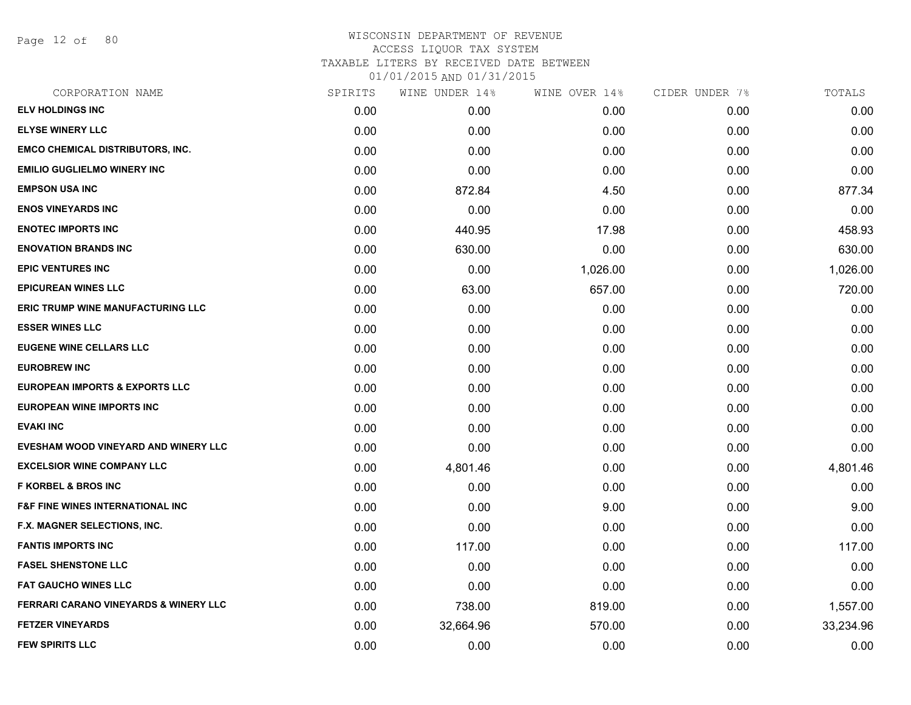WISCONSIN DEPARTMENT OF REVENUE
ACCESS LIQUOR TAX SYSTEM
TAXABLE LITERS BY RECEIVED DATE BETWEEN
01/01/2015 AND 01/31/2015

| CORPORATION NAME | SPIRITS | WINE UNDER 14% | WINE OVER 14% | CIDER UNDER 7% | TOTALS |
|---|---|---|---|---|---|
| ELV HOLDINGS INC | 0.00 | 0.00 | 0.00 | 0.00 | 0.00 |
| ELYSE WINERY LLC | 0.00 | 0.00 | 0.00 | 0.00 | 0.00 |
| EMCO CHEMICAL DISTRIBUTORS, INC. | 0.00 | 0.00 | 0.00 | 0.00 | 0.00 |
| EMILIO GUGLIELMO WINERY INC | 0.00 | 0.00 | 0.00 | 0.00 | 0.00 |
| EMPSON USA INC | 0.00 | 872.84 | 4.50 | 0.00 | 877.34 |
| ENOS VINEYARDS INC | 0.00 | 0.00 | 0.00 | 0.00 | 0.00 |
| ENOTEC IMPORTS INC | 0.00 | 440.95 | 17.98 | 0.00 | 458.93 |
| ENOVATION BRANDS INC | 0.00 | 630.00 | 0.00 | 0.00 | 630.00 |
| EPIC VENTURES INC | 0.00 | 0.00 | 1,026.00 | 0.00 | 1,026.00 |
| EPICUREAN WINES LLC | 0.00 | 63.00 | 657.00 | 0.00 | 720.00 |
| ERIC TRUMP WINE MANUFACTURING LLC | 0.00 | 0.00 | 0.00 | 0.00 | 0.00 |
| ESSER WINES LLC | 0.00 | 0.00 | 0.00 | 0.00 | 0.00 |
| EUGENE WINE CELLARS LLC | 0.00 | 0.00 | 0.00 | 0.00 | 0.00 |
| EUROBREW INC | 0.00 | 0.00 | 0.00 | 0.00 | 0.00 |
| EUROPEAN IMPORTS & EXPORTS LLC | 0.00 | 0.00 | 0.00 | 0.00 | 0.00 |
| EUROPEAN WINE IMPORTS INC | 0.00 | 0.00 | 0.00 | 0.00 | 0.00 |
| EVAKI INC | 0.00 | 0.00 | 0.00 | 0.00 | 0.00 |
| EVESHAM WOOD VINEYARD AND WINERY LLC | 0.00 | 0.00 | 0.00 | 0.00 | 0.00 |
| EXCELSIOR WINE COMPANY LLC | 0.00 | 4,801.46 | 0.00 | 0.00 | 4,801.46 |
| F KORBEL & BROS INC | 0.00 | 0.00 | 0.00 | 0.00 | 0.00 |
| F&F FINE WINES INTERNATIONAL INC | 0.00 | 0.00 | 9.00 | 0.00 | 9.00 |
| F.X. MAGNER SELECTIONS, INC. | 0.00 | 0.00 | 0.00 | 0.00 | 0.00 |
| FANTIS IMPORTS INC | 0.00 | 117.00 | 0.00 | 0.00 | 117.00 |
| FASEL SHENSTONE LLC | 0.00 | 0.00 | 0.00 | 0.00 | 0.00 |
| FAT GAUCHO WINES LLC | 0.00 | 0.00 | 0.00 | 0.00 | 0.00 |
| FERRARI CARANO VINEYARDS & WINERY LLC | 0.00 | 738.00 | 819.00 | 0.00 | 1,557.00 |
| FETZER VINEYARDS | 0.00 | 32,664.96 | 570.00 | 0.00 | 33,234.96 |
| FEW SPIRITS LLC | 0.00 | 0.00 | 0.00 | 0.00 | 0.00 |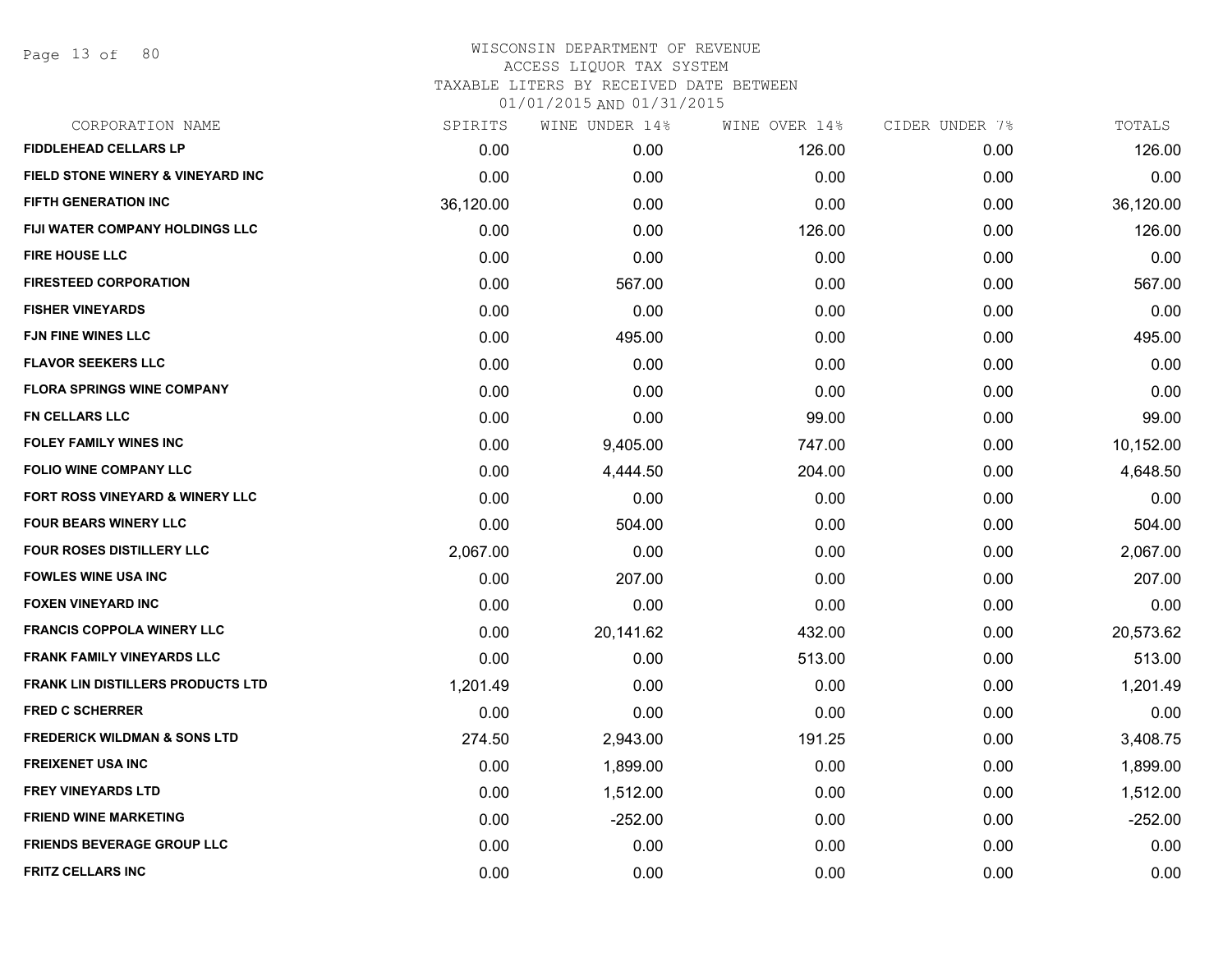WISCONSIN DEPARTMENT OF REVENUE
ACCESS LIQUOR TAX SYSTEM
TAXABLE LITERS BY RECEIVED DATE BETWEEN
01/01/2015 AND 01/31/2015

| CORPORATION NAME | SPIRITS | WINE UNDER 14% | WINE OVER 14% | CIDER UNDER 7% | TOTALS |
|---|---|---|---|---|---|
| FIDDLEHEAD CELLARS LP | 0.00 | 0.00 | 126.00 | 0.00 | 126.00 |
| FIELD STONE WINERY & VINEYARD INC | 0.00 | 0.00 | 0.00 | 0.00 | 0.00 |
| FIFTH GENERATION INC | 36,120.00 | 0.00 | 0.00 | 0.00 | 36,120.00 |
| FIJI WATER COMPANY HOLDINGS LLC | 0.00 | 0.00 | 126.00 | 0.00 | 126.00 |
| FIRE HOUSE LLC | 0.00 | 0.00 | 0.00 | 0.00 | 0.00 |
| FIRESTEED CORPORATION | 0.00 | 567.00 | 0.00 | 0.00 | 567.00 |
| FISHER VINEYARDS | 0.00 | 0.00 | 0.00 | 0.00 | 0.00 |
| FJN FINE WINES LLC | 0.00 | 495.00 | 0.00 | 0.00 | 495.00 |
| FLAVOR SEEKERS LLC | 0.00 | 0.00 | 0.00 | 0.00 | 0.00 |
| FLORA SPRINGS WINE COMPANY | 0.00 | 0.00 | 0.00 | 0.00 | 0.00 |
| FN CELLARS LLC | 0.00 | 0.00 | 99.00 | 0.00 | 99.00 |
| FOLEY FAMILY WINES INC | 0.00 | 9,405.00 | 747.00 | 0.00 | 10,152.00 |
| FOLIO WINE COMPANY LLC | 0.00 | 4,444.50 | 204.00 | 0.00 | 4,648.50 |
| FORT ROSS VINEYARD & WINERY LLC | 0.00 | 0.00 | 0.00 | 0.00 | 0.00 |
| FOUR BEARS WINERY LLC | 0.00 | 504.00 | 0.00 | 0.00 | 504.00 |
| FOUR ROSES DISTILLERY LLC | 2,067.00 | 0.00 | 0.00 | 0.00 | 2,067.00 |
| FOWLES WINE USA INC | 0.00 | 207.00 | 0.00 | 0.00 | 207.00 |
| FOXEN VINEYARD INC | 0.00 | 0.00 | 0.00 | 0.00 | 0.00 |
| FRANCIS COPPOLA WINERY LLC | 0.00 | 20,141.62 | 432.00 | 0.00 | 20,573.62 |
| FRANK FAMILY VINEYARDS LLC | 0.00 | 0.00 | 513.00 | 0.00 | 513.00 |
| FRANK LIN DISTILLERS PRODUCTS LTD | 1,201.49 | 0.00 | 0.00 | 0.00 | 1,201.49 |
| FRED C SCHERRER | 0.00 | 0.00 | 0.00 | 0.00 | 0.00 |
| FREDERICK WILDMAN & SONS LTD | 274.50 | 2,943.00 | 191.25 | 0.00 | 3,408.75 |
| FREIXENET USA INC | 0.00 | 1,899.00 | 0.00 | 0.00 | 1,899.00 |
| FREY VINEYARDS LTD | 0.00 | 1,512.00 | 0.00 | 0.00 | 1,512.00 |
| FRIEND WINE MARKETING | 0.00 | -252.00 | 0.00 | 0.00 | -252.00 |
| FRIENDS BEVERAGE GROUP LLC | 0.00 | 0.00 | 0.00 | 0.00 | 0.00 |
| FRITZ CELLARS INC | 0.00 | 0.00 | 0.00 | 0.00 | 0.00 |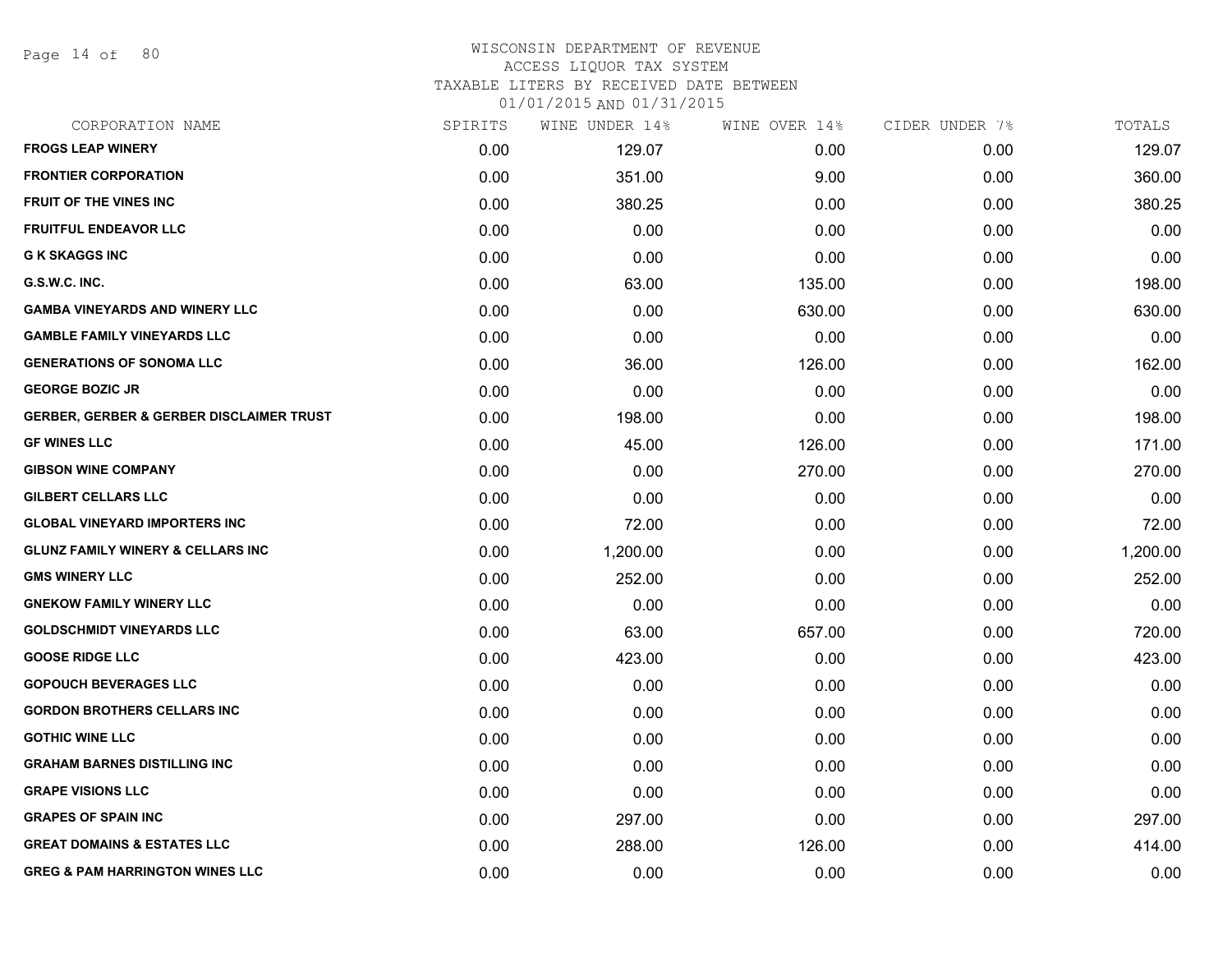WISCONSIN DEPARTMENT OF REVENUE
ACCESS LIQUOR TAX SYSTEM
TAXABLE LITERS BY RECEIVED DATE BETWEEN
01/01/2015 AND 01/31/2015

| CORPORATION NAME | SPIRITS | WINE UNDER 14% | WINE OVER 14% | CIDER UNDER 7% | TOTALS |
|---|---|---|---|---|---|
| FROGS LEAP WINERY | 0.00 | 129.07 | 0.00 | 0.00 | 129.07 |
| FRONTIER CORPORATION | 0.00 | 351.00 | 9.00 | 0.00 | 360.00 |
| FRUIT OF THE VINES INC | 0.00 | 380.25 | 0.00 | 0.00 | 380.25 |
| FRUITFUL ENDEAVOR LLC | 0.00 | 0.00 | 0.00 | 0.00 | 0.00 |
| G K SKAGGS INC | 0.00 | 0.00 | 0.00 | 0.00 | 0.00 |
| G.S.W.C. INC. | 0.00 | 63.00 | 135.00 | 0.00 | 198.00 |
| GAMBA VINEYARDS AND WINERY LLC | 0.00 | 0.00 | 630.00 | 0.00 | 630.00 |
| GAMBLE FAMILY VINEYARDS LLC | 0.00 | 0.00 | 0.00 | 0.00 | 0.00 |
| GENERATIONS OF SONOMA LLC | 0.00 | 36.00 | 126.00 | 0.00 | 162.00 |
| GEORGE BOZIC JR | 0.00 | 0.00 | 0.00 | 0.00 | 0.00 |
| GERBER, GERBER & GERBER DISCLAIMER TRUST | 0.00 | 198.00 | 0.00 | 0.00 | 198.00 |
| GF WINES LLC | 0.00 | 45.00 | 126.00 | 0.00 | 171.00 |
| GIBSON WINE COMPANY | 0.00 | 0.00 | 270.00 | 0.00 | 270.00 |
| GILBERT CELLARS LLC | 0.00 | 0.00 | 0.00 | 0.00 | 0.00 |
| GLOBAL VINEYARD IMPORTERS INC | 0.00 | 72.00 | 0.00 | 0.00 | 72.00 |
| GLUNZ FAMILY WINERY & CELLARS INC | 0.00 | 1,200.00 | 0.00 | 0.00 | 1,200.00 |
| GMS WINERY LLC | 0.00 | 252.00 | 0.00 | 0.00 | 252.00 |
| GNEKOW FAMILY WINERY LLC | 0.00 | 0.00 | 0.00 | 0.00 | 0.00 |
| GOLDSCHMIDT VINEYARDS LLC | 0.00 | 63.00 | 657.00 | 0.00 | 720.00 |
| GOOSE RIDGE LLC | 0.00 | 423.00 | 0.00 | 0.00 | 423.00 |
| GOPOUCH BEVERAGES LLC | 0.00 | 0.00 | 0.00 | 0.00 | 0.00 |
| GORDON BROTHERS CELLARS INC | 0.00 | 0.00 | 0.00 | 0.00 | 0.00 |
| GOTHIC WINE LLC | 0.00 | 0.00 | 0.00 | 0.00 | 0.00 |
| GRAHAM BARNES DISTILLING INC | 0.00 | 0.00 | 0.00 | 0.00 | 0.00 |
| GRAPE VISIONS LLC | 0.00 | 0.00 | 0.00 | 0.00 | 0.00 |
| GRAPES OF SPAIN INC | 0.00 | 297.00 | 0.00 | 0.00 | 297.00 |
| GREAT DOMAINS & ESTATES LLC | 0.00 | 288.00 | 126.00 | 0.00 | 414.00 |
| GREG & PAM HARRINGTON WINES LLC | 0.00 | 0.00 | 0.00 | 0.00 | 0.00 |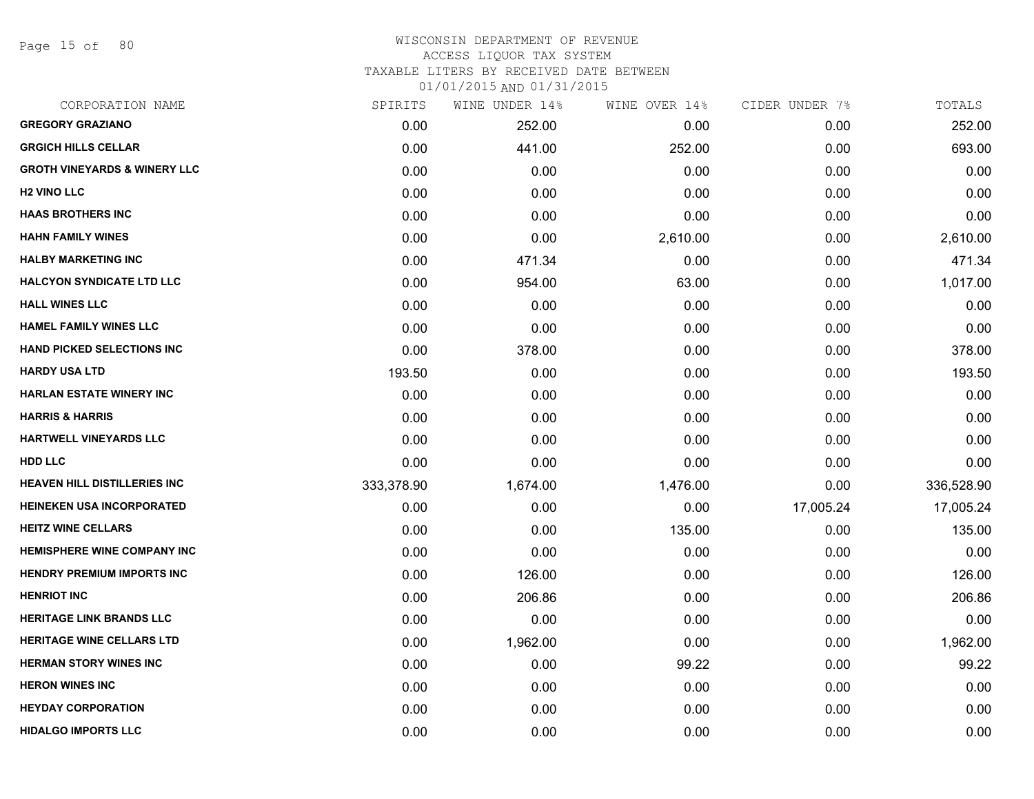# WISCONSIN DEPARTMENT OF REVENUE
ACCESS LIQUOR TAX SYSTEM
TAXABLE LITERS BY RECEIVED DATE BETWEEN
01/01/2015 AND 01/31/2015

| CORPORATION NAME | SPIRITS | WINE UNDER 14% | WINE OVER 14% | CIDER UNDER 7% | TOTALS |
|---|---|---|---|---|---|
| GREGORY GRAZIANO | 0.00 | 252.00 | 0.00 | 0.00 | 252.00 |
| GRGICH HILLS CELLAR | 0.00 | 441.00 | 252.00 | 0.00 | 693.00 |
| GROTH VINEYARDS & WINERY LLC | 0.00 | 0.00 | 0.00 | 0.00 | 0.00 |
| H2 VINO LLC | 0.00 | 0.00 | 0.00 | 0.00 | 0.00 |
| HAAS BROTHERS INC | 0.00 | 0.00 | 0.00 | 0.00 | 0.00 |
| HAHN FAMILY WINES | 0.00 | 0.00 | 2,610.00 | 0.00 | 2,610.00 |
| HALBY MARKETING INC | 0.00 | 471.34 | 0.00 | 0.00 | 471.34 |
| HALCYON SYNDICATE LTD LLC | 0.00 | 954.00 | 63.00 | 0.00 | 1,017.00 |
| HALL WINES LLC | 0.00 | 0.00 | 0.00 | 0.00 | 0.00 |
| HAMEL FAMILY WINES LLC | 0.00 | 0.00 | 0.00 | 0.00 | 0.00 |
| HAND PICKED SELECTIONS INC | 0.00 | 378.00 | 0.00 | 0.00 | 378.00 |
| HARDY USA LTD | 193.50 | 0.00 | 0.00 | 0.00 | 193.50 |
| HARLAN ESTATE WINERY INC | 0.00 | 0.00 | 0.00 | 0.00 | 0.00 |
| HARRIS & HARRIS | 0.00 | 0.00 | 0.00 | 0.00 | 0.00 |
| HARTWELL VINEYARDS LLC | 0.00 | 0.00 | 0.00 | 0.00 | 0.00 |
| HDD LLC | 0.00 | 0.00 | 0.00 | 0.00 | 0.00 |
| HEAVEN HILL DISTILLERIES INC | 333,378.90 | 1,674.00 | 1,476.00 | 0.00 | 336,528.90 |
| HEINEKEN USA INCORPORATED | 0.00 | 0.00 | 0.00 | 17,005.24 | 17,005.24 |
| HEITZ WINE CELLARS | 0.00 | 0.00 | 135.00 | 0.00 | 135.00 |
| HEMISPHERE WINE COMPANY INC | 0.00 | 0.00 | 0.00 | 0.00 | 0.00 |
| HENDRY PREMIUM IMPORTS INC | 0.00 | 126.00 | 0.00 | 0.00 | 126.00 |
| HENRIOT INC | 0.00 | 206.86 | 0.00 | 0.00 | 206.86 |
| HERITAGE LINK BRANDS LLC | 0.00 | 0.00 | 0.00 | 0.00 | 0.00 |
| HERITAGE WINE CELLARS LTD | 0.00 | 1,962.00 | 0.00 | 0.00 | 1,962.00 |
| HERMAN STORY WINES INC | 0.00 | 0.00 | 99.22 | 0.00 | 99.22 |
| HERON WINES INC | 0.00 | 0.00 | 0.00 | 0.00 | 0.00 |
| HEYDAY CORPORATION | 0.00 | 0.00 | 0.00 | 0.00 | 0.00 |
| HIDALGO IMPORTS LLC | 0.00 | 0.00 | 0.00 | 0.00 | 0.00 |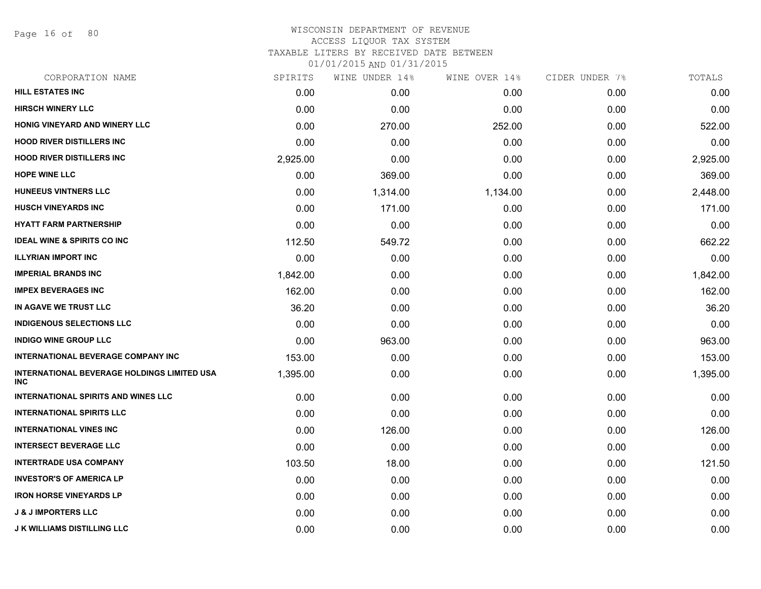# WISCONSIN DEPARTMENT OF REVENUE
## ACCESS LIQUOR TAX SYSTEM
### TAXABLE LITERS BY RECEIVED DATE BETWEEN 01/01/2015 AND 01/31/2015

| CORPORATION NAME | SPIRITS | WINE UNDER 14% | WINE OVER 14% | CIDER UNDER 7% | TOTALS |
|---|---|---|---|---|---|
| HILL ESTATES INC | 0.00 | 0.00 | 0.00 | 0.00 | 0.00 |
| HIRSCH WINERY LLC | 0.00 | 0.00 | 0.00 | 0.00 | 0.00 |
| HONIG VINEYARD AND WINERY LLC | 0.00 | 270.00 | 252.00 | 0.00 | 522.00 |
| HOOD RIVER DISTILLERS INC | 0.00 | 0.00 | 0.00 | 0.00 | 0.00 |
| HOOD RIVER DISTILLERS INC | 2,925.00 | 0.00 | 0.00 | 0.00 | 2,925.00 |
| HOPE WINE LLC | 0.00 | 369.00 | 0.00 | 0.00 | 369.00 |
| HUNEEUS VINTNERS LLC | 0.00 | 1,314.00 | 1,134.00 | 0.00 | 2,448.00 |
| HUSCH VINEYARDS INC | 0.00 | 171.00 | 0.00 | 0.00 | 171.00 |
| HYATT FARM PARTNERSHIP | 0.00 | 0.00 | 0.00 | 0.00 | 0.00 |
| IDEAL WINE & SPIRITS CO INC | 112.50 | 549.72 | 0.00 | 0.00 | 662.22 |
| ILLYRIAN IMPORT INC | 0.00 | 0.00 | 0.00 | 0.00 | 0.00 |
| IMPERIAL BRANDS INC | 1,842.00 | 0.00 | 0.00 | 0.00 | 1,842.00 |
| IMPEX BEVERAGES INC | 162.00 | 0.00 | 0.00 | 0.00 | 162.00 |
| IN AGAVE WE TRUST LLC | 36.20 | 0.00 | 0.00 | 0.00 | 36.20 |
| INDIGENOUS SELECTIONS LLC | 0.00 | 0.00 | 0.00 | 0.00 | 0.00 |
| INDIGO WINE GROUP LLC | 0.00 | 963.00 | 0.00 | 0.00 | 963.00 |
| INTERNATIONAL BEVERAGE COMPANY INC | 153.00 | 0.00 | 0.00 | 0.00 | 153.00 |
| INTERNATIONAL BEVERAGE HOLDINGS LIMITED USA INC | 1,395.00 | 0.00 | 0.00 | 0.00 | 1,395.00 |
| INTERNATIONAL SPIRITS AND WINES LLC | 0.00 | 0.00 | 0.00 | 0.00 | 0.00 |
| INTERNATIONAL SPIRITS LLC | 0.00 | 0.00 | 0.00 | 0.00 | 0.00 |
| INTERNATIONAL VINES INC | 0.00 | 126.00 | 0.00 | 0.00 | 126.00 |
| INTERSECT BEVERAGE LLC | 0.00 | 0.00 | 0.00 | 0.00 | 0.00 |
| INTERTRADE USA COMPANY | 103.50 | 18.00 | 0.00 | 0.00 | 121.50 |
| INVESTOR'S OF AMERICA LP | 0.00 | 0.00 | 0.00 | 0.00 | 0.00 |
| IRON HORSE VINEYARDS LP | 0.00 | 0.00 | 0.00 | 0.00 | 0.00 |
| J & J IMPORTERS LLC | 0.00 | 0.00 | 0.00 | 0.00 | 0.00 |
| J K WILLIAMS DISTILLING LLC | 0.00 | 0.00 | 0.00 | 0.00 | 0.00 |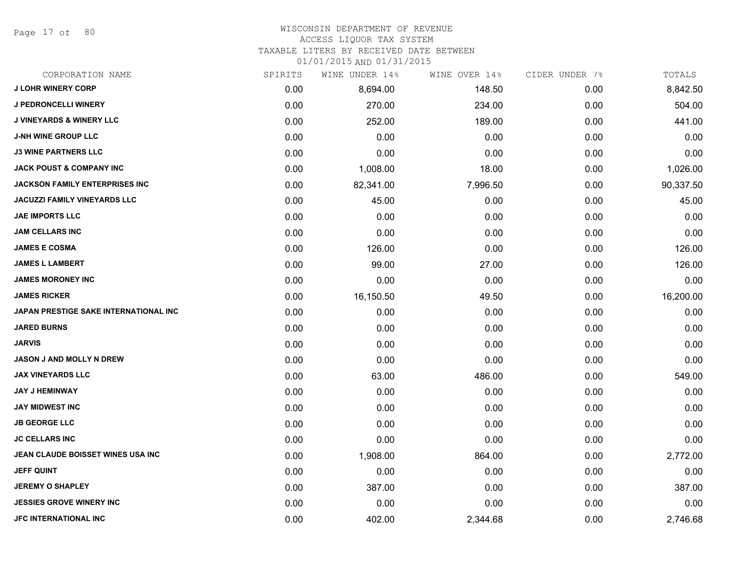WISCONSIN DEPARTMENT OF REVENUE
ACCESS LIQUOR TAX SYSTEM
TAXABLE LITERS BY RECEIVED DATE BETWEEN
01/01/2015 AND 01/31/2015

| CORPORATION NAME | SPIRITS | WINE UNDER 14% | WINE OVER 14% | CIDER UNDER 7% | TOTALS |
|---|---|---|---|---|---|
| J LOHR WINERY CORP | 0.00 | 8,694.00 | 148.50 | 0.00 | 8,842.50 |
| J PEDRONCELLI WINERY | 0.00 | 270.00 | 234.00 | 0.00 | 504.00 |
| J VINEYARDS & WINERY LLC | 0.00 | 252.00 | 189.00 | 0.00 | 441.00 |
| J-NH WINE GROUP LLC | 0.00 | 0.00 | 0.00 | 0.00 | 0.00 |
| J3 WINE PARTNERS LLC | 0.00 | 0.00 | 0.00 | 0.00 | 0.00 |
| JACK POUST & COMPANY INC | 0.00 | 1,008.00 | 18.00 | 0.00 | 1,026.00 |
| JACKSON FAMILY ENTERPRISES INC | 0.00 | 82,341.00 | 7,996.50 | 0.00 | 90,337.50 |
| JACUZZI FAMILY VINEYARDS LLC | 0.00 | 45.00 | 0.00 | 0.00 | 45.00 |
| JAE IMPORTS LLC | 0.00 | 0.00 | 0.00 | 0.00 | 0.00 |
| JAM CELLARS INC | 0.00 | 0.00 | 0.00 | 0.00 | 0.00 |
| JAMES E COSMA | 0.00 | 126.00 | 0.00 | 0.00 | 126.00 |
| JAMES L LAMBERT | 0.00 | 99.00 | 27.00 | 0.00 | 126.00 |
| JAMES MORONEY INC | 0.00 | 0.00 | 0.00 | 0.00 | 0.00 |
| JAMES RICKER | 0.00 | 16,150.50 | 49.50 | 0.00 | 16,200.00 |
| JAPAN PRESTIGE SAKE INTERNATIONAL INC | 0.00 | 0.00 | 0.00 | 0.00 | 0.00 |
| JARED BURNS | 0.00 | 0.00 | 0.00 | 0.00 | 0.00 |
| JARVIS | 0.00 | 0.00 | 0.00 | 0.00 | 0.00 |
| JASON J AND MOLLY N DREW | 0.00 | 0.00 | 0.00 | 0.00 | 0.00 |
| JAX VINEYARDS LLC | 0.00 | 63.00 | 486.00 | 0.00 | 549.00 |
| JAY J HEMINWAY | 0.00 | 0.00 | 0.00 | 0.00 | 0.00 |
| JAY MIDWEST INC | 0.00 | 0.00 | 0.00 | 0.00 | 0.00 |
| JB GEORGE LLC | 0.00 | 0.00 | 0.00 | 0.00 | 0.00 |
| JC CELLARS INC | 0.00 | 0.00 | 0.00 | 0.00 | 0.00 |
| JEAN CLAUDE BOISSET WINES USA INC | 0.00 | 1,908.00 | 864.00 | 0.00 | 2,772.00 |
| JEFF QUINT | 0.00 | 0.00 | 0.00 | 0.00 | 0.00 |
| JEREMY O SHAPLEY | 0.00 | 387.00 | 0.00 | 0.00 | 387.00 |
| JESSIES GROVE WINERY INC | 0.00 | 0.00 | 0.00 | 0.00 | 0.00 |
| JFC INTERNATIONAL INC | 0.00 | 402.00 | 2,344.68 | 0.00 | 2,746.68 |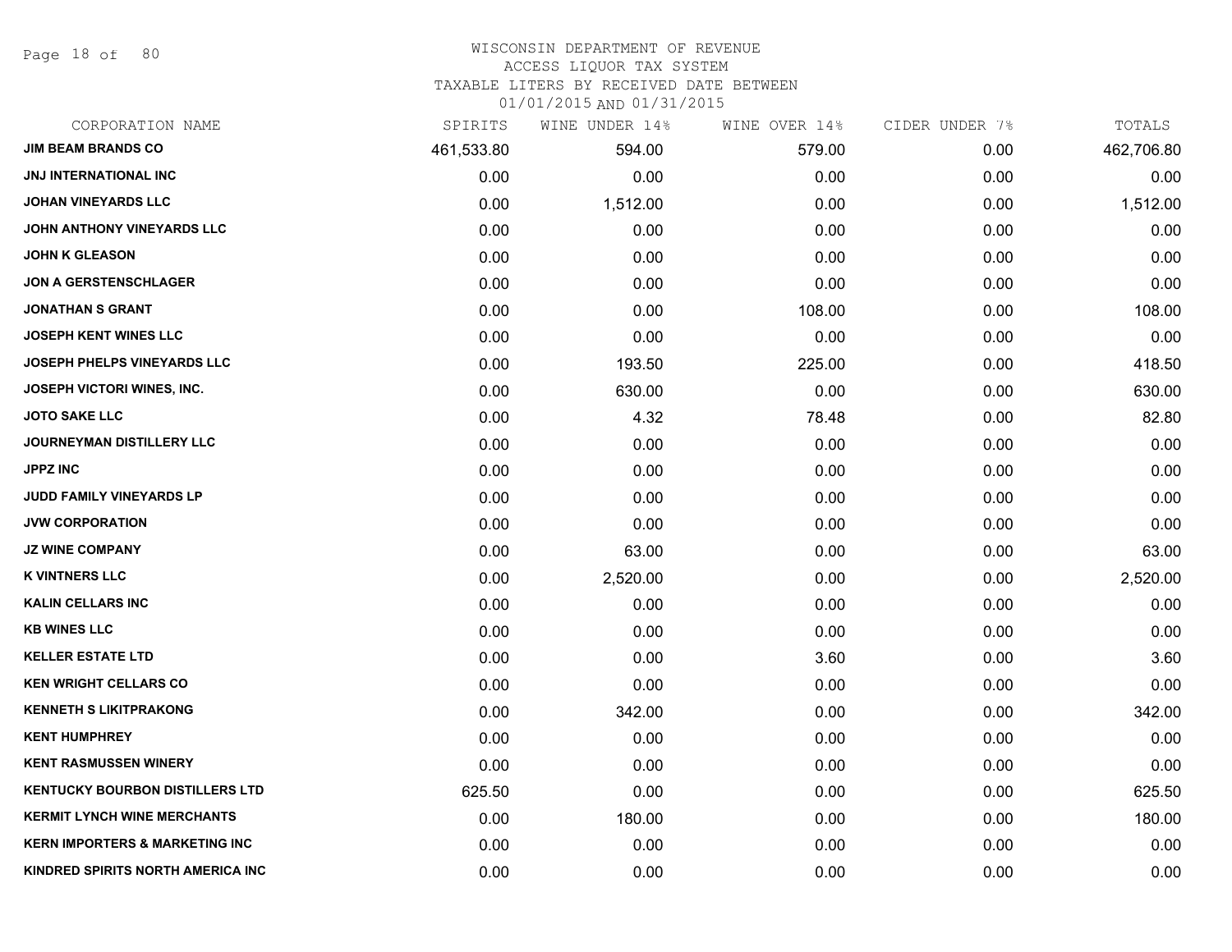WISCONSIN DEPARTMENT OF REVENUE
ACCESS LIQUOR TAX SYSTEM
TAXABLE LITERS BY RECEIVED DATE BETWEEN
01/01/2015 AND 01/31/2015

| CORPORATION NAME | SPIRITS | WINE UNDER 14% | WINE OVER 14% | CIDER UNDER 7% | TOTALS |
|---|---|---|---|---|---|
| JIM BEAM BRANDS CO | 461,533.80 | 594.00 | 579.00 | 0.00 | 462,706.80 |
| JNJ INTERNATIONAL INC | 0.00 | 0.00 | 0.00 | 0.00 | 0.00 |
| JOHAN VINEYARDS LLC | 0.00 | 1,512.00 | 0.00 | 0.00 | 1,512.00 |
| JOHN ANTHONY VINEYARDS LLC | 0.00 | 0.00 | 0.00 | 0.00 | 0.00 |
| JOHN K GLEASON | 0.00 | 0.00 | 0.00 | 0.00 | 0.00 |
| JON A GERSTENSCHLAGER | 0.00 | 0.00 | 0.00 | 0.00 | 0.00 |
| JONATHAN S GRANT | 0.00 | 0.00 | 108.00 | 0.00 | 108.00 |
| JOSEPH KENT WINES LLC | 0.00 | 0.00 | 0.00 | 0.00 | 0.00 |
| JOSEPH PHELPS VINEYARDS LLC | 0.00 | 193.50 | 225.00 | 0.00 | 418.50 |
| JOSEPH VICTORI WINES, INC. | 0.00 | 630.00 | 0.00 | 0.00 | 630.00 |
| JOTO SAKE LLC | 0.00 | 4.32 | 78.48 | 0.00 | 82.80 |
| JOURNEYMAN DISTILLERY LLC | 0.00 | 0.00 | 0.00 | 0.00 | 0.00 |
| JPPZ INC | 0.00 | 0.00 | 0.00 | 0.00 | 0.00 |
| JUDD FAMILY VINEYARDS LP | 0.00 | 0.00 | 0.00 | 0.00 | 0.00 |
| JVW CORPORATION | 0.00 | 0.00 | 0.00 | 0.00 | 0.00 |
| JZ WINE COMPANY | 0.00 | 63.00 | 0.00 | 0.00 | 63.00 |
| K VINTNERS LLC | 0.00 | 2,520.00 | 0.00 | 0.00 | 2,520.00 |
| KALIN CELLARS INC | 0.00 | 0.00 | 0.00 | 0.00 | 0.00 |
| KB WINES LLC | 0.00 | 0.00 | 0.00 | 0.00 | 0.00 |
| KELLER ESTATE LTD | 0.00 | 0.00 | 3.60 | 0.00 | 3.60 |
| KEN WRIGHT CELLARS CO | 0.00 | 0.00 | 0.00 | 0.00 | 0.00 |
| KENNETH S LIKITPRAKONG | 0.00 | 342.00 | 0.00 | 0.00 | 342.00 |
| KENT HUMPHREY | 0.00 | 0.00 | 0.00 | 0.00 | 0.00 |
| KENT RASMUSSEN WINERY | 0.00 | 0.00 | 0.00 | 0.00 | 0.00 |
| KENTUCKY BOURBON DISTILLERS LTD | 625.50 | 0.00 | 0.00 | 0.00 | 625.50 |
| KERMIT LYNCH WINE MERCHANTS | 0.00 | 180.00 | 0.00 | 0.00 | 180.00 |
| KERN IMPORTERS & MARKETING INC | 0.00 | 0.00 | 0.00 | 0.00 | 0.00 |
| KINDRED SPIRITS NORTH AMERICA INC | 0.00 | 0.00 | 0.00 | 0.00 | 0.00 |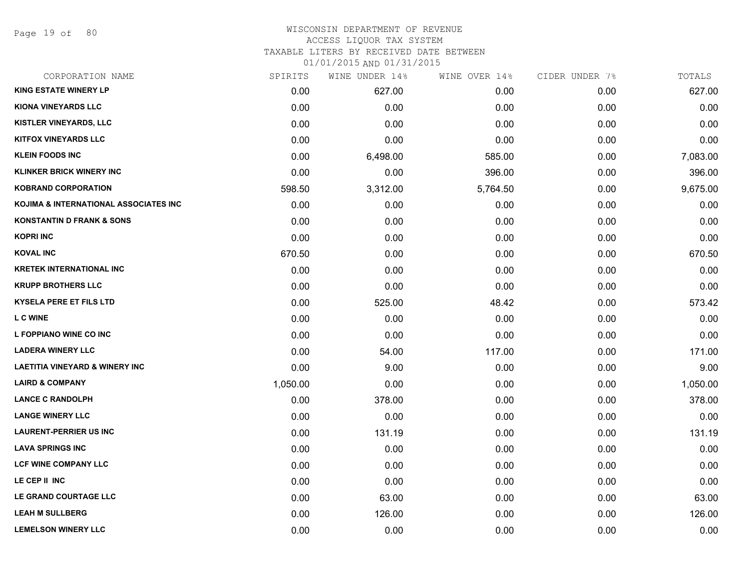# WISCONSIN DEPARTMENT OF REVENUE
## ACCESS LIQUOR TAX SYSTEM
### TAXABLE LITERS BY RECEIVED DATE BETWEEN 01/01/2015 AND 01/31/2015

| CORPORATION NAME | SPIRITS | WINE UNDER 14% | WINE OVER 14% | CIDER UNDER 7% | TOTALS |
|---|---|---|---|---|---|
| KING ESTATE WINERY LP | 0.00 | 627.00 | 0.00 | 0.00 | 627.00 |
| KIONA VINEYARDS LLC | 0.00 | 0.00 | 0.00 | 0.00 | 0.00 |
| KISTLER VINEYARDS, LLC | 0.00 | 0.00 | 0.00 | 0.00 | 0.00 |
| KITFOX VINEYARDS LLC | 0.00 | 0.00 | 0.00 | 0.00 | 0.00 |
| KLEIN FOODS INC | 0.00 | 6,498.00 | 585.00 | 0.00 | 7,083.00 |
| KLINKER BRICK WINERY INC | 0.00 | 0.00 | 396.00 | 0.00 | 396.00 |
| KOBRAND CORPORATION | 598.50 | 3,312.00 | 5,764.50 | 0.00 | 9,675.00 |
| KOJIMA & INTERNATIONAL ASSOCIATES INC | 0.00 | 0.00 | 0.00 | 0.00 | 0.00 |
| KONSTANTIN D FRANK & SONS | 0.00 | 0.00 | 0.00 | 0.00 | 0.00 |
| KOPRI INC | 0.00 | 0.00 | 0.00 | 0.00 | 0.00 |
| KOVAL INC | 670.50 | 0.00 | 0.00 | 0.00 | 670.50 |
| KRETEK INTERNATIONAL INC | 0.00 | 0.00 | 0.00 | 0.00 | 0.00 |
| KRUPP BROTHERS LLC | 0.00 | 0.00 | 0.00 | 0.00 | 0.00 |
| KYSELA PERE ET FILS LTD | 0.00 | 525.00 | 48.42 | 0.00 | 573.42 |
| L C WINE | 0.00 | 0.00 | 0.00 | 0.00 | 0.00 |
| L FOPPIANO WINE CO INC | 0.00 | 0.00 | 0.00 | 0.00 | 0.00 |
| LADERA WINERY LLC | 0.00 | 54.00 | 117.00 | 0.00 | 171.00 |
| LAETITIA VINEYARD & WINERY INC | 0.00 | 9.00 | 0.00 | 0.00 | 9.00 |
| LAIRD & COMPANY | 1,050.00 | 0.00 | 0.00 | 0.00 | 1,050.00 |
| LANCE C RANDOLPH | 0.00 | 378.00 | 0.00 | 0.00 | 378.00 |
| LANGE WINERY LLC | 0.00 | 0.00 | 0.00 | 0.00 | 0.00 |
| LAURENT-PERRIER US INC | 0.00 | 131.19 | 0.00 | 0.00 | 131.19 |
| LAVA SPRINGS INC | 0.00 | 0.00 | 0.00 | 0.00 | 0.00 |
| LCF WINE COMPANY LLC | 0.00 | 0.00 | 0.00 | 0.00 | 0.00 |
| LE CEP II INC | 0.00 | 0.00 | 0.00 | 0.00 | 0.00 |
| LE GRAND COURTAGE LLC | 0.00 | 63.00 | 0.00 | 0.00 | 63.00 |
| LEAH M SULLBERG | 0.00 | 126.00 | 0.00 | 0.00 | 126.00 |
| LEMELSON WINERY LLC | 0.00 | 0.00 | 0.00 | 0.00 | 0.00 |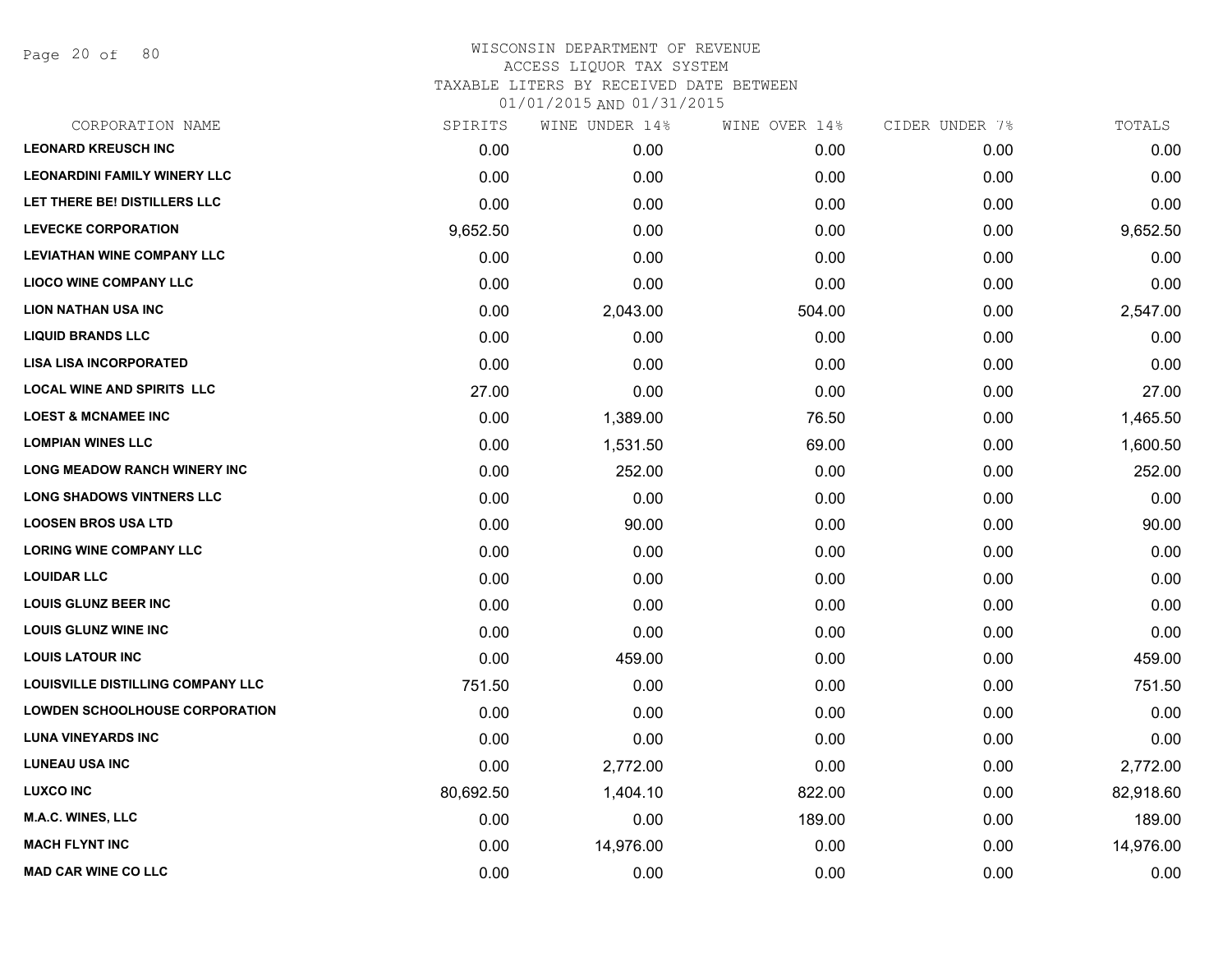WISCONSIN DEPARTMENT OF REVENUE
ACCESS LIQUOR TAX SYSTEM
TAXABLE LITERS BY RECEIVED DATE BETWEEN
01/01/2015 AND 01/31/2015

| CORPORATION NAME | SPIRITS | WINE UNDER 14% | WINE OVER 14% | CIDER UNDER 7% | TOTALS |
|---|---|---|---|---|---|
| **LEONARD KREUSCH INC** | 0.00 | 0.00 | 0.00 | 0.00 | 0.00 |
| **LEONARDINI FAMILY WINERY LLC** | 0.00 | 0.00 | 0.00 | 0.00 | 0.00 |
| **LET THERE BE! DISTILLERS LLC** | 0.00 | 0.00 | 0.00 | 0.00 | 0.00 |
| **LEVECKE CORPORATION** | 9,652.50 | 0.00 | 0.00 | 0.00 | 9,652.50 |
| **LEVIATHAN WINE COMPANY LLC** | 0.00 | 0.00 | 0.00 | 0.00 | 0.00 |
| **LIOCO WINE COMPANY LLC** | 0.00 | 0.00 | 0.00 | 0.00 | 0.00 |
| **LION NATHAN USA INC** | 0.00 | 2,043.00 | 504.00 | 0.00 | 2,547.00 |
| **LIQUID BRANDS LLC** | 0.00 | 0.00 | 0.00 | 0.00 | 0.00 |
| **LISA LISA INCORPORATED** | 0.00 | 0.00 | 0.00 | 0.00 | 0.00 |
| **LOCAL WINE AND SPIRITS LLC** | 27.00 | 0.00 | 0.00 | 0.00 | 27.00 |
| **LOEST & MCNAMEE INC** | 0.00 | 1,389.00 | 76.50 | 0.00 | 1,465.50 |
| **LOMPIAN WINES LLC** | 0.00 | 1,531.50 | 69.00 | 0.00 | 1,600.50 |
| **LONG MEADOW RANCH WINERY INC** | 0.00 | 252.00 | 0.00 | 0.00 | 252.00 |
| **LONG SHADOWS VINTNERS LLC** | 0.00 | 0.00 | 0.00 | 0.00 | 0.00 |
| **LOOSEN BROS USA LTD** | 0.00 | 90.00 | 0.00 | 0.00 | 90.00 |
| **LORING WINE COMPANY LLC** | 0.00 | 0.00 | 0.00 | 0.00 | 0.00 |
| **LOUIDAR LLC** | 0.00 | 0.00 | 0.00 | 0.00 | 0.00 |
| **LOUIS GLUNZ BEER INC** | 0.00 | 0.00 | 0.00 | 0.00 | 0.00 |
| **LOUIS GLUNZ WINE INC** | 0.00 | 0.00 | 0.00 | 0.00 | 0.00 |
| **LOUIS LATOUR INC** | 0.00 | 459.00 | 0.00 | 0.00 | 459.00 |
| **LOUISVILLE DISTILLING COMPANY LLC** | 751.50 | 0.00 | 0.00 | 0.00 | 751.50 |
| **LOWDEN SCHOOLHOUSE CORPORATION** | 0.00 | 0.00 | 0.00 | 0.00 | 0.00 |
| **LUNA VINEYARDS INC** | 0.00 | 0.00 | 0.00 | 0.00 | 0.00 |
| **LUNEAU USA INC** | 0.00 | 2,772.00 | 0.00 | 0.00 | 2,772.00 |
| **LUXCO INC** | 80,692.50 | 1,404.10 | 822.00 | 0.00 | 82,918.60 |
| **M.A.C. WINES, LLC** | 0.00 | 0.00 | 189.00 | 0.00 | 189.00 |
| **MACH FLYNT INC** | 0.00 | 14,976.00 | 0.00 | 0.00 | 14,976.00 |
| **MAD CAR WINE CO LLC** | 0.00 | 0.00 | 0.00 | 0.00 | 0.00 |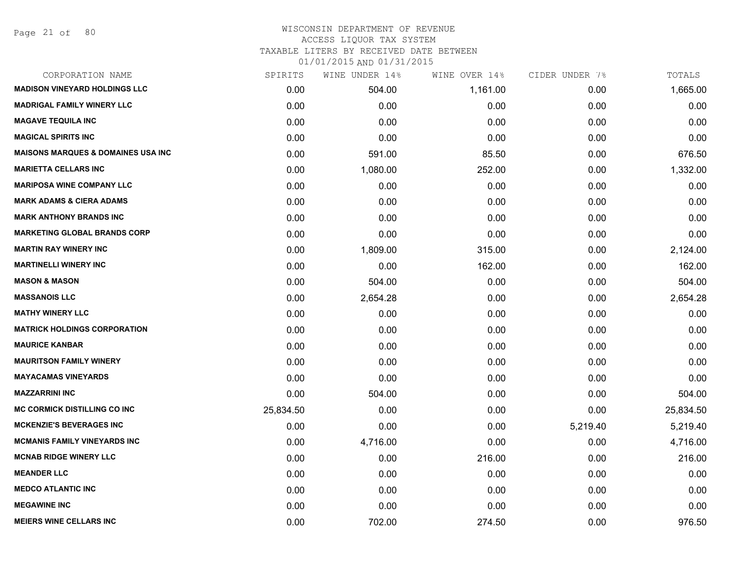WISCONSIN DEPARTMENT OF REVENUE
ACCESS LIQUOR TAX SYSTEM
TAXABLE LITERS BY RECEIVED DATE BETWEEN
01/01/2015 AND 01/31/2015

| CORPORATION NAME | SPIRITS | WINE UNDER 14% | WINE OVER 14% | CIDER UNDER 7% | TOTALS |
|---|---|---|---|---|---|
| **MADISON VINEYARD HOLDINGS LLC** | 0.00 | 504.00 | 1,161.00 | 0.00 | 1,665.00 |
| **MADRIGAL FAMILY WINERY LLC** | 0.00 | 0.00 | 0.00 | 0.00 | 0.00 |
| **MAGAVE TEQUILA INC** | 0.00 | 0.00 | 0.00 | 0.00 | 0.00 |
| **MAGICAL SPIRITS INC** | 0.00 | 0.00 | 0.00 | 0.00 | 0.00 |
| **MAISONS MARQUES & DOMAINES USA INC** | 0.00 | 591.00 | 85.50 | 0.00 | 676.50 |
| **MARIETTA CELLARS INC** | 0.00 | 1,080.00 | 252.00 | 0.00 | 1,332.00 |
| **MARIPOSA WINE COMPANY LLC** | 0.00 | 0.00 | 0.00 | 0.00 | 0.00 |
| **MARK ADAMS & CIERA ADAMS** | 0.00 | 0.00 | 0.00 | 0.00 | 0.00 |
| **MARK ANTHONY BRANDS INC** | 0.00 | 0.00 | 0.00 | 0.00 | 0.00 |
| **MARKETING GLOBAL BRANDS CORP** | 0.00 | 0.00 | 0.00 | 0.00 | 0.00 |
| **MARTIN RAY WINERY INC** | 0.00 | 1,809.00 | 315.00 | 0.00 | 2,124.00 |
| **MARTINELLI WINERY INC** | 0.00 | 0.00 | 162.00 | 0.00 | 162.00 |
| **MASON & MASON** | 0.00 | 504.00 | 0.00 | 0.00 | 504.00 |
| **MASSANOIS LLC** | 0.00 | 2,654.28 | 0.00 | 0.00 | 2,654.28 |
| **MATHY WINERY LLC** | 0.00 | 0.00 | 0.00 | 0.00 | 0.00 |
| **MATRICK HOLDINGS CORPORATION** | 0.00 | 0.00 | 0.00 | 0.00 | 0.00 |
| **MAURICE KANBAR** | 0.00 | 0.00 | 0.00 | 0.00 | 0.00 |
| **MAURITSON FAMILY WINERY** | 0.00 | 0.00 | 0.00 | 0.00 | 0.00 |
| **MAYACAMAS VINEYARDS** | 0.00 | 0.00 | 0.00 | 0.00 | 0.00 |
| **MAZZARRINI INC** | 0.00 | 504.00 | 0.00 | 0.00 | 504.00 |
| **MC CORMICK DISTILLING CO INC** | 25,834.50 | 0.00 | 0.00 | 0.00 | 25,834.50 |
| **MCKENZIE'S BEVERAGES INC** | 0.00 | 0.00 | 0.00 | 5,219.40 | 5,219.40 |
| **MCMANIS FAMILY VINEYARDS INC** | 0.00 | 4,716.00 | 0.00 | 0.00 | 4,716.00 |
| **MCNAB RIDGE WINERY LLC** | 0.00 | 0.00 | 216.00 | 0.00 | 216.00 |
| **MEANDER LLC** | 0.00 | 0.00 | 0.00 | 0.00 | 0.00 |
| **MEDCO ATLANTIC INC** | 0.00 | 0.00 | 0.00 | 0.00 | 0.00 |
| **MEGAWINE INC** | 0.00 | 0.00 | 0.00 | 0.00 | 0.00 |
| **MEIERS WINE CELLARS INC** | 0.00 | 702.00 | 274.50 | 0.00 | 976.50 |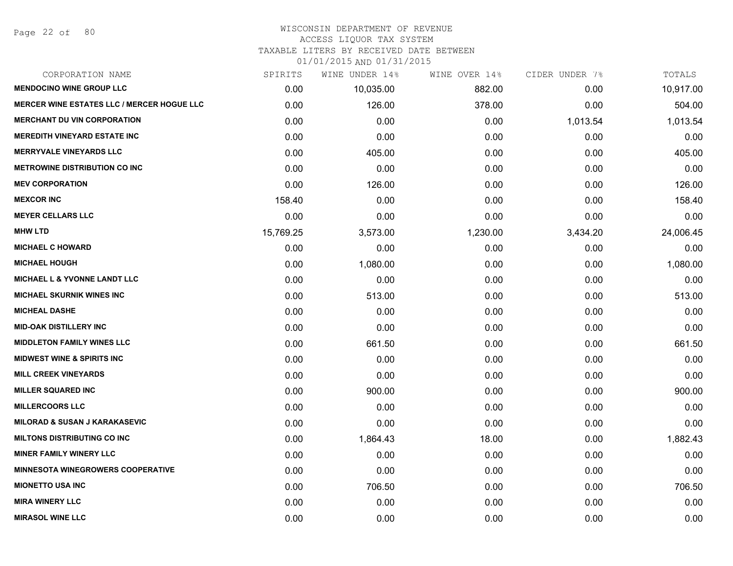WISCONSIN DEPARTMENT OF REVENUE
ACCESS LIQUOR TAX SYSTEM
TAXABLE LITERS BY RECEIVED DATE BETWEEN
01/01/2015 AND 01/31/2015

| CORPORATION NAME | SPIRITS | WINE UNDER 14% | WINE OVER 14% | CIDER UNDER 7% | TOTALS |
|---|---|---|---|---|---|
| MENDOCINO WINE GROUP LLC | 0.00 | 10,035.00 | 882.00 | 0.00 | 10,917.00 |
| MERCER WINE ESTATES LLC / MERCER HOGUE LLC | 0.00 | 126.00 | 378.00 | 0.00 | 504.00 |
| MERCHANT DU VIN CORPORATION | 0.00 | 0.00 | 0.00 | 1,013.54 | 1,013.54 |
| MEREDITH VINEYARD ESTATE INC | 0.00 | 0.00 | 0.00 | 0.00 | 0.00 |
| MERRYVALE VINEYARDS LLC | 0.00 | 405.00 | 0.00 | 0.00 | 405.00 |
| METROWINE DISTRIBUTION CO INC | 0.00 | 0.00 | 0.00 | 0.00 | 0.00 |
| MEV CORPORATION | 0.00 | 126.00 | 0.00 | 0.00 | 126.00 |
| MEXCOR INC | 158.40 | 0.00 | 0.00 | 0.00 | 158.40 |
| MEYER CELLARS LLC | 0.00 | 0.00 | 0.00 | 0.00 | 0.00 |
| MHW LTD | 15,769.25 | 3,573.00 | 1,230.00 | 3,434.20 | 24,006.45 |
| MICHAEL C HOWARD | 0.00 | 0.00 | 0.00 | 0.00 | 0.00 |
| MICHAEL HOUGH | 0.00 | 1,080.00 | 0.00 | 0.00 | 1,080.00 |
| MICHAEL L & YVONNE LANDT LLC | 0.00 | 0.00 | 0.00 | 0.00 | 0.00 |
| MICHAEL SKURNIK WINES INC | 0.00 | 513.00 | 0.00 | 0.00 | 513.00 |
| MICHEAL DASHE | 0.00 | 0.00 | 0.00 | 0.00 | 0.00 |
| MID-OAK DISTILLERY INC | 0.00 | 0.00 | 0.00 | 0.00 | 0.00 |
| MIDDLETON FAMILY WINES LLC | 0.00 | 661.50 | 0.00 | 0.00 | 661.50 |
| MIDWEST WINE & SPIRITS INC | 0.00 | 0.00 | 0.00 | 0.00 | 0.00 |
| MILL CREEK VINEYARDS | 0.00 | 0.00 | 0.00 | 0.00 | 0.00 |
| MILLER SQUARED INC | 0.00 | 900.00 | 0.00 | 0.00 | 900.00 |
| MILLERCOORS LLC | 0.00 | 0.00 | 0.00 | 0.00 | 0.00 |
| MILORAD & SUSAN J KARAKASEVIC | 0.00 | 0.00 | 0.00 | 0.00 | 0.00 |
| MILTONS DISTRIBUTING CO INC | 0.00 | 1,864.43 | 18.00 | 0.00 | 1,882.43 |
| MINER FAMILY WINERY LLC | 0.00 | 0.00 | 0.00 | 0.00 | 0.00 |
| MINNESOTA WINEGROWERS COOPERATIVE | 0.00 | 0.00 | 0.00 | 0.00 | 0.00 |
| MIONETTO USA INC | 0.00 | 706.50 | 0.00 | 0.00 | 706.50 |
| MIRA WINERY LLC | 0.00 | 0.00 | 0.00 | 0.00 | 0.00 |
| MIRASOL WINE LLC | 0.00 | 0.00 | 0.00 | 0.00 | 0.00 |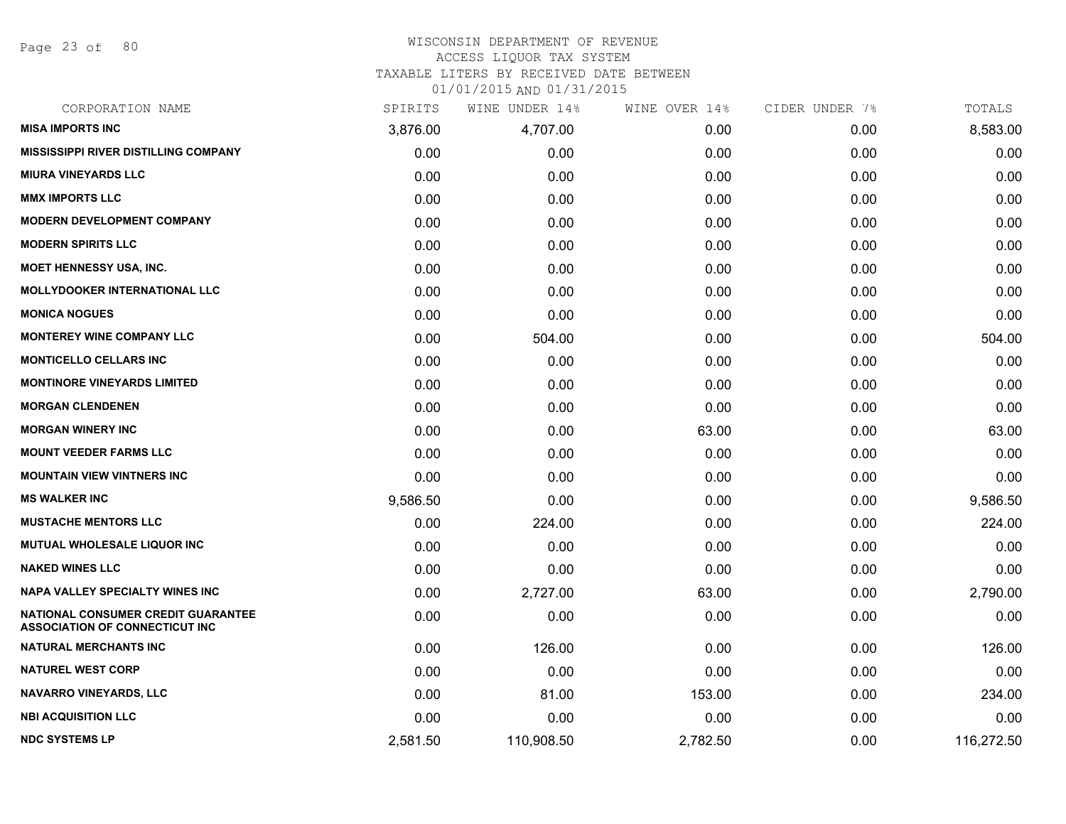WISCONSIN DEPARTMENT OF REVENUE
ACCESS LIQUOR TAX SYSTEM
TAXABLE LITERS BY RECEIVED DATE BETWEEN
01/01/2015 AND 01/31/2015

| CORPORATION NAME | SPIRITS | WINE UNDER 14% | WINE OVER 14% | CIDER UNDER 7% | TOTALS |
|---|---|---|---|---|---|
| **MISA IMPORTS INC** | 3,876.00 | 4,707.00 | 0.00 | 0.00 | 8,583.00 |
| **MISSISSIPPI RIVER DISTILLING COMPANY** | 0.00 | 0.00 | 0.00 | 0.00 | 0.00 |
| **MIURA VINEYARDS LLC** | 0.00 | 0.00 | 0.00 | 0.00 | 0.00 |
| **MMX IMPORTS LLC** | 0.00 | 0.00 | 0.00 | 0.00 | 0.00 |
| **MODERN DEVELOPMENT COMPANY** | 0.00 | 0.00 | 0.00 | 0.00 | 0.00 |
| **MODERN SPIRITS LLC** | 0.00 | 0.00 | 0.00 | 0.00 | 0.00 |
| **MOET HENNESSY USA, INC.** | 0.00 | 0.00 | 0.00 | 0.00 | 0.00 |
| **MOLLYDOOKER INTERNATIONAL LLC** | 0.00 | 0.00 | 0.00 | 0.00 | 0.00 |
| **MONICA NOGUES** | 0.00 | 0.00 | 0.00 | 0.00 | 0.00 |
| **MONTEREY WINE COMPANY LLC** | 0.00 | 504.00 | 0.00 | 0.00 | 504.00 |
| **MONTICELLO CELLARS INC** | 0.00 | 0.00 | 0.00 | 0.00 | 0.00 |
| **MONTINORE VINEYARDS LIMITED** | 0.00 | 0.00 | 0.00 | 0.00 | 0.00 |
| **MORGAN CLENDENEN** | 0.00 | 0.00 | 0.00 | 0.00 | 0.00 |
| **MORGAN WINERY INC** | 0.00 | 0.00 | 63.00 | 0.00 | 63.00 |
| **MOUNT VEEDER FARMS LLC** | 0.00 | 0.00 | 0.00 | 0.00 | 0.00 |
| **MOUNTAIN VIEW VINTNERS INC** | 0.00 | 0.00 | 0.00 | 0.00 | 0.00 |
| **MS WALKER INC** | 9,586.50 | 0.00 | 0.00 | 0.00 | 9,586.50 |
| **MUSTACHE MENTORS LLC** | 0.00 | 224.00 | 0.00 | 0.00 | 224.00 |
| **MUTUAL WHOLESALE LIQUOR INC** | 0.00 | 0.00 | 0.00 | 0.00 | 0.00 |
| **NAKED WINES LLC** | 0.00 | 0.00 | 0.00 | 0.00 | 0.00 |
| **NAPA VALLEY SPECIALTY WINES INC** | 0.00 | 2,727.00 | 63.00 | 0.00 | 2,790.00 |
| **NATIONAL CONSUMER CREDIT GUARANTEE ASSOCIATION OF CONNECTICUT INC** | 0.00 | 0.00 | 0.00 | 0.00 | 0.00 |
| **NATURAL MERCHANTS INC** | 0.00 | 126.00 | 0.00 | 0.00 | 126.00 |
| **NATUREL WEST CORP** | 0.00 | 0.00 | 0.00 | 0.00 | 0.00 |
| **NAVARRO VINEYARDS, LLC** | 0.00 | 81.00 | 153.00 | 0.00 | 234.00 |
| **NBI ACQUISITION LLC** | 0.00 | 0.00 | 0.00 | 0.00 | 0.00 |
| **NDC SYSTEMS LP** | 2,581.50 | 110,908.50 | 2,782.50 | 0.00 | 116,272.50 |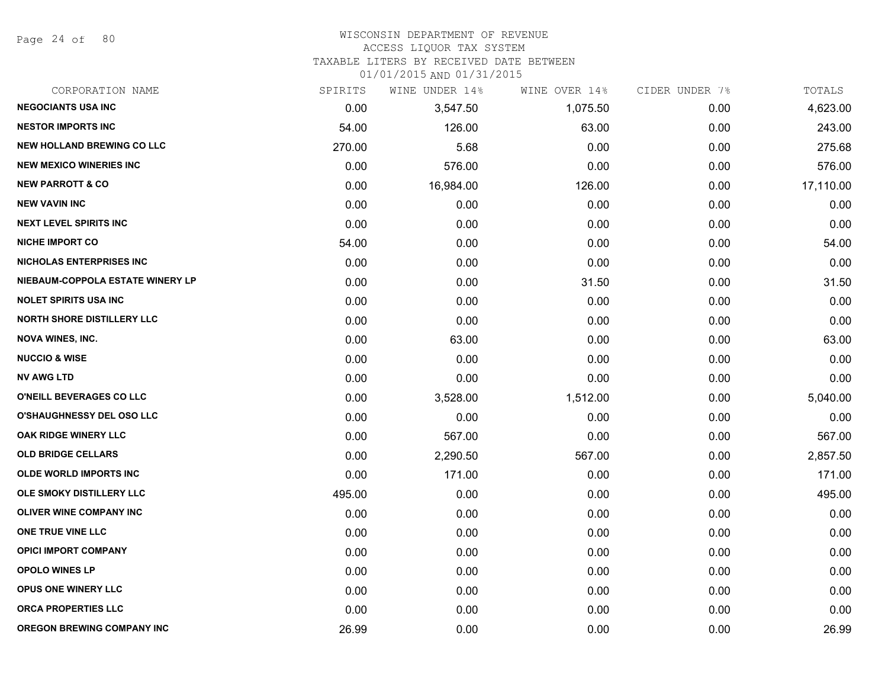WISCONSIN DEPARTMENT OF REVENUE
ACCESS LIQUOR TAX SYSTEM
TAXABLE LITERS BY RECEIVED DATE BETWEEN
01/01/2015 AND 01/31/2015

| CORPORATION NAME | SPIRITS | WINE UNDER 14% | WINE OVER 14% | CIDER UNDER 7% | TOTALS |
|---|---|---|---|---|---|
| NEGOCIANTS USA INC | 0.00 | 3,547.50 | 1,075.50 | 0.00 | 4,623.00 |
| NESTOR IMPORTS INC | 54.00 | 126.00 | 63.00 | 0.00 | 243.00 |
| NEW HOLLAND BREWING CO LLC | 270.00 | 5.68 | 0.00 | 0.00 | 275.68 |
| NEW MEXICO WINERIES INC | 0.00 | 576.00 | 0.00 | 0.00 | 576.00 |
| NEW PARROTT & CO | 0.00 | 16,984.00 | 126.00 | 0.00 | 17,110.00 |
| NEW VAVIN INC | 0.00 | 0.00 | 0.00 | 0.00 | 0.00 |
| NEXT LEVEL SPIRITS INC | 0.00 | 0.00 | 0.00 | 0.00 | 0.00 |
| NICHE IMPORT CO | 54.00 | 0.00 | 0.00 | 0.00 | 54.00 |
| NICHOLAS ENTERPRISES INC | 0.00 | 0.00 | 0.00 | 0.00 | 0.00 |
| NIEBAUM-COPPOLA ESTATE WINERY LP | 0.00 | 0.00 | 31.50 | 0.00 | 31.50 |
| NOLET SPIRITS USA INC | 0.00 | 0.00 | 0.00 | 0.00 | 0.00 |
| NORTH SHORE DISTILLERY LLC | 0.00 | 0.00 | 0.00 | 0.00 | 0.00 |
| NOVA WINES, INC. | 0.00 | 63.00 | 0.00 | 0.00 | 63.00 |
| NUCCIO & WISE | 0.00 | 0.00 | 0.00 | 0.00 | 0.00 |
| NV AWG LTD | 0.00 | 0.00 | 0.00 | 0.00 | 0.00 |
| O'NEILL BEVERAGES CO LLC | 0.00 | 3,528.00 | 1,512.00 | 0.00 | 5,040.00 |
| O'SHAUGHNESSY DEL OSO LLC | 0.00 | 0.00 | 0.00 | 0.00 | 0.00 |
| OAK RIDGE WINERY LLC | 0.00 | 567.00 | 0.00 | 0.00 | 567.00 |
| OLD BRIDGE CELLARS | 0.00 | 2,290.50 | 567.00 | 0.00 | 2,857.50 |
| OLDE WORLD IMPORTS INC | 0.00 | 171.00 | 0.00 | 0.00 | 171.00 |
| OLE SMOKY DISTILLERY LLC | 495.00 | 0.00 | 0.00 | 0.00 | 495.00 |
| OLIVER WINE COMPANY INC | 0.00 | 0.00 | 0.00 | 0.00 | 0.00 |
| ONE TRUE VINE LLC | 0.00 | 0.00 | 0.00 | 0.00 | 0.00 |
| OPICI IMPORT COMPANY | 0.00 | 0.00 | 0.00 | 0.00 | 0.00 |
| OPOLO WINES LP | 0.00 | 0.00 | 0.00 | 0.00 | 0.00 |
| OPUS ONE WINERY LLC | 0.00 | 0.00 | 0.00 | 0.00 | 0.00 |
| ORCA PROPERTIES LLC | 0.00 | 0.00 | 0.00 | 0.00 | 0.00 |
| OREGON BREWING COMPANY INC | 26.99 | 0.00 | 0.00 | 0.00 | 26.99 |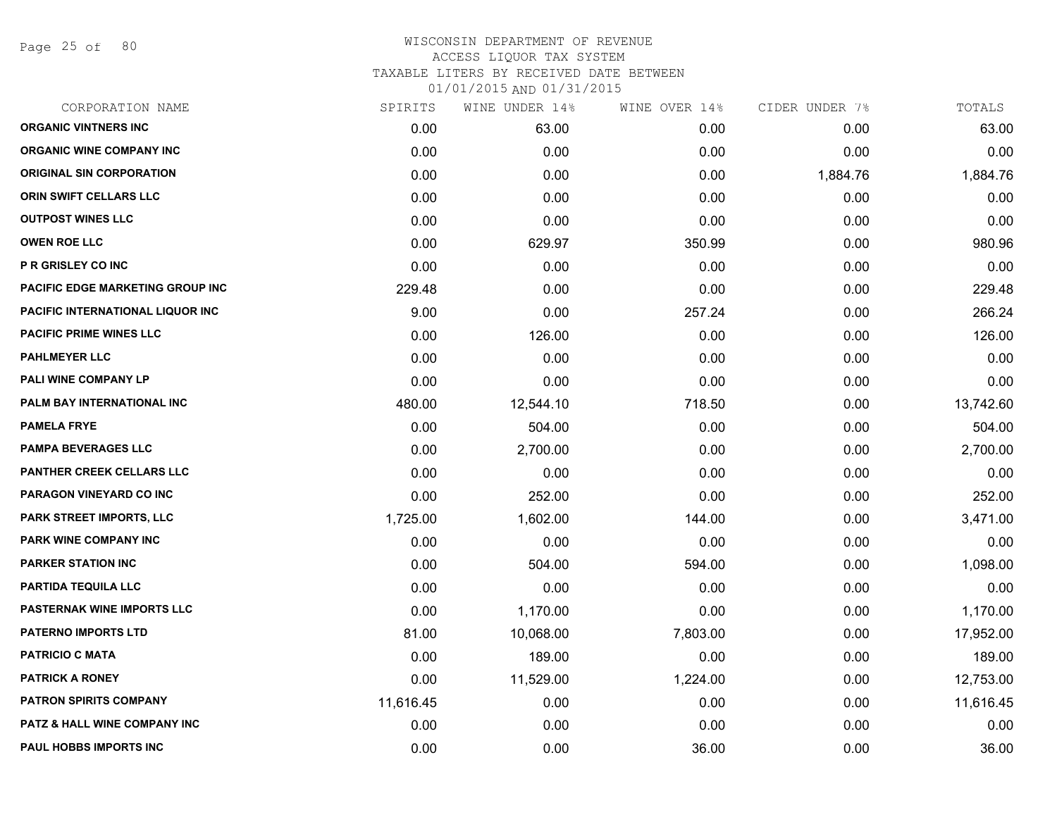WISCONSIN DEPARTMENT OF REVENUE
ACCESS LIQUOR TAX SYSTEM
TAXABLE LITERS BY RECEIVED DATE BETWEEN
01/01/2015 AND 01/31/2015

| CORPORATION NAME | SPIRITS | WINE UNDER 14% | WINE OVER 14% | CIDER UNDER 7% | TOTALS |
|---|---|---|---|---|---|
| ORGANIC VINTNERS INC | 0.00 | 63.00 | 0.00 | 0.00 | 63.00 |
| ORGANIC WINE COMPANY INC | 0.00 | 0.00 | 0.00 | 0.00 | 0.00 |
| ORIGINAL SIN CORPORATION | 0.00 | 0.00 | 0.00 | 1,884.76 | 1,884.76 |
| ORIN SWIFT CELLARS LLC | 0.00 | 0.00 | 0.00 | 0.00 | 0.00 |
| OUTPOST WINES LLC | 0.00 | 0.00 | 0.00 | 0.00 | 0.00 |
| OWEN ROE LLC | 0.00 | 629.97 | 350.99 | 0.00 | 980.96 |
| P R GRISLEY CO INC | 0.00 | 0.00 | 0.00 | 0.00 | 0.00 |
| PACIFIC EDGE MARKETING GROUP INC | 229.48 | 0.00 | 0.00 | 0.00 | 229.48 |
| PACIFIC INTERNATIONAL LIQUOR INC | 9.00 | 0.00 | 257.24 | 0.00 | 266.24 |
| PACIFIC PRIME WINES LLC | 0.00 | 126.00 | 0.00 | 0.00 | 126.00 |
| PAHLMEYER LLC | 0.00 | 0.00 | 0.00 | 0.00 | 0.00 |
| PALI WINE COMPANY LP | 0.00 | 0.00 | 0.00 | 0.00 | 0.00 |
| PALM BAY INTERNATIONAL INC | 480.00 | 12,544.10 | 718.50 | 0.00 | 13,742.60 |
| PAMELA FRYE | 0.00 | 504.00 | 0.00 | 0.00 | 504.00 |
| PAMPA BEVERAGES LLC | 0.00 | 2,700.00 | 0.00 | 0.00 | 2,700.00 |
| PANTHER CREEK CELLARS LLC | 0.00 | 0.00 | 0.00 | 0.00 | 0.00 |
| PARAGON VINEYARD CO INC | 0.00 | 252.00 | 0.00 | 0.00 | 252.00 |
| PARK STREET IMPORTS, LLC | 1,725.00 | 1,602.00 | 144.00 | 0.00 | 3,471.00 |
| PARK WINE COMPANY INC | 0.00 | 0.00 | 0.00 | 0.00 | 0.00 |
| PARKER STATION INC | 0.00 | 504.00 | 594.00 | 0.00 | 1,098.00 |
| PARTIDA TEQUILA LLC | 0.00 | 0.00 | 0.00 | 0.00 | 0.00 |
| PASTERNAK WINE IMPORTS LLC | 0.00 | 1,170.00 | 0.00 | 0.00 | 1,170.00 |
| PATERNO IMPORTS LTD | 81.00 | 10,068.00 | 7,803.00 | 0.00 | 17,952.00 |
| PATRICIO C MATA | 0.00 | 189.00 | 0.00 | 0.00 | 189.00 |
| PATRICK A RONEY | 0.00 | 11,529.00 | 1,224.00 | 0.00 | 12,753.00 |
| PATRON SPIRITS COMPANY | 11,616.45 | 0.00 | 0.00 | 0.00 | 11,616.45 |
| PATZ & HALL WINE COMPANY INC | 0.00 | 0.00 | 0.00 | 0.00 | 0.00 |
| PAUL HOBBS IMPORTS INC | 0.00 | 0.00 | 36.00 | 0.00 | 36.00 |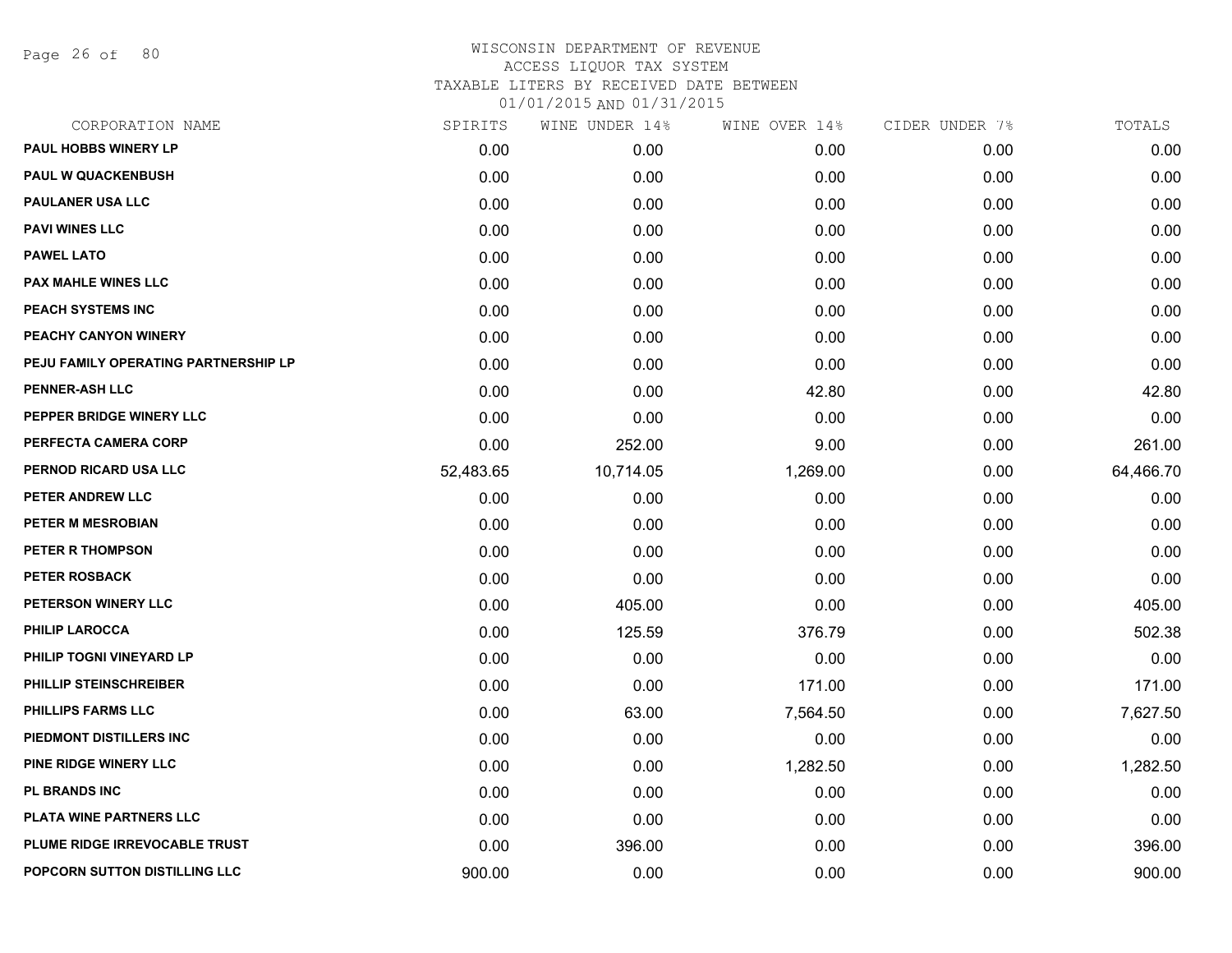WISCONSIN DEPARTMENT OF REVENUE
ACCESS LIQUOR TAX SYSTEM
TAXABLE LITERS BY RECEIVED DATE BETWEEN
01/01/2015 AND 01/31/2015

| CORPORATION NAME | SPIRITS | WINE UNDER 14% | WINE OVER 14% | CIDER UNDER 7% | TOTALS |
|---|---|---|---|---|---|
| PAUL HOBBS WINERY LP | 0.00 | 0.00 | 0.00 | 0.00 | 0.00 |
| PAUL W QUACKENBUSH | 0.00 | 0.00 | 0.00 | 0.00 | 0.00 |
| PAULANER USA LLC | 0.00 | 0.00 | 0.00 | 0.00 | 0.00 |
| PAVI WINES LLC | 0.00 | 0.00 | 0.00 | 0.00 | 0.00 |
| PAWEL LATO | 0.00 | 0.00 | 0.00 | 0.00 | 0.00 |
| PAX MAHLE WINES LLC | 0.00 | 0.00 | 0.00 | 0.00 | 0.00 |
| PEACH SYSTEMS INC | 0.00 | 0.00 | 0.00 | 0.00 | 0.00 |
| PEACHY CANYON WINERY | 0.00 | 0.00 | 0.00 | 0.00 | 0.00 |
| PEJU FAMILY OPERATING PARTNERSHIP LP | 0.00 | 0.00 | 0.00 | 0.00 | 0.00 |
| PENNER-ASH LLC | 0.00 | 0.00 | 42.80 | 0.00 | 42.80 |
| PEPPER BRIDGE WINERY LLC | 0.00 | 0.00 | 0.00 | 0.00 | 0.00 |
| PERFECTA CAMERA CORP | 0.00 | 252.00 | 9.00 | 0.00 | 261.00 |
| PERNOD RICARD USA LLC | 52,483.65 | 10,714.05 | 1,269.00 | 0.00 | 64,466.70 |
| PETER ANDREW LLC | 0.00 | 0.00 | 0.00 | 0.00 | 0.00 |
| PETER M MESROBIAN | 0.00 | 0.00 | 0.00 | 0.00 | 0.00 |
| PETER R THOMPSON | 0.00 | 0.00 | 0.00 | 0.00 | 0.00 |
| PETER ROSBACK | 0.00 | 0.00 | 0.00 | 0.00 | 0.00 |
| PETERSON WINERY LLC | 0.00 | 405.00 | 0.00 | 0.00 | 405.00 |
| PHILIP LAROCCA | 0.00 | 125.59 | 376.79 | 0.00 | 502.38 |
| PHILIP TOGNI VINEYARD LP | 0.00 | 0.00 | 0.00 | 0.00 | 0.00 |
| PHILLIP STEINSCHREIBER | 0.00 | 0.00 | 171.00 | 0.00 | 171.00 |
| PHILLIPS FARMS LLC | 0.00 | 63.00 | 7,564.50 | 0.00 | 7,627.50 |
| PIEDMONT DISTILLERS INC | 0.00 | 0.00 | 0.00 | 0.00 | 0.00 |
| PINE RIDGE WINERY LLC | 0.00 | 0.00 | 1,282.50 | 0.00 | 1,282.50 |
| PL BRANDS INC | 0.00 | 0.00 | 0.00 | 0.00 | 0.00 |
| PLATA WINE PARTNERS LLC | 0.00 | 0.00 | 0.00 | 0.00 | 0.00 |
| PLUME RIDGE IRREVOCABLE TRUST | 0.00 | 396.00 | 0.00 | 0.00 | 396.00 |
| POPCORN SUTTON DISTILLING LLC | 900.00 | 0.00 | 0.00 | 0.00 | 900.00 |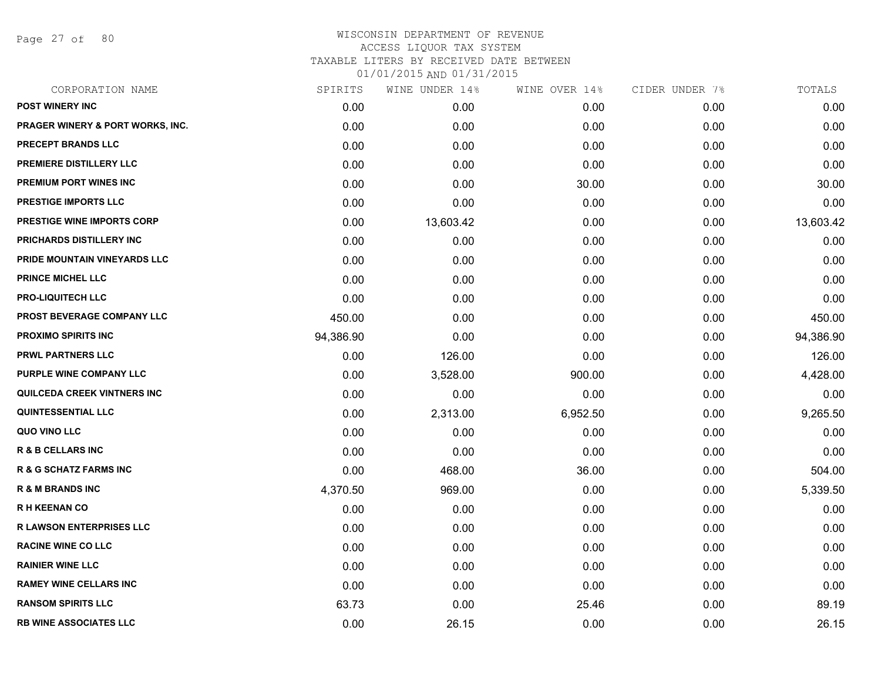WISCONSIN DEPARTMENT OF REVENUE
ACCESS LIQUOR TAX SYSTEM
TAXABLE LITERS BY RECEIVED DATE BETWEEN
01/01/2015 AND 01/31/2015

| CORPORATION NAME | SPIRITS | WINE UNDER 14% | WINE OVER 14% | CIDER UNDER 7% | TOTALS |
|---|---|---|---|---|---|
| POST WINERY INC | 0.00 | 0.00 | 0.00 | 0.00 | 0.00 |
| PRAGER WINERY & PORT WORKS, INC. | 0.00 | 0.00 | 0.00 | 0.00 | 0.00 |
| PRECEPT BRANDS LLC | 0.00 | 0.00 | 0.00 | 0.00 | 0.00 |
| PREMIERE DISTILLERY LLC | 0.00 | 0.00 | 0.00 | 0.00 | 0.00 |
| PREMIUM PORT WINES INC | 0.00 | 0.00 | 30.00 | 0.00 | 30.00 |
| PRESTIGE IMPORTS LLC | 0.00 | 0.00 | 0.00 | 0.00 | 0.00 |
| PRESTIGE WINE IMPORTS CORP | 0.00 | 13,603.42 | 0.00 | 0.00 | 13,603.42 |
| PRICHARDS DISTILLERY INC | 0.00 | 0.00 | 0.00 | 0.00 | 0.00 |
| PRIDE MOUNTAIN VINEYARDS LLC | 0.00 | 0.00 | 0.00 | 0.00 | 0.00 |
| PRINCE MICHEL LLC | 0.00 | 0.00 | 0.00 | 0.00 | 0.00 |
| PRO-LIQUITECH LLC | 0.00 | 0.00 | 0.00 | 0.00 | 0.00 |
| PROST BEVERAGE COMPANY LLC | 450.00 | 0.00 | 0.00 | 0.00 | 450.00 |
| PROXIMO SPIRITS INC | 94,386.90 | 0.00 | 0.00 | 0.00 | 94,386.90 |
| PRWL PARTNERS LLC | 0.00 | 126.00 | 0.00 | 0.00 | 126.00 |
| PURPLE WINE COMPANY LLC | 0.00 | 3,528.00 | 900.00 | 0.00 | 4,428.00 |
| QUILCEDA CREEK VINTNERS INC | 0.00 | 0.00 | 0.00 | 0.00 | 0.00 |
| QUINTESSENTIAL LLC | 0.00 | 2,313.00 | 6,952.50 | 0.00 | 9,265.50 |
| QUO VINO LLC | 0.00 | 0.00 | 0.00 | 0.00 | 0.00 |
| R & B CELLARS INC | 0.00 | 0.00 | 0.00 | 0.00 | 0.00 |
| R & G SCHATZ FARMS INC | 0.00 | 468.00 | 36.00 | 0.00 | 504.00 |
| R & M BRANDS INC | 4,370.50 | 969.00 | 0.00 | 0.00 | 5,339.50 |
| R H KEENAN CO | 0.00 | 0.00 | 0.00 | 0.00 | 0.00 |
| R LAWSON ENTERPRISES LLC | 0.00 | 0.00 | 0.00 | 0.00 | 0.00 |
| RACINE WINE CO LLC | 0.00 | 0.00 | 0.00 | 0.00 | 0.00 |
| RAINIER WINE LLC | 0.00 | 0.00 | 0.00 | 0.00 | 0.00 |
| RAMEY WINE CELLARS INC | 0.00 | 0.00 | 0.00 | 0.00 | 0.00 |
| RANSOM SPIRITS LLC | 63.73 | 0.00 | 25.46 | 0.00 | 89.19 |
| RB WINE ASSOCIATES LLC | 0.00 | 26.15 | 0.00 | 0.00 | 26.15 |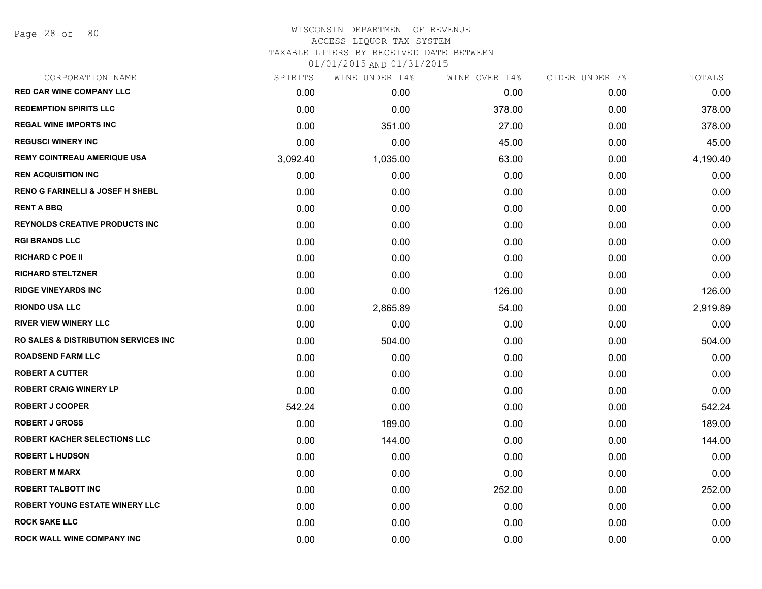# WISCONSIN DEPARTMENT OF REVENUE
## ACCESS LIQUOR TAX SYSTEM
### TAXABLE LITERS BY RECEIVED DATE BETWEEN 01/01/2015 AND 01/31/2015

| CORPORATION NAME | SPIRITS | WINE UNDER 14% | WINE OVER 14% | CIDER UNDER 7% | TOTALS |
|---|---|---|---|---|---|
| **RED CAR WINE COMPANY LLC** | 0.00 | 0.00 | 0.00 | 0.00 | 0.00 |
| **REDEMPTION SPIRITS LLC** | 0.00 | 0.00 | 378.00 | 0.00 | 378.00 |
| **REGAL WINE IMPORTS INC** | 0.00 | 351.00 | 27.00 | 0.00 | 378.00 |
| **REGUSCI WINERY INC** | 0.00 | 0.00 | 45.00 | 0.00 | 45.00 |
| **REMY COINTREAU AMERIQUE USA** | 3,092.40 | 1,035.00 | 63.00 | 0.00 | 4,190.40 |
| **REN ACQUISITION INC** | 0.00 | 0.00 | 0.00 | 0.00 | 0.00 |
| **RENO G FARINELLI & JOSEF H SHEBL** | 0.00 | 0.00 | 0.00 | 0.00 | 0.00 |
| **RENT A BBQ** | 0.00 | 0.00 | 0.00 | 0.00 | 0.00 |
| **REYNOLDS CREATIVE PRODUCTS INC** | 0.00 | 0.00 | 0.00 | 0.00 | 0.00 |
| **RGI BRANDS LLC** | 0.00 | 0.00 | 0.00 | 0.00 | 0.00 |
| **RICHARD C POE II** | 0.00 | 0.00 | 0.00 | 0.00 | 0.00 |
| **RICHARD STELTZNER** | 0.00 | 0.00 | 0.00 | 0.00 | 0.00 |
| **RIDGE VINEYARDS INC** | 0.00 | 0.00 | 126.00 | 0.00 | 126.00 |
| **RIONDO USA LLC** | 0.00 | 2,865.89 | 54.00 | 0.00 | 2,919.89 |
| **RIVER VIEW WINERY LLC** | 0.00 | 0.00 | 0.00 | 0.00 | 0.00 |
| **RO SALES & DISTRIBUTION SERVICES INC** | 0.00 | 504.00 | 0.00 | 0.00 | 504.00 |
| **ROADSEND FARM LLC** | 0.00 | 0.00 | 0.00 | 0.00 | 0.00 |
| **ROBERT A CUTTER** | 0.00 | 0.00 | 0.00 | 0.00 | 0.00 |
| **ROBERT CRAIG WINERY LP** | 0.00 | 0.00 | 0.00 | 0.00 | 0.00 |
| **ROBERT J COOPER** | 542.24 | 0.00 | 0.00 | 0.00 | 542.24 |
| **ROBERT J GROSS** | 0.00 | 189.00 | 0.00 | 0.00 | 189.00 |
| **ROBERT KACHER SELECTIONS LLC** | 0.00 | 144.00 | 0.00 | 0.00 | 144.00 |
| **ROBERT L HUDSON** | 0.00 | 0.00 | 0.00 | 0.00 | 0.00 |
| **ROBERT M MARX** | 0.00 | 0.00 | 0.00 | 0.00 | 0.00 |
| **ROBERT TALBOTT INC** | 0.00 | 0.00 | 252.00 | 0.00 | 252.00 |
| **ROBERT YOUNG ESTATE WINERY LLC** | 0.00 | 0.00 | 0.00 | 0.00 | 0.00 |
| **ROCK SAKE LLC** | 0.00 | 0.00 | 0.00 | 0.00 | 0.00 |
| **ROCK WALL WINE COMPANY INC** | 0.00 | 0.00 | 0.00 | 0.00 | 0.00 |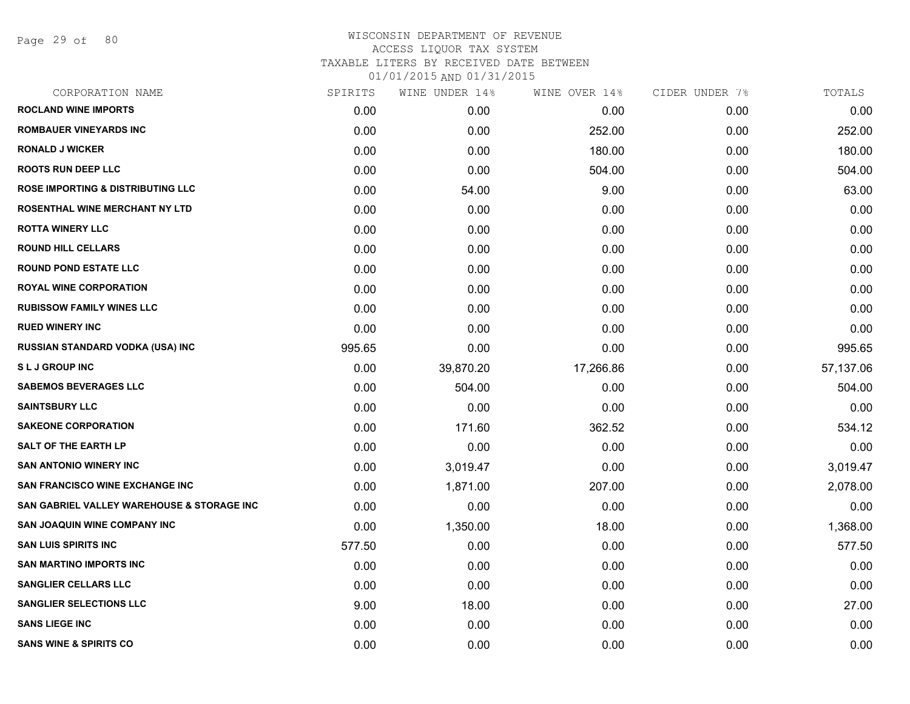WISCONSIN DEPARTMENT OF REVENUE
ACCESS LIQUOR TAX SYSTEM
TAXABLE LITERS BY RECEIVED DATE BETWEEN
01/01/2015 AND 01/31/2015

| CORPORATION NAME | SPIRITS | WINE UNDER 14% | WINE OVER 14% | CIDER UNDER 7% | TOTALS |
|---|---|---|---|---|---|
| ROCLAND WINE IMPORTS | 0.00 | 0.00 | 0.00 | 0.00 | 0.00 |
| ROMBAUER VINEYARDS INC | 0.00 | 0.00 | 252.00 | 0.00 | 252.00 |
| RONALD J WICKER | 0.00 | 0.00 | 180.00 | 0.00 | 180.00 |
| ROOTS RUN DEEP LLC | 0.00 | 0.00 | 504.00 | 0.00 | 504.00 |
| ROSE IMPORTING & DISTRIBUTING LLC | 0.00 | 54.00 | 9.00 | 0.00 | 63.00 |
| ROSENTHAL WINE MERCHANT NY LTD | 0.00 | 0.00 | 0.00 | 0.00 | 0.00 |
| ROTTA WINERY LLC | 0.00 | 0.00 | 0.00 | 0.00 | 0.00 |
| ROUND HILL CELLARS | 0.00 | 0.00 | 0.00 | 0.00 | 0.00 |
| ROUND POND ESTATE LLC | 0.00 | 0.00 | 0.00 | 0.00 | 0.00 |
| ROYAL WINE CORPORATION | 0.00 | 0.00 | 0.00 | 0.00 | 0.00 |
| RUBISSOW FAMILY WINES LLC | 0.00 | 0.00 | 0.00 | 0.00 | 0.00 |
| RUED WINERY INC | 0.00 | 0.00 | 0.00 | 0.00 | 0.00 |
| RUSSIAN STANDARD VODKA (USA) INC | 995.65 | 0.00 | 0.00 | 0.00 | 995.65 |
| S L J GROUP INC | 0.00 | 39,870.20 | 17,266.86 | 0.00 | 57,137.06 |
| SABEMOS BEVERAGES LLC | 0.00 | 504.00 | 0.00 | 0.00 | 504.00 |
| SAINTSBURY LLC | 0.00 | 0.00 | 0.00 | 0.00 | 0.00 |
| SAKEONE CORPORATION | 0.00 | 171.60 | 362.52 | 0.00 | 534.12 |
| SALT OF THE EARTH LP | 0.00 | 0.00 | 0.00 | 0.00 | 0.00 |
| SAN ANTONIO WINERY INC | 0.00 | 3,019.47 | 0.00 | 0.00 | 3,019.47 |
| SAN FRANCISCO WINE EXCHANGE INC | 0.00 | 1,871.00 | 207.00 | 0.00 | 2,078.00 |
| SAN GABRIEL VALLEY WAREHOUSE & STORAGE INC | 0.00 | 0.00 | 0.00 | 0.00 | 0.00 |
| SAN JOAQUIN WINE COMPANY INC | 0.00 | 1,350.00 | 18.00 | 0.00 | 1,368.00 |
| SAN LUIS SPIRITS INC | 577.50 | 0.00 | 0.00 | 0.00 | 577.50 |
| SAN MARTINO IMPORTS INC | 0.00 | 0.00 | 0.00 | 0.00 | 0.00 |
| SANGLIER CELLARS LLC | 0.00 | 0.00 | 0.00 | 0.00 | 0.00 |
| SANGLIER SELECTIONS LLC | 9.00 | 18.00 | 0.00 | 0.00 | 27.00 |
| SANS LIEGE INC | 0.00 | 0.00 | 0.00 | 0.00 | 0.00 |
| SANS WINE & SPIRITS CO | 0.00 | 0.00 | 0.00 | 0.00 | 0.00 |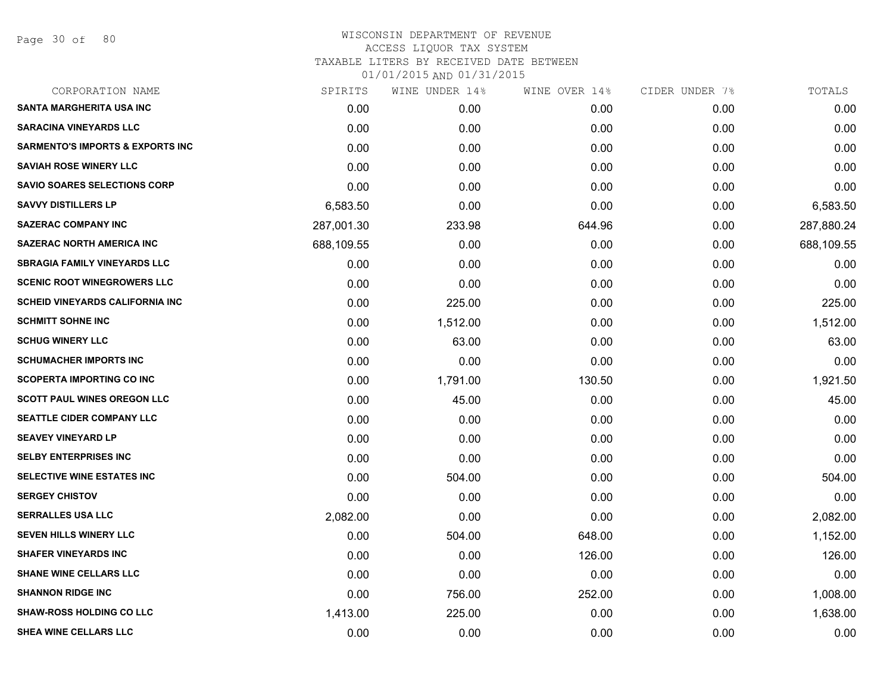WISCONSIN DEPARTMENT OF REVENUE
ACCESS LIQUOR TAX SYSTEM
TAXABLE LITERS BY RECEIVED DATE BETWEEN
01/01/2015 AND 01/31/2015

| CORPORATION NAME | SPIRITS | WINE UNDER 14% | WINE OVER 14% | CIDER UNDER 7% | TOTALS |
|---|---|---|---|---|---|
| SANTA MARGHERITA USA INC | 0.00 | 0.00 | 0.00 | 0.00 | 0.00 |
| SARACINA VINEYARDS LLC | 0.00 | 0.00 | 0.00 | 0.00 | 0.00 |
| SARMENTO'S IMPORTS & EXPORTS INC | 0.00 | 0.00 | 0.00 | 0.00 | 0.00 |
| SAVIAH ROSE WINERY LLC | 0.00 | 0.00 | 0.00 | 0.00 | 0.00 |
| SAVIO SOARES SELECTIONS CORP | 0.00 | 0.00 | 0.00 | 0.00 | 0.00 |
| SAVVY DISTILLERS LP | 6,583.50 | 0.00 | 0.00 | 0.00 | 6,583.50 |
| SAZERAC COMPANY INC | 287,001.30 | 233.98 | 644.96 | 0.00 | 287,880.24 |
| SAZERAC NORTH AMERICA INC | 688,109.55 | 0.00 | 0.00 | 0.00 | 688,109.55 |
| SBRAGIA FAMILY VINEYARDS LLC | 0.00 | 0.00 | 0.00 | 0.00 | 0.00 |
| SCENIC ROOT WINEGROWERS LLC | 0.00 | 0.00 | 0.00 | 0.00 | 0.00 |
| SCHEID VINEYARDS CALIFORNIA INC | 0.00 | 225.00 | 0.00 | 0.00 | 225.00 |
| SCHMITT SOHNE INC | 0.00 | 1,512.00 | 0.00 | 0.00 | 1,512.00 |
| SCHUG WINERY LLC | 0.00 | 63.00 | 0.00 | 0.00 | 63.00 |
| SCHUMACHER IMPORTS INC | 0.00 | 0.00 | 0.00 | 0.00 | 0.00 |
| SCOPERTA IMPORTING CO INC | 0.00 | 1,791.00 | 130.50 | 0.00 | 1,921.50 |
| SCOTT PAUL WINES OREGON LLC | 0.00 | 45.00 | 0.00 | 0.00 | 45.00 |
| SEATTLE CIDER COMPANY LLC | 0.00 | 0.00 | 0.00 | 0.00 | 0.00 |
| SEAVEY VINEYARD LP | 0.00 | 0.00 | 0.00 | 0.00 | 0.00 |
| SELBY ENTERPRISES INC | 0.00 | 0.00 | 0.00 | 0.00 | 0.00 |
| SELECTIVE WINE ESTATES INC | 0.00 | 504.00 | 0.00 | 0.00 | 504.00 |
| SERGEY CHISTOV | 0.00 | 0.00 | 0.00 | 0.00 | 0.00 |
| SERRALLES USA LLC | 2,082.00 | 0.00 | 0.00 | 0.00 | 2,082.00 |
| SEVEN HILLS WINERY LLC | 0.00 | 504.00 | 648.00 | 0.00 | 1,152.00 |
| SHAFER VINEYARDS INC | 0.00 | 0.00 | 126.00 | 0.00 | 126.00 |
| SHANE WINE CELLARS LLC | 0.00 | 0.00 | 0.00 | 0.00 | 0.00 |
| SHANNON RIDGE INC | 0.00 | 756.00 | 252.00 | 0.00 | 1,008.00 |
| SHAW-ROSS HOLDING CO LLC | 1,413.00 | 225.00 | 0.00 | 0.00 | 1,638.00 |
| SHEA WINE CELLARS LLC | 0.00 | 0.00 | 0.00 | 0.00 | 0.00 |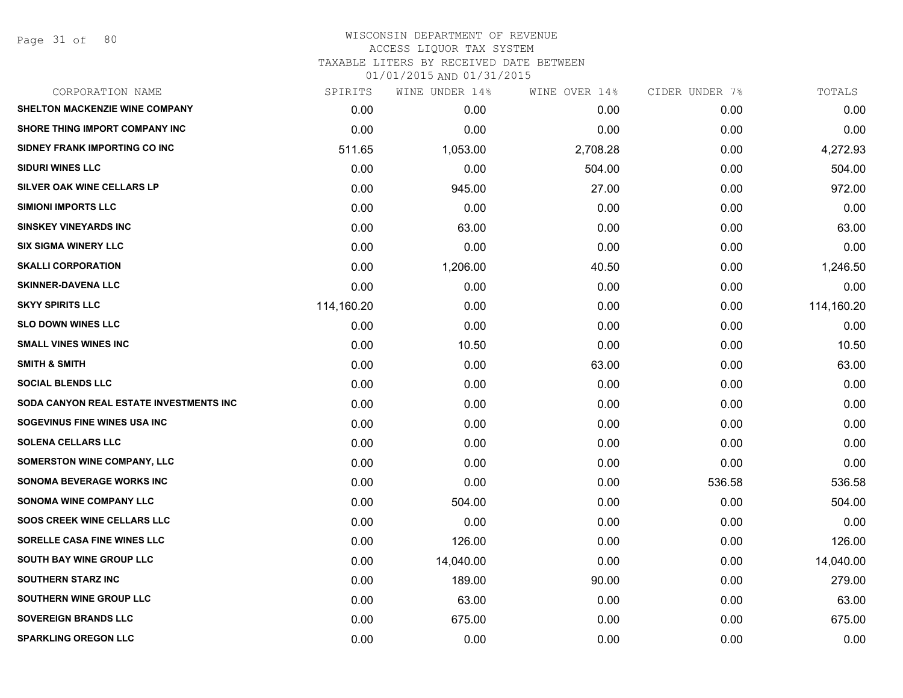# WISCONSIN DEPARTMENT OF REVENUE
ACCESS LIQUOR TAX SYSTEM
TAXABLE LITERS BY RECEIVED DATE BETWEEN
01/01/2015 AND 01/31/2015

| CORPORATION NAME | SPIRITS | WINE UNDER 14% | WINE OVER 14% | CIDER UNDER 7% | TOTALS |
|---|---|---|---|---|---|
| SHELTON MACKENZIE WINE COMPANY | 0.00 | 0.00 | 0.00 | 0.00 | 0.00 |
| SHORE THING IMPORT COMPANY INC | 0.00 | 0.00 | 0.00 | 0.00 | 0.00 |
| SIDNEY FRANK IMPORTING CO INC | 511.65 | 1,053.00 | 2,708.28 | 0.00 | 4,272.93 |
| SIDURI WINES LLC | 0.00 | 0.00 | 504.00 | 0.00 | 504.00 |
| SILVER OAK WINE CELLARS LP | 0.00 | 945.00 | 27.00 | 0.00 | 972.00 |
| SIMIONI IMPORTS LLC | 0.00 | 0.00 | 0.00 | 0.00 | 0.00 |
| SINSKEY VINEYARDS INC | 0.00 | 63.00 | 0.00 | 0.00 | 63.00 |
| SIX SIGMA WINERY LLC | 0.00 | 0.00 | 0.00 | 0.00 | 0.00 |
| SKALLI CORPORATION | 0.00 | 1,206.00 | 40.50 | 0.00 | 1,246.50 |
| SKINNER-DAVENA LLC | 0.00 | 0.00 | 0.00 | 0.00 | 0.00 |
| SKYY SPIRITS LLC | 114,160.20 | 0.00 | 0.00 | 0.00 | 114,160.20 |
| SLO DOWN WINES LLC | 0.00 | 0.00 | 0.00 | 0.00 | 0.00 |
| SMALL VINES WINES INC | 0.00 | 10.50 | 0.00 | 0.00 | 10.50 |
| SMITH & SMITH | 0.00 | 0.00 | 63.00 | 0.00 | 63.00 |
| SOCIAL BLENDS LLC | 0.00 | 0.00 | 0.00 | 0.00 | 0.00 |
| SODA CANYON REAL ESTATE INVESTMENTS INC | 0.00 | 0.00 | 0.00 | 0.00 | 0.00 |
| SOGEVINUS FINE WINES USA INC | 0.00 | 0.00 | 0.00 | 0.00 | 0.00 |
| SOLENA CELLARS LLC | 0.00 | 0.00 | 0.00 | 0.00 | 0.00 |
| SOMERSTON WINE COMPANY, LLC | 0.00 | 0.00 | 0.00 | 0.00 | 0.00 |
| SONOMA BEVERAGE WORKS INC | 0.00 | 0.00 | 0.00 | 536.58 | 536.58 |
| SONOMA WINE COMPANY LLC | 0.00 | 504.00 | 0.00 | 0.00 | 504.00 |
| SOOS CREEK WINE CELLARS LLC | 0.00 | 0.00 | 0.00 | 0.00 | 0.00 |
| SORELLE CASA FINE WINES LLC | 0.00 | 126.00 | 0.00 | 0.00 | 126.00 |
| SOUTH BAY WINE GROUP LLC | 0.00 | 14,040.00 | 0.00 | 0.00 | 14,040.00 |
| SOUTHERN STARZ INC | 0.00 | 189.00 | 90.00 | 0.00 | 279.00 |
| SOUTHERN WINE GROUP LLC | 0.00 | 63.00 | 0.00 | 0.00 | 63.00 |
| SOVEREIGN BRANDS LLC | 0.00 | 675.00 | 0.00 | 0.00 | 675.00 |
| SPARKLING OREGON LLC | 0.00 | 0.00 | 0.00 | 0.00 | 0.00 |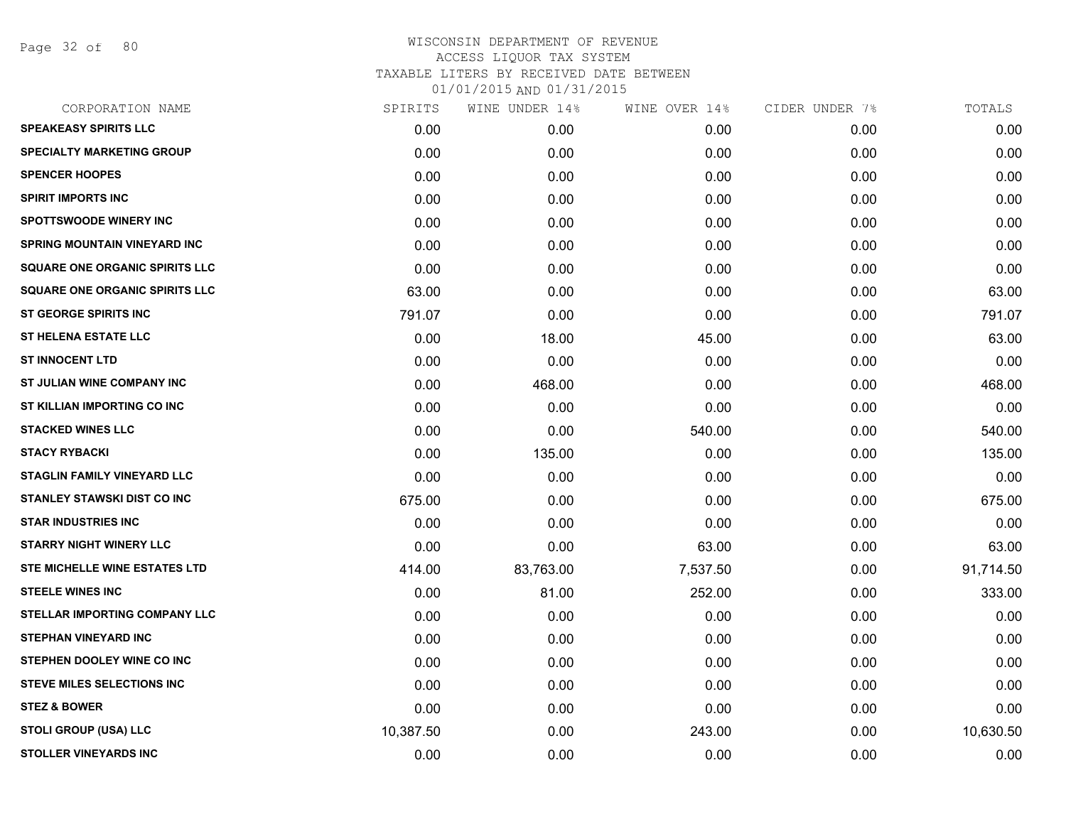# WISCONSIN DEPARTMENT OF REVENUE
## ACCESS LIQUOR TAX SYSTEM
### TAXABLE LITERS BY RECEIVED DATE BETWEEN 01/01/2015 AND 01/31/2015

| CORPORATION NAME | SPIRITS | WINE UNDER 14% | WINE OVER 14% | CIDER UNDER 7% | TOTALS |
|---|---|---|---|---|---|
| SPEAKEASY SPIRITS LLC | 0.00 | 0.00 | 0.00 | 0.00 | 0.00 |
| SPECIALTY MARKETING GROUP | 0.00 | 0.00 | 0.00 | 0.00 | 0.00 |
| SPENCER HOOPES | 0.00 | 0.00 | 0.00 | 0.00 | 0.00 |
| SPIRIT IMPORTS INC | 0.00 | 0.00 | 0.00 | 0.00 | 0.00 |
| SPOTTSWOODE WINERY INC | 0.00 | 0.00 | 0.00 | 0.00 | 0.00 |
| SPRING MOUNTAIN VINEYARD INC | 0.00 | 0.00 | 0.00 | 0.00 | 0.00 |
| SQUARE ONE ORGANIC SPIRITS LLC | 0.00 | 0.00 | 0.00 | 0.00 | 0.00 |
| SQUARE ONE ORGANIC SPIRITS LLC | 63.00 | 0.00 | 0.00 | 0.00 | 63.00 |
| ST GEORGE SPIRITS INC | 791.07 | 0.00 | 0.00 | 0.00 | 791.07 |
| ST HELENA ESTATE LLC | 0.00 | 18.00 | 45.00 | 0.00 | 63.00 |
| ST INNOCENT LTD | 0.00 | 0.00 | 0.00 | 0.00 | 0.00 |
| ST JULIAN WINE COMPANY INC | 0.00 | 468.00 | 0.00 | 0.00 | 468.00 |
| ST KILLIAN IMPORTING CO INC | 0.00 | 0.00 | 0.00 | 0.00 | 0.00 |
| STACKED WINES LLC | 0.00 | 0.00 | 540.00 | 0.00 | 540.00 |
| STACY RYBACKI | 0.00 | 135.00 | 0.00 | 0.00 | 135.00 |
| STAGLIN FAMILY VINEYARD LLC | 0.00 | 0.00 | 0.00 | 0.00 | 0.00 |
| STANLEY STAWSKI DIST CO INC | 675.00 | 0.00 | 0.00 | 0.00 | 675.00 |
| STAR INDUSTRIES INC | 0.00 | 0.00 | 0.00 | 0.00 | 0.00 |
| STARRY NIGHT WINERY LLC | 0.00 | 0.00 | 63.00 | 0.00 | 63.00 |
| STE MICHELLE WINE ESTATES LTD | 414.00 | 83,763.00 | 7,537.50 | 0.00 | 91,714.50 |
| STEELE WINES INC | 0.00 | 81.00 | 252.00 | 0.00 | 333.00 |
| STELLAR IMPORTING COMPANY LLC | 0.00 | 0.00 | 0.00 | 0.00 | 0.00 |
| STEPHAN VINEYARD INC | 0.00 | 0.00 | 0.00 | 0.00 | 0.00 |
| STEPHEN DOOLEY WINE CO INC | 0.00 | 0.00 | 0.00 | 0.00 | 0.00 |
| STEVE MILES SELECTIONS INC | 0.00 | 0.00 | 0.00 | 0.00 | 0.00 |
| STEZ & BOWER | 0.00 | 0.00 | 0.00 | 0.00 | 0.00 |
| STOLI GROUP (USA) LLC | 10,387.50 | 0.00 | 243.00 | 0.00 | 10,630.50 |
| STOLLER VINEYARDS INC | 0.00 | 0.00 | 0.00 | 0.00 | 0.00 |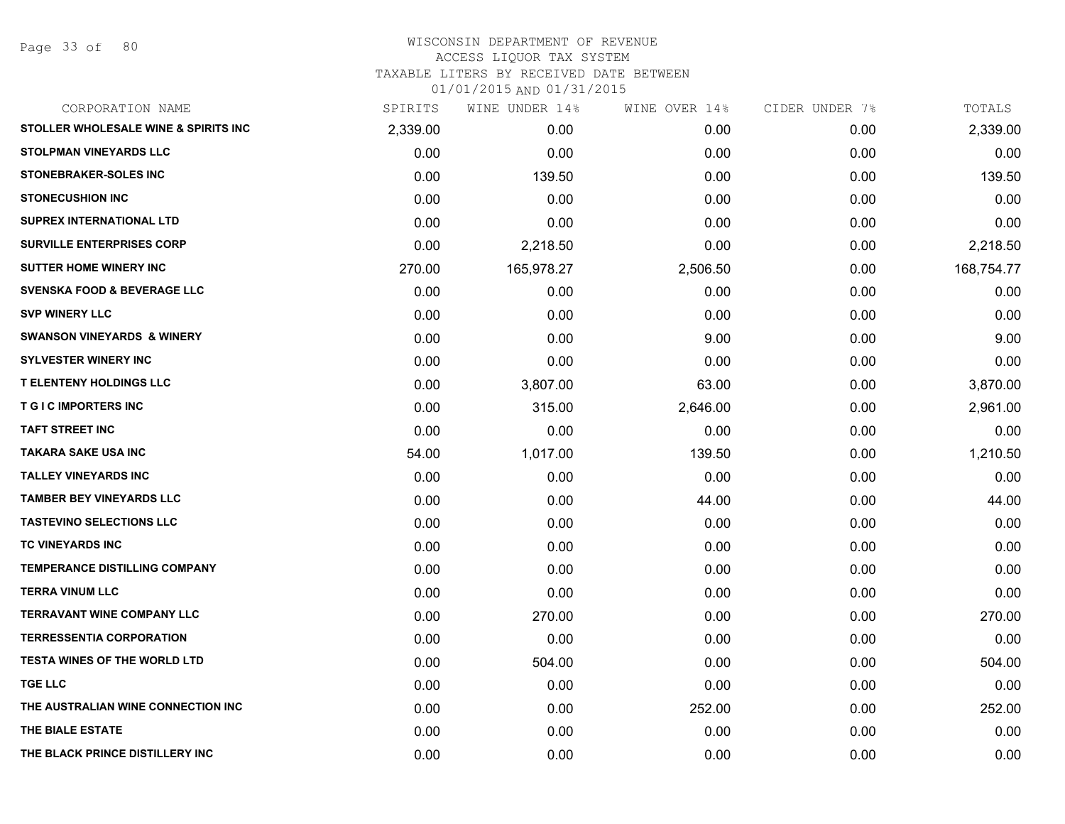WISCONSIN DEPARTMENT OF REVENUE
ACCESS LIQUOR TAX SYSTEM
TAXABLE LITERS BY RECEIVED DATE BETWEEN
01/01/2015 AND 01/31/2015

| CORPORATION NAME | SPIRITS | WINE UNDER 14% | WINE OVER 14% | CIDER UNDER 7% | TOTALS |
|---|---|---|---|---|---|
| STOLLER WHOLESALE WINE & SPIRITS INC | 2,339.00 | 0.00 | 0.00 | 0.00 | 2,339.00 |
| STOLPMAN VINEYARDS LLC | 0.00 | 0.00 | 0.00 | 0.00 | 0.00 |
| STONEBRAKER-SOLES INC | 0.00 | 139.50 | 0.00 | 0.00 | 139.50 |
| STONECUSHION INC | 0.00 | 0.00 | 0.00 | 0.00 | 0.00 |
| SUPREX INTERNATIONAL LTD | 0.00 | 0.00 | 0.00 | 0.00 | 0.00 |
| SURVILLE ENTERPRISES CORP | 0.00 | 2,218.50 | 0.00 | 0.00 | 2,218.50 |
| SUTTER HOME WINERY INC | 270.00 | 165,978.27 | 2,506.50 | 0.00 | 168,754.77 |
| SVENSKA FOOD & BEVERAGE LLC | 0.00 | 0.00 | 0.00 | 0.00 | 0.00 |
| SVP WINERY LLC | 0.00 | 0.00 | 0.00 | 0.00 | 0.00 |
| SWANSON VINEYARDS & WINERY | 0.00 | 0.00 | 9.00 | 0.00 | 9.00 |
| SYLVESTER WINERY INC | 0.00 | 0.00 | 0.00 | 0.00 | 0.00 |
| T ELENTENY HOLDINGS LLC | 0.00 | 3,807.00 | 63.00 | 0.00 | 3,870.00 |
| T G I C IMPORTERS INC | 0.00 | 315.00 | 2,646.00 | 0.00 | 2,961.00 |
| TAFT STREET INC | 0.00 | 0.00 | 0.00 | 0.00 | 0.00 |
| TAKARA SAKE USA INC | 54.00 | 1,017.00 | 139.50 | 0.00 | 1,210.50 |
| TALLEY VINEYARDS INC | 0.00 | 0.00 | 0.00 | 0.00 | 0.00 |
| TAMBER BEY VINEYARDS LLC | 0.00 | 0.00 | 44.00 | 0.00 | 44.00 |
| TASTEVINO SELECTIONS LLC | 0.00 | 0.00 | 0.00 | 0.00 | 0.00 |
| TC VINEYARDS INC | 0.00 | 0.00 | 0.00 | 0.00 | 0.00 |
| TEMPERANCE DISTILLING COMPANY | 0.00 | 0.00 | 0.00 | 0.00 | 0.00 |
| TERRA VINUM LLC | 0.00 | 0.00 | 0.00 | 0.00 | 0.00 |
| TERRAVANT WINE COMPANY LLC | 0.00 | 270.00 | 0.00 | 0.00 | 270.00 |
| TERRESSENTIA CORPORATION | 0.00 | 0.00 | 0.00 | 0.00 | 0.00 |
| TESTA WINES OF THE WORLD LTD | 0.00 | 504.00 | 0.00 | 0.00 | 504.00 |
| TGE LLC | 0.00 | 0.00 | 0.00 | 0.00 | 0.00 |
| THE AUSTRALIAN WINE CONNECTION INC | 0.00 | 0.00 | 252.00 | 0.00 | 252.00 |
| THE BIALE ESTATE | 0.00 | 0.00 | 0.00 | 0.00 | 0.00 |
| THE BLACK PRINCE DISTILLERY INC | 0.00 | 0.00 | 0.00 | 0.00 | 0.00 |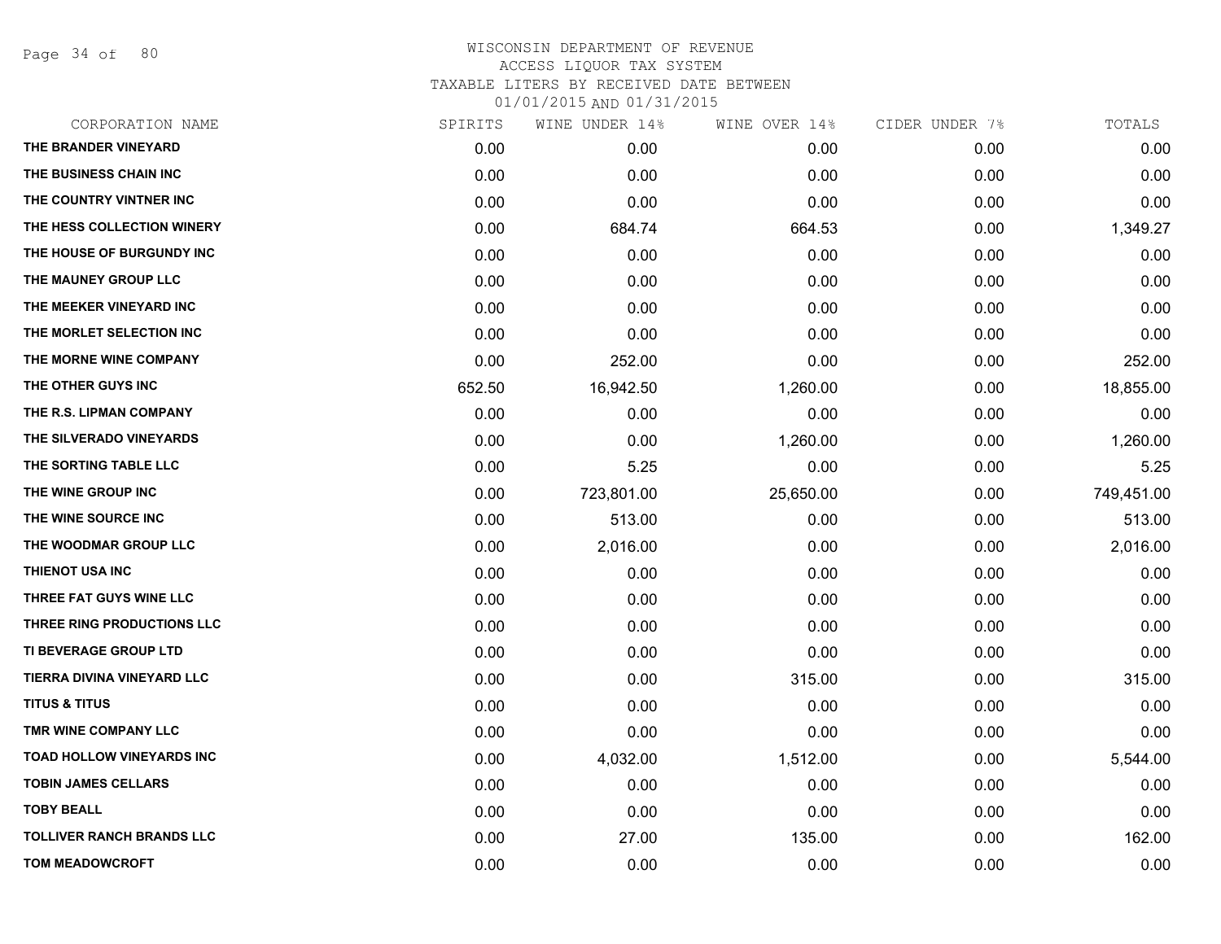WISCONSIN DEPARTMENT OF REVENUE
ACCESS LIQUOR TAX SYSTEM
TAXABLE LITERS BY RECEIVED DATE BETWEEN
01/01/2015 AND 01/31/2015

| CORPORATION NAME | SPIRITS | WINE UNDER 14% | WINE OVER 14% | CIDER UNDER 7% | TOTALS |
|---|---|---|---|---|---|
| THE BRANDER VINEYARD | 0.00 | 0.00 | 0.00 | 0.00 | 0.00 |
| THE BUSINESS CHAIN INC | 0.00 | 0.00 | 0.00 | 0.00 | 0.00 |
| THE COUNTRY VINTNER INC | 0.00 | 0.00 | 0.00 | 0.00 | 0.00 |
| THE HESS COLLECTION WINERY | 0.00 | 684.74 | 664.53 | 0.00 | 1,349.27 |
| THE HOUSE OF BURGUNDY INC | 0.00 | 0.00 | 0.00 | 0.00 | 0.00 |
| THE MAUNEY GROUP LLC | 0.00 | 0.00 | 0.00 | 0.00 | 0.00 |
| THE MEEKER VINEYARD INC | 0.00 | 0.00 | 0.00 | 0.00 | 0.00 |
| THE MORLET SELECTION INC | 0.00 | 0.00 | 0.00 | 0.00 | 0.00 |
| THE MORNE WINE COMPANY | 0.00 | 252.00 | 0.00 | 0.00 | 252.00 |
| THE OTHER GUYS INC | 652.50 | 16,942.50 | 1,260.00 | 0.00 | 18,855.00 |
| THE R.S. LIPMAN COMPANY | 0.00 | 0.00 | 0.00 | 0.00 | 0.00 |
| THE SILVERADO VINEYARDS | 0.00 | 0.00 | 1,260.00 | 0.00 | 1,260.00 |
| THE SORTING TABLE LLC | 0.00 | 5.25 | 0.00 | 0.00 | 5.25 |
| THE WINE GROUP INC | 0.00 | 723,801.00 | 25,650.00 | 0.00 | 749,451.00 |
| THE WINE SOURCE INC | 0.00 | 513.00 | 0.00 | 0.00 | 513.00 |
| THE WOODMAR GROUP LLC | 0.00 | 2,016.00 | 0.00 | 0.00 | 2,016.00 |
| THIENOT USA INC | 0.00 | 0.00 | 0.00 | 0.00 | 0.00 |
| THREE FAT GUYS WINE LLC | 0.00 | 0.00 | 0.00 | 0.00 | 0.00 |
| THREE RING PRODUCTIONS LLC | 0.00 | 0.00 | 0.00 | 0.00 | 0.00 |
| TI BEVERAGE GROUP LTD | 0.00 | 0.00 | 0.00 | 0.00 | 0.00 |
| TIERRA DIVINA VINEYARD LLC | 0.00 | 0.00 | 315.00 | 0.00 | 315.00 |
| TITUS & TITUS | 0.00 | 0.00 | 0.00 | 0.00 | 0.00 |
| TMR WINE COMPANY LLC | 0.00 | 0.00 | 0.00 | 0.00 | 0.00 |
| TOAD HOLLOW VINEYARDS INC | 0.00 | 4,032.00 | 1,512.00 | 0.00 | 5,544.00 |
| TOBIN JAMES CELLARS | 0.00 | 0.00 | 0.00 | 0.00 | 0.00 |
| TOBY BEALL | 0.00 | 0.00 | 0.00 | 0.00 | 0.00 |
| TOLLIVER RANCH BRANDS LLC | 0.00 | 27.00 | 135.00 | 0.00 | 162.00 |
| TOM MEADOWCROFT | 0.00 | 0.00 | 0.00 | 0.00 | 0.00 |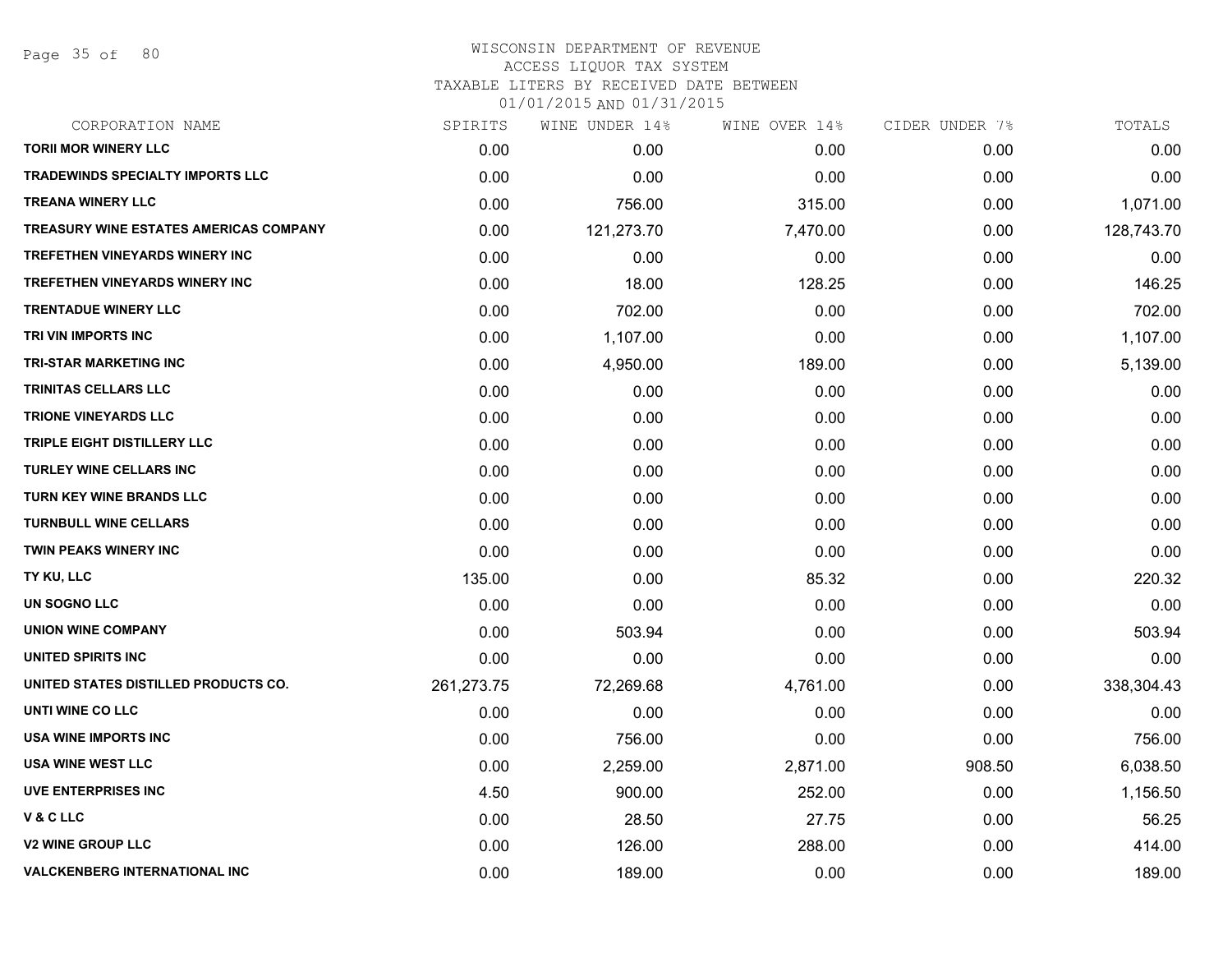WISCONSIN DEPARTMENT OF REVENUE
ACCESS LIQUOR TAX SYSTEM
TAXABLE LITERS BY RECEIVED DATE BETWEEN
01/01/2015 AND 01/31/2015

| CORPORATION NAME | SPIRITS | WINE UNDER 14% | WINE OVER 14% | CIDER UNDER 7% | TOTALS |
|---|---|---|---|---|---|
| TORII MOR WINERY LLC | 0.00 | 0.00 | 0.00 | 0.00 | 0.00 |
| TRADEWINDS SPECIALTY IMPORTS LLC | 0.00 | 0.00 | 0.00 | 0.00 | 0.00 |
| TREANA WINERY LLC | 0.00 | 756.00 | 315.00 | 0.00 | 1,071.00 |
| TREASURY WINE ESTATES AMERICAS COMPANY | 0.00 | 121,273.70 | 7,470.00 | 0.00 | 128,743.70 |
| TREFETHEN VINEYARDS WINERY INC | 0.00 | 0.00 | 0.00 | 0.00 | 0.00 |
| TREFETHEN VINEYARDS WINERY INC | 0.00 | 18.00 | 128.25 | 0.00 | 146.25 |
| TRENTADUE WINERY LLC | 0.00 | 702.00 | 0.00 | 0.00 | 702.00 |
| TRI VIN IMPORTS INC | 0.00 | 1,107.00 | 0.00 | 0.00 | 1,107.00 |
| TRI-STAR MARKETING INC | 0.00 | 4,950.00 | 189.00 | 0.00 | 5,139.00 |
| TRINITAS CELLARS LLC | 0.00 | 0.00 | 0.00 | 0.00 | 0.00 |
| TRIONE VINEYARDS LLC | 0.00 | 0.00 | 0.00 | 0.00 | 0.00 |
| TRIPLE EIGHT DISTILLERY LLC | 0.00 | 0.00 | 0.00 | 0.00 | 0.00 |
| TURLEY WINE CELLARS INC | 0.00 | 0.00 | 0.00 | 0.00 | 0.00 |
| TURN KEY WINE BRANDS LLC | 0.00 | 0.00 | 0.00 | 0.00 | 0.00 |
| TURNBULL WINE CELLARS | 0.00 | 0.00 | 0.00 | 0.00 | 0.00 |
| TWIN PEAKS WINERY INC | 0.00 | 0.00 | 0.00 | 0.00 | 0.00 |
| TY KU, LLC | 135.00 | 0.00 | 85.32 | 0.00 | 220.32 |
| UN SOGNO LLC | 0.00 | 0.00 | 0.00 | 0.00 | 0.00 |
| UNION WINE COMPANY | 0.00 | 503.94 | 0.00 | 0.00 | 503.94 |
| UNITED SPIRITS INC | 0.00 | 0.00 | 0.00 | 0.00 | 0.00 |
| UNITED STATES DISTILLED PRODUCTS CO. | 261,273.75 | 72,269.68 | 4,761.00 | 0.00 | 338,304.43 |
| UNTI WINE CO LLC | 0.00 | 0.00 | 0.00 | 0.00 | 0.00 |
| USA WINE IMPORTS INC | 0.00 | 756.00 | 0.00 | 0.00 | 756.00 |
| USA WINE WEST LLC | 0.00 | 2,259.00 | 2,871.00 | 908.50 | 6,038.50 |
| UVE ENTERPRISES INC | 4.50 | 900.00 | 252.00 | 0.00 | 1,156.50 |
| V & C LLC | 0.00 | 28.50 | 27.75 | 0.00 | 56.25 |
| V2 WINE GROUP LLC | 0.00 | 126.00 | 288.00 | 0.00 | 414.00 |
| VALCKENBERG INTERNATIONAL INC | 0.00 | 189.00 | 0.00 | 0.00 | 189.00 |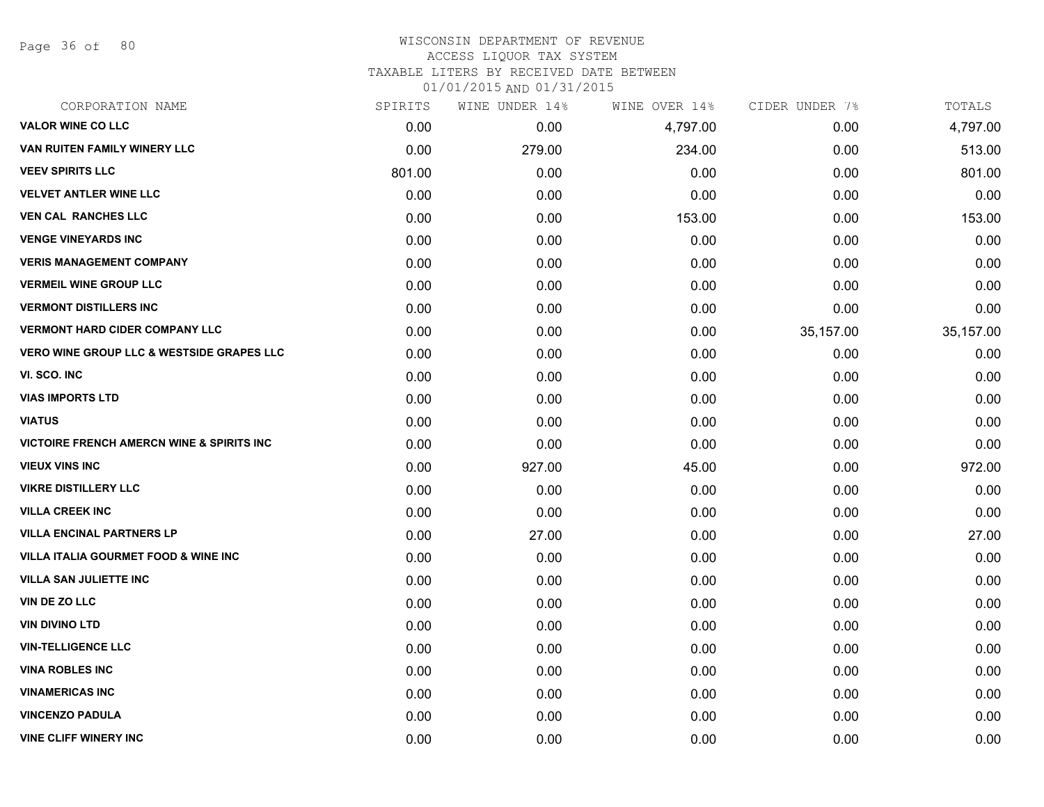# WISCONSIN DEPARTMENT OF REVENUE
ACCESS LIQUOR TAX SYSTEM
TAXABLE LITERS BY RECEIVED DATE BETWEEN
01/01/2015 AND 01/31/2015

| CORPORATION NAME | SPIRITS | WINE UNDER 14% | WINE OVER 14% | CIDER UNDER 7% | TOTALS |
|---|---|---|---|---|---|
| VALOR WINE CO LLC | 0.00 | 0.00 | 4,797.00 | 0.00 | 4,797.00 |
| VAN RUITEN FAMILY WINERY LLC | 0.00 | 279.00 | 234.00 | 0.00 | 513.00 |
| VEEV SPIRITS LLC | 801.00 | 0.00 | 0.00 | 0.00 | 801.00 |
| VELVET ANTLER WINE LLC | 0.00 | 0.00 | 0.00 | 0.00 | 0.00 |
| VEN CAL RANCHES LLC | 0.00 | 0.00 | 153.00 | 0.00 | 153.00 |
| VENGE VINEYARDS INC | 0.00 | 0.00 | 0.00 | 0.00 | 0.00 |
| VERIS MANAGEMENT COMPANY | 0.00 | 0.00 | 0.00 | 0.00 | 0.00 |
| VERMEIL WINE GROUP LLC | 0.00 | 0.00 | 0.00 | 0.00 | 0.00 |
| VERMONT DISTILLERS INC | 0.00 | 0.00 | 0.00 | 0.00 | 0.00 |
| VERMONT HARD CIDER COMPANY LLC | 0.00 | 0.00 | 0.00 | 35,157.00 | 35,157.00 |
| VERO WINE GROUP LLC & WESTSIDE GRAPES LLC | 0.00 | 0.00 | 0.00 | 0.00 | 0.00 |
| VI. SCO. INC | 0.00 | 0.00 | 0.00 | 0.00 | 0.00 |
| VIAS IMPORTS LTD | 0.00 | 0.00 | 0.00 | 0.00 | 0.00 |
| VIATUS | 0.00 | 0.00 | 0.00 | 0.00 | 0.00 |
| VICTOIRE FRENCH AMERCN WINE & SPIRITS INC | 0.00 | 0.00 | 0.00 | 0.00 | 0.00 |
| VIEUX VINS INC | 0.00 | 927.00 | 45.00 | 0.00 | 972.00 |
| VIKRE DISTILLERY LLC | 0.00 | 0.00 | 0.00 | 0.00 | 0.00 |
| VILLA CREEK INC | 0.00 | 0.00 | 0.00 | 0.00 | 0.00 |
| VILLA ENCINAL PARTNERS LP | 0.00 | 27.00 | 0.00 | 0.00 | 27.00 |
| VILLA ITALIA GOURMET FOOD & WINE INC | 0.00 | 0.00 | 0.00 | 0.00 | 0.00 |
| VILLA SAN JULIETTE INC | 0.00 | 0.00 | 0.00 | 0.00 | 0.00 |
| VIN DE ZO LLC | 0.00 | 0.00 | 0.00 | 0.00 | 0.00 |
| VIN DIVINO LTD | 0.00 | 0.00 | 0.00 | 0.00 | 0.00 |
| VIN-TELLIGENCE LLC | 0.00 | 0.00 | 0.00 | 0.00 | 0.00 |
| VINA ROBLES INC | 0.00 | 0.00 | 0.00 | 0.00 | 0.00 |
| VINAMERICAS INC | 0.00 | 0.00 | 0.00 | 0.00 | 0.00 |
| VINCENZO PADULA | 0.00 | 0.00 | 0.00 | 0.00 | 0.00 |
| VINE CLIFF WINERY INC | 0.00 | 0.00 | 0.00 | 0.00 | 0.00 |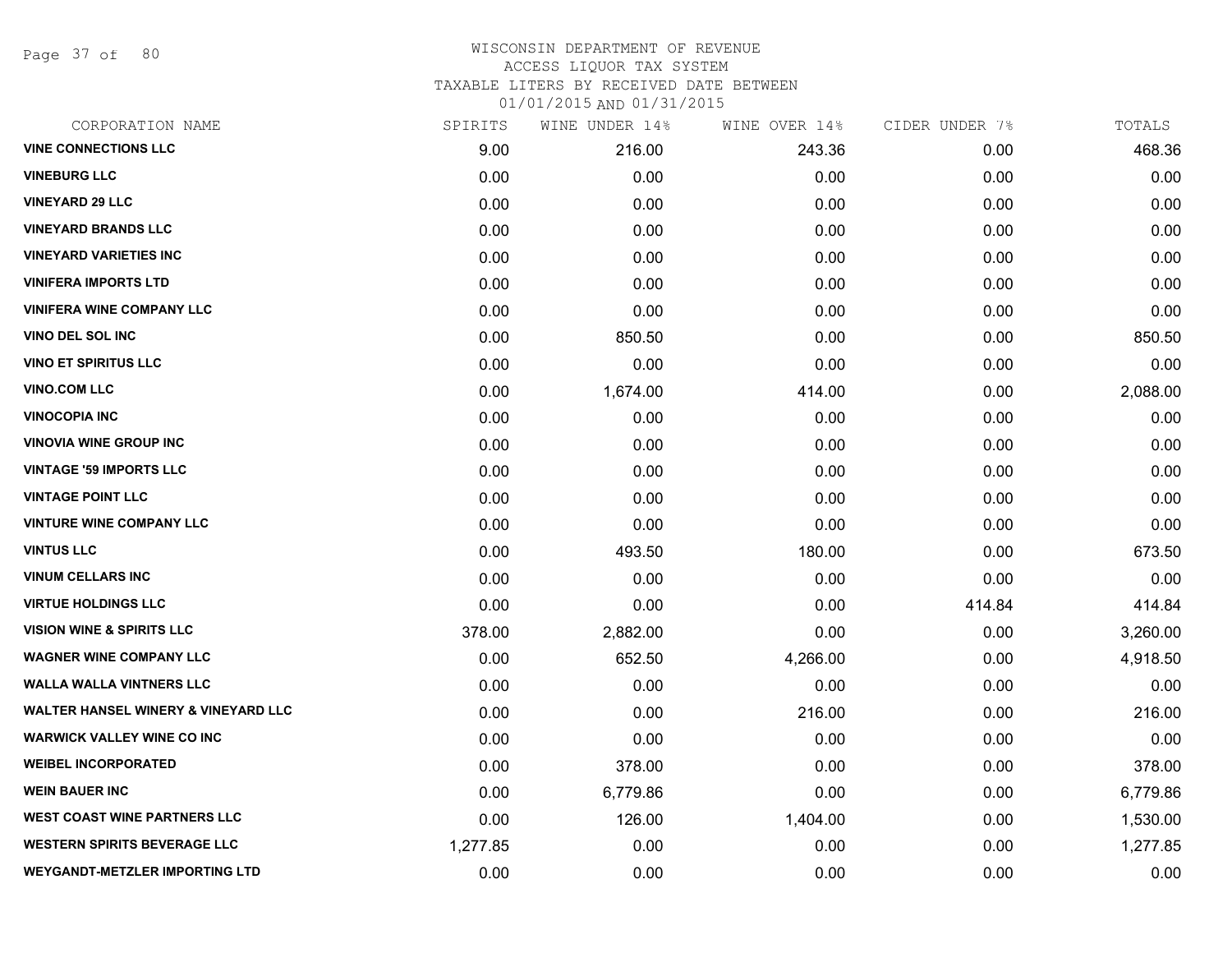# WISCONSIN DEPARTMENT OF REVENUE
## ACCESS LIQUOR TAX SYSTEM
### TAXABLE LITERS BY RECEIVED DATE BETWEEN 01/01/2015 AND 01/31/2015

| CORPORATION NAME | SPIRITS | WINE UNDER 14% | WINE OVER 14% | CIDER UNDER 7% | TOTALS |
|---|---|---|---|---|---|
| VINE CONNECTIONS LLC | 9.00 | 216.00 | 243.36 | 0.00 | 468.36 |
| VINEBURG LLC | 0.00 | 0.00 | 0.00 | 0.00 | 0.00 |
| VINEYARD 29 LLC | 0.00 | 0.00 | 0.00 | 0.00 | 0.00 |
| VINEYARD BRANDS LLC | 0.00 | 0.00 | 0.00 | 0.00 | 0.00 |
| VINEYARD VARIETIES INC | 0.00 | 0.00 | 0.00 | 0.00 | 0.00 |
| VINIFERA IMPORTS LTD | 0.00 | 0.00 | 0.00 | 0.00 | 0.00 |
| VINIFERA WINE COMPANY LLC | 0.00 | 0.00 | 0.00 | 0.00 | 0.00 |
| VINO DEL SOL INC | 0.00 | 850.50 | 0.00 | 0.00 | 850.50 |
| VINO ET SPIRITUS LLC | 0.00 | 0.00 | 0.00 | 0.00 | 0.00 |
| VINO.COM LLC | 0.00 | 1,674.00 | 414.00 | 0.00 | 2,088.00 |
| VINOCOPIA INC | 0.00 | 0.00 | 0.00 | 0.00 | 0.00 |
| VINOVIA WINE GROUP INC | 0.00 | 0.00 | 0.00 | 0.00 | 0.00 |
| VINTAGE '59 IMPORTS LLC | 0.00 | 0.00 | 0.00 | 0.00 | 0.00 |
| VINTAGE POINT LLC | 0.00 | 0.00 | 0.00 | 0.00 | 0.00 |
| VINTURE WINE COMPANY LLC | 0.00 | 0.00 | 0.00 | 0.00 | 0.00 |
| VINTUS LLC | 0.00 | 493.50 | 180.00 | 0.00 | 673.50 |
| VINUM CELLARS INC | 0.00 | 0.00 | 0.00 | 0.00 | 0.00 |
| VIRTUE HOLDINGS LLC | 0.00 | 0.00 | 0.00 | 414.84 | 414.84 |
| VISION WINE & SPIRITS LLC | 378.00 | 2,882.00 | 0.00 | 0.00 | 3,260.00 |
| WAGNER WINE COMPANY LLC | 0.00 | 652.50 | 4,266.00 | 0.00 | 4,918.50 |
| WALLA WALLA VINTNERS LLC | 0.00 | 0.00 | 0.00 | 0.00 | 0.00 |
| WALTER HANSEL WINERY & VINEYARD LLC | 0.00 | 0.00 | 216.00 | 0.00 | 216.00 |
| WARWICK VALLEY WINE CO INC | 0.00 | 0.00 | 0.00 | 0.00 | 0.00 |
| WEIBEL INCORPORATED | 0.00 | 378.00 | 0.00 | 0.00 | 378.00 |
| WEIN BAUER INC | 0.00 | 6,779.86 | 0.00 | 0.00 | 6,779.86 |
| WEST COAST WINE PARTNERS LLC | 0.00 | 126.00 | 1,404.00 | 0.00 | 1,530.00 |
| WESTERN SPIRITS BEVERAGE LLC | 1,277.85 | 0.00 | 0.00 | 0.00 | 1,277.85 |
| WEYGANDT-METZLER IMPORTING LTD | 0.00 | 0.00 | 0.00 | 0.00 | 0.00 |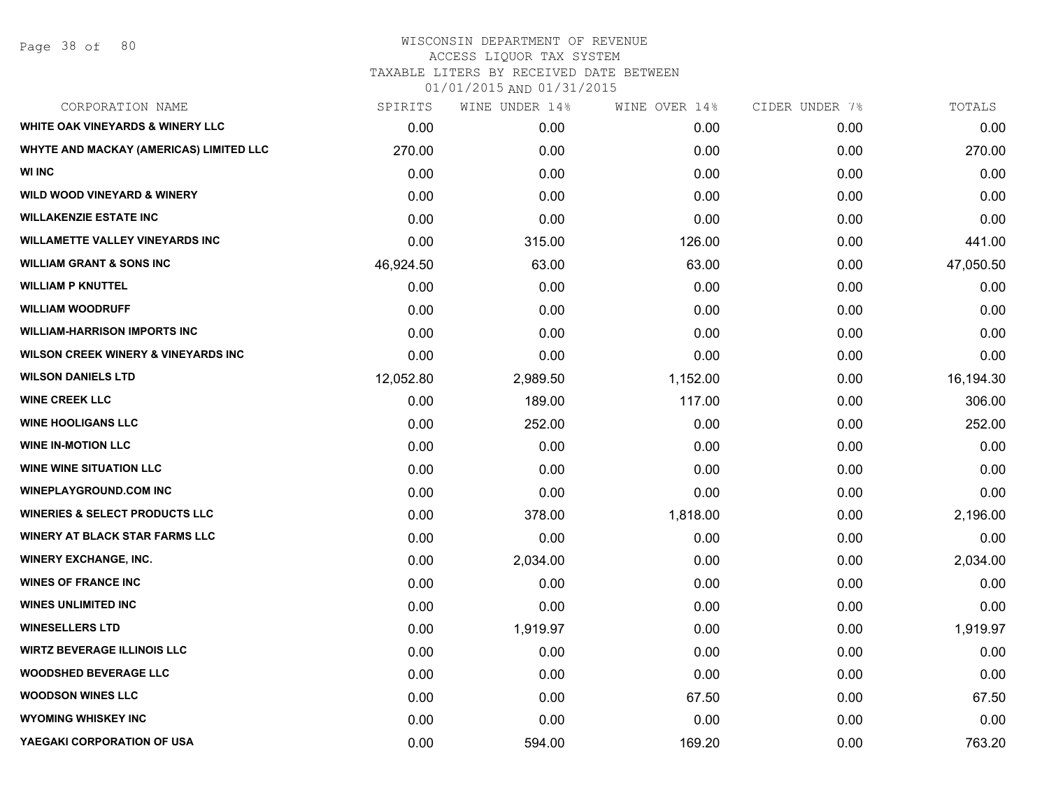WISCONSIN DEPARTMENT OF REVENUE
ACCESS LIQUOR TAX SYSTEM
TAXABLE LITERS BY RECEIVED DATE BETWEEN
01/01/2015 AND 01/31/2015

| CORPORATION NAME | SPIRITS | WINE UNDER 14% | WINE OVER 14% | CIDER UNDER 7% | TOTALS |
|---|---|---|---|---|---|
| WHITE OAK VINEYARDS & WINERY LLC | 0.00 | 0.00 | 0.00 | 0.00 | 0.00 |
| WHYTE AND MACKAY (AMERICAS) LIMITED LLC | 270.00 | 0.00 | 0.00 | 0.00 | 270.00 |
| WI INC | 0.00 | 0.00 | 0.00 | 0.00 | 0.00 |
| WILD WOOD VINEYARD & WINERY | 0.00 | 0.00 | 0.00 | 0.00 | 0.00 |
| WILLAKENZIE ESTATE INC | 0.00 | 0.00 | 0.00 | 0.00 | 0.00 |
| WILLAMETTE VALLEY VINEYARDS INC | 0.00 | 315.00 | 126.00 | 0.00 | 441.00 |
| WILLIAM GRANT & SONS INC | 46,924.50 | 63.00 | 63.00 | 0.00 | 47,050.50 |
| WILLIAM P KNUTTEL | 0.00 | 0.00 | 0.00 | 0.00 | 0.00 |
| WILLIAM WOODRUFF | 0.00 | 0.00 | 0.00 | 0.00 | 0.00 |
| WILLIAM-HARRISON IMPORTS INC | 0.00 | 0.00 | 0.00 | 0.00 | 0.00 |
| WILSON CREEK WINERY & VINEYARDS INC | 0.00 | 0.00 | 0.00 | 0.00 | 0.00 |
| WILSON DANIELS LTD | 12,052.80 | 2,989.50 | 1,152.00 | 0.00 | 16,194.30 |
| WINE CREEK LLC | 0.00 | 189.00 | 117.00 | 0.00 | 306.00 |
| WINE HOOLIGANS LLC | 0.00 | 252.00 | 0.00 | 0.00 | 252.00 |
| WINE IN-MOTION LLC | 0.00 | 0.00 | 0.00 | 0.00 | 0.00 |
| WINE WINE SITUATION LLC | 0.00 | 0.00 | 0.00 | 0.00 | 0.00 |
| WINEPLAYGROUND.COM INC | 0.00 | 0.00 | 0.00 | 0.00 | 0.00 |
| WINERIES & SELECT PRODUCTS LLC | 0.00 | 378.00 | 1,818.00 | 0.00 | 2,196.00 |
| WINERY AT BLACK STAR FARMS LLC | 0.00 | 0.00 | 0.00 | 0.00 | 0.00 |
| WINERY EXCHANGE, INC. | 0.00 | 2,034.00 | 0.00 | 0.00 | 2,034.00 |
| WINES OF FRANCE INC | 0.00 | 0.00 | 0.00 | 0.00 | 0.00 |
| WINES UNLIMITED INC | 0.00 | 0.00 | 0.00 | 0.00 | 0.00 |
| WINESELLERS LTD | 0.00 | 1,919.97 | 0.00 | 0.00 | 1,919.97 |
| WIRTZ BEVERAGE ILLINOIS LLC | 0.00 | 0.00 | 0.00 | 0.00 | 0.00 |
| WOODSHED BEVERAGE LLC | 0.00 | 0.00 | 0.00 | 0.00 | 0.00 |
| WOODSON WINES LLC | 0.00 | 0.00 | 67.50 | 0.00 | 67.50 |
| WYOMING WHISKEY INC | 0.00 | 0.00 | 0.00 | 0.00 | 0.00 |
| YAEGAKI CORPORATION OF USA | 0.00 | 594.00 | 169.20 | 0.00 | 763.20 |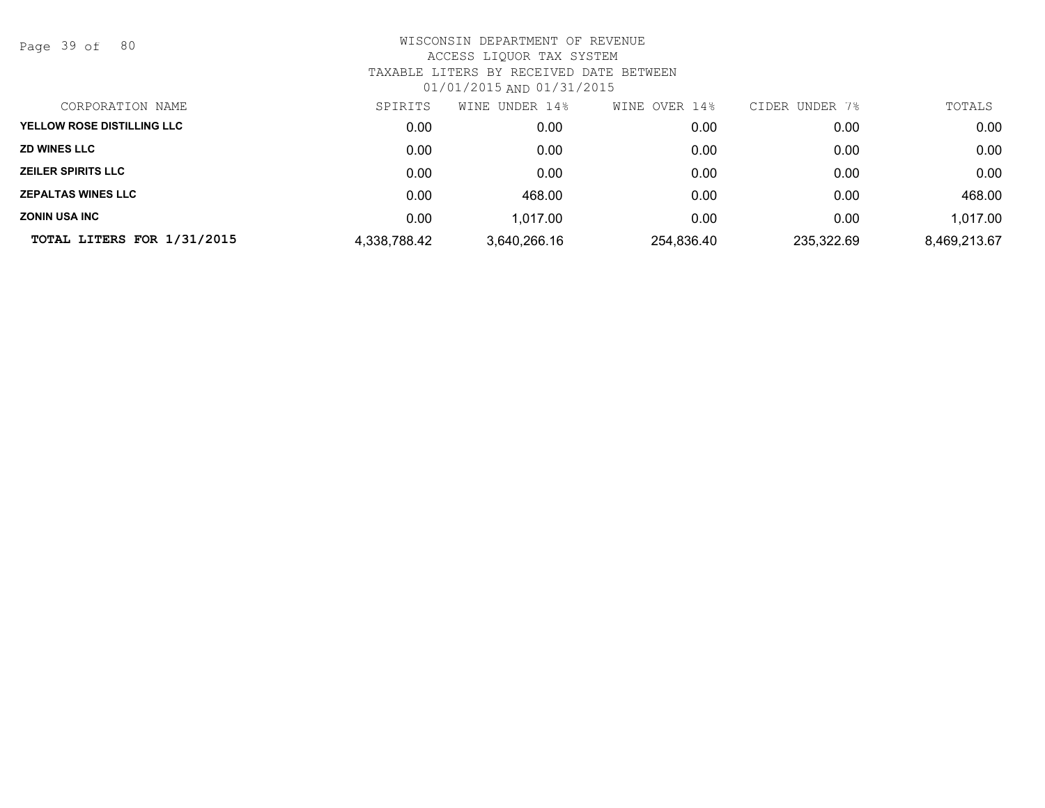# WISCONSIN DEPARTMENT OF REVENUE
## ACCESS LIQUOR TAX SYSTEM
### TAXABLE LITERS BY RECEIVED DATE BETWEEN 01/01/2015 AND 01/31/2015

| CORPORATION NAME | SPIRITS | WINE UNDER 14% | WINE OVER 14% | CIDER UNDER 7% | TOTALS |
|---|---|---|---|---|---|
| YELLOW ROSE DISTILLING LLC | 0.00 | 0.00 | 0.00 | 0.00 | 0.00 |
| ZD WINES LLC | 0.00 | 0.00 | 0.00 | 0.00 | 0.00 |
| ZEILER SPIRITS LLC | 0.00 | 0.00 | 0.00 | 0.00 | 0.00 |
| ZEPALTAS WINES LLC | 0.00 | 468.00 | 0.00 | 0.00 | 468.00 |
| ZONIN USA INC | 0.00 | 1,017.00 | 0.00 | 0.00 | 1,017.00 |
| **TOTAL LITERS FOR 1/31/2015** | 4,338,788.42 | 3,640,266.16 | 254,836.40 | 235,322.69 | 8,469,213.67 |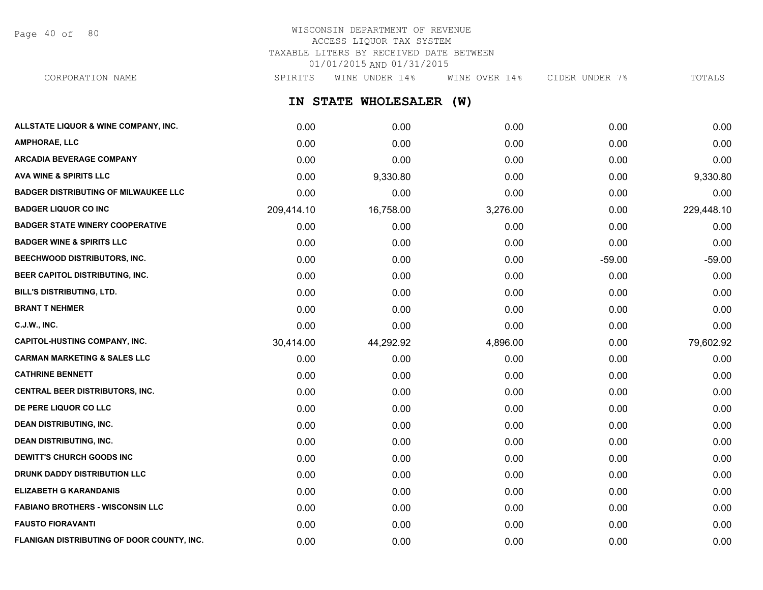WISCONSIN DEPARTMENT OF REVENUE
ACCESS LIQUOR TAX SYSTEM
TAXABLE LITERS BY RECEIVED DATE BETWEEN
01/01/2015 AND 01/31/2015

## IN STATE WHOLESALER (W)

| CORPORATION NAME | SPIRITS | WINE UNDER 14% | WINE OVER 14% | CIDER UNDER 7% | TOTALS |
|---|---|---|---|---|---|
| **ALLSTATE LIQUOR & WINE COMPANY, INC.** | 0.00 | 0.00 | 0.00 | 0.00 | 0.00 |
| **AMPHORAE, LLC** | 0.00 | 0.00 | 0.00 | 0.00 | 0.00 |
| **ARCADIA BEVERAGE COMPANY** | 0.00 | 0.00 | 0.00 | 0.00 | 0.00 |
| **AVA WINE & SPIRITS LLC** | 0.00 | 9,330.80 | 0.00 | 0.00 | 9,330.80 |
| **BADGER DISTRIBUTING OF MILWAUKEE LLC** | 0.00 | 0.00 | 0.00 | 0.00 | 0.00 |
| **BADGER LIQUOR CO INC** | 209,414.10 | 16,758.00 | 3,276.00 | 0.00 | 229,448.10 |
| **BADGER STATE WINERY COOPERATIVE** | 0.00 | 0.00 | 0.00 | 0.00 | 0.00 |
| **BADGER WINE & SPIRITS LLC** | 0.00 | 0.00 | 0.00 | 0.00 | 0.00 |
| **BEECHWOOD DISTRIBUTORS, INC.** | 0.00 | 0.00 | 0.00 | -59.00 | -59.00 |
| **BEER CAPITOL DISTRIBUTING, INC.** | 0.00 | 0.00 | 0.00 | 0.00 | 0.00 |
| **BILL'S DISTRIBUTING, LTD.** | 0.00 | 0.00 | 0.00 | 0.00 | 0.00 |
| **BRANT T NEHMER** | 0.00 | 0.00 | 0.00 | 0.00 | 0.00 |
| **C.J.W., INC.** | 0.00 | 0.00 | 0.00 | 0.00 | 0.00 |
| **CAPITOL-HUSTING COMPANY, INC.** | 30,414.00 | 44,292.92 | 4,896.00 | 0.00 | 79,602.92 |
| **CARMAN MARKETING & SALES LLC** | 0.00 | 0.00 | 0.00 | 0.00 | 0.00 |
| **CATHRINE BENNETT** | 0.00 | 0.00 | 0.00 | 0.00 | 0.00 |
| **CENTRAL BEER DISTRIBUTORS, INC.** | 0.00 | 0.00 | 0.00 | 0.00 | 0.00 |
| **DE PERE LIQUOR CO LLC** | 0.00 | 0.00 | 0.00 | 0.00 | 0.00 |
| **DEAN DISTRIBUTING, INC.** | 0.00 | 0.00 | 0.00 | 0.00 | 0.00 |
| **DEAN DISTRIBUTING, INC.** | 0.00 | 0.00 | 0.00 | 0.00 | 0.00 |
| **DEWITT'S CHURCH GOODS INC** | 0.00 | 0.00 | 0.00 | 0.00 | 0.00 |
| **DRUNK DADDY DISTRIBUTION LLC** | 0.00 | 0.00 | 0.00 | 0.00 | 0.00 |
| **ELIZABETH G KARANDANIS** | 0.00 | 0.00 | 0.00 | 0.00 | 0.00 |
| **FABIANO BROTHERS - WISCONSIN LLC** | 0.00 | 0.00 | 0.00 | 0.00 | 0.00 |
| **FAUSTO FIORAVANTI** | 0.00 | 0.00 | 0.00 | 0.00 | 0.00 |
| **FLANIGAN DISTRIBUTING OF DOOR COUNTY, INC.** | 0.00 | 0.00 | 0.00 | 0.00 | 0.00 |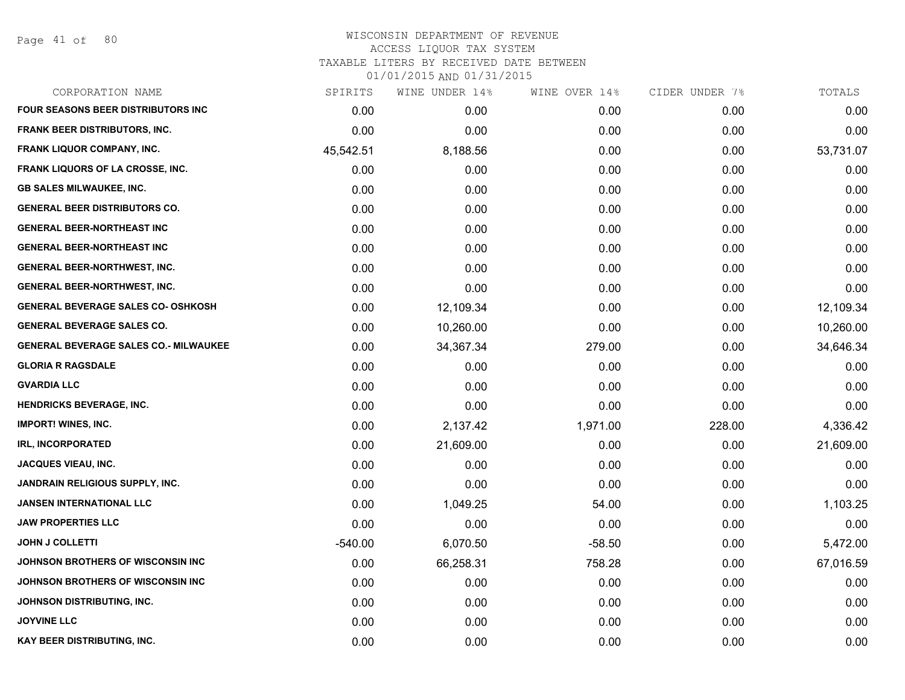# WISCONSIN DEPARTMENT OF REVENUE
## ACCESS LIQUOR TAX SYSTEM
### TAXABLE LITERS BY RECEIVED DATE BETWEEN 01/01/2015 AND 01/31/2015

| CORPORATION NAME | SPIRITS | WINE UNDER 14% | WINE OVER 14% | CIDER UNDER 7% | TOTALS |
|---|---|---|---|---|---|
| FOUR SEASONS BEER DISTRIBUTORS INC | 0.00 | 0.00 | 0.00 | 0.00 | 0.00 |
| FRANK BEER DISTRIBUTORS, INC. | 0.00 | 0.00 | 0.00 | 0.00 | 0.00 |
| FRANK LIQUOR COMPANY, INC. | 45,542.51 | 8,188.56 | 0.00 | 0.00 | 53,731.07 |
| FRANK LIQUORS OF LA CROSSE, INC. | 0.00 | 0.00 | 0.00 | 0.00 | 0.00 |
| GB SALES MILWAUKEE, INC. | 0.00 | 0.00 | 0.00 | 0.00 | 0.00 |
| GENERAL BEER DISTRIBUTORS CO. | 0.00 | 0.00 | 0.00 | 0.00 | 0.00 |
| GENERAL BEER-NORTHEAST INC | 0.00 | 0.00 | 0.00 | 0.00 | 0.00 |
| GENERAL BEER-NORTHEAST INC | 0.00 | 0.00 | 0.00 | 0.00 | 0.00 |
| GENERAL BEER-NORTHWEST, INC. | 0.00 | 0.00 | 0.00 | 0.00 | 0.00 |
| GENERAL BEER-NORTHWEST, INC. | 0.00 | 0.00 | 0.00 | 0.00 | 0.00 |
| GENERAL BEVERAGE SALES CO- OSHKOSH | 0.00 | 12,109.34 | 0.00 | 0.00 | 12,109.34 |
| GENERAL BEVERAGE SALES CO. | 0.00 | 10,260.00 | 0.00 | 0.00 | 10,260.00 |
| GENERAL BEVERAGE SALES CO.- MILWAUKEE | 0.00 | 34,367.34 | 279.00 | 0.00 | 34,646.34 |
| GLORIA R RAGSDALE | 0.00 | 0.00 | 0.00 | 0.00 | 0.00 |
| GVARDIA LLC | 0.00 | 0.00 | 0.00 | 0.00 | 0.00 |
| HENDRICKS BEVERAGE, INC. | 0.00 | 0.00 | 0.00 | 0.00 | 0.00 |
| IMPORT! WINES, INC. | 0.00 | 2,137.42 | 1,971.00 | 228.00 | 4,336.42 |
| IRL, INCORPORATED | 0.00 | 21,609.00 | 0.00 | 0.00 | 21,609.00 |
| JACQUES VIEAU, INC. | 0.00 | 0.00 | 0.00 | 0.00 | 0.00 |
| JANDRAIN RELIGIOUS SUPPLY, INC. | 0.00 | 0.00 | 0.00 | 0.00 | 0.00 |
| JANSEN INTERNATIONAL LLC | 0.00 | 1,049.25 | 54.00 | 0.00 | 1,103.25 |
| JAW PROPERTIES LLC | 0.00 | 0.00 | 0.00 | 0.00 | 0.00 |
| JOHN J COLLETTI | -540.00 | 6,070.50 | -58.50 | 0.00 | 5,472.00 |
| JOHNSON BROTHERS OF WISCONSIN INC | 0.00 | 66,258.31 | 758.28 | 0.00 | 67,016.59 |
| JOHNSON BROTHERS OF WISCONSIN INC | 0.00 | 0.00 | 0.00 | 0.00 | 0.00 |
| JOHNSON DISTRIBUTING, INC. | 0.00 | 0.00 | 0.00 | 0.00 | 0.00 |
| JOYVINE LLC | 0.00 | 0.00 | 0.00 | 0.00 | 0.00 |
| KAY BEER DISTRIBUTING, INC. | 0.00 | 0.00 | 0.00 | 0.00 | 0.00 |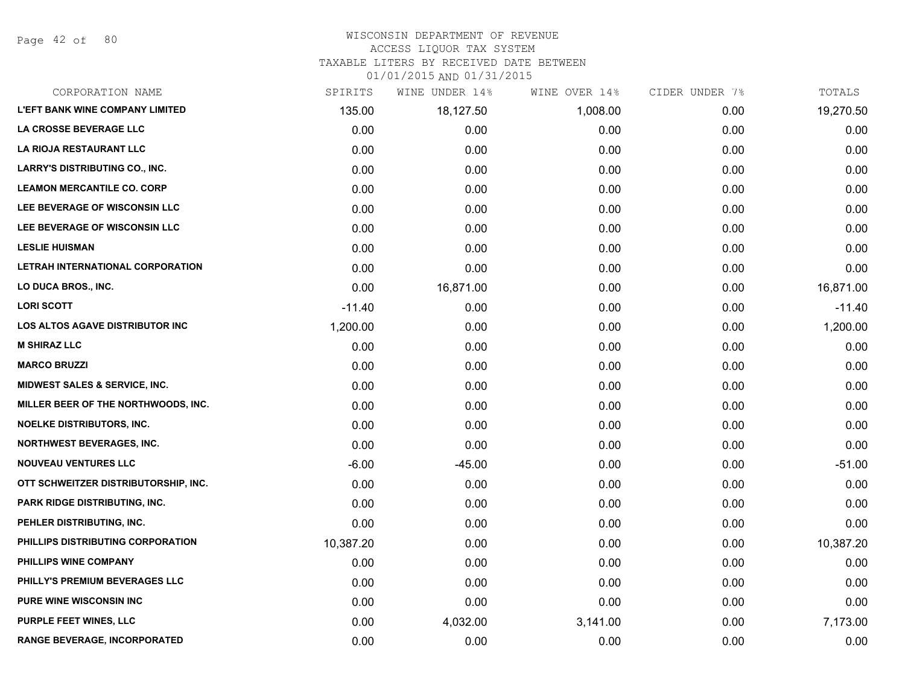WISCONSIN DEPARTMENT OF REVENUE
ACCESS LIQUOR TAX SYSTEM
TAXABLE LITERS BY RECEIVED DATE BETWEEN
01/01/2015 AND 01/31/2015

| CORPORATION NAME | SPIRITS | WINE UNDER 14% | WINE OVER 14% | CIDER UNDER 7% | TOTALS |
|---|---|---|---|---|---|
| L'EFT BANK WINE COMPANY LIMITED | 135.00 | 18,127.50 | 1,008.00 | 0.00 | 19,270.50 |
| LA CROSSE BEVERAGE LLC | 0.00 | 0.00 | 0.00 | 0.00 | 0.00 |
| LA RIOJA RESTAURANT LLC | 0.00 | 0.00 | 0.00 | 0.00 | 0.00 |
| LARRY'S DISTRIBUTING CO., INC. | 0.00 | 0.00 | 0.00 | 0.00 | 0.00 |
| LEAMON MERCANTILE CO. CORP | 0.00 | 0.00 | 0.00 | 0.00 | 0.00 |
| LEE BEVERAGE OF WISCONSIN LLC | 0.00 | 0.00 | 0.00 | 0.00 | 0.00 |
| LEE BEVERAGE OF WISCONSIN LLC | 0.00 | 0.00 | 0.00 | 0.00 | 0.00 |
| LESLIE HUISMAN | 0.00 | 0.00 | 0.00 | 0.00 | 0.00 |
| LETRAH INTERNATIONAL CORPORATION | 0.00 | 0.00 | 0.00 | 0.00 | 0.00 |
| LO DUCA BROS., INC. | 0.00 | 16,871.00 | 0.00 | 0.00 | 16,871.00 |
| LORI SCOTT | -11.40 | 0.00 | 0.00 | 0.00 | -11.40 |
| LOS ALTOS AGAVE DISTRIBUTOR INC | 1,200.00 | 0.00 | 0.00 | 0.00 | 1,200.00 |
| M SHIRAZ LLC | 0.00 | 0.00 | 0.00 | 0.00 | 0.00 |
| MARCO BRUZZI | 0.00 | 0.00 | 0.00 | 0.00 | 0.00 |
| MIDWEST SALES & SERVICE, INC. | 0.00 | 0.00 | 0.00 | 0.00 | 0.00 |
| MILLER BEER OF THE NORTHWOODS, INC. | 0.00 | 0.00 | 0.00 | 0.00 | 0.00 |
| NOELKE DISTRIBUTORS, INC. | 0.00 | 0.00 | 0.00 | 0.00 | 0.00 |
| NORTHWEST BEVERAGES, INC. | 0.00 | 0.00 | 0.00 | 0.00 | 0.00 |
| NOUVEAU VENTURES LLC | -6.00 | -45.00 | 0.00 | 0.00 | -51.00 |
| OTT SCHWEITZER DISTRIBUTORSHIP, INC. | 0.00 | 0.00 | 0.00 | 0.00 | 0.00 |
| PARK RIDGE DISTRIBUTING, INC. | 0.00 | 0.00 | 0.00 | 0.00 | 0.00 |
| PEHLER DISTRIBUTING, INC. | 0.00 | 0.00 | 0.00 | 0.00 | 0.00 |
| PHILLIPS DISTRIBUTING CORPORATION | 10,387.20 | 0.00 | 0.00 | 0.00 | 10,387.20 |
| PHILLIPS WINE COMPANY | 0.00 | 0.00 | 0.00 | 0.00 | 0.00 |
| PHILLY'S PREMIUM BEVERAGES LLC | 0.00 | 0.00 | 0.00 | 0.00 | 0.00 |
| PURE WINE WISCONSIN INC | 0.00 | 0.00 | 0.00 | 0.00 | 0.00 |
| PURPLE FEET WINES, LLC | 0.00 | 4,032.00 | 3,141.00 | 0.00 | 7,173.00 |
| RANGE BEVERAGE, INCORPORATED | 0.00 | 0.00 | 0.00 | 0.00 | 0.00 |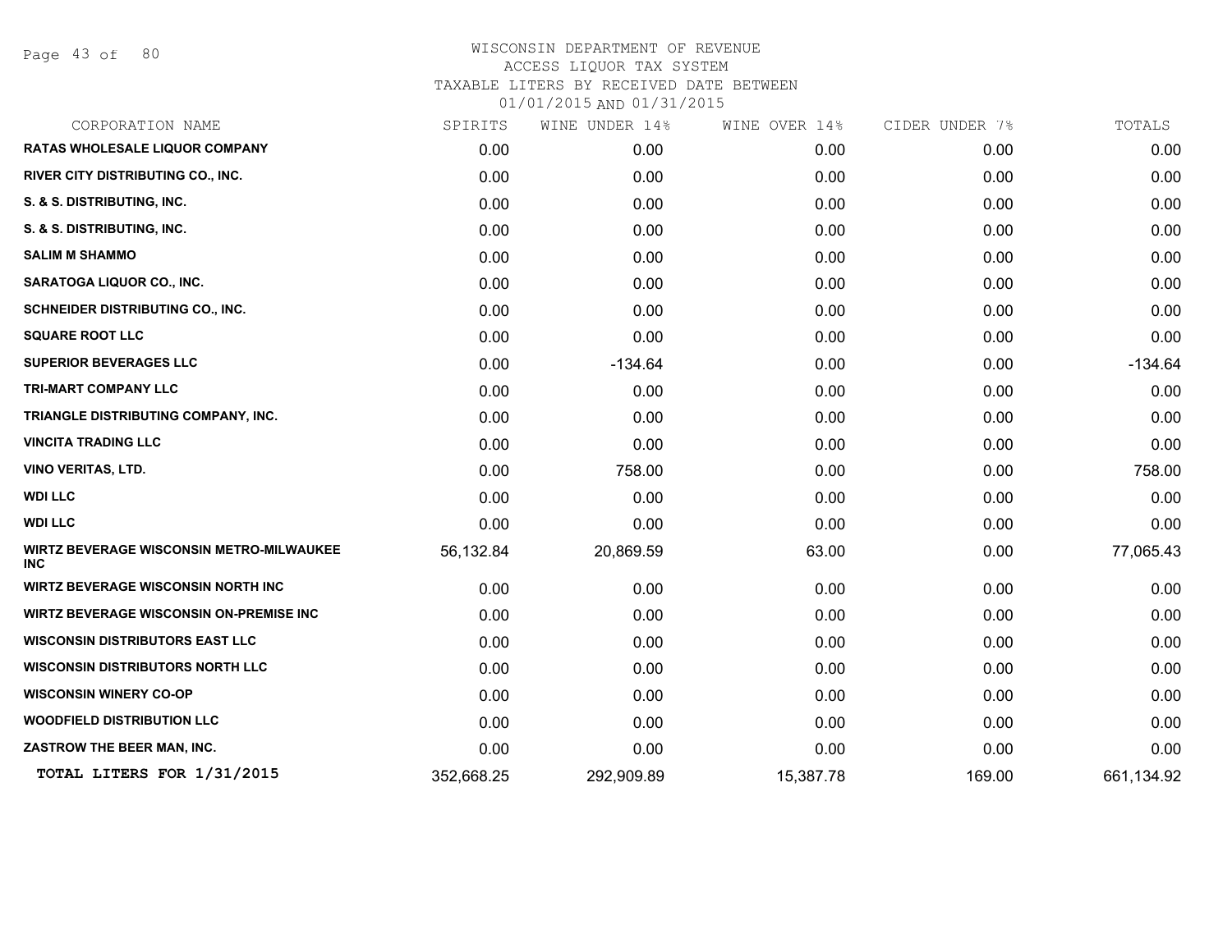WISCONSIN DEPARTMENT OF REVENUE
ACCESS LIQUOR TAX SYSTEM
TAXABLE LITERS BY RECEIVED DATE BETWEEN
01/01/2015 AND 01/31/2015

| CORPORATION NAME | SPIRITS | WINE UNDER 14% | WINE OVER 14% | CIDER UNDER 7% | TOTALS |
|---|---|---|---|---|---|
| RATAS WHOLESALE LIQUOR COMPANY | 0.00 | 0.00 | 0.00 | 0.00 | 0.00 |
| RIVER CITY DISTRIBUTING CO., INC. | 0.00 | 0.00 | 0.00 | 0.00 | 0.00 |
| S. & S. DISTRIBUTING, INC. | 0.00 | 0.00 | 0.00 | 0.00 | 0.00 |
| S. & S. DISTRIBUTING, INC. | 0.00 | 0.00 | 0.00 | 0.00 | 0.00 |
| SALIM M SHAMMO | 0.00 | 0.00 | 0.00 | 0.00 | 0.00 |
| SARATOGA LIQUOR CO., INC. | 0.00 | 0.00 | 0.00 | 0.00 | 0.00 |
| SCHNEIDER DISTRIBUTING CO., INC. | 0.00 | 0.00 | 0.00 | 0.00 | 0.00 |
| SQUARE ROOT LLC | 0.00 | 0.00 | 0.00 | 0.00 | 0.00 |
| SUPERIOR BEVERAGES LLC | 0.00 | -134.64 | 0.00 | 0.00 | -134.64 |
| TRI-MART COMPANY LLC | 0.00 | 0.00 | 0.00 | 0.00 | 0.00 |
| TRIANGLE DISTRIBUTING COMPANY, INC. | 0.00 | 0.00 | 0.00 | 0.00 | 0.00 |
| VINCITA TRADING LLC | 0.00 | 0.00 | 0.00 | 0.00 | 0.00 |
| VINO VERITAS, LTD. | 0.00 | 758.00 | 0.00 | 0.00 | 758.00 |
| WDI LLC | 0.00 | 0.00 | 0.00 | 0.00 | 0.00 |
| WDI LLC | 0.00 | 0.00 | 0.00 | 0.00 | 0.00 |
| WIRTZ BEVERAGE WISCONSIN METRO-MILWAUKEE INC | 56,132.84 | 20,869.59 | 63.00 | 0.00 | 77,065.43 |
| WIRTZ BEVERAGE WISCONSIN NORTH INC | 0.00 | 0.00 | 0.00 | 0.00 | 0.00 |
| WIRTZ BEVERAGE WISCONSIN ON-PREMISE INC | 0.00 | 0.00 | 0.00 | 0.00 | 0.00 |
| WISCONSIN DISTRIBUTORS EAST LLC | 0.00 | 0.00 | 0.00 | 0.00 | 0.00 |
| WISCONSIN DISTRIBUTORS NORTH LLC | 0.00 | 0.00 | 0.00 | 0.00 | 0.00 |
| WISCONSIN WINERY CO-OP | 0.00 | 0.00 | 0.00 | 0.00 | 0.00 |
| WOODFIELD DISTRIBUTION LLC | 0.00 | 0.00 | 0.00 | 0.00 | 0.00 |
| ZASTROW THE BEER MAN, INC. | 0.00 | 0.00 | 0.00 | 0.00 | 0.00 |
| **TOTAL LITERS FOR 1/31/2015** | 352,668.25 | 292,909.89 | 15,387.78 | 169.00 | 661,134.92 |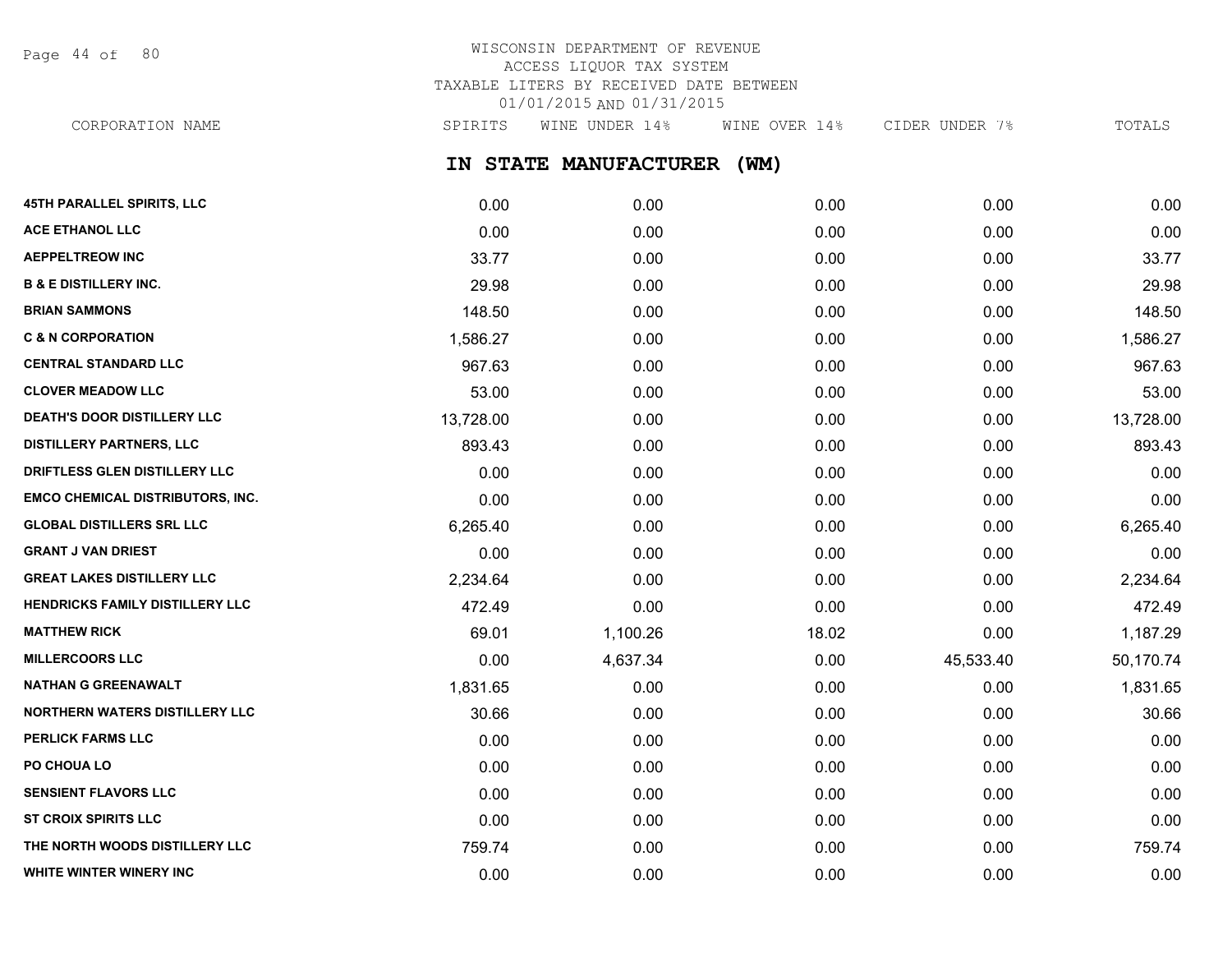WISCONSIN DEPARTMENT OF REVENUE
ACCESS LIQUOR TAX SYSTEM
TAXABLE LITERS BY RECEIVED DATE BETWEEN
01/01/2015 AND 01/31/2015

## IN STATE MANUFACTURER (WM)

| CORPORATION NAME | SPIRITS | WINE UNDER 14% | WINE OVER 14% | CIDER UNDER 7% | TOTALS |
|---|---|---|---|---|---|
| **45TH PARALLEL SPIRITS, LLC** | 0.00 | 0.00 | 0.00 | 0.00 | 0.00 |
| **ACE ETHANOL LLC** | 0.00 | 0.00 | 0.00 | 0.00 | 0.00 |
| **AEPPELTREOW INC** | 33.77 | 0.00 | 0.00 | 0.00 | 33.77 |
| **B & E DISTILLERY INC.** | 29.98 | 0.00 | 0.00 | 0.00 | 29.98 |
| **BRIAN SAMMONS** | 148.50 | 0.00 | 0.00 | 0.00 | 148.50 |
| **C & N CORPORATION** | 1,586.27 | 0.00 | 0.00 | 0.00 | 1,586.27 |
| **CENTRAL STANDARD LLC** | 967.63 | 0.00 | 0.00 | 0.00 | 967.63 |
| **CLOVER MEADOW LLC** | 53.00 | 0.00 | 0.00 | 0.00 | 53.00 |
| **DEATH'S DOOR DISTILLERY LLC** | 13,728.00 | 0.00 | 0.00 | 0.00 | 13,728.00 |
| **DISTILLERY PARTNERS, LLC** | 893.43 | 0.00 | 0.00 | 0.00 | 893.43 |
| **DRIFTLESS GLEN DISTILLERY LLC** | 0.00 | 0.00 | 0.00 | 0.00 | 0.00 |
| **EMCO CHEMICAL DISTRIBUTORS, INC.** | 0.00 | 0.00 | 0.00 | 0.00 | 0.00 |
| **GLOBAL DISTILLERS SRL LLC** | 6,265.40 | 0.00 | 0.00 | 0.00 | 6,265.40 |
| **GRANT J VAN DRIEST** | 0.00 | 0.00 | 0.00 | 0.00 | 0.00 |
| **GREAT LAKES DISTILLERY LLC** | 2,234.64 | 0.00 | 0.00 | 0.00 | 2,234.64 |
| **HENDRICKS FAMILY DISTILLERY LLC** | 472.49 | 0.00 | 0.00 | 0.00 | 472.49 |
| **MATTHEW RICK** | 69.01 | 1,100.26 | 18.02 | 0.00 | 1,187.29 |
| **MILLERCOORS LLC** | 0.00 | 4,637.34 | 0.00 | 45,533.40 | 50,170.74 |
| **NATHAN G GREENAWALT** | 1,831.65 | 0.00 | 0.00 | 0.00 | 1,831.65 |
| **NORTHERN WATERS DISTILLERY LLC** | 30.66 | 0.00 | 0.00 | 0.00 | 30.66 |
| **PERLICK FARMS LLC** | 0.00 | 0.00 | 0.00 | 0.00 | 0.00 |
| **PO CHOUA LO** | 0.00 | 0.00 | 0.00 | 0.00 | 0.00 |
| **SENSIENT FLAVORS LLC** | 0.00 | 0.00 | 0.00 | 0.00 | 0.00 |
| **ST CROIX SPIRITS LLC** | 0.00 | 0.00 | 0.00 | 0.00 | 0.00 |
| **THE NORTH WOODS DISTILLERY LLC** | 759.74 | 0.00 | 0.00 | 0.00 | 759.74 |
| **WHITE WINTER WINERY INC** | 0.00 | 0.00 | 0.00 | 0.00 | 0.00 |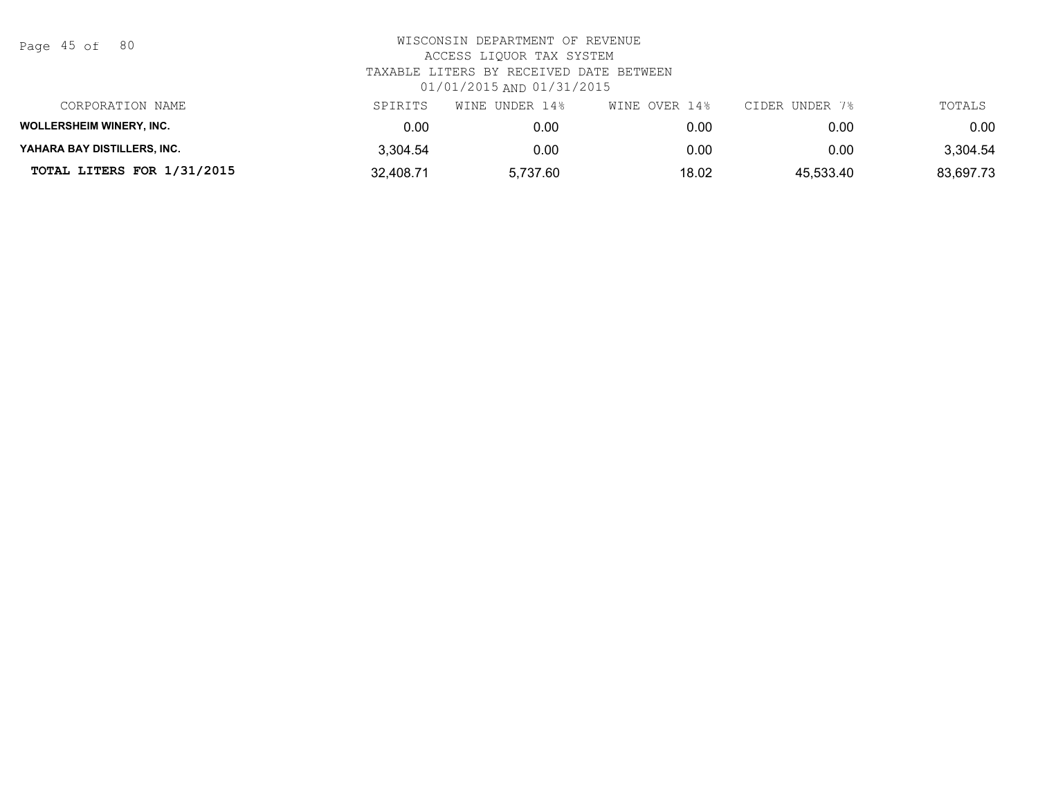WISCONSIN DEPARTMENT OF REVENUE
ACCESS LIQUOR TAX SYSTEM
TAXABLE LITERS BY RECEIVED DATE BETWEEN
01/01/2015 AND 01/31/2015

| CORPORATION NAME | SPIRITS | WINE UNDER 14% | WINE OVER 14% | CIDER UNDER 7% | TOTALS |
|---|---|---|---|---|---|
| **WOLLERSHEIM WINERY, INC.** | 0.00 | 0.00 | 0.00 | 0.00 | 0.00 |
| **YAHARA BAY DISTILLERS, INC.** | 3,304.54 | 0.00 | 0.00 | 0.00 | 3,304.54 |
| **TOTAL LITERS FOR 1/31/2015** | 32,408.71 | 5,737.60 | 18.02 | 45,533.40 | 83,697.73 |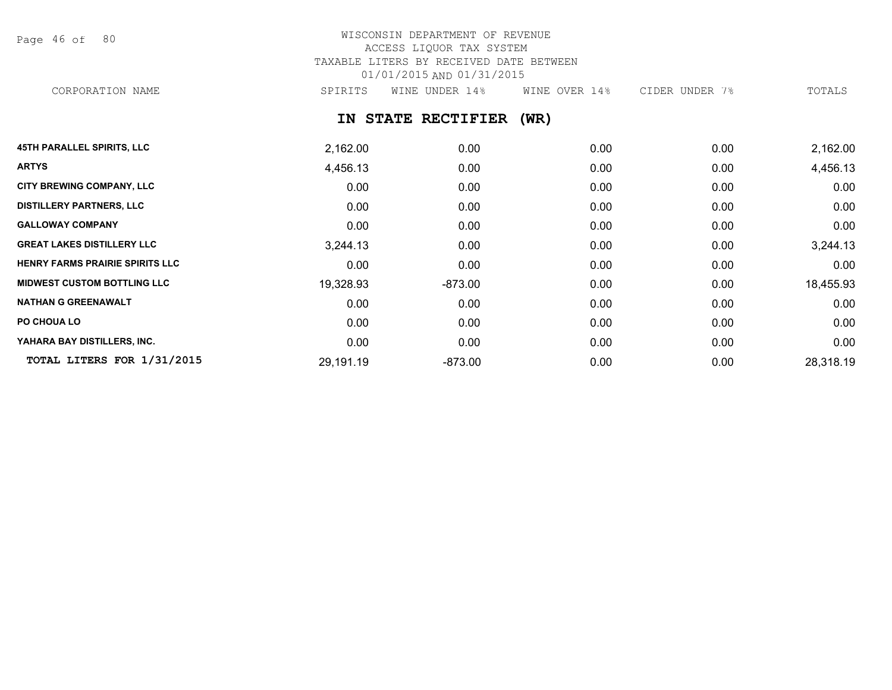# WISCONSIN DEPARTMENT OF REVENUE
ACCESS LIQUOR TAX SYSTEM
TAXABLE LITERS BY RECEIVED DATE BETWEEN
01/01/2015 AND 01/31/2015

## IN STATE RECTIFIER (WR)

| CORPORATION NAME | SPIRITS | WINE UNDER 14% | WINE OVER 14% | CIDER UNDER 7% | TOTALS |
|---|---|---|---|---|---|
| **45TH PARALLEL SPIRITS, LLC** | 2,162.00 | 0.00 | 0.00 | 0.00 | 2,162.00 |
| **ARTYS** | 4,456.13 | 0.00 | 0.00 | 0.00 | 4,456.13 |
| **CITY BREWING COMPANY, LLC** | 0.00 | 0.00 | 0.00 | 0.00 | 0.00 |
| **DISTILLERY PARTNERS, LLC** | 0.00 | 0.00 | 0.00 | 0.00 | 0.00 |
| **GALLOWAY COMPANY** | 0.00 | 0.00 | 0.00 | 0.00 | 0.00 |
| **GREAT LAKES DISTILLERY LLC** | 3,244.13 | 0.00 | 0.00 | 0.00 | 3,244.13 |
| **HENRY FARMS PRAIRIE SPIRITS LLC** | 0.00 | 0.00 | 0.00 | 0.00 | 0.00 |
| **MIDWEST CUSTOM BOTTLING LLC** | 19,328.93 | -873.00 | 0.00 | 0.00 | 18,455.93 |
| **NATHAN G GREENAWALT** | 0.00 | 0.00 | 0.00 | 0.00 | 0.00 |
| **PO CHOUA LO** | 0.00 | 0.00 | 0.00 | 0.00 | 0.00 |
| **YAHARA BAY DISTILLERS, INC.** | 0.00 | 0.00 | 0.00 | 0.00 | 0.00 |
| **TOTAL LITERS FOR 1/31/2015** | 29,191.19 | -873.00 | 0.00 | 0.00 | 28,318.19 |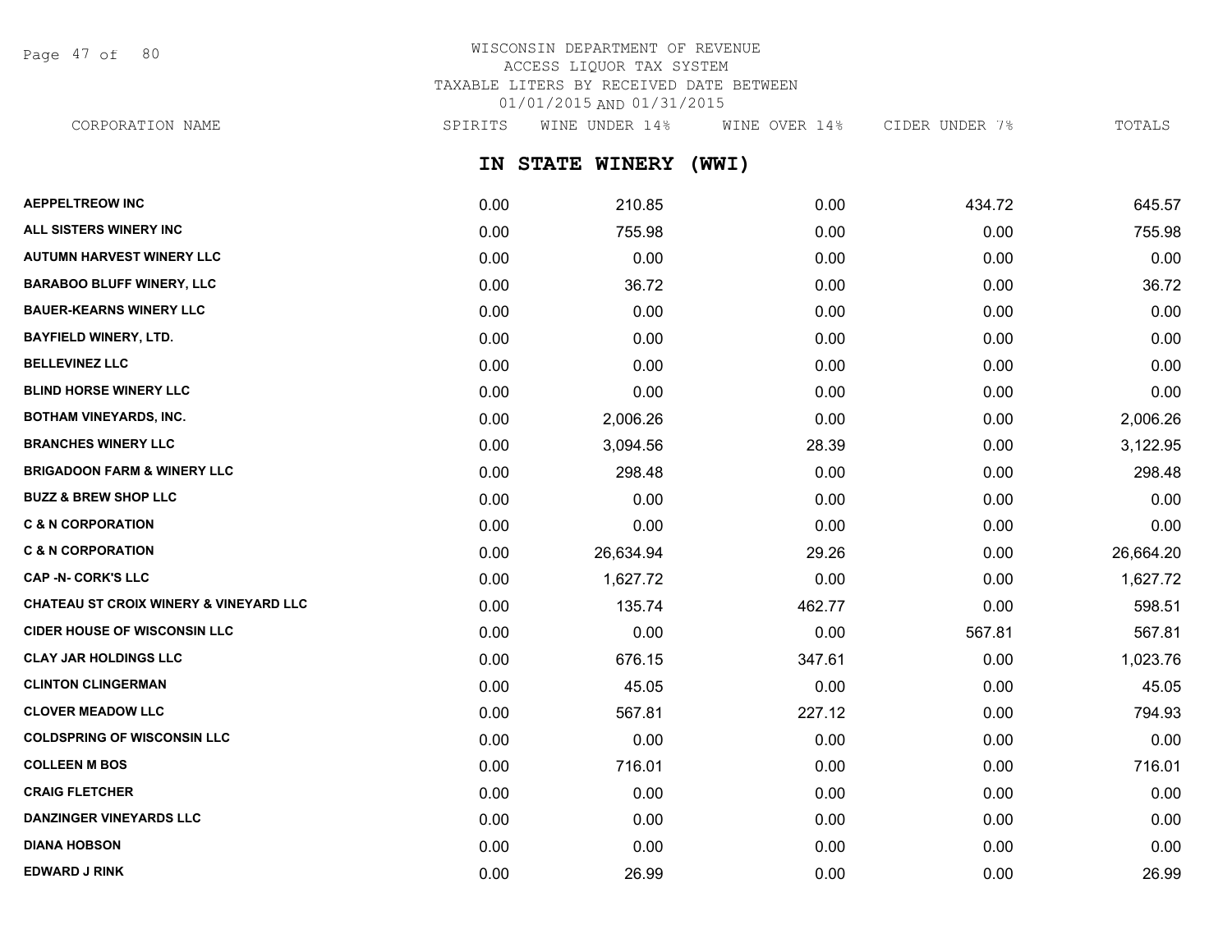# WISCONSIN DEPARTMENT OF REVENUE
## ACCESS LIQUOR TAX SYSTEM
## TAXABLE LITERS BY RECEIVED DATE BETWEEN 01/01/2015 AND 01/31/2015

## IN STATE WINERY (WWI)

| CORPORATION NAME | SPIRITS | WINE UNDER 14% | WINE OVER 14% | CIDER UNDER 7% | TOTALS |
|---|---|---|---|---|---|
| AEPPELTREOW INC | 0.00 | 210.85 | 0.00 | 434.72 | 645.57 |
| ALL SISTERS WINERY INC | 0.00 | 755.98 | 0.00 | 0.00 | 755.98 |
| AUTUMN HARVEST WINERY LLC | 0.00 | 0.00 | 0.00 | 0.00 | 0.00 |
| BARABOO BLUFF WINERY, LLC | 0.00 | 36.72 | 0.00 | 0.00 | 36.72 |
| BAUER-KEARNS WINERY LLC | 0.00 | 0.00 | 0.00 | 0.00 | 0.00 |
| BAYFIELD WINERY, LTD. | 0.00 | 0.00 | 0.00 | 0.00 | 0.00 |
| BELLEVINEZ LLC | 0.00 | 0.00 | 0.00 | 0.00 | 0.00 |
| BLIND HORSE WINERY LLC | 0.00 | 0.00 | 0.00 | 0.00 | 0.00 |
| BOTHAM VINEYARDS, INC. | 0.00 | 2,006.26 | 0.00 | 0.00 | 2,006.26 |
| BRANCHES WINERY LLC | 0.00 | 3,094.56 | 28.39 | 0.00 | 3,122.95 |
| BRIGADOON FARM & WINERY LLC | 0.00 | 298.48 | 0.00 | 0.00 | 298.48 |
| BUZZ & BREW SHOP LLC | 0.00 | 0.00 | 0.00 | 0.00 | 0.00 |
| C & N CORPORATION | 0.00 | 0.00 | 0.00 | 0.00 | 0.00 |
| C & N CORPORATION | 0.00 | 26,634.94 | 29.26 | 0.00 | 26,664.20 |
| CAP -N- CORK'S LLC | 0.00 | 1,627.72 | 0.00 | 0.00 | 1,627.72 |
| CHATEAU ST CROIX WINERY & VINEYARD LLC | 0.00 | 135.74 | 462.77 | 0.00 | 598.51 |
| CIDER HOUSE OF WISCONSIN LLC | 0.00 | 0.00 | 0.00 | 567.81 | 567.81 |
| CLAY JAR HOLDINGS LLC | 0.00 | 676.15 | 347.61 | 0.00 | 1,023.76 |
| CLINTON CLINGERMAN | 0.00 | 45.05 | 0.00 | 0.00 | 45.05 |
| CLOVER MEADOW LLC | 0.00 | 567.81 | 227.12 | 0.00 | 794.93 |
| COLDSPRING OF WISCONSIN LLC | 0.00 | 0.00 | 0.00 | 0.00 | 0.00 |
| COLLEEN M BOS | 0.00 | 716.01 | 0.00 | 0.00 | 716.01 |
| CRAIG FLETCHER | 0.00 | 0.00 | 0.00 | 0.00 | 0.00 |
| DANZINGER VINEYARDS LLC | 0.00 | 0.00 | 0.00 | 0.00 | 0.00 |
| DIANA HOBSON | 0.00 | 0.00 | 0.00 | 0.00 | 0.00 |
| EDWARD J RINK | 0.00 | 26.99 | 0.00 | 0.00 | 26.99 |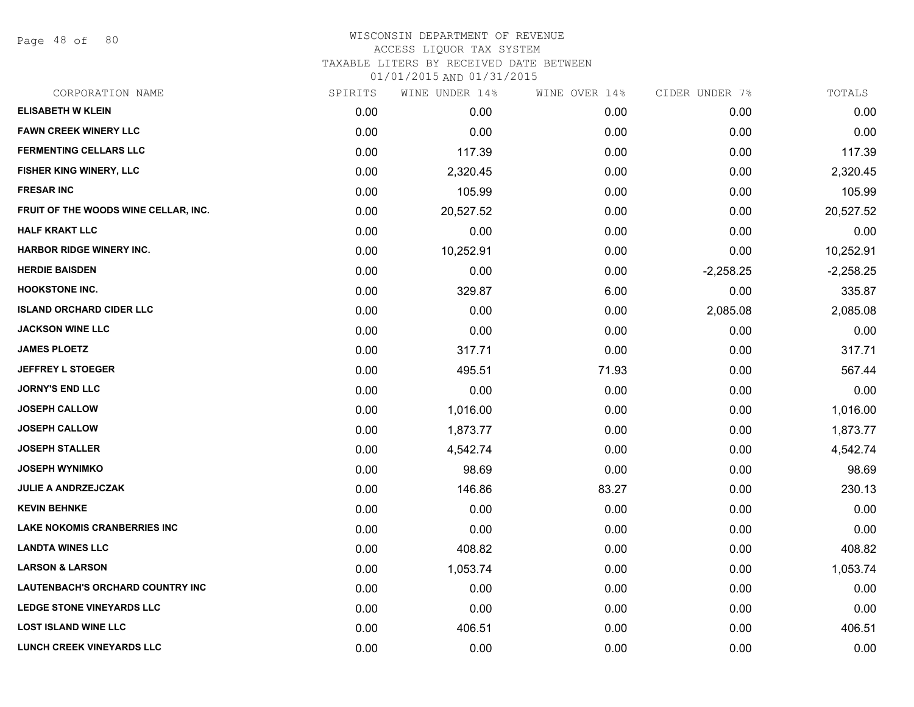WISCONSIN DEPARTMENT OF REVENUE
ACCESS LIQUOR TAX SYSTEM
TAXABLE LITERS BY RECEIVED DATE BETWEEN
01/01/2015 AND 01/31/2015

| CORPORATION NAME | SPIRITS | WINE UNDER 14% | WINE OVER 14% | CIDER UNDER 7% | TOTALS |
|---|---|---|---|---|---|
| ELISABETH W KLEIN | 0.00 | 0.00 | 0.00 | 0.00 | 0.00 |
| FAWN CREEK WINERY LLC | 0.00 | 0.00 | 0.00 | 0.00 | 0.00 |
| FERMENTING CELLARS LLC | 0.00 | 117.39 | 0.00 | 0.00 | 117.39 |
| FISHER KING WINERY, LLC | 0.00 | 2,320.45 | 0.00 | 0.00 | 2,320.45 |
| FRESAR INC | 0.00 | 105.99 | 0.00 | 0.00 | 105.99 |
| FRUIT OF THE WOODS WINE CELLAR, INC. | 0.00 | 20,527.52 | 0.00 | 0.00 | 20,527.52 |
| HALF KRAKT LLC | 0.00 | 0.00 | 0.00 | 0.00 | 0.00 |
| HARBOR RIDGE WINERY INC. | 0.00 | 10,252.91 | 0.00 | 0.00 | 10,252.91 |
| HERDIE BAISDEN | 0.00 | 0.00 | 0.00 | -2,258.25 | -2,258.25 |
| HOOKSTONE INC. | 0.00 | 329.87 | 6.00 | 0.00 | 335.87 |
| ISLAND ORCHARD CIDER LLC | 0.00 | 0.00 | 0.00 | 2,085.08 | 2,085.08 |
| JACKSON WINE LLC | 0.00 | 0.00 | 0.00 | 0.00 | 0.00 |
| JAMES PLOETZ | 0.00 | 317.71 | 0.00 | 0.00 | 317.71 |
| JEFFREY L STOEGER | 0.00 | 495.51 | 71.93 | 0.00 | 567.44 |
| JORNY'S END LLC | 0.00 | 0.00 | 0.00 | 0.00 | 0.00 |
| JOSEPH CALLOW | 0.00 | 1,016.00 | 0.00 | 0.00 | 1,016.00 |
| JOSEPH CALLOW | 0.00 | 1,873.77 | 0.00 | 0.00 | 1,873.77 |
| JOSEPH STALLER | 0.00 | 4,542.74 | 0.00 | 0.00 | 4,542.74 |
| JOSEPH WYNIMKO | 0.00 | 98.69 | 0.00 | 0.00 | 98.69 |
| JULIE A ANDRZEJCZAK | 0.00 | 146.86 | 83.27 | 0.00 | 230.13 |
| KEVIN BEHNKE | 0.00 | 0.00 | 0.00 | 0.00 | 0.00 |
| LAKE NOKOMIS CRANBERRIES INC | 0.00 | 0.00 | 0.00 | 0.00 | 0.00 |
| LANDTA WINES LLC | 0.00 | 408.82 | 0.00 | 0.00 | 408.82 |
| LARSON & LARSON | 0.00 | 1,053.74 | 0.00 | 0.00 | 1,053.74 |
| LAUTENBACH'S ORCHARD COUNTRY INC | 0.00 | 0.00 | 0.00 | 0.00 | 0.00 |
| LEDGE STONE VINEYARDS LLC | 0.00 | 0.00 | 0.00 | 0.00 | 0.00 |
| LOST ISLAND WINE LLC | 0.00 | 406.51 | 0.00 | 0.00 | 406.51 |
| LUNCH CREEK VINEYARDS LLC | 0.00 | 0.00 | 0.00 | 0.00 | 0.00 |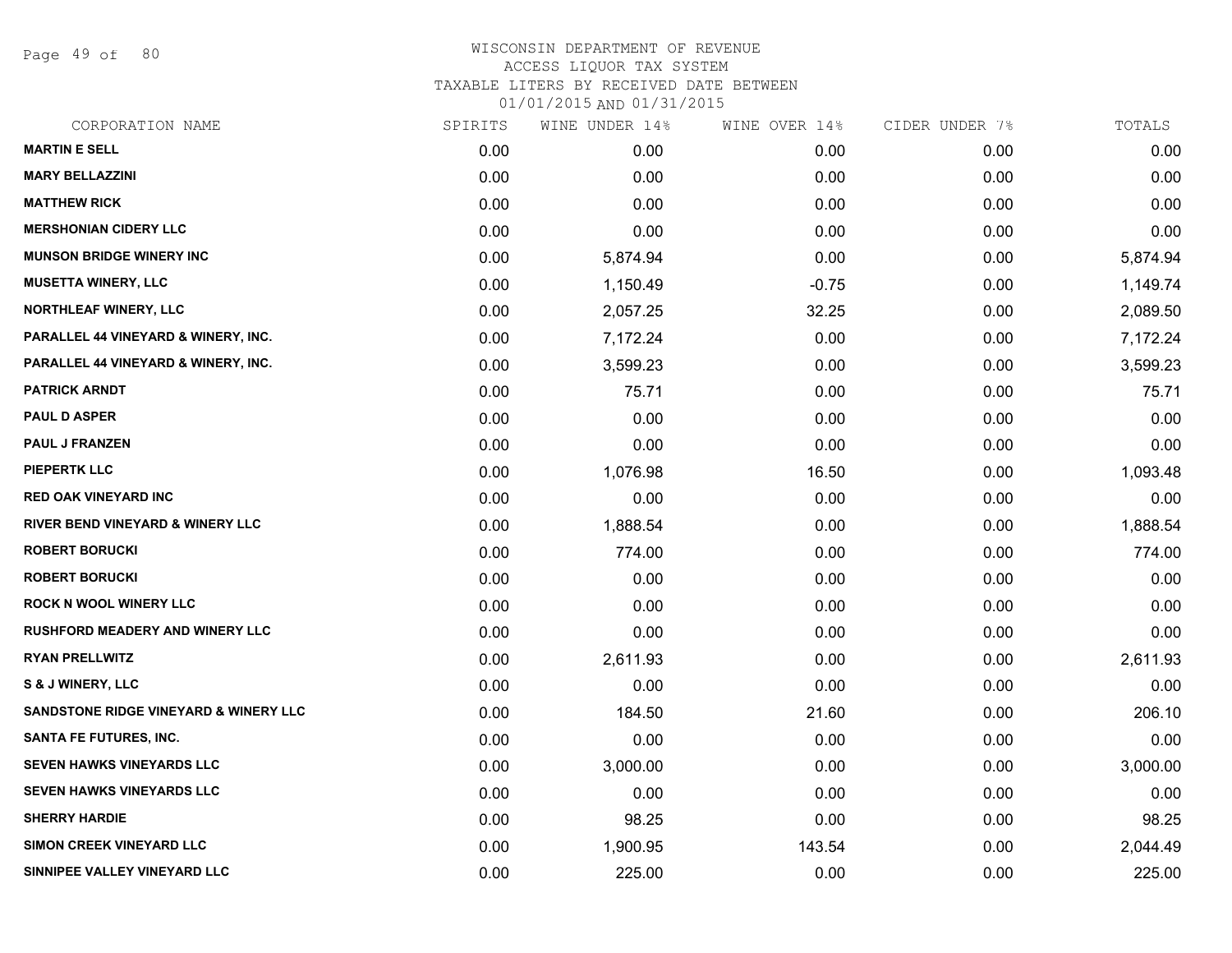# WISCONSIN DEPARTMENT OF REVENUE
## ACCESS LIQUOR TAX SYSTEM
### TAXABLE LITERS BY RECEIVED DATE BETWEEN 01/01/2015 AND 01/31/2015

| CORPORATION NAME | SPIRITS | WINE UNDER 14% | WINE OVER 14% | CIDER UNDER 7% | TOTALS |
|---|---|---|---|---|---|
| MARTIN E SELL | 0.00 | 0.00 | 0.00 | 0.00 | 0.00 |
| MARY BELLAZZINI | 0.00 | 0.00 | 0.00 | 0.00 | 0.00 |
| MATTHEW RICK | 0.00 | 0.00 | 0.00 | 0.00 | 0.00 |
| MERSHONIAN CIDERY LLC | 0.00 | 0.00 | 0.00 | 0.00 | 0.00 |
| MUNSON BRIDGE WINERY INC | 0.00 | 5,874.94 | 0.00 | 0.00 | 5,874.94 |
| MUSETTA WINERY, LLC | 0.00 | 1,150.49 | -0.75 | 0.00 | 1,149.74 |
| NORTHLEAF WINERY, LLC | 0.00 | 2,057.25 | 32.25 | 0.00 | 2,089.50 |
| PARALLEL 44 VINEYARD & WINERY, INC. | 0.00 | 7,172.24 | 0.00 | 0.00 | 7,172.24 |
| PARALLEL 44 VINEYARD & WINERY, INC. | 0.00 | 3,599.23 | 0.00 | 0.00 | 3,599.23 |
| PATRICK ARNDT | 0.00 | 75.71 | 0.00 | 0.00 | 75.71 |
| PAUL D ASPER | 0.00 | 0.00 | 0.00 | 0.00 | 0.00 |
| PAUL J FRANZEN | 0.00 | 0.00 | 0.00 | 0.00 | 0.00 |
| PIEPERTK LLC | 0.00 | 1,076.98 | 16.50 | 0.00 | 1,093.48 |
| RED OAK VINEYARD INC | 0.00 | 0.00 | 0.00 | 0.00 | 0.00 |
| RIVER BEND VINEYARD & WINERY LLC | 0.00 | 1,888.54 | 0.00 | 0.00 | 1,888.54 |
| ROBERT BORUCKI | 0.00 | 774.00 | 0.00 | 0.00 | 774.00 |
| ROBERT BORUCKI | 0.00 | 0.00 | 0.00 | 0.00 | 0.00 |
| ROCK N WOOL WINERY LLC | 0.00 | 0.00 | 0.00 | 0.00 | 0.00 |
| RUSHFORD MEADERY AND WINERY LLC | 0.00 | 0.00 | 0.00 | 0.00 | 0.00 |
| RYAN PRELLWITZ | 0.00 | 2,611.93 | 0.00 | 0.00 | 2,611.93 |
| S & J WINERY, LLC | 0.00 | 0.00 | 0.00 | 0.00 | 0.00 |
| SANDSTONE RIDGE VINEYARD & WINERY LLC | 0.00 | 184.50 | 21.60 | 0.00 | 206.10 |
| SANTA FE FUTURES, INC. | 0.00 | 0.00 | 0.00 | 0.00 | 0.00 |
| SEVEN HAWKS VINEYARDS LLC | 0.00 | 3,000.00 | 0.00 | 0.00 | 3,000.00 |
| SEVEN HAWKS VINEYARDS LLC | 0.00 | 0.00 | 0.00 | 0.00 | 0.00 |
| SHERRY HARDIE | 0.00 | 98.25 | 0.00 | 0.00 | 98.25 |
| SIMON CREEK VINEYARD LLC | 0.00 | 1,900.95 | 143.54 | 0.00 | 2,044.49 |
| SINNIPEE VALLEY VINEYARD LLC | 0.00 | 225.00 | 0.00 | 0.00 | 225.00 |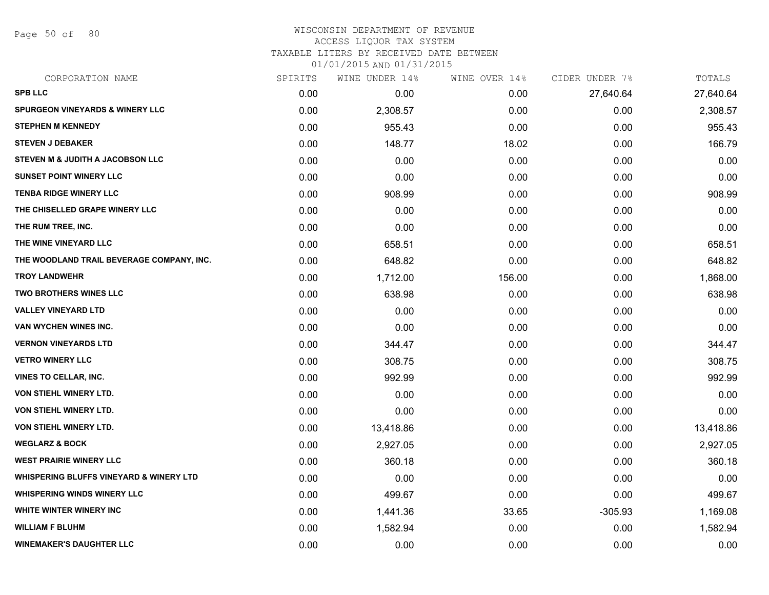WISCONSIN DEPARTMENT OF REVENUE
ACCESS LIQUOR TAX SYSTEM
TAXABLE LITERS BY RECEIVED DATE BETWEEN
01/01/2015 AND 01/31/2015

| CORPORATION NAME | SPIRITS | WINE UNDER 14% | WINE OVER 14% | CIDER UNDER 7% | TOTALS |
|---|---|---|---|---|---|
| **SPB LLC** | 0.00 | 0.00 | 0.00 | 27,640.64 | 27,640.64 |
| **SPURGEON VINEYARDS & WINERY LLC** | 0.00 | 2,308.57 | 0.00 | 0.00 | 2,308.57 |
| **STEPHEN M KENNEDY** | 0.00 | 955.43 | 0.00 | 0.00 | 955.43 |
| **STEVEN J DEBAKER** | 0.00 | 148.77 | 18.02 | 0.00 | 166.79 |
| **STEVEN M & JUDITH A JACOBSON LLC** | 0.00 | 0.00 | 0.00 | 0.00 | 0.00 |
| **SUNSET POINT WINERY LLC** | 0.00 | 0.00 | 0.00 | 0.00 | 0.00 |
| **TENBA RIDGE WINERY LLC** | 0.00 | 908.99 | 0.00 | 0.00 | 908.99 |
| **THE CHISELLED GRAPE WINERY LLC** | 0.00 | 0.00 | 0.00 | 0.00 | 0.00 |
| **THE RUM TREE, INC.** | 0.00 | 0.00 | 0.00 | 0.00 | 0.00 |
| **THE WINE VINEYARD LLC** | 0.00 | 658.51 | 0.00 | 0.00 | 658.51 |
| **THE WOODLAND TRAIL BEVERAGE COMPANY, INC.** | 0.00 | 648.82 | 0.00 | 0.00 | 648.82 |
| **TROY LANDWEHR** | 0.00 | 1,712.00 | 156.00 | 0.00 | 1,868.00 |
| **TWO BROTHERS WINES LLC** | 0.00 | 638.98 | 0.00 | 0.00 | 638.98 |
| **VALLEY VINEYARD LTD** | 0.00 | 0.00 | 0.00 | 0.00 | 0.00 |
| **VAN WYCHEN WINES INC.** | 0.00 | 0.00 | 0.00 | 0.00 | 0.00 |
| **VERNON VINEYARDS LTD** | 0.00 | 344.47 | 0.00 | 0.00 | 344.47 |
| **VETRO WINERY LLC** | 0.00 | 308.75 | 0.00 | 0.00 | 308.75 |
| **VINES TO CELLAR, INC.** | 0.00 | 992.99 | 0.00 | 0.00 | 992.99 |
| **VON STIEHL WINERY LTD.** | 0.00 | 0.00 | 0.00 | 0.00 | 0.00 |
| **VON STIEHL WINERY LTD.** | 0.00 | 0.00 | 0.00 | 0.00 | 0.00 |
| **VON STIEHL WINERY LTD.** | 0.00 | 13,418.86 | 0.00 | 0.00 | 13,418.86 |
| **WEGLARZ & BOCK** | 0.00 | 2,927.05 | 0.00 | 0.00 | 2,927.05 |
| **WEST PRAIRIE WINERY LLC** | 0.00 | 360.18 | 0.00 | 0.00 | 360.18 |
| **WHISPERING BLUFFS VINEYARD & WINERY LTD** | 0.00 | 0.00 | 0.00 | 0.00 | 0.00 |
| **WHISPERING WINDS WINERY LLC** | 0.00 | 499.67 | 0.00 | 0.00 | 499.67 |
| **WHITE WINTER WINERY INC** | 0.00 | 1,441.36 | 33.65 | -305.93 | 1,169.08 |
| **WILLIAM F BLUHM** | 0.00 | 1,582.94 | 0.00 | 0.00 | 1,582.94 |
| **WINEMAKER'S DAUGHTER LLC** | 0.00 | 0.00 | 0.00 | 0.00 | 0.00 |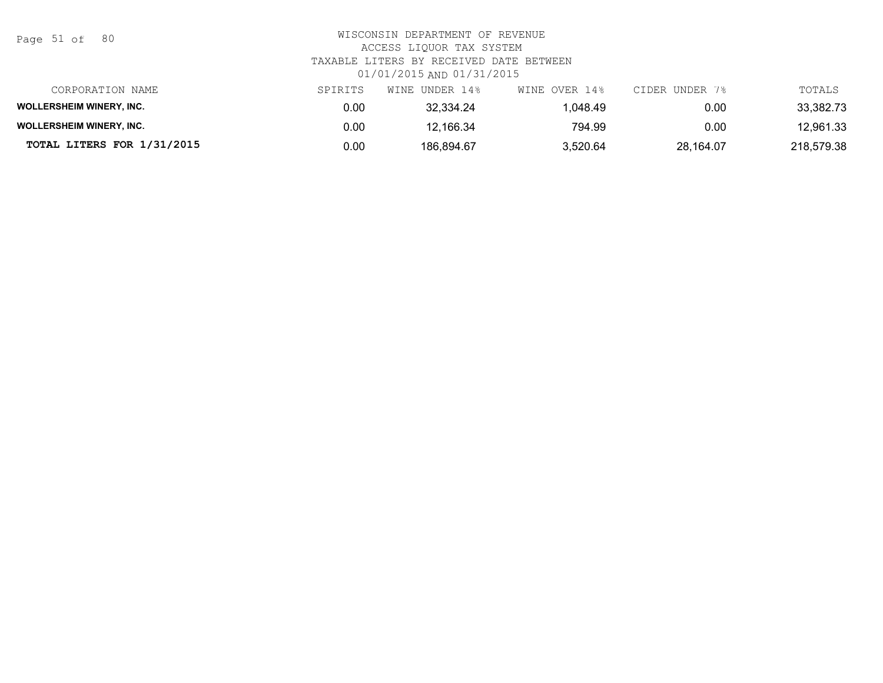WISCONSIN DEPARTMENT OF REVENUE
ACCESS LIQUOR TAX SYSTEM
TAXABLE LITERS BY RECEIVED DATE BETWEEN
01/01/2015 AND 01/31/2015

| CORPORATION NAME | SPIRITS | WINE UNDER 14% | WINE OVER 14% | CIDER UNDER 7% | TOTALS |
|---|---|---|---|---|---|
| **WOLLERSHEIM WINERY, INC.** | 0.00 | 32,334.24 | 1,048.49 | 0.00 | 33,382.73 |
| **WOLLERSHEIM WINERY, INC.** | 0.00 | 12,166.34 | 794.99 | 0.00 | 12,961.33 |
| **TOTAL LITERS FOR 1/31/2015** | 0.00 | 186,894.67 | 3,520.64 | 28,164.07 | 218,579.38 |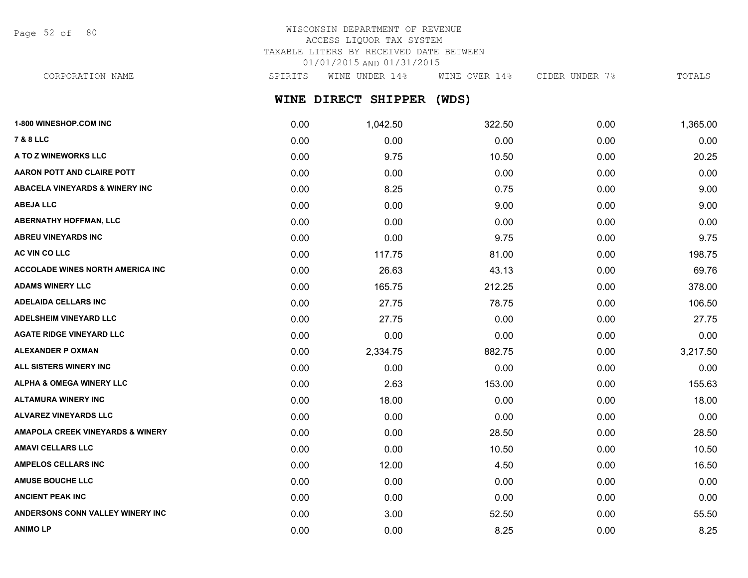WISCONSIN DEPARTMENT OF REVENUE
ACCESS LIQUOR TAX SYSTEM
TAXABLE LITERS BY RECEIVED DATE BETWEEN
01/01/2015 AND 01/31/2015

## WINE DIRECT SHIPPER (WDS)

| CORPORATION NAME | SPIRITS | WINE UNDER 14% | WINE OVER 14% | CIDER UNDER 7% | TOTALS |
|---|---|---|---|---|---|
| 1-800 WINESHOP.COM INC | 0.00 | 1,042.50 | 322.50 | 0.00 | 1,365.00 |
| 7 & 8 LLC | 0.00 | 0.00 | 0.00 | 0.00 | 0.00 |
| A TO Z WINEWORKS LLC | 0.00 | 9.75 | 10.50 | 0.00 | 20.25 |
| AARON POTT AND CLAIRE POTT | 0.00 | 0.00 | 0.00 | 0.00 | 0.00 |
| ABACELA VINEYARDS & WINERY INC | 0.00 | 8.25 | 0.75 | 0.00 | 9.00 |
| ABEJA LLC | 0.00 | 0.00 | 9.00 | 0.00 | 9.00 |
| ABERNATHY HOFFMAN, LLC | 0.00 | 0.00 | 0.00 | 0.00 | 0.00 |
| ABREU VINEYARDS INC | 0.00 | 0.00 | 9.75 | 0.00 | 9.75 |
| AC VIN CO LLC | 0.00 | 117.75 | 81.00 | 0.00 | 198.75 |
| ACCOLADE WINES NORTH AMERICA INC | 0.00 | 26.63 | 43.13 | 0.00 | 69.76 |
| ADAMS WINERY LLC | 0.00 | 165.75 | 212.25 | 0.00 | 378.00 |
| ADELAIDA CELLARS INC | 0.00 | 27.75 | 78.75 | 0.00 | 106.50 |
| ADELSHEIM VINEYARD LLC | 0.00 | 27.75 | 0.00 | 0.00 | 27.75 |
| AGATE RIDGE VINEYARD LLC | 0.00 | 0.00 | 0.00 | 0.00 | 0.00 |
| ALEXANDER P OXMAN | 0.00 | 2,334.75 | 882.75 | 0.00 | 3,217.50 |
| ALL SISTERS WINERY INC | 0.00 | 0.00 | 0.00 | 0.00 | 0.00 |
| ALPHA & OMEGA WINERY LLC | 0.00 | 2.63 | 153.00 | 0.00 | 155.63 |
| ALTAMURA WINERY INC | 0.00 | 18.00 | 0.00 | 0.00 | 18.00 |
| ALVAREZ VINEYARDS LLC | 0.00 | 0.00 | 0.00 | 0.00 | 0.00 |
| AMAPOLA CREEK VINEYARDS & WINERY | 0.00 | 0.00 | 28.50 | 0.00 | 28.50 |
| AMAVI CELLARS LLC | 0.00 | 0.00 | 10.50 | 0.00 | 10.50 |
| AMPELOS CELLARS INC | 0.00 | 12.00 | 4.50 | 0.00 | 16.50 |
| AMUSE BOUCHE LLC | 0.00 | 0.00 | 0.00 | 0.00 | 0.00 |
| ANCIENT PEAK INC | 0.00 | 0.00 | 0.00 | 0.00 | 0.00 |
| ANDERSONS CONN VALLEY WINERY INC | 0.00 | 3.00 | 52.50 | 0.00 | 55.50 |
| ANIMO LP | 0.00 | 0.00 | 8.25 | 0.00 | 8.25 |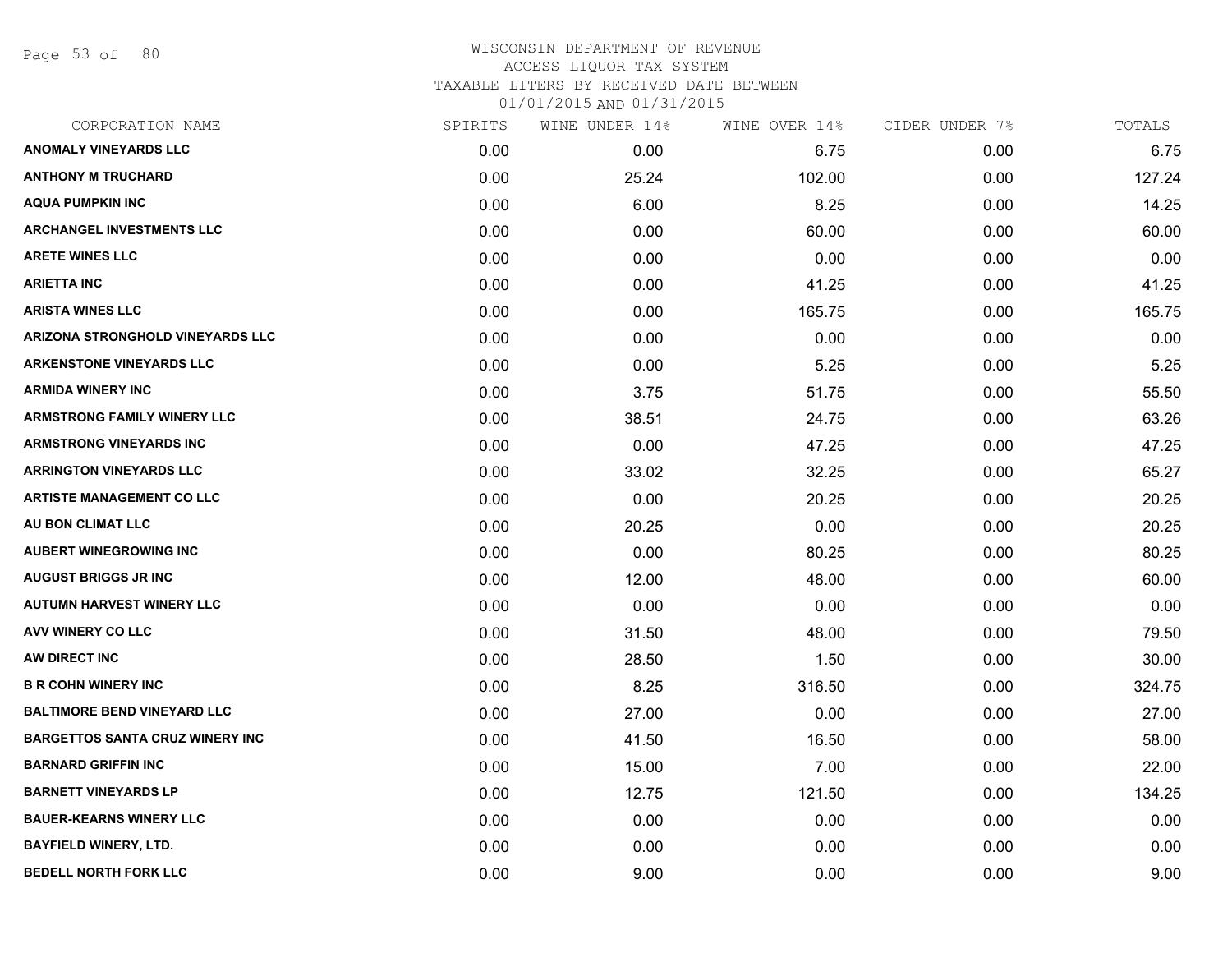# WISCONSIN DEPARTMENT OF REVENUE
## ACCESS LIQUOR TAX SYSTEM
### TAXABLE LITERS BY RECEIVED DATE BETWEEN 01/01/2015 AND 01/31/2015

| CORPORATION NAME | SPIRITS | WINE UNDER 14% | WINE OVER 14% | CIDER UNDER 7% | TOTALS |
|---|---|---|---|---|---|
| ANOMALY VINEYARDS LLC | 0.00 | 0.00 | 6.75 | 0.00 | 6.75 |
| ANTHONY M TRUCHARD | 0.00 | 25.24 | 102.00 | 0.00 | 127.24 |
| AQUA PUMPKIN INC | 0.00 | 6.00 | 8.25 | 0.00 | 14.25 |
| ARCHANGEL INVESTMENTS LLC | 0.00 | 0.00 | 60.00 | 0.00 | 60.00 |
| ARETE WINES LLC | 0.00 | 0.00 | 0.00 | 0.00 | 0.00 |
| ARIETTA INC | 0.00 | 0.00 | 41.25 | 0.00 | 41.25 |
| ARISTA WINES LLC | 0.00 | 0.00 | 165.75 | 0.00 | 165.75 |
| ARIZONA STRONGHOLD VINEYARDS LLC | 0.00 | 0.00 | 0.00 | 0.00 | 0.00 |
| ARKENSTONE VINEYARDS LLC | 0.00 | 0.00 | 5.25 | 0.00 | 5.25 |
| ARMIDA WINERY INC | 0.00 | 3.75 | 51.75 | 0.00 | 55.50 |
| ARMSTRONG FAMILY WINERY LLC | 0.00 | 38.51 | 24.75 | 0.00 | 63.26 |
| ARMSTRONG VINEYARDS INC | 0.00 | 0.00 | 47.25 | 0.00 | 47.25 |
| ARRINGTON VINEYARDS LLC | 0.00 | 33.02 | 32.25 | 0.00 | 65.27 |
| ARTISTE MANAGEMENT CO LLC | 0.00 | 0.00 | 20.25 | 0.00 | 20.25 |
| AU BON CLIMAT LLC | 0.00 | 20.25 | 0.00 | 0.00 | 20.25 |
| AUBERT WINEGROWING INC | 0.00 | 0.00 | 80.25 | 0.00 | 80.25 |
| AUGUST BRIGGS JR INC | 0.00 | 12.00 | 48.00 | 0.00 | 60.00 |
| AUTUMN HARVEST WINERY LLC | 0.00 | 0.00 | 0.00 | 0.00 | 0.00 |
| AVV WINERY CO LLC | 0.00 | 31.50 | 48.00 | 0.00 | 79.50 |
| AW DIRECT INC | 0.00 | 28.50 | 1.50 | 0.00 | 30.00 |
| B R COHN WINERY INC | 0.00 | 8.25 | 316.50 | 0.00 | 324.75 |
| BALTIMORE BEND VINEYARD LLC | 0.00 | 27.00 | 0.00 | 0.00 | 27.00 |
| BARGETTOS SANTA CRUZ WINERY INC | 0.00 | 41.50 | 16.50 | 0.00 | 58.00 |
| BARNARD GRIFFIN INC | 0.00 | 15.00 | 7.00 | 0.00 | 22.00 |
| BARNETT VINEYARDS LP | 0.00 | 12.75 | 121.50 | 0.00 | 134.25 |
| BAUER-KEARNS WINERY LLC | 0.00 | 0.00 | 0.00 | 0.00 | 0.00 |
| BAYFIELD WINERY, LTD. | 0.00 | 0.00 | 0.00 | 0.00 | 0.00 |
| BEDELL NORTH FORK LLC | 0.00 | 9.00 | 0.00 | 0.00 | 9.00 |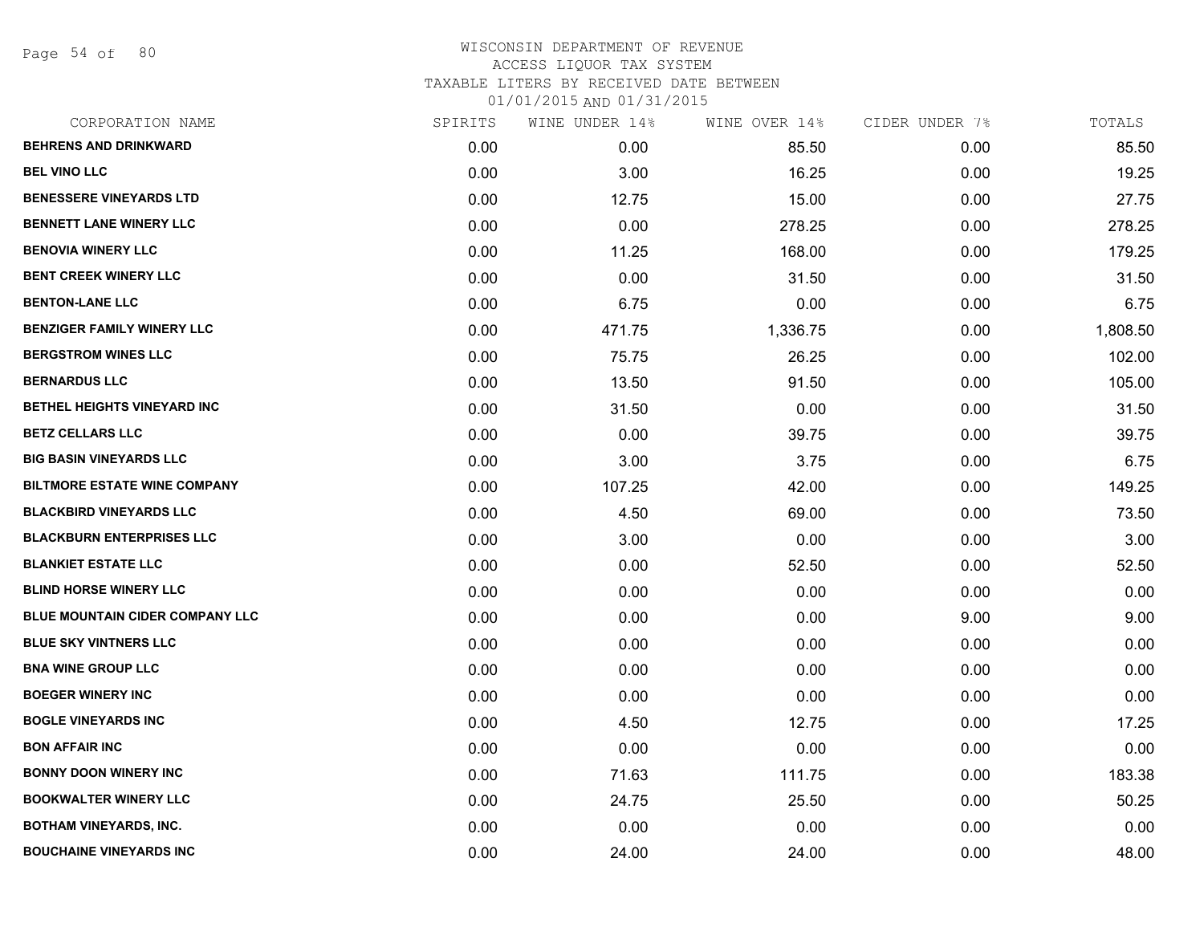# WISCONSIN DEPARTMENT OF REVENUE
## ACCESS LIQUOR TAX SYSTEM
### TAXABLE LITERS BY RECEIVED DATE BETWEEN 01/01/2015 AND 01/31/2015

| CORPORATION NAME | SPIRITS | WINE UNDER 14% | WINE OVER 14% | CIDER UNDER 7% | TOTALS |
|---|---|---|---|---|---|
| BEHRENS AND DRINKWARD | 0.00 | 0.00 | 85.50 | 0.00 | 85.50 |
| BEL VINO LLC | 0.00 | 3.00 | 16.25 | 0.00 | 19.25 |
| BENESSERE VINEYARDS LTD | 0.00 | 12.75 | 15.00 | 0.00 | 27.75 |
| BENNETT LANE WINERY LLC | 0.00 | 0.00 | 278.25 | 0.00 | 278.25 |
| BENOVIA WINERY LLC | 0.00 | 11.25 | 168.00 | 0.00 | 179.25 |
| BENT CREEK WINERY LLC | 0.00 | 0.00 | 31.50 | 0.00 | 31.50 |
| BENTON-LANE LLC | 0.00 | 6.75 | 0.00 | 0.00 | 6.75 |
| BENZIGER FAMILY WINERY LLC | 0.00 | 471.75 | 1,336.75 | 0.00 | 1,808.50 |
| BERGSTROM WINES LLC | 0.00 | 75.75 | 26.25 | 0.00 | 102.00 |
| BERNARDUS LLC | 0.00 | 13.50 | 91.50 | 0.00 | 105.00 |
| BETHEL HEIGHTS VINEYARD INC | 0.00 | 31.50 | 0.00 | 0.00 | 31.50 |
| BETZ CELLARS LLC | 0.00 | 0.00 | 39.75 | 0.00 | 39.75 |
| BIG BASIN VINEYARDS LLC | 0.00 | 3.00 | 3.75 | 0.00 | 6.75 |
| BILTMORE ESTATE WINE COMPANY | 0.00 | 107.25 | 42.00 | 0.00 | 149.25 |
| BLACKBIRD VINEYARDS LLC | 0.00 | 4.50 | 69.00 | 0.00 | 73.50 |
| BLACKBURN ENTERPRISES LLC | 0.00 | 3.00 | 0.00 | 0.00 | 3.00 |
| BLANKIET ESTATE LLC | 0.00 | 0.00 | 52.50 | 0.00 | 52.50 |
| BLIND HORSE WINERY LLC | 0.00 | 0.00 | 0.00 | 0.00 | 0.00 |
| BLUE MOUNTAIN CIDER COMPANY LLC | 0.00 | 0.00 | 0.00 | 9.00 | 9.00 |
| BLUE SKY VINTNERS LLC | 0.00 | 0.00 | 0.00 | 0.00 | 0.00 |
| BNA WINE GROUP LLC | 0.00 | 0.00 | 0.00 | 0.00 | 0.00 |
| BOEGER WINERY INC | 0.00 | 0.00 | 0.00 | 0.00 | 0.00 |
| BOGLE VINEYARDS INC | 0.00 | 4.50 | 12.75 | 0.00 | 17.25 |
| BON AFFAIR INC | 0.00 | 0.00 | 0.00 | 0.00 | 0.00 |
| BONNY DOON WINERY INC | 0.00 | 71.63 | 111.75 | 0.00 | 183.38 |
| BOOKWALTER WINERY LLC | 0.00 | 24.75 | 25.50 | 0.00 | 50.25 |
| BOTHAM VINEYARDS, INC. | 0.00 | 0.00 | 0.00 | 0.00 | 0.00 |
| BOUCHAINE VINEYARDS INC | 0.00 | 24.00 | 24.00 | 0.00 | 48.00 |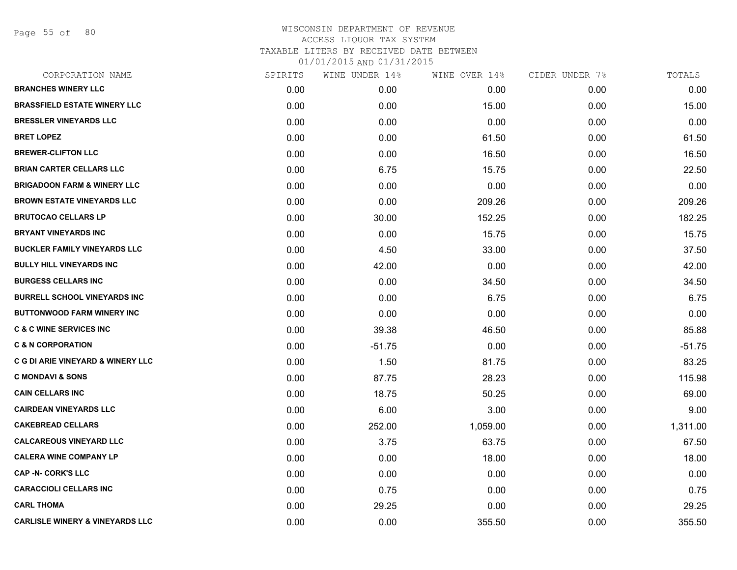WISCONSIN DEPARTMENT OF REVENUE
ACCESS LIQUOR TAX SYSTEM
TAXABLE LITERS BY RECEIVED DATE BETWEEN
01/01/2015 AND 01/31/2015

| CORPORATION NAME | SPIRITS | WINE UNDER 14% | WINE OVER 14% | CIDER UNDER 7% | TOTALS |
|---|---|---|---|---|---|
| BRANCHES WINERY LLC | 0.00 | 0.00 | 0.00 | 0.00 | 0.00 |
| BRASSFIELD ESTATE WINERY LLC | 0.00 | 0.00 | 15.00 | 0.00 | 15.00 |
| BRESSLER VINEYARDS LLC | 0.00 | 0.00 | 0.00 | 0.00 | 0.00 |
| BRET LOPEZ | 0.00 | 0.00 | 61.50 | 0.00 | 61.50 |
| BREWER-CLIFTON LLC | 0.00 | 0.00 | 16.50 | 0.00 | 16.50 |
| BRIAN CARTER CELLARS LLC | 0.00 | 6.75 | 15.75 | 0.00 | 22.50 |
| BRIGADOON FARM & WINERY LLC | 0.00 | 0.00 | 0.00 | 0.00 | 0.00 |
| BROWN ESTATE VINEYARDS LLC | 0.00 | 0.00 | 209.26 | 0.00 | 209.26 |
| BRUTOCAO CELLARS LP | 0.00 | 30.00 | 152.25 | 0.00 | 182.25 |
| BRYANT VINEYARDS INC | 0.00 | 0.00 | 15.75 | 0.00 | 15.75 |
| BUCKLER FAMILY VINEYARDS LLC | 0.00 | 4.50 | 33.00 | 0.00 | 37.50 |
| BULLY HILL VINEYARDS INC | 0.00 | 42.00 | 0.00 | 0.00 | 42.00 |
| BURGESS CELLARS INC | 0.00 | 0.00 | 34.50 | 0.00 | 34.50 |
| BURRELL SCHOOL VINEYARDS INC | 0.00 | 0.00 | 6.75 | 0.00 | 6.75 |
| BUTTONWOOD FARM WINERY INC | 0.00 | 0.00 | 0.00 | 0.00 | 0.00 |
| C & C WINE SERVICES INC | 0.00 | 39.38 | 46.50 | 0.00 | 85.88 |
| C & N CORPORATION | 0.00 | -51.75 | 0.00 | 0.00 | -51.75 |
| C G DI ARIE VINEYARD & WINERY LLC | 0.00 | 1.50 | 81.75 | 0.00 | 83.25 |
| C MONDAVI & SONS | 0.00 | 87.75 | 28.23 | 0.00 | 115.98 |
| CAIN CELLARS INC | 0.00 | 18.75 | 50.25 | 0.00 | 69.00 |
| CAIRDEAN VINEYARDS LLC | 0.00 | 6.00 | 3.00 | 0.00 | 9.00 |
| CAKEBREAD CELLARS | 0.00 | 252.00 | 1,059.00 | 0.00 | 1,311.00 |
| CALCAREOUS VINEYARD LLC | 0.00 | 3.75 | 63.75 | 0.00 | 67.50 |
| CALERA WINE COMPANY LP | 0.00 | 0.00 | 18.00 | 0.00 | 18.00 |
| CAP -N- CORK'S LLC | 0.00 | 0.00 | 0.00 | 0.00 | 0.00 |
| CARACCIOLI CELLARS INC | 0.00 | 0.75 | 0.00 | 0.00 | 0.75 |
| CARL THOMA | 0.00 | 29.25 | 0.00 | 0.00 | 29.25 |
| CARLISLE WINERY & VINEYARDS LLC | 0.00 | 0.00 | 355.50 | 0.00 | 355.50 |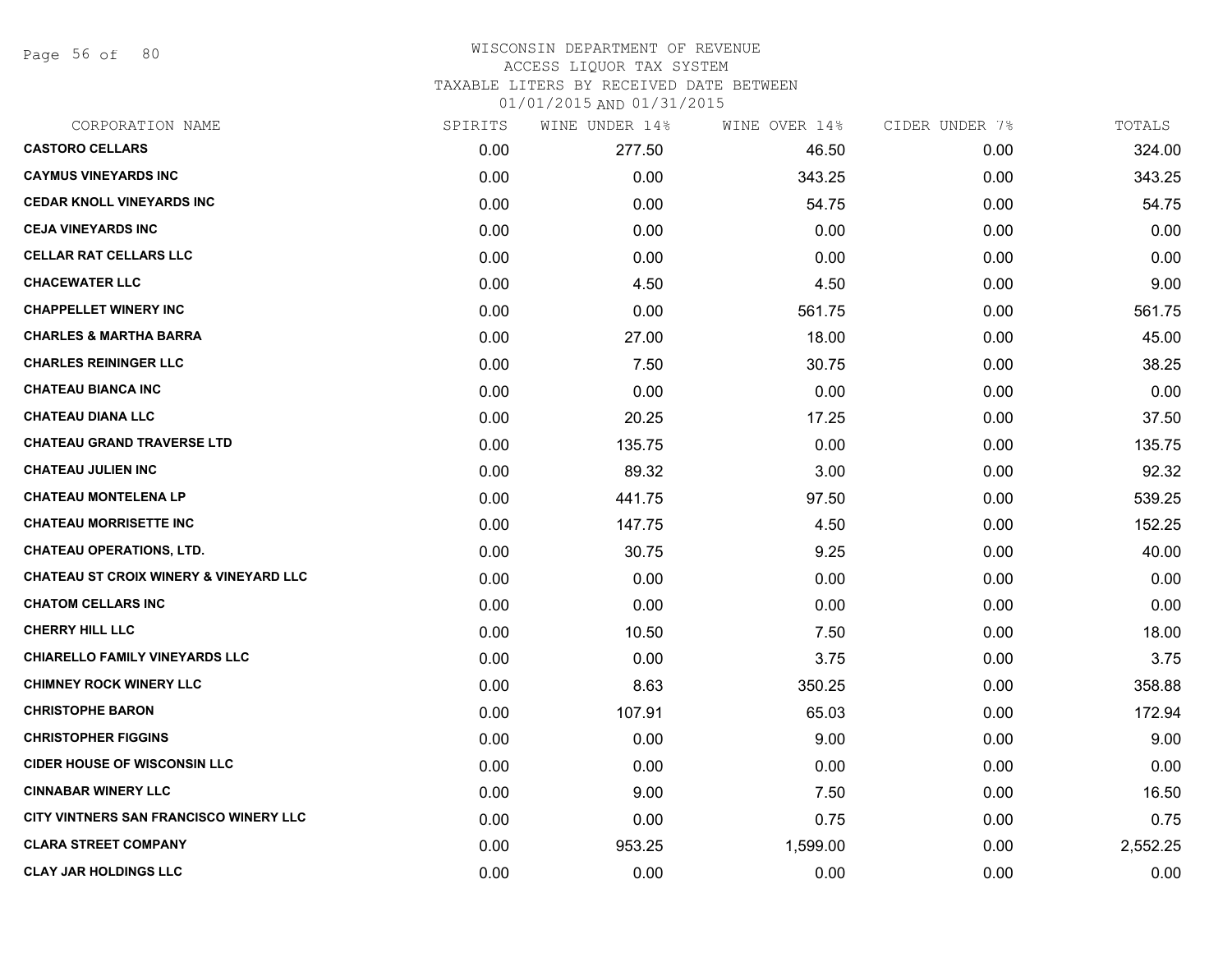WISCONSIN DEPARTMENT OF REVENUE
ACCESS LIQUOR TAX SYSTEM
TAXABLE LITERS BY RECEIVED DATE BETWEEN
01/01/2015 AND 01/31/2015

| CORPORATION NAME | SPIRITS | WINE UNDER 14% | WINE OVER 14% | CIDER UNDER 7% | TOTALS |
|---|---|---|---|---|---|
| **CASTORO CELLARS** | 0.00 | 277.50 | 46.50 | 0.00 | 324.00 |
| **CAYMUS VINEYARDS INC** | 0.00 | 0.00 | 343.25 | 0.00 | 343.25 |
| **CEDAR KNOLL VINEYARDS INC** | 0.00 | 0.00 | 54.75 | 0.00 | 54.75 |
| **CEJA VINEYARDS INC** | 0.00 | 0.00 | 0.00 | 0.00 | 0.00 |
| **CELLAR RAT CELLARS LLC** | 0.00 | 0.00 | 0.00 | 0.00 | 0.00 |
| **CHACEWATER LLC** | 0.00 | 4.50 | 4.50 | 0.00 | 9.00 |
| **CHAPPELLET WINERY INC** | 0.00 | 0.00 | 561.75 | 0.00 | 561.75 |
| **CHARLES & MARTHA BARRA** | 0.00 | 27.00 | 18.00 | 0.00 | 45.00 |
| **CHARLES REININGER LLC** | 0.00 | 7.50 | 30.75 | 0.00 | 38.25 |
| **CHATEAU BIANCA INC** | 0.00 | 0.00 | 0.00 | 0.00 | 0.00 |
| **CHATEAU DIANA LLC** | 0.00 | 20.25 | 17.25 | 0.00 | 37.50 |
| **CHATEAU GRAND TRAVERSE LTD** | 0.00 | 135.75 | 0.00 | 0.00 | 135.75 |
| **CHATEAU JULIEN INC** | 0.00 | 89.32 | 3.00 | 0.00 | 92.32 |
| **CHATEAU MONTELENA LP** | 0.00 | 441.75 | 97.50 | 0.00 | 539.25 |
| **CHATEAU MORRISETTE INC** | 0.00 | 147.75 | 4.50 | 0.00 | 152.25 |
| **CHATEAU OPERATIONS, LTD.** | 0.00 | 30.75 | 9.25 | 0.00 | 40.00 |
| **CHATEAU ST CROIX WINERY & VINEYARD LLC** | 0.00 | 0.00 | 0.00 | 0.00 | 0.00 |
| **CHATOM CELLARS INC** | 0.00 | 0.00 | 0.00 | 0.00 | 0.00 |
| **CHERRY HILL LLC** | 0.00 | 10.50 | 7.50 | 0.00 | 18.00 |
| **CHIARELLO FAMILY VINEYARDS LLC** | 0.00 | 0.00 | 3.75 | 0.00 | 3.75 |
| **CHIMNEY ROCK WINERY LLC** | 0.00 | 8.63 | 350.25 | 0.00 | 358.88 |
| **CHRISTOPHE BARON** | 0.00 | 107.91 | 65.03 | 0.00 | 172.94 |
| **CHRISTOPHER FIGGINS** | 0.00 | 0.00 | 9.00 | 0.00 | 9.00 |
| **CIDER HOUSE OF WISCONSIN LLC** | 0.00 | 0.00 | 0.00 | 0.00 | 0.00 |
| **CINNABAR WINERY LLC** | 0.00 | 9.00 | 7.50 | 0.00 | 16.50 |
| **CITY VINTNERS SAN FRANCISCO WINERY LLC** | 0.00 | 0.00 | 0.75 | 0.00 | 0.75 |
| **CLARA STREET COMPANY** | 0.00 | 953.25 | 1,599.00 | 0.00 | 2,552.25 |
| **CLAY JAR HOLDINGS LLC** | 0.00 | 0.00 | 0.00 | 0.00 | 0.00 |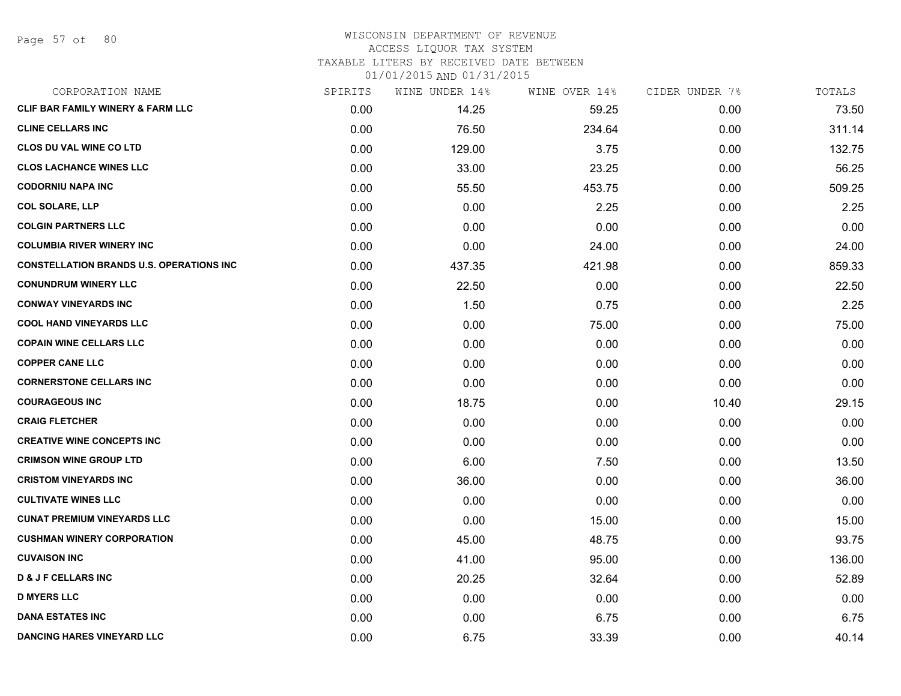WISCONSIN DEPARTMENT OF REVENUE
ACCESS LIQUOR TAX SYSTEM
TAXABLE LITERS BY RECEIVED DATE BETWEEN
01/01/2015 AND 01/31/2015

| CORPORATION NAME | SPIRITS | WINE UNDER 14% | WINE OVER 14% | CIDER UNDER 7% | TOTALS |
|---|---|---|---|---|---|
| CLIF BAR FAMILY WINERY & FARM LLC | 0.00 | 14.25 | 59.25 | 0.00 | 73.50 |
| CLINE CELLARS INC | 0.00 | 76.50 | 234.64 | 0.00 | 311.14 |
| CLOS DU VAL WINE CO LTD | 0.00 | 129.00 | 3.75 | 0.00 | 132.75 |
| CLOS LACHANCE WINES LLC | 0.00 | 33.00 | 23.25 | 0.00 | 56.25 |
| CODORNIU NAPA INC | 0.00 | 55.50 | 453.75 | 0.00 | 509.25 |
| COL SOLARE, LLP | 0.00 | 0.00 | 2.25 | 0.00 | 2.25 |
| COLGIN PARTNERS LLC | 0.00 | 0.00 | 0.00 | 0.00 | 0.00 |
| COLUMBIA RIVER WINERY INC | 0.00 | 0.00 | 24.00 | 0.00 | 24.00 |
| CONSTELLATION BRANDS U.S. OPERATIONS INC | 0.00 | 437.35 | 421.98 | 0.00 | 859.33 |
| CONUNDRUM WINERY LLC | 0.00 | 22.50 | 0.00 | 0.00 | 22.50 |
| CONWAY VINEYARDS INC | 0.00 | 1.50 | 0.75 | 0.00 | 2.25 |
| COOL HAND VINEYARDS LLC | 0.00 | 0.00 | 75.00 | 0.00 | 75.00 |
| COPAIN WINE CELLARS LLC | 0.00 | 0.00 | 0.00 | 0.00 | 0.00 |
| COPPER CANE LLC | 0.00 | 0.00 | 0.00 | 0.00 | 0.00 |
| CORNERSTONE CELLARS INC | 0.00 | 0.00 | 0.00 | 0.00 | 0.00 |
| COURAGEOUS INC | 0.00 | 18.75 | 0.00 | 10.40 | 29.15 |
| CRAIG FLETCHER | 0.00 | 0.00 | 0.00 | 0.00 | 0.00 |
| CREATIVE WINE CONCEPTS INC | 0.00 | 0.00 | 0.00 | 0.00 | 0.00 |
| CRIMSON WINE GROUP LTD | 0.00 | 6.00 | 7.50 | 0.00 | 13.50 |
| CRISTOM VINEYARDS INC | 0.00 | 36.00 | 0.00 | 0.00 | 36.00 |
| CULTIVATE WINES LLC | 0.00 | 0.00 | 0.00 | 0.00 | 0.00 |
| CUNAT PREMIUM VINEYARDS LLC | 0.00 | 0.00 | 15.00 | 0.00 | 15.00 |
| CUSHMAN WINERY CORPORATION | 0.00 | 45.00 | 48.75 | 0.00 | 93.75 |
| CUVAISON INC | 0.00 | 41.00 | 95.00 | 0.00 | 136.00 |
| D & J F CELLARS INC | 0.00 | 20.25 | 32.64 | 0.00 | 52.89 |
| D MYERS LLC | 0.00 | 0.00 | 0.00 | 0.00 | 0.00 |
| DANA ESTATES INC | 0.00 | 0.00 | 6.75 | 0.00 | 6.75 |
| DANCING HARES VINEYARD LLC | 0.00 | 6.75 | 33.39 | 0.00 | 40.14 |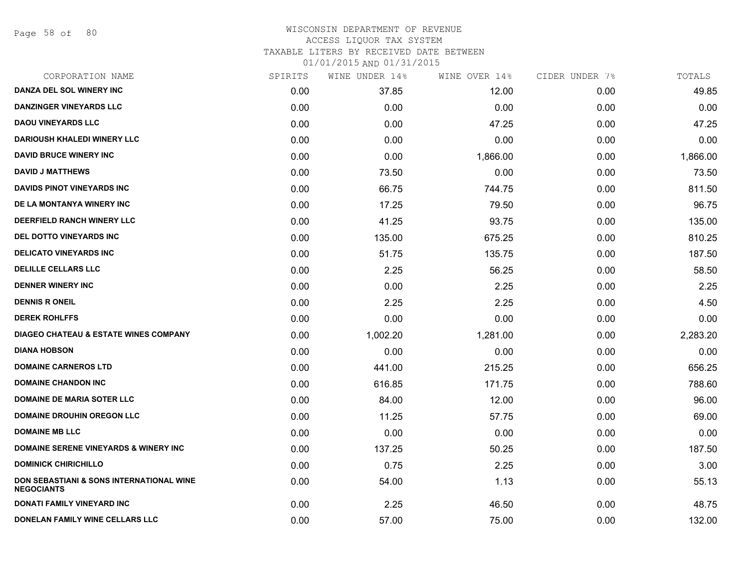# WISCONSIN DEPARTMENT OF REVENUE
## ACCESS LIQUOR TAX SYSTEM
### TAXABLE LITERS BY RECEIVED DATE BETWEEN 01/01/2015 AND 01/31/2015

| CORPORATION NAME | SPIRITS | WINE UNDER 14% | WINE OVER 14% | CIDER UNDER 7% | TOTALS |
|---|---|---|---|---|---|
| DANZA DEL SOL WINERY INC | 0.00 | 37.85 | 12.00 | 0.00 | 49.85 |
| DANZINGER VINEYARDS LLC | 0.00 | 0.00 | 0.00 | 0.00 | 0.00 |
| DAOU VINEYARDS LLC | 0.00 | 0.00 | 47.25 | 0.00 | 47.25 |
| DARIOUSH KHALEDI WINERY LLC | 0.00 | 0.00 | 0.00 | 0.00 | 0.00 |
| DAVID BRUCE WINERY INC | 0.00 | 0.00 | 1,866.00 | 0.00 | 1,866.00 |
| DAVID J MATTHEWS | 0.00 | 73.50 | 0.00 | 0.00 | 73.50 |
| DAVIDS PINOT VINEYARDS INC | 0.00 | 66.75 | 744.75 | 0.00 | 811.50 |
| DE LA MONTANYA WINERY INC | 0.00 | 17.25 | 79.50 | 0.00 | 96.75 |
| DEERFIELD RANCH WINERY LLC | 0.00 | 41.25 | 93.75 | 0.00 | 135.00 |
| DEL DOTTO VINEYARDS INC | 0.00 | 135.00 | 675.25 | 0.00 | 810.25 |
| DELICATO VINEYARDS INC | 0.00 | 51.75 | 135.75 | 0.00 | 187.50 |
| DELILLE CELLARS LLC | 0.00 | 2.25 | 56.25 | 0.00 | 58.50 |
| DENNER WINERY INC | 0.00 | 0.00 | 2.25 | 0.00 | 2.25 |
| DENNIS R ONEIL | 0.00 | 2.25 | 2.25 | 0.00 | 4.50 |
| DEREK ROHLFFS | 0.00 | 0.00 | 0.00 | 0.00 | 0.00 |
| DIAGEO CHATEAU & ESTATE WINES COMPANY | 0.00 | 1,002.20 | 1,281.00 | 0.00 | 2,283.20 |
| DIANA HOBSON | 0.00 | 0.00 | 0.00 | 0.00 | 0.00 |
| DOMAINE CARNEROS LTD | 0.00 | 441.00 | 215.25 | 0.00 | 656.25 |
| DOMAINE CHANDON INC | 0.00 | 616.85 | 171.75 | 0.00 | 788.60 |
| DOMAINE DE MARIA SOTER LLC | 0.00 | 84.00 | 12.00 | 0.00 | 96.00 |
| DOMAINE DROUHIN OREGON LLC | 0.00 | 11.25 | 57.75 | 0.00 | 69.00 |
| DOMAINE MB LLC | 0.00 | 0.00 | 0.00 | 0.00 | 0.00 |
| DOMAINE SERENE VINEYARDS & WINERY INC | 0.00 | 137.25 | 50.25 | 0.00 | 187.50 |
| DOMINICK CHIRICHILLO | 0.00 | 0.75 | 2.25 | 0.00 | 3.00 |
| DON SEBASTIANI & SONS INTERNATIONAL WINE NEGOCIANTS | 0.00 | 54.00 | 1.13 | 0.00 | 55.13 |
| DONATI FAMILY VINEYARD INC | 0.00 | 2.25 | 46.50 | 0.00 | 48.75 |
| DONELAN FAMILY WINE CELLARS LLC | 0.00 | 57.00 | 75.00 | 0.00 | 132.00 |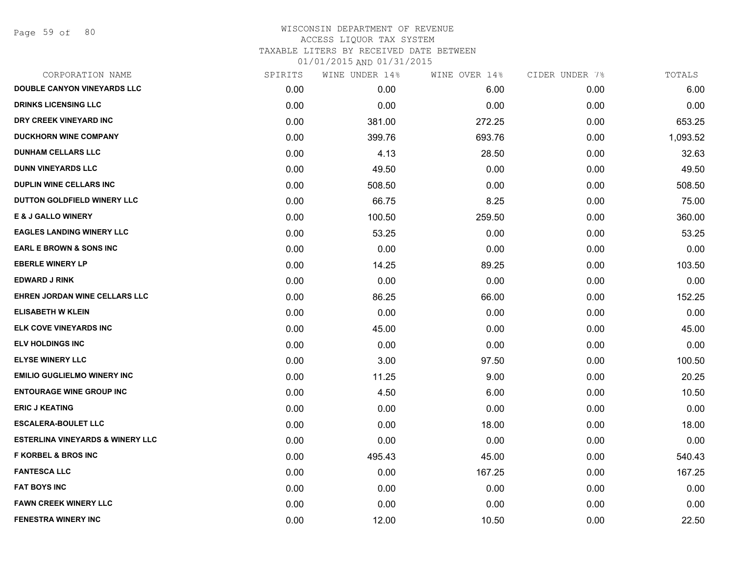# WISCONSIN DEPARTMENT OF REVENUE
## ACCESS LIQUOR TAX SYSTEM
### TAXABLE LITERS BY RECEIVED DATE BETWEEN 01/01/2015 AND 01/31/2015

| CORPORATION NAME | SPIRITS | WINE UNDER 14% | WINE OVER 14% | CIDER UNDER 7% | TOTALS |
|---|---|---|---|---|---|
| DOUBLE CANYON VINEYARDS LLC | 0.00 | 0.00 | 6.00 | 0.00 | 6.00 |
| DRINKS LICENSING LLC | 0.00 | 0.00 | 0.00 | 0.00 | 0.00 |
| DRY CREEK VINEYARD INC | 0.00 | 381.00 | 272.25 | 0.00 | 653.25 |
| DUCKHORN WINE COMPANY | 0.00 | 399.76 | 693.76 | 0.00 | 1,093.52 |
| DUNHAM CELLARS LLC | 0.00 | 4.13 | 28.50 | 0.00 | 32.63 |
| DUNN VINEYARDS LLC | 0.00 | 49.50 | 0.00 | 0.00 | 49.50 |
| DUPLIN WINE CELLARS INC | 0.00 | 508.50 | 0.00 | 0.00 | 508.50 |
| DUTTON GOLDFIELD WINERY LLC | 0.00 | 66.75 | 8.25 | 0.00 | 75.00 |
| E & J GALLO WINERY | 0.00 | 100.50 | 259.50 | 0.00 | 360.00 |
| EAGLES LANDING WINERY LLC | 0.00 | 53.25 | 0.00 | 0.00 | 53.25 |
| EARL E BROWN & SONS INC | 0.00 | 0.00 | 0.00 | 0.00 | 0.00 |
| EBERLE WINERY LP | 0.00 | 14.25 | 89.25 | 0.00 | 103.50 |
| EDWARD J RINK | 0.00 | 0.00 | 0.00 | 0.00 | 0.00 |
| EHREN JORDAN WINE CELLARS LLC | 0.00 | 86.25 | 66.00 | 0.00 | 152.25 |
| ELISABETH W KLEIN | 0.00 | 0.00 | 0.00 | 0.00 | 0.00 |
| ELK COVE VINEYARDS INC | 0.00 | 45.00 | 0.00 | 0.00 | 45.00 |
| ELV HOLDINGS INC | 0.00 | 0.00 | 0.00 | 0.00 | 0.00 |
| ELYSE WINERY LLC | 0.00 | 3.00 | 97.50 | 0.00 | 100.50 |
| EMILIO GUGLIELMO WINERY INC | 0.00 | 11.25 | 9.00 | 0.00 | 20.25 |
| ENTOURAGE WINE GROUP INC | 0.00 | 4.50 | 6.00 | 0.00 | 10.50 |
| ERIC J KEATING | 0.00 | 0.00 | 0.00 | 0.00 | 0.00 |
| ESCALERA-BOULET LLC | 0.00 | 0.00 | 18.00 | 0.00 | 18.00 |
| ESTERLINA VINEYARDS & WINERY LLC | 0.00 | 0.00 | 0.00 | 0.00 | 0.00 |
| F KORBEL & BROS INC | 0.00 | 495.43 | 45.00 | 0.00 | 540.43 |
| FANTESCA LLC | 0.00 | 0.00 | 167.25 | 0.00 | 167.25 |
| FAT BOYS INC | 0.00 | 0.00 | 0.00 | 0.00 | 0.00 |
| FAWN CREEK WINERY LLC | 0.00 | 0.00 | 0.00 | 0.00 | 0.00 |
| FENESTRA WINERY INC | 0.00 | 12.00 | 10.50 | 0.00 | 22.50 |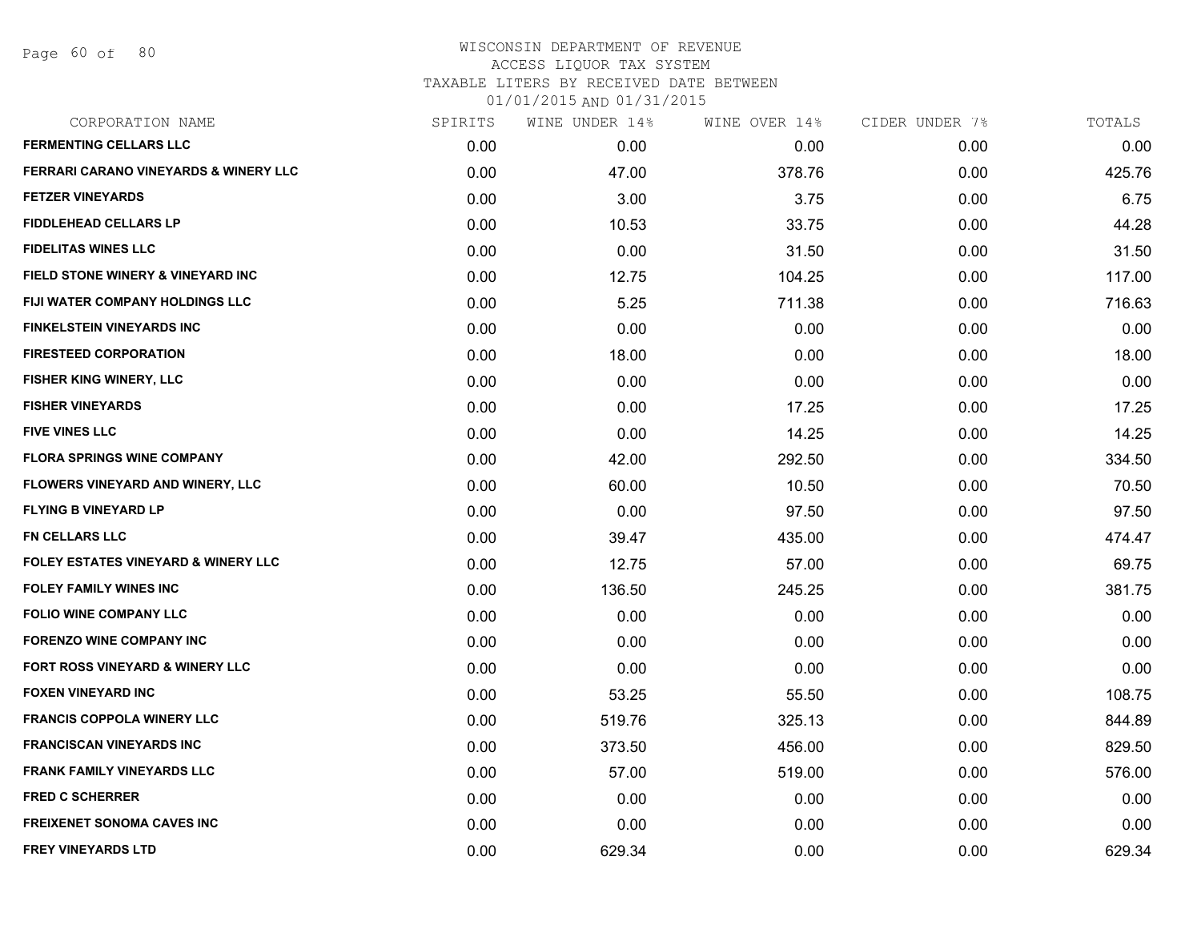WISCONSIN DEPARTMENT OF REVENUE
ACCESS LIQUOR TAX SYSTEM
TAXABLE LITERS BY RECEIVED DATE BETWEEN
01/01/2015 AND 01/31/2015

| CORPORATION NAME | SPIRITS | WINE UNDER 14% | WINE OVER 14% | CIDER UNDER 7% | TOTALS |
|---|---|---|---|---|---|
| FERMENTING CELLARS LLC | 0.00 | 0.00 | 0.00 | 0.00 | 0.00 |
| FERRARI CARANO VINEYARDS & WINERY LLC | 0.00 | 47.00 | 378.76 | 0.00 | 425.76 |
| FETZER VINEYARDS | 0.00 | 3.00 | 3.75 | 0.00 | 6.75 |
| FIDDLEHEAD CELLARS LP | 0.00 | 10.53 | 33.75 | 0.00 | 44.28 |
| FIDELITAS WINES LLC | 0.00 | 0.00 | 31.50 | 0.00 | 31.50 |
| FIELD STONE WINERY & VINEYARD INC | 0.00 | 12.75 | 104.25 | 0.00 | 117.00 |
| FIJI WATER COMPANY HOLDINGS LLC | 0.00 | 5.25 | 711.38 | 0.00 | 716.63 |
| FINKELSTEIN VINEYARDS INC | 0.00 | 0.00 | 0.00 | 0.00 | 0.00 |
| FIRESTEED CORPORATION | 0.00 | 18.00 | 0.00 | 0.00 | 18.00 |
| FISHER KING WINERY, LLC | 0.00 | 0.00 | 0.00 | 0.00 | 0.00 |
| FISHER VINEYARDS | 0.00 | 0.00 | 17.25 | 0.00 | 17.25 |
| FIVE VINES LLC | 0.00 | 0.00 | 14.25 | 0.00 | 14.25 |
| FLORA SPRINGS WINE COMPANY | 0.00 | 42.00 | 292.50 | 0.00 | 334.50 |
| FLOWERS VINEYARD AND WINERY, LLC | 0.00 | 60.00 | 10.50 | 0.00 | 70.50 |
| FLYING B VINEYARD LP | 0.00 | 0.00 | 97.50 | 0.00 | 97.50 |
| FN CELLARS LLC | 0.00 | 39.47 | 435.00 | 0.00 | 474.47 |
| FOLEY ESTATES VINEYARD & WINERY LLC | 0.00 | 12.75 | 57.00 | 0.00 | 69.75 |
| FOLEY FAMILY WINES INC | 0.00 | 136.50 | 245.25 | 0.00 | 381.75 |
| FOLIO WINE COMPANY LLC | 0.00 | 0.00 | 0.00 | 0.00 | 0.00 |
| FORENZO WINE COMPANY INC | 0.00 | 0.00 | 0.00 | 0.00 | 0.00 |
| FORT ROSS VINEYARD & WINERY LLC | 0.00 | 0.00 | 0.00 | 0.00 | 0.00 |
| FOXEN VINEYARD INC | 0.00 | 53.25 | 55.50 | 0.00 | 108.75 |
| FRANCIS COPPOLA WINERY LLC | 0.00 | 519.76 | 325.13 | 0.00 | 844.89 |
| FRANCISCAN VINEYARDS INC | 0.00 | 373.50 | 456.00 | 0.00 | 829.50 |
| FRANK FAMILY VINEYARDS LLC | 0.00 | 57.00 | 519.00 | 0.00 | 576.00 |
| FRED C SCHERRER | 0.00 | 0.00 | 0.00 | 0.00 | 0.00 |
| FREIXENET SONOMA CAVES INC | 0.00 | 0.00 | 0.00 | 0.00 | 0.00 |
| FREY VINEYARDS LTD | 0.00 | 629.34 | 0.00 | 0.00 | 629.34 |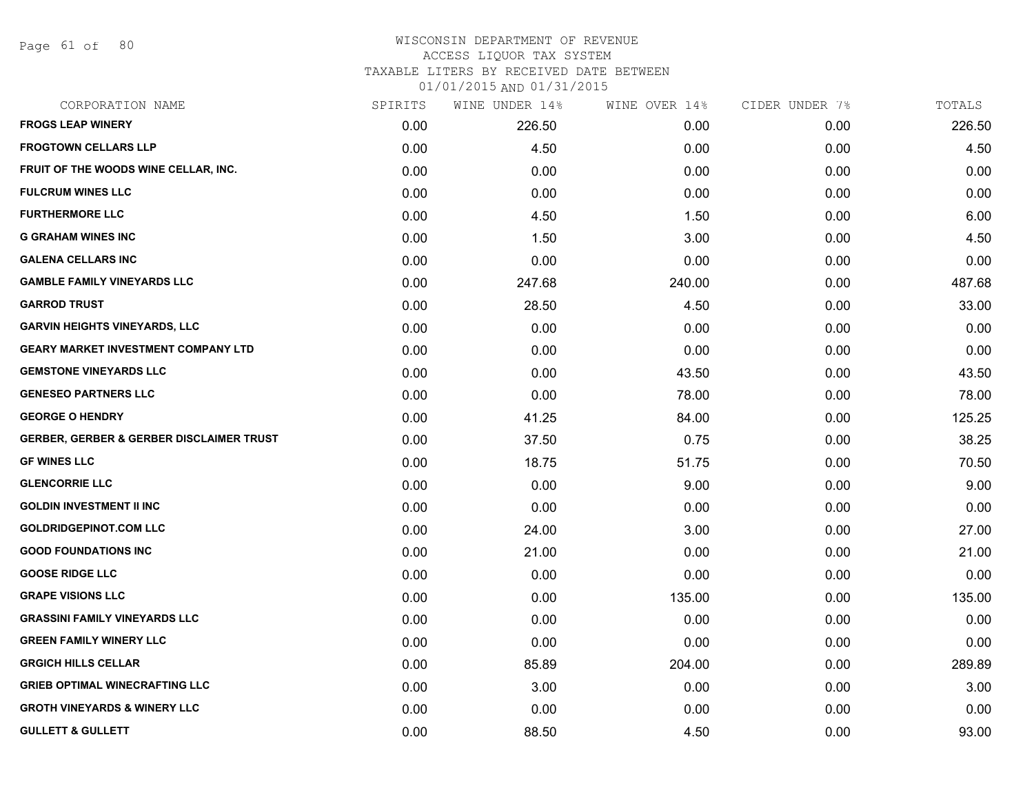WISCONSIN DEPARTMENT OF REVENUE
ACCESS LIQUOR TAX SYSTEM
TAXABLE LITERS BY RECEIVED DATE BETWEEN
01/01/2015 AND 01/31/2015

| CORPORATION NAME | SPIRITS | WINE UNDER 14% | WINE OVER 14% | CIDER UNDER 7% | TOTALS |
|---|---|---|---|---|---|
| **FROGS LEAP WINERY** | 0.00 | 226.50 | 0.00 | 0.00 | 226.50 |
| **FROGTOWN CELLARS LLP** | 0.00 | 4.50 | 0.00 | 0.00 | 4.50 |
| **FRUIT OF THE WOODS WINE CELLAR, INC.** | 0.00 | 0.00 | 0.00 | 0.00 | 0.00 |
| **FULCRUM WINES LLC** | 0.00 | 0.00 | 0.00 | 0.00 | 0.00 |
| **FURTHERMORE LLC** | 0.00 | 4.50 | 1.50 | 0.00 | 6.00 |
| **G GRAHAM WINES INC** | 0.00 | 1.50 | 3.00 | 0.00 | 4.50 |
| **GALENA CELLARS INC** | 0.00 | 0.00 | 0.00 | 0.00 | 0.00 |
| **GAMBLE FAMILY VINEYARDS LLC** | 0.00 | 247.68 | 240.00 | 0.00 | 487.68 |
| **GARROD TRUST** | 0.00 | 28.50 | 4.50 | 0.00 | 33.00 |
| **GARVIN HEIGHTS VINEYARDS, LLC** | 0.00 | 0.00 | 0.00 | 0.00 | 0.00 |
| **GEARY MARKET INVESTMENT COMPANY LTD** | 0.00 | 0.00 | 0.00 | 0.00 | 0.00 |
| **GEMSTONE VINEYARDS LLC** | 0.00 | 0.00 | 43.50 | 0.00 | 43.50 |
| **GENESEO PARTNERS LLC** | 0.00 | 0.00 | 78.00 | 0.00 | 78.00 |
| **GEORGE O HENDRY** | 0.00 | 41.25 | 84.00 | 0.00 | 125.25 |
| **GERBER, GERBER & GERBER DISCLAIMER TRUST** | 0.00 | 37.50 | 0.75 | 0.00 | 38.25 |
| **GF WINES LLC** | 0.00 | 18.75 | 51.75 | 0.00 | 70.50 |
| **GLENCORRIE LLC** | 0.00 | 0.00 | 9.00 | 0.00 | 9.00 |
| **GOLDIN INVESTMENT II INC** | 0.00 | 0.00 | 0.00 | 0.00 | 0.00 |
| **GOLDRIDGEPINOT.COM LLC** | 0.00 | 24.00 | 3.00 | 0.00 | 27.00 |
| **GOOD FOUNDATIONS INC** | 0.00 | 21.00 | 0.00 | 0.00 | 21.00 |
| **GOOSE RIDGE LLC** | 0.00 | 0.00 | 0.00 | 0.00 | 0.00 |
| **GRAPE VISIONS LLC** | 0.00 | 0.00 | 135.00 | 0.00 | 135.00 |
| **GRASSINI FAMILY VINEYARDS LLC** | 0.00 | 0.00 | 0.00 | 0.00 | 0.00 |
| **GREEN FAMILY WINERY LLC** | 0.00 | 0.00 | 0.00 | 0.00 | 0.00 |
| **GRGICH HILLS CELLAR** | 0.00 | 85.89 | 204.00 | 0.00 | 289.89 |
| **GRIEB OPTIMAL WINECRAFTING LLC** | 0.00 | 3.00 | 0.00 | 0.00 | 3.00 |
| **GROTH VINEYARDS & WINERY LLC** | 0.00 | 0.00 | 0.00 | 0.00 | 0.00 |
| **GULLETT & GULLETT** | 0.00 | 88.50 | 4.50 | 0.00 | 93.00 |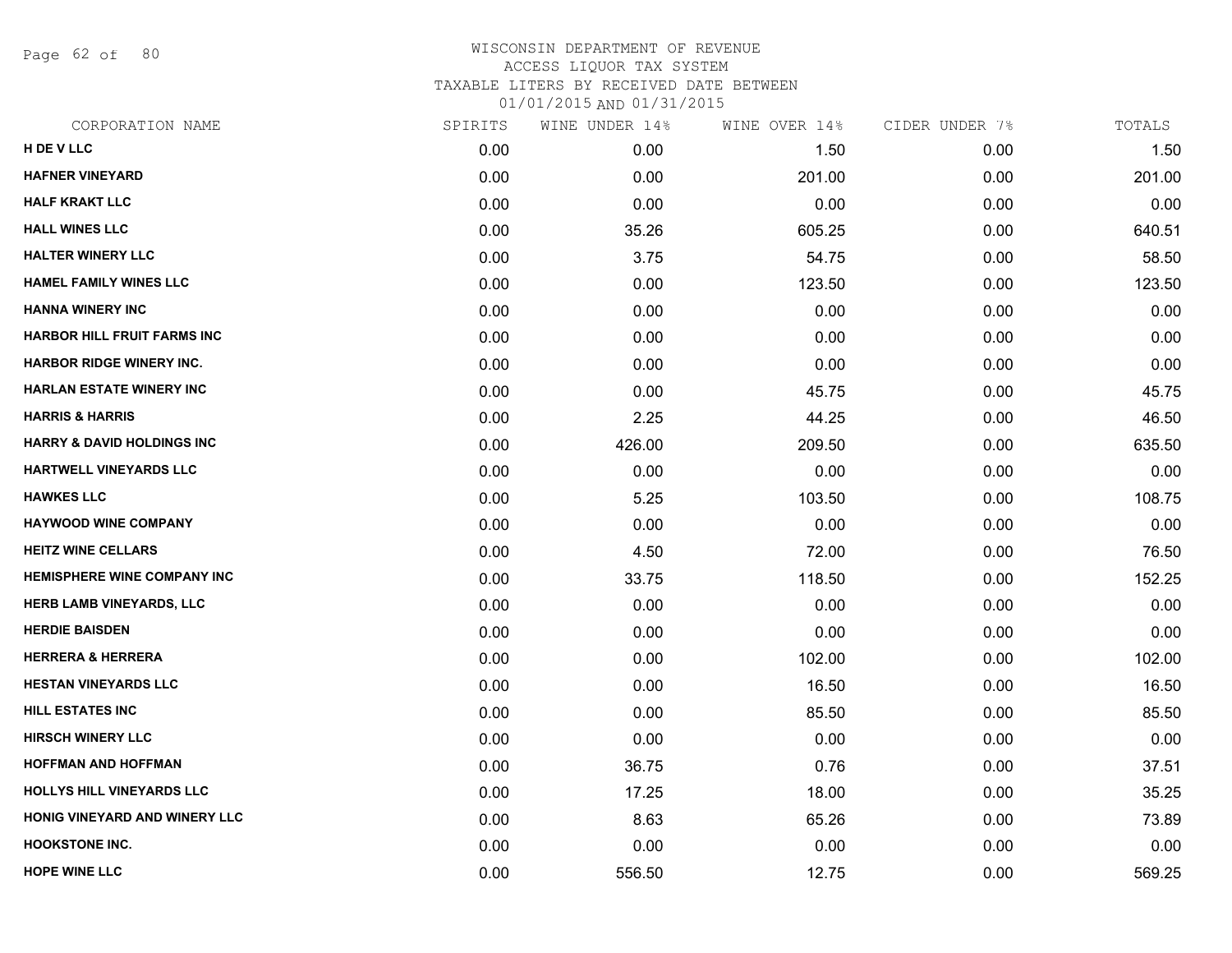WISCONSIN DEPARTMENT OF REVENUE
ACCESS LIQUOR TAX SYSTEM
TAXABLE LITERS BY RECEIVED DATE BETWEEN
01/01/2015 AND 01/31/2015

| CORPORATION NAME | SPIRITS | WINE UNDER 14% | WINE OVER 14% | CIDER UNDER 7% | TOTALS |
|---|---|---|---|---|---|
| H DE V LLC | 0.00 | 0.00 | 1.50 | 0.00 | 1.50 |
| HAFNER VINEYARD | 0.00 | 0.00 | 201.00 | 0.00 | 201.00 |
| HALF KRAKT LLC | 0.00 | 0.00 | 0.00 | 0.00 | 0.00 |
| HALL WINES LLC | 0.00 | 35.26 | 605.25 | 0.00 | 640.51 |
| HALTER WINERY LLC | 0.00 | 3.75 | 54.75 | 0.00 | 58.50 |
| HAMEL FAMILY WINES LLC | 0.00 | 0.00 | 123.50 | 0.00 | 123.50 |
| HANNA WINERY INC | 0.00 | 0.00 | 0.00 | 0.00 | 0.00 |
| HARBOR HILL FRUIT FARMS INC | 0.00 | 0.00 | 0.00 | 0.00 | 0.00 |
| HARBOR RIDGE WINERY INC. | 0.00 | 0.00 | 0.00 | 0.00 | 0.00 |
| HARLAN ESTATE WINERY INC | 0.00 | 0.00 | 45.75 | 0.00 | 45.75 |
| HARRIS & HARRIS | 0.00 | 2.25 | 44.25 | 0.00 | 46.50 |
| HARRY & DAVID HOLDINGS INC | 0.00 | 426.00 | 209.50 | 0.00 | 635.50 |
| HARTWELL VINEYARDS LLC | 0.00 | 0.00 | 0.00 | 0.00 | 0.00 |
| HAWKES LLC | 0.00 | 5.25 | 103.50 | 0.00 | 108.75 |
| HAYWOOD WINE COMPANY | 0.00 | 0.00 | 0.00 | 0.00 | 0.00 |
| HEITZ WINE CELLARS | 0.00 | 4.50 | 72.00 | 0.00 | 76.50 |
| HEMISPHERE WINE COMPANY INC | 0.00 | 33.75 | 118.50 | 0.00 | 152.25 |
| HERB LAMB VINEYARDS, LLC | 0.00 | 0.00 | 0.00 | 0.00 | 0.00 |
| HERDIE BAISDEN | 0.00 | 0.00 | 0.00 | 0.00 | 0.00 |
| HERRERA & HERRERA | 0.00 | 0.00 | 102.00 | 0.00 | 102.00 |
| HESTAN VINEYARDS LLC | 0.00 | 0.00 | 16.50 | 0.00 | 16.50 |
| HILL ESTATES INC | 0.00 | 0.00 | 85.50 | 0.00 | 85.50 |
| HIRSCH WINERY LLC | 0.00 | 0.00 | 0.00 | 0.00 | 0.00 |
| HOFFMAN AND HOFFMAN | 0.00 | 36.75 | 0.76 | 0.00 | 37.51 |
| HOLLYS HILL VINEYARDS LLC | 0.00 | 17.25 | 18.00 | 0.00 | 35.25 |
| HONIG VINEYARD AND WINERY LLC | 0.00 | 8.63 | 65.26 | 0.00 | 73.89 |
| HOOKSTONE INC. | 0.00 | 0.00 | 0.00 | 0.00 | 0.00 |
| HOPE WINE LLC | 0.00 | 556.50 | 12.75 | 0.00 | 569.25 |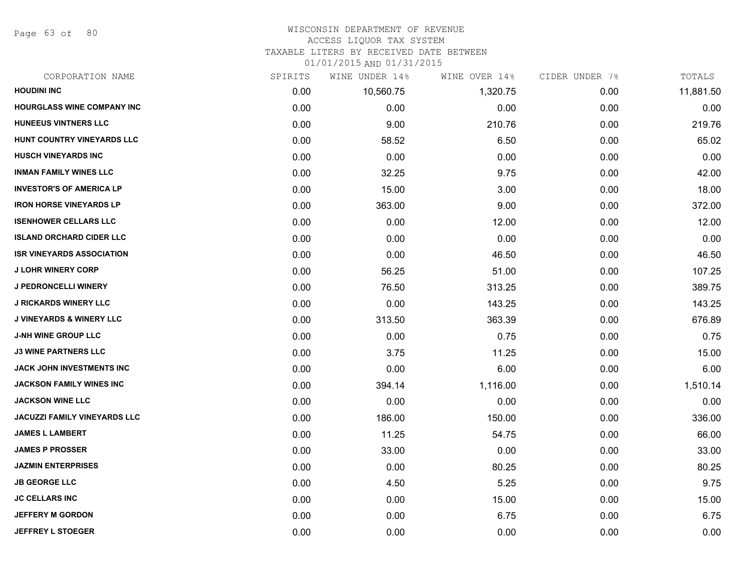WISCONSIN DEPARTMENT OF REVENUE
ACCESS LIQUOR TAX SYSTEM
TAXABLE LITERS BY RECEIVED DATE BETWEEN
01/01/2015 AND 01/31/2015

| CORPORATION NAME | SPIRITS | WINE UNDER 14% | WINE OVER 14% | CIDER UNDER 7% | TOTALS |
|---|---|---|---|---|---|
| HOUDINI INC | 0.00 | 10,560.75 | 1,320.75 | 0.00 | 11,881.50 |
| HOURGLASS WINE COMPANY INC | 0.00 | 0.00 | 0.00 | 0.00 | 0.00 |
| HUNEEUS VINTNERS LLC | 0.00 | 9.00 | 210.76 | 0.00 | 219.76 |
| HUNT COUNTRY VINEYARDS LLC | 0.00 | 58.52 | 6.50 | 0.00 | 65.02 |
| HUSCH VINEYARDS INC | 0.00 | 0.00 | 0.00 | 0.00 | 0.00 |
| INMAN FAMILY WINES LLC | 0.00 | 32.25 | 9.75 | 0.00 | 42.00 |
| INVESTOR'S OF AMERICA LP | 0.00 | 15.00 | 3.00 | 0.00 | 18.00 |
| IRON HORSE VINEYARDS LP | 0.00 | 363.00 | 9.00 | 0.00 | 372.00 |
| ISENHOWER CELLARS LLC | 0.00 | 0.00 | 12.00 | 0.00 | 12.00 |
| ISLAND ORCHARD CIDER LLC | 0.00 | 0.00 | 0.00 | 0.00 | 0.00 |
| ISR VINEYARDS ASSOCIATION | 0.00 | 0.00 | 46.50 | 0.00 | 46.50 |
| J LOHR WINERY CORP | 0.00 | 56.25 | 51.00 | 0.00 | 107.25 |
| J PEDRONCELLI WINERY | 0.00 | 76.50 | 313.25 | 0.00 | 389.75 |
| J RICKARDS WINERY LLC | 0.00 | 0.00 | 143.25 | 0.00 | 143.25 |
| J VINEYARDS & WINERY LLC | 0.00 | 313.50 | 363.39 | 0.00 | 676.89 |
| J-NH WINE GROUP LLC | 0.00 | 0.00 | 0.75 | 0.00 | 0.75 |
| J3 WINE PARTNERS LLC | 0.00 | 3.75 | 11.25 | 0.00 | 15.00 |
| JACK JOHN INVESTMENTS INC | 0.00 | 0.00 | 6.00 | 0.00 | 6.00 |
| JACKSON FAMILY WINES INC | 0.00 | 394.14 | 1,116.00 | 0.00 | 1,510.14 |
| JACKSON WINE LLC | 0.00 | 0.00 | 0.00 | 0.00 | 0.00 |
| JACUZZI FAMILY VINEYARDS LLC | 0.00 | 186.00 | 150.00 | 0.00 | 336.00 |
| JAMES L LAMBERT | 0.00 | 11.25 | 54.75 | 0.00 | 66.00 |
| JAMES P PROSSER | 0.00 | 33.00 | 0.00 | 0.00 | 33.00 |
| JAZMIN ENTERPRISES | 0.00 | 0.00 | 80.25 | 0.00 | 80.25 |
| JB GEORGE LLC | 0.00 | 4.50 | 5.25 | 0.00 | 9.75 |
| JC CELLARS INC | 0.00 | 0.00 | 15.00 | 0.00 | 15.00 |
| JEFFERY M GORDON | 0.00 | 0.00 | 6.75 | 0.00 | 6.75 |
| JEFFREY L STOEGER | 0.00 | 0.00 | 0.00 | 0.00 | 0.00 |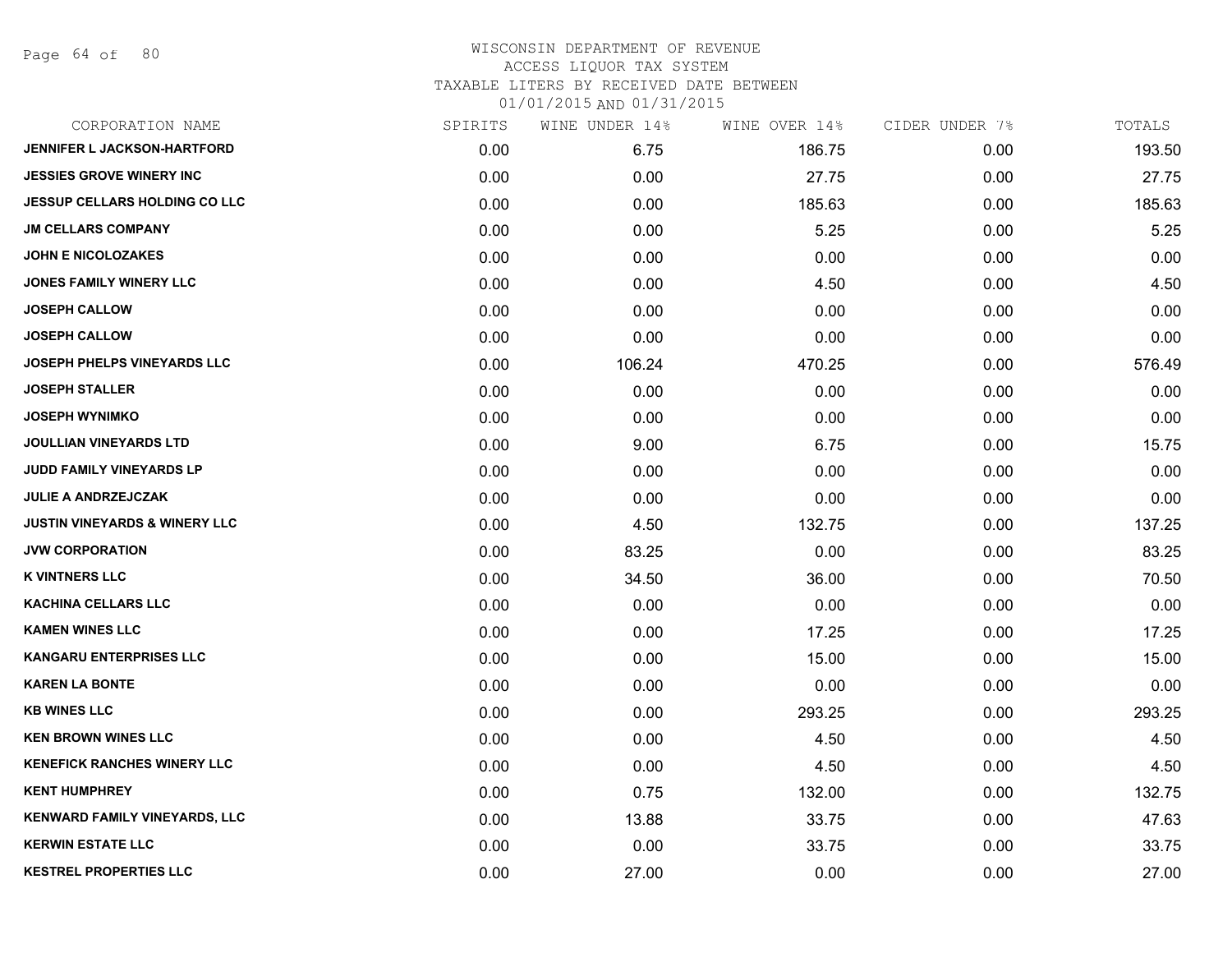WISCONSIN DEPARTMENT OF REVENUE
ACCESS LIQUOR TAX SYSTEM
TAXABLE LITERS BY RECEIVED DATE BETWEEN
01/01/2015 AND 01/31/2015

| CORPORATION NAME | SPIRITS | WINE UNDER 14% | WINE OVER 14% | CIDER UNDER 7% | TOTALS |
|---|---|---|---|---|---|
| JENNIFER L JACKSON-HARTFORD | 0.00 | 6.75 | 186.75 | 0.00 | 193.50 |
| JESSIES GROVE WINERY INC | 0.00 | 0.00 | 27.75 | 0.00 | 27.75 |
| JESSUP CELLARS HOLDING CO LLC | 0.00 | 0.00 | 185.63 | 0.00 | 185.63 |
| JM CELLARS COMPANY | 0.00 | 0.00 | 5.25 | 0.00 | 5.25 |
| JOHN E NICOLOZAKES | 0.00 | 0.00 | 0.00 | 0.00 | 0.00 |
| JONES FAMILY WINERY LLC | 0.00 | 0.00 | 4.50 | 0.00 | 4.50 |
| JOSEPH CALLOW | 0.00 | 0.00 | 0.00 | 0.00 | 0.00 |
| JOSEPH CALLOW | 0.00 | 0.00 | 0.00 | 0.00 | 0.00 |
| JOSEPH PHELPS VINEYARDS LLC | 0.00 | 106.24 | 470.25 | 0.00 | 576.49 |
| JOSEPH STALLER | 0.00 | 0.00 | 0.00 | 0.00 | 0.00 |
| JOSEPH WYNIMKO | 0.00 | 0.00 | 0.00 | 0.00 | 0.00 |
| JOULLIAN VINEYARDS LTD | 0.00 | 9.00 | 6.75 | 0.00 | 15.75 |
| JUDD FAMILY VINEYARDS LP | 0.00 | 0.00 | 0.00 | 0.00 | 0.00 |
| JULIE A ANDRZEJCZAK | 0.00 | 0.00 | 0.00 | 0.00 | 0.00 |
| JUSTIN VINEYARDS & WINERY LLC | 0.00 | 4.50 | 132.75 | 0.00 | 137.25 |
| JVW CORPORATION | 0.00 | 83.25 | 0.00 | 0.00 | 83.25 |
| K VINTNERS LLC | 0.00 | 34.50 | 36.00 | 0.00 | 70.50 |
| KACHINA CELLARS LLC | 0.00 | 0.00 | 0.00 | 0.00 | 0.00 |
| KAMEN WINES LLC | 0.00 | 0.00 | 17.25 | 0.00 | 17.25 |
| KANGARU ENTERPRISES LLC | 0.00 | 0.00 | 15.00 | 0.00 | 15.00 |
| KAREN LA BONTE | 0.00 | 0.00 | 0.00 | 0.00 | 0.00 |
| KB WINES LLC | 0.00 | 0.00 | 293.25 | 0.00 | 293.25 |
| KEN BROWN WINES LLC | 0.00 | 0.00 | 4.50 | 0.00 | 4.50 |
| KENEFICK RANCHES WINERY LLC | 0.00 | 0.00 | 4.50 | 0.00 | 4.50 |
| KENT HUMPHREY | 0.00 | 0.75 | 132.00 | 0.00 | 132.75 |
| KENWARD FAMILY VINEYARDS, LLC | 0.00 | 13.88 | 33.75 | 0.00 | 47.63 |
| KERWIN ESTATE LLC | 0.00 | 0.00 | 33.75 | 0.00 | 33.75 |
| KESTREL PROPERTIES LLC | 0.00 | 27.00 | 0.00 | 0.00 | 27.00 |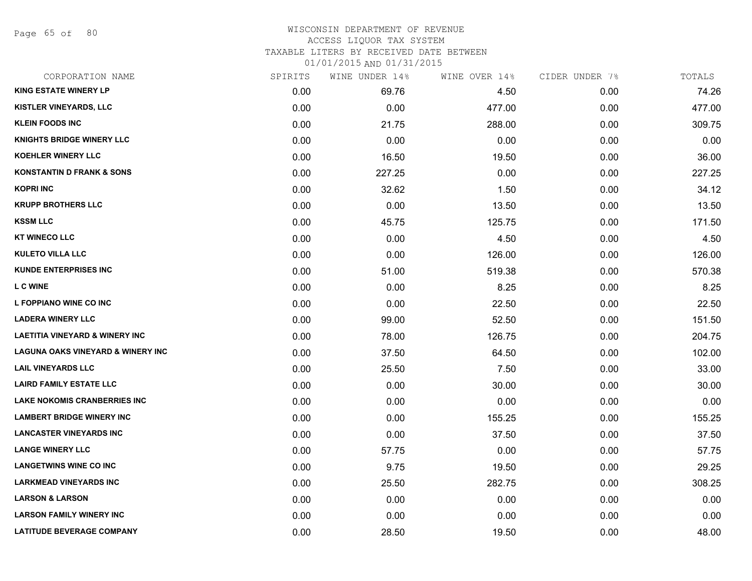# WISCONSIN DEPARTMENT OF REVENUE
ACCESS LIQUOR TAX SYSTEM
TAXABLE LITERS BY RECEIVED DATE BETWEEN
01/01/2015 AND 01/31/2015

| CORPORATION NAME | SPIRITS | WINE UNDER 14% | WINE OVER 14% | CIDER UNDER 7% | TOTALS |
|---|---|---|---|---|---|
| KING ESTATE WINERY LP | 0.00 | 69.76 | 4.50 | 0.00 | 74.26 |
| KISTLER VINEYARDS, LLC | 0.00 | 0.00 | 477.00 | 0.00 | 477.00 |
| KLEIN FOODS INC | 0.00 | 21.75 | 288.00 | 0.00 | 309.75 |
| KNIGHTS BRIDGE WINERY LLC | 0.00 | 0.00 | 0.00 | 0.00 | 0.00 |
| KOEHLER WINERY LLC | 0.00 | 16.50 | 19.50 | 0.00 | 36.00 |
| KONSTANTIN D FRANK & SONS | 0.00 | 227.25 | 0.00 | 0.00 | 227.25 |
| KOPRI INC | 0.00 | 32.62 | 1.50 | 0.00 | 34.12 |
| KRUPP BROTHERS LLC | 0.00 | 0.00 | 13.50 | 0.00 | 13.50 |
| KSSM LLC | 0.00 | 45.75 | 125.75 | 0.00 | 171.50 |
| KT WINECO LLC | 0.00 | 0.00 | 4.50 | 0.00 | 4.50 |
| KULETO VILLA LLC | 0.00 | 0.00 | 126.00 | 0.00 | 126.00 |
| KUNDE ENTERPRISES INC | 0.00 | 51.00 | 519.38 | 0.00 | 570.38 |
| L C WINE | 0.00 | 0.00 | 8.25 | 0.00 | 8.25 |
| L FOPPIANO WINE CO INC | 0.00 | 0.00 | 22.50 | 0.00 | 22.50 |
| LADERA WINERY LLC | 0.00 | 99.00 | 52.50 | 0.00 | 151.50 |
| LAETITIA VINEYARD & WINERY INC | 0.00 | 78.00 | 126.75 | 0.00 | 204.75 |
| LAGUNA OAKS VINEYARD & WINERY INC | 0.00 | 37.50 | 64.50 | 0.00 | 102.00 |
| LAIL VINEYARDS LLC | 0.00 | 25.50 | 7.50 | 0.00 | 33.00 |
| LAIRD FAMILY ESTATE LLC | 0.00 | 0.00 | 30.00 | 0.00 | 30.00 |
| LAKE NOKOMIS CRANBERRIES INC | 0.00 | 0.00 | 0.00 | 0.00 | 0.00 |
| LAMBERT BRIDGE WINERY INC | 0.00 | 0.00 | 155.25 | 0.00 | 155.25 |
| LANCASTER VINEYARDS INC | 0.00 | 0.00 | 37.50 | 0.00 | 37.50 |
| LANGE WINERY LLC | 0.00 | 57.75 | 0.00 | 0.00 | 57.75 |
| LANGETWINS WINE CO INC | 0.00 | 9.75 | 19.50 | 0.00 | 29.25 |
| LARKMEAD VINEYARDS INC | 0.00 | 25.50 | 282.75 | 0.00 | 308.25 |
| LARSON & LARSON | 0.00 | 0.00 | 0.00 | 0.00 | 0.00 |
| LARSON FAMILY WINERY INC | 0.00 | 0.00 | 0.00 | 0.00 | 0.00 |
| LATITUDE BEVERAGE COMPANY | 0.00 | 28.50 | 19.50 | 0.00 | 48.00 |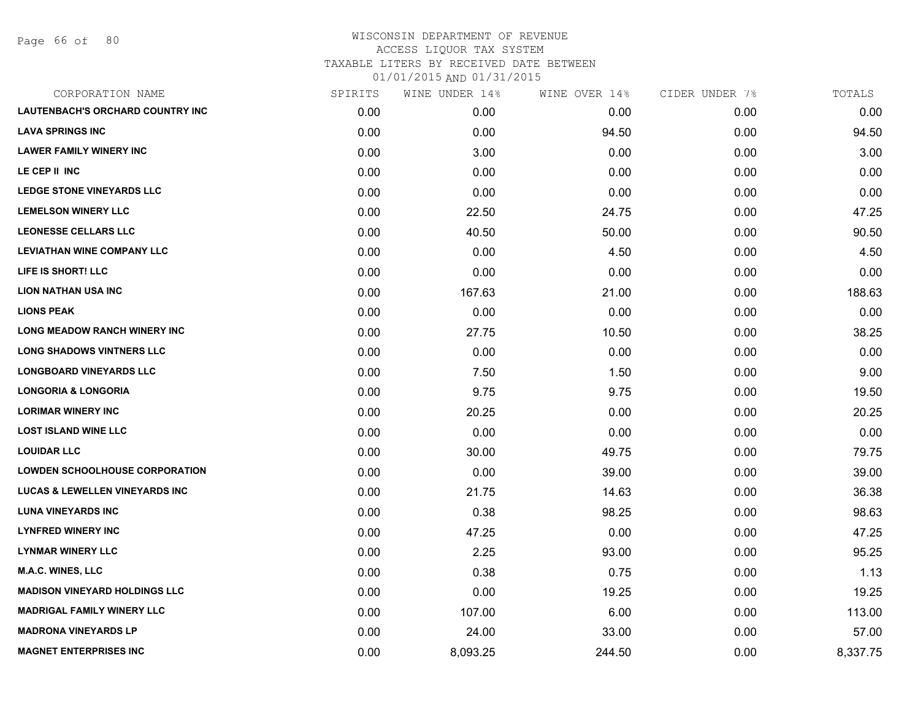# WISCONSIN DEPARTMENT OF REVENUE

ACCESS LIQUOR TAX SYSTEM

TAXABLE LITERS BY RECEIVED DATE BETWEEN 01/01/2015 AND 01/31/2015

| CORPORATION NAME | SPIRITS | WINE UNDER 14% | WINE OVER 14% | CIDER UNDER 7% | TOTALS |
|---|---|---|---|---|---|
| LAUTENBACH'S ORCHARD COUNTRY INC | 0.00 | 0.00 | 0.00 | 0.00 | 0.00 |
| LAVA SPRINGS INC | 0.00 | 0.00 | 94.50 | 0.00 | 94.50 |
| LAWER FAMILY WINERY INC | 0.00 | 3.00 | 0.00 | 0.00 | 3.00 |
| LE CEP II INC | 0.00 | 0.00 | 0.00 | 0.00 | 0.00 |
| LEDGE STONE VINEYARDS LLC | 0.00 | 0.00 | 0.00 | 0.00 | 0.00 |
| LEMELSON WINERY LLC | 0.00 | 22.50 | 24.75 | 0.00 | 47.25 |
| LEONESSE CELLARS LLC | 0.00 | 40.50 | 50.00 | 0.00 | 90.50 |
| LEVIATHAN WINE COMPANY LLC | 0.00 | 0.00 | 4.50 | 0.00 | 4.50 |
| LIFE IS SHORT! LLC | 0.00 | 0.00 | 0.00 | 0.00 | 0.00 |
| LION NATHAN USA INC | 0.00 | 167.63 | 21.00 | 0.00 | 188.63 |
| LIONS PEAK | 0.00 | 0.00 | 0.00 | 0.00 | 0.00 |
| LONG MEADOW RANCH WINERY INC | 0.00 | 27.75 | 10.50 | 0.00 | 38.25 |
| LONG SHADOWS VINTNERS LLC | 0.00 | 0.00 | 0.00 | 0.00 | 0.00 |
| LONGBOARD VINEYARDS LLC | 0.00 | 7.50 | 1.50 | 0.00 | 9.00 |
| LONGORIA & LONGORIA | 0.00 | 9.75 | 9.75 | 0.00 | 19.50 |
| LORIMAR WINERY INC | 0.00 | 20.25 | 0.00 | 0.00 | 20.25 |
| LOST ISLAND WINE LLC | 0.00 | 0.00 | 0.00 | 0.00 | 0.00 |
| LOUIDAR LLC | 0.00 | 30.00 | 49.75 | 0.00 | 79.75 |
| LOWDEN SCHOOLHOUSE CORPORATION | 0.00 | 0.00 | 39.00 | 0.00 | 39.00 |
| LUCAS & LEWELLEN VINEYARDS INC | 0.00 | 21.75 | 14.63 | 0.00 | 36.38 |
| LUNA VINEYARDS INC | 0.00 | 0.38 | 98.25 | 0.00 | 98.63 |
| LYNFRED WINERY INC | 0.00 | 47.25 | 0.00 | 0.00 | 47.25 |
| LYNMAR WINERY LLC | 0.00 | 2.25 | 93.00 | 0.00 | 95.25 |
| M.A.C. WINES, LLC | 0.00 | 0.38 | 0.75 | 0.00 | 1.13 |
| MADISON VINEYARD HOLDINGS LLC | 0.00 | 0.00 | 19.25 | 0.00 | 19.25 |
| MADRIGAL FAMILY WINERY LLC | 0.00 | 107.00 | 6.00 | 0.00 | 113.00 |
| MADRONA VINEYARDS LP | 0.00 | 24.00 | 33.00 | 0.00 | 57.00 |
| MAGNET ENTERPRISES INC | 0.00 | 8,093.25 | 244.50 | 0.00 | 8,337.75 |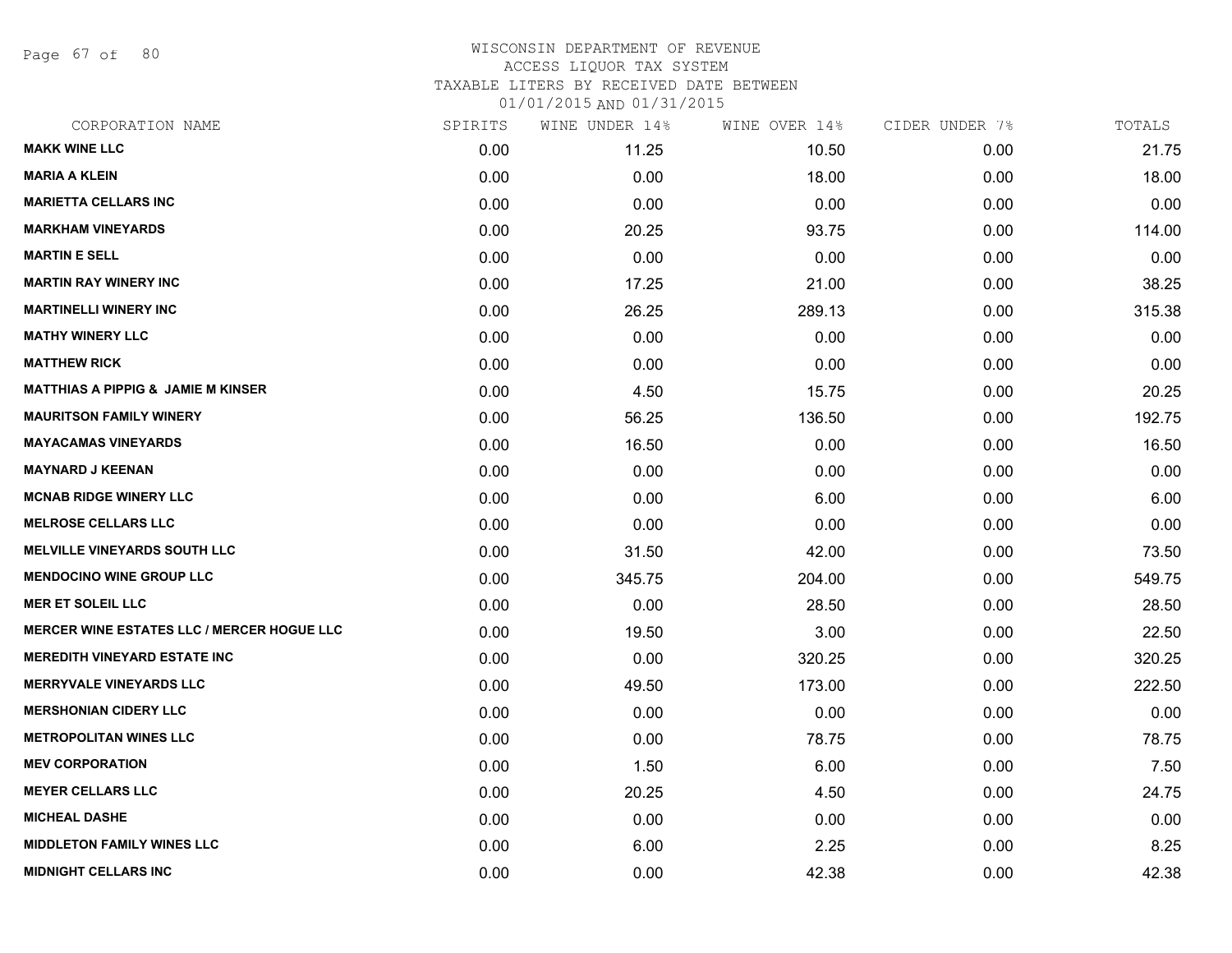WISCONSIN DEPARTMENT OF REVENUE
ACCESS LIQUOR TAX SYSTEM
TAXABLE LITERS BY RECEIVED DATE BETWEEN
01/01/2015 AND 01/31/2015

| CORPORATION NAME | SPIRITS | WINE UNDER 14% | WINE OVER 14% | CIDER UNDER 7% | TOTALS |
|---|---|---|---|---|---|
| **MAKK WINE LLC** | 0.00 | 11.25 | 10.50 | 0.00 | 21.75 |
| **MARIA A KLEIN** | 0.00 | 0.00 | 18.00 | 0.00 | 18.00 |
| **MARIETTA CELLARS INC** | 0.00 | 0.00 | 0.00 | 0.00 | 0.00 |
| **MARKHAM VINEYARDS** | 0.00 | 20.25 | 93.75 | 0.00 | 114.00 |
| **MARTIN E SELL** | 0.00 | 0.00 | 0.00 | 0.00 | 0.00 |
| **MARTIN RAY WINERY INC** | 0.00 | 17.25 | 21.00 | 0.00 | 38.25 |
| **MARTINELLI WINERY INC** | 0.00 | 26.25 | 289.13 | 0.00 | 315.38 |
| **MATHY WINERY LLC** | 0.00 | 0.00 | 0.00 | 0.00 | 0.00 |
| **MATTHEW RICK** | 0.00 | 0.00 | 0.00 | 0.00 | 0.00 |
| **MATTHIAS A PIPPIG & JAMIE M KINSER** | 0.00 | 4.50 | 15.75 | 0.00 | 20.25 |
| **MAURITSON FAMILY WINERY** | 0.00 | 56.25 | 136.50 | 0.00 | 192.75 |
| **MAYACAMAS VINEYARDS** | 0.00 | 16.50 | 0.00 | 0.00 | 16.50 |
| **MAYNARD J KEENAN** | 0.00 | 0.00 | 0.00 | 0.00 | 0.00 |
| **MCNAB RIDGE WINERY LLC** | 0.00 | 0.00 | 6.00 | 0.00 | 6.00 |
| **MELROSE CELLARS LLC** | 0.00 | 0.00 | 0.00 | 0.00 | 0.00 |
| **MELVILLE VINEYARDS SOUTH LLC** | 0.00 | 31.50 | 42.00 | 0.00 | 73.50 |
| **MENDOCINO WINE GROUP LLC** | 0.00 | 345.75 | 204.00 | 0.00 | 549.75 |
| **MER ET SOLEIL LLC** | 0.00 | 0.00 | 28.50 | 0.00 | 28.50 |
| **MERCER WINE ESTATES LLC / MERCER HOGUE LLC** | 0.00 | 19.50 | 3.00 | 0.00 | 22.50 |
| **MEREDITH VINEYARD ESTATE INC** | 0.00 | 0.00 | 320.25 | 0.00 | 320.25 |
| **MERRYVALE VINEYARDS LLC** | 0.00 | 49.50 | 173.00 | 0.00 | 222.50 |
| **MERSHONIAN CIDERY LLC** | 0.00 | 0.00 | 0.00 | 0.00 | 0.00 |
| **METROPOLITAN WINES LLC** | 0.00 | 0.00 | 78.75 | 0.00 | 78.75 |
| **MEV CORPORATION** | 0.00 | 1.50 | 6.00 | 0.00 | 7.50 |
| **MEYER CELLARS LLC** | 0.00 | 20.25 | 4.50 | 0.00 | 24.75 |
| **MICHEAL DASHE** | 0.00 | 0.00 | 0.00 | 0.00 | 0.00 |
| **MIDDLETON FAMILY WINES LLC** | 0.00 | 6.00 | 2.25 | 0.00 | 8.25 |
| **MIDNIGHT CELLARS INC** | 0.00 | 0.00 | 42.38 | 0.00 | 42.38 |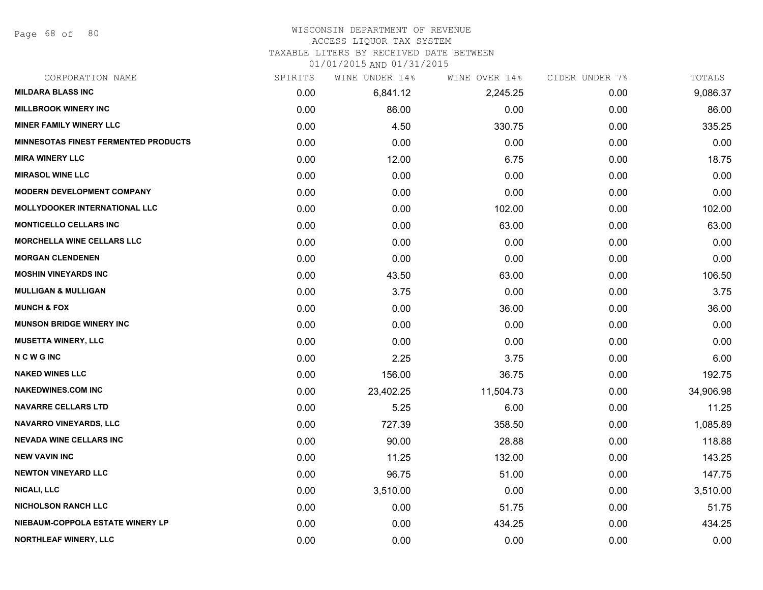WISCONSIN DEPARTMENT OF REVENUE
ACCESS LIQUOR TAX SYSTEM
TAXABLE LITERS BY RECEIVED DATE BETWEEN
01/01/2015 AND 01/31/2015

| CORPORATION NAME | SPIRITS | WINE UNDER 14% | WINE OVER 14% | CIDER UNDER 7% | TOTALS |
|---|---|---|---|---|---|
| **MILDARA BLASS INC** | 0.00 | 6,841.12 | 2,245.25 | 0.00 | 9,086.37 |
| **MILLBROOK WINERY INC** | 0.00 | 86.00 | 0.00 | 0.00 | 86.00 |
| **MINER FAMILY WINERY LLC** | 0.00 | 4.50 | 330.75 | 0.00 | 335.25 |
| **MINNESOTAS FINEST FERMENTED PRODUCTS** | 0.00 | 0.00 | 0.00 | 0.00 | 0.00 |
| **MIRA WINERY LLC** | 0.00 | 12.00 | 6.75 | 0.00 | 18.75 |
| **MIRASOL WINE LLC** | 0.00 | 0.00 | 0.00 | 0.00 | 0.00 |
| **MODERN DEVELOPMENT COMPANY** | 0.00 | 0.00 | 0.00 | 0.00 | 0.00 |
| **MOLLYDOOKER INTERNATIONAL LLC** | 0.00 | 0.00 | 102.00 | 0.00 | 102.00 |
| **MONTICELLO CELLARS INC** | 0.00 | 0.00 | 63.00 | 0.00 | 63.00 |
| **MORCHELLA WINE CELLARS LLC** | 0.00 | 0.00 | 0.00 | 0.00 | 0.00 |
| **MORGAN CLENDENEN** | 0.00 | 0.00 | 0.00 | 0.00 | 0.00 |
| **MOSHIN VINEYARDS INC** | 0.00 | 43.50 | 63.00 | 0.00 | 106.50 |
| **MULLIGAN & MULLIGAN** | 0.00 | 3.75 | 0.00 | 0.00 | 3.75 |
| **MUNCH & FOX** | 0.00 | 0.00 | 36.00 | 0.00 | 36.00 |
| **MUNSON BRIDGE WINERY INC** | 0.00 | 0.00 | 0.00 | 0.00 | 0.00 |
| **MUSETTA WINERY, LLC** | 0.00 | 0.00 | 0.00 | 0.00 | 0.00 |
| **N C W G INC** | 0.00 | 2.25 | 3.75 | 0.00 | 6.00 |
| **NAKED WINES LLC** | 0.00 | 156.00 | 36.75 | 0.00 | 192.75 |
| **NAKEDWINES.COM INC** | 0.00 | 23,402.25 | 11,504.73 | 0.00 | 34,906.98 |
| **NAVARRE CELLARS LTD** | 0.00 | 5.25 | 6.00 | 0.00 | 11.25 |
| **NAVARRO VINEYARDS, LLC** | 0.00 | 727.39 | 358.50 | 0.00 | 1,085.89 |
| **NEVADA WINE CELLARS INC** | 0.00 | 90.00 | 28.88 | 0.00 | 118.88 |
| **NEW VAVIN INC** | 0.00 | 11.25 | 132.00 | 0.00 | 143.25 |
| **NEWTON VINEYARD LLC** | 0.00 | 96.75 | 51.00 | 0.00 | 147.75 |
| **NICALI, LLC** | 0.00 | 3,510.00 | 0.00 | 0.00 | 3,510.00 |
| **NICHOLSON RANCH LLC** | 0.00 | 0.00 | 51.75 | 0.00 | 51.75 |
| **NIEBAUM-COPPOLA ESTATE WINERY LP** | 0.00 | 0.00 | 434.25 | 0.00 | 434.25 |
| **NORTHLEAF WINERY, LLC** | 0.00 | 0.00 | 0.00 | 0.00 | 0.00 |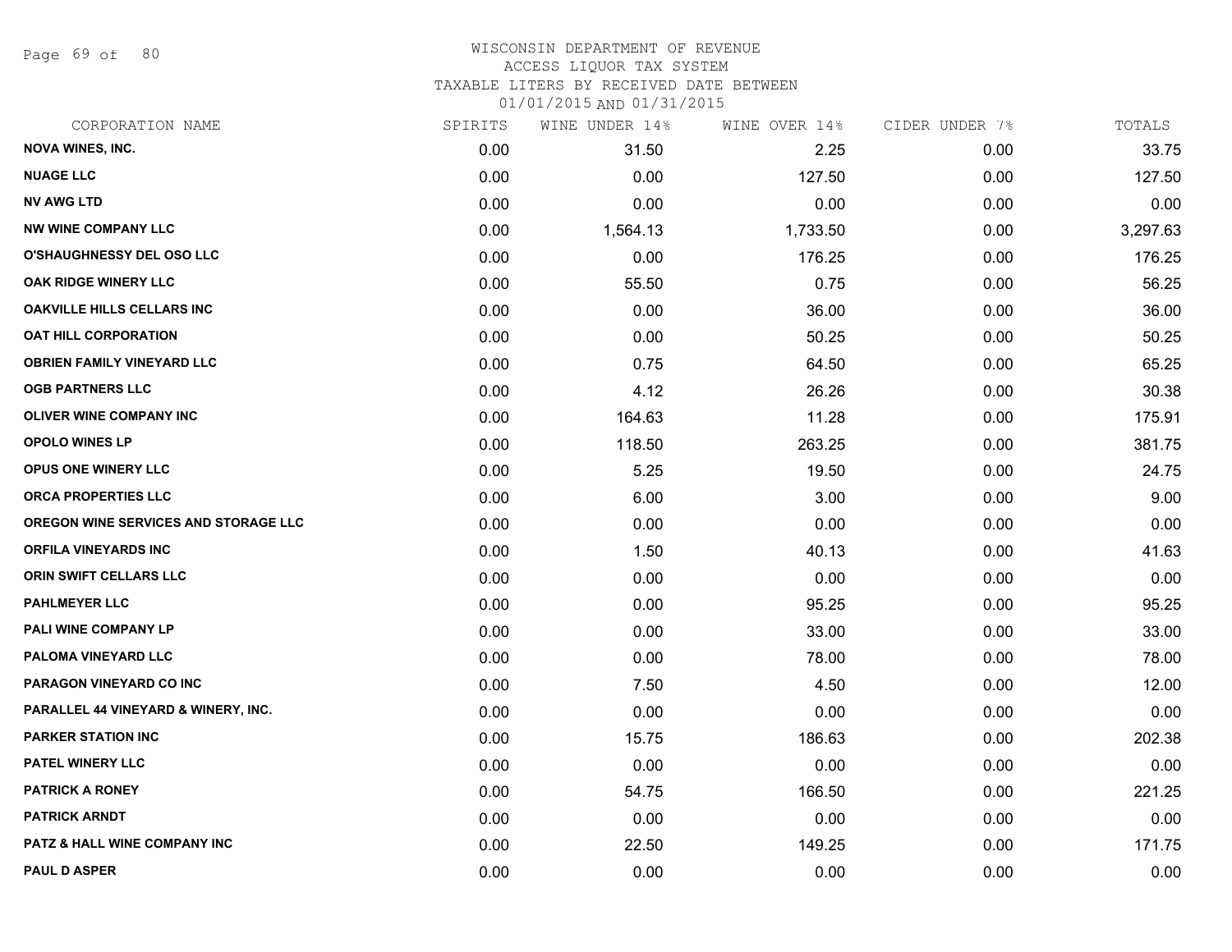# WISCONSIN DEPARTMENT OF REVENUE
## ACCESS LIQUOR TAX SYSTEM
### TAXABLE LITERS BY RECEIVED DATE BETWEEN 01/01/2015 AND 01/31/2015

| CORPORATION NAME | SPIRITS | WINE UNDER 14% | WINE OVER 14% | CIDER UNDER 7% | TOTALS |
|---|---|---|---|---|---|
| NOVA WINES, INC. | 0.00 | 31.50 | 2.25 | 0.00 | 33.75 |
| NUAGE LLC | 0.00 | 0.00 | 127.50 | 0.00 | 127.50 |
| NV AWG LTD | 0.00 | 0.00 | 0.00 | 0.00 | 0.00 |
| NW WINE COMPANY LLC | 0.00 | 1,564.13 | 1,733.50 | 0.00 | 3,297.63 |
| O'SHAUGHNESSY DEL OSO LLC | 0.00 | 0.00 | 176.25 | 0.00 | 176.25 |
| OAK RIDGE WINERY LLC | 0.00 | 55.50 | 0.75 | 0.00 | 56.25 |
| OAKVILLE HILLS CELLARS INC | 0.00 | 0.00 | 36.00 | 0.00 | 36.00 |
| OAT HILL CORPORATION | 0.00 | 0.00 | 50.25 | 0.00 | 50.25 |
| OBRIEN FAMILY VINEYARD LLC | 0.00 | 0.75 | 64.50 | 0.00 | 65.25 |
| OGB PARTNERS LLC | 0.00 | 4.12 | 26.26 | 0.00 | 30.38 |
| OLIVER WINE COMPANY INC | 0.00 | 164.63 | 11.28 | 0.00 | 175.91 |
| OPOLO WINES LP | 0.00 | 118.50 | 263.25 | 0.00 | 381.75 |
| OPUS ONE WINERY LLC | 0.00 | 5.25 | 19.50 | 0.00 | 24.75 |
| ORCA PROPERTIES LLC | 0.00 | 6.00 | 3.00 | 0.00 | 9.00 |
| OREGON WINE SERVICES AND STORAGE LLC | 0.00 | 0.00 | 0.00 | 0.00 | 0.00 |
| ORFILA VINEYARDS INC | 0.00 | 1.50 | 40.13 | 0.00 | 41.63 |
| ORIN SWIFT CELLARS LLC | 0.00 | 0.00 | 0.00 | 0.00 | 0.00 |
| PAHLMEYER LLC | 0.00 | 0.00 | 95.25 | 0.00 | 95.25 |
| PALI WINE COMPANY LP | 0.00 | 0.00 | 33.00 | 0.00 | 33.00 |
| PALOMA VINEYARD LLC | 0.00 | 0.00 | 78.00 | 0.00 | 78.00 |
| PARAGON VINEYARD CO INC | 0.00 | 7.50 | 4.50 | 0.00 | 12.00 |
| PARALLEL 44 VINEYARD & WINERY, INC. | 0.00 | 0.00 | 0.00 | 0.00 | 0.00 |
| PARKER STATION INC | 0.00 | 15.75 | 186.63 | 0.00 | 202.38 |
| PATEL WINERY LLC | 0.00 | 0.00 | 0.00 | 0.00 | 0.00 |
| PATRICK A RONEY | 0.00 | 54.75 | 166.50 | 0.00 | 221.25 |
| PATRICK ARNDT | 0.00 | 0.00 | 0.00 | 0.00 | 0.00 |
| PATZ & HALL WINE COMPANY INC | 0.00 | 22.50 | 149.25 | 0.00 | 171.75 |
| PAUL D ASPER | 0.00 | 0.00 | 0.00 | 0.00 | 0.00 |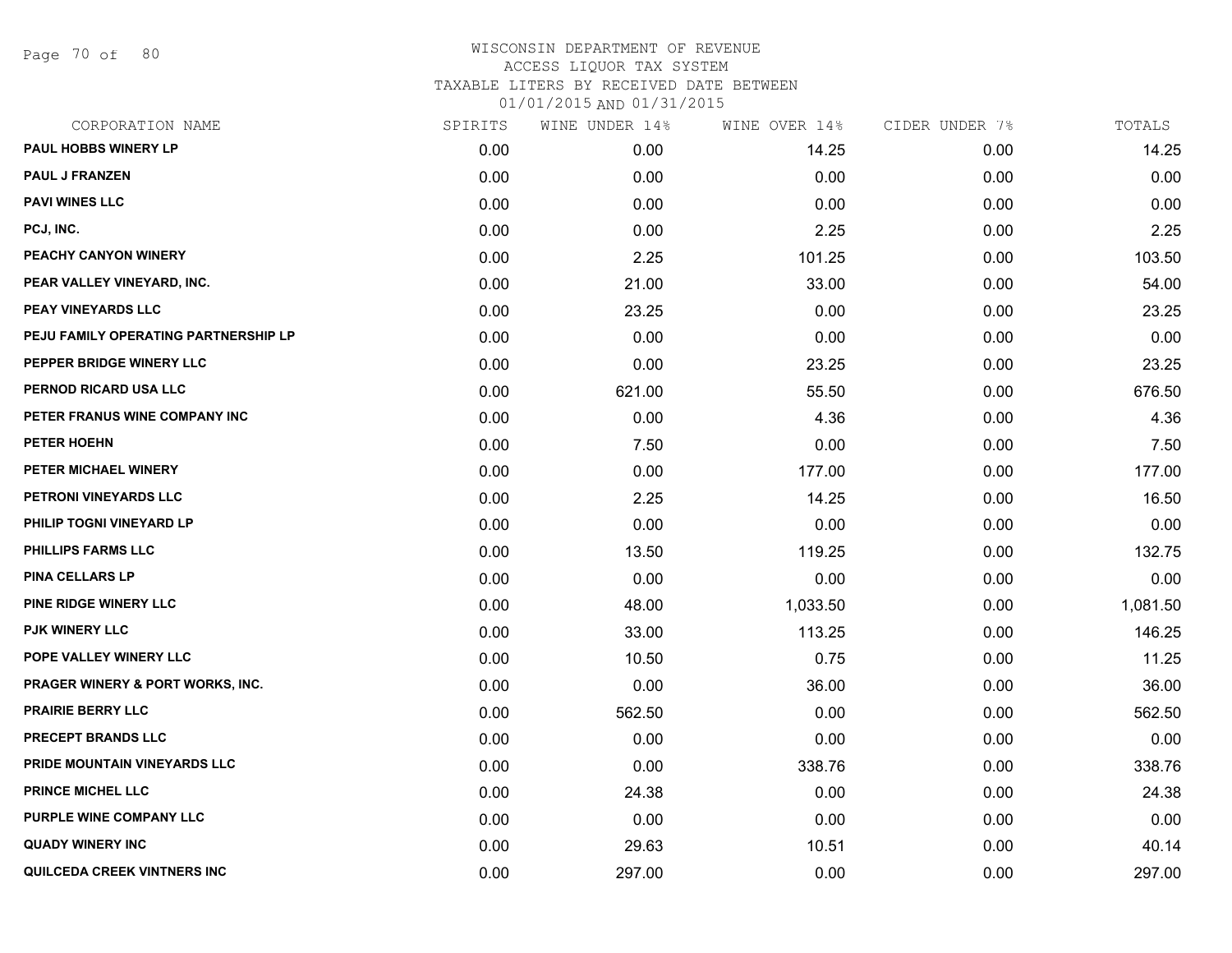WISCONSIN DEPARTMENT OF REVENUE
ACCESS LIQUOR TAX SYSTEM
TAXABLE LITERS BY RECEIVED DATE BETWEEN
01/01/2015 AND 01/31/2015

| CORPORATION NAME | SPIRITS | WINE UNDER 14% | WINE OVER 14% | CIDER UNDER 7% | TOTALS |
|---|---|---|---|---|---|
| PAUL HOBBS WINERY LP | 0.00 | 0.00 | 14.25 | 0.00 | 14.25 |
| PAUL J FRANZEN | 0.00 | 0.00 | 0.00 | 0.00 | 0.00 |
| PAVI WINES LLC | 0.00 | 0.00 | 0.00 | 0.00 | 0.00 |
| PCJ, INC. | 0.00 | 0.00 | 2.25 | 0.00 | 2.25 |
| PEACHY CANYON WINERY | 0.00 | 2.25 | 101.25 | 0.00 | 103.50 |
| PEAR VALLEY VINEYARD, INC. | 0.00 | 21.00 | 33.00 | 0.00 | 54.00 |
| PEAY VINEYARDS LLC | 0.00 | 23.25 | 0.00 | 0.00 | 23.25 |
| PEJU FAMILY OPERATING PARTNERSHIP LP | 0.00 | 0.00 | 0.00 | 0.00 | 0.00 |
| PEPPER BRIDGE WINERY LLC | 0.00 | 0.00 | 23.25 | 0.00 | 23.25 |
| PERNOD RICARD USA LLC | 0.00 | 621.00 | 55.50 | 0.00 | 676.50 |
| PETER FRANUS WINE COMPANY INC | 0.00 | 0.00 | 4.36 | 0.00 | 4.36 |
| PETER HOEHN | 0.00 | 7.50 | 0.00 | 0.00 | 7.50 |
| PETER MICHAEL WINERY | 0.00 | 0.00 | 177.00 | 0.00 | 177.00 |
| PETRONI VINEYARDS LLC | 0.00 | 2.25 | 14.25 | 0.00 | 16.50 |
| PHILIP TOGNI VINEYARD LP | 0.00 | 0.00 | 0.00 | 0.00 | 0.00 |
| PHILLIPS FARMS LLC | 0.00 | 13.50 | 119.25 | 0.00 | 132.75 |
| PINA CELLARS LP | 0.00 | 0.00 | 0.00 | 0.00 | 0.00 |
| PINE RIDGE WINERY LLC | 0.00 | 48.00 | 1,033.50 | 0.00 | 1,081.50 |
| PJK WINERY LLC | 0.00 | 33.00 | 113.25 | 0.00 | 146.25 |
| POPE VALLEY WINERY LLC | 0.00 | 10.50 | 0.75 | 0.00 | 11.25 |
| PRAGER WINERY & PORT WORKS, INC. | 0.00 | 0.00 | 36.00 | 0.00 | 36.00 |
| PRAIRIE BERRY LLC | 0.00 | 562.50 | 0.00 | 0.00 | 562.50 |
| PRECEPT BRANDS LLC | 0.00 | 0.00 | 0.00 | 0.00 | 0.00 |
| PRIDE MOUNTAIN VINEYARDS LLC | 0.00 | 0.00 | 338.76 | 0.00 | 338.76 |
| PRINCE MICHEL LLC | 0.00 | 24.38 | 0.00 | 0.00 | 24.38 |
| PURPLE WINE COMPANY LLC | 0.00 | 0.00 | 0.00 | 0.00 | 0.00 |
| QUADY WINERY INC | 0.00 | 29.63 | 10.51 | 0.00 | 40.14 |
| QUILCEDA CREEK VINTNERS INC | 0.00 | 297.00 | 0.00 | 0.00 | 297.00 |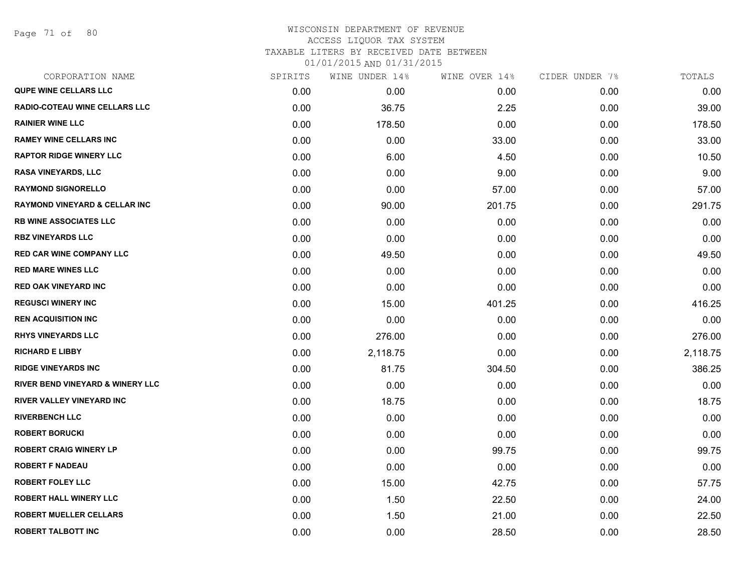WISCONSIN DEPARTMENT OF REVENUE
ACCESS LIQUOR TAX SYSTEM
TAXABLE LITERS BY RECEIVED DATE BETWEEN
01/01/2015 AND 01/31/2015

| CORPORATION NAME | SPIRITS | WINE UNDER 14% | WINE OVER 14% | CIDER UNDER 7% | TOTALS |
|---|---|---|---|---|---|
| QUPE WINE CELLARS LLC | 0.00 | 0.00 | 0.00 | 0.00 | 0.00 |
| RADIO-COTEAU WINE CELLARS LLC | 0.00 | 36.75 | 2.25 | 0.00 | 39.00 |
| RAINIER WINE LLC | 0.00 | 178.50 | 0.00 | 0.00 | 178.50 |
| RAMEY WINE CELLARS INC | 0.00 | 0.00 | 33.00 | 0.00 | 33.00 |
| RAPTOR RIDGE WINERY LLC | 0.00 | 6.00 | 4.50 | 0.00 | 10.50 |
| RASA VINEYARDS, LLC | 0.00 | 0.00 | 9.00 | 0.00 | 9.00 |
| RAYMOND SIGNORELLO | 0.00 | 0.00 | 57.00 | 0.00 | 57.00 |
| RAYMOND VINEYARD & CELLAR INC | 0.00 | 90.00 | 201.75 | 0.00 | 291.75 |
| RB WINE ASSOCIATES LLC | 0.00 | 0.00 | 0.00 | 0.00 | 0.00 |
| RBZ VINEYARDS LLC | 0.00 | 0.00 | 0.00 | 0.00 | 0.00 |
| RED CAR WINE COMPANY LLC | 0.00 | 49.50 | 0.00 | 0.00 | 49.50 |
| RED MARE WINES LLC | 0.00 | 0.00 | 0.00 | 0.00 | 0.00 |
| RED OAK VINEYARD INC | 0.00 | 0.00 | 0.00 | 0.00 | 0.00 |
| REGUSCI WINERY INC | 0.00 | 15.00 | 401.25 | 0.00 | 416.25 |
| REN ACQUISITION INC | 0.00 | 0.00 | 0.00 | 0.00 | 0.00 |
| RHYS VINEYARDS LLC | 0.00 | 276.00 | 0.00 | 0.00 | 276.00 |
| RICHARD E LIBBY | 0.00 | 2,118.75 | 0.00 | 0.00 | 2,118.75 |
| RIDGE VINEYARDS INC | 0.00 | 81.75 | 304.50 | 0.00 | 386.25 |
| RIVER BEND VINEYARD & WINERY LLC | 0.00 | 0.00 | 0.00 | 0.00 | 0.00 |
| RIVER VALLEY VINEYARD INC | 0.00 | 18.75 | 0.00 | 0.00 | 18.75 |
| RIVERBENCH LLC | 0.00 | 0.00 | 0.00 | 0.00 | 0.00 |
| ROBERT BORUCKI | 0.00 | 0.00 | 0.00 | 0.00 | 0.00 |
| ROBERT CRAIG WINERY LP | 0.00 | 0.00 | 99.75 | 0.00 | 99.75 |
| ROBERT F NADEAU | 0.00 | 0.00 | 0.00 | 0.00 | 0.00 |
| ROBERT FOLEY LLC | 0.00 | 15.00 | 42.75 | 0.00 | 57.75 |
| ROBERT HALL WINERY LLC | 0.00 | 1.50 | 22.50 | 0.00 | 24.00 |
| ROBERT MUELLER CELLARS | 0.00 | 1.50 | 21.00 | 0.00 | 22.50 |
| ROBERT TALBOTT INC | 0.00 | 0.00 | 28.50 | 0.00 | 28.50 |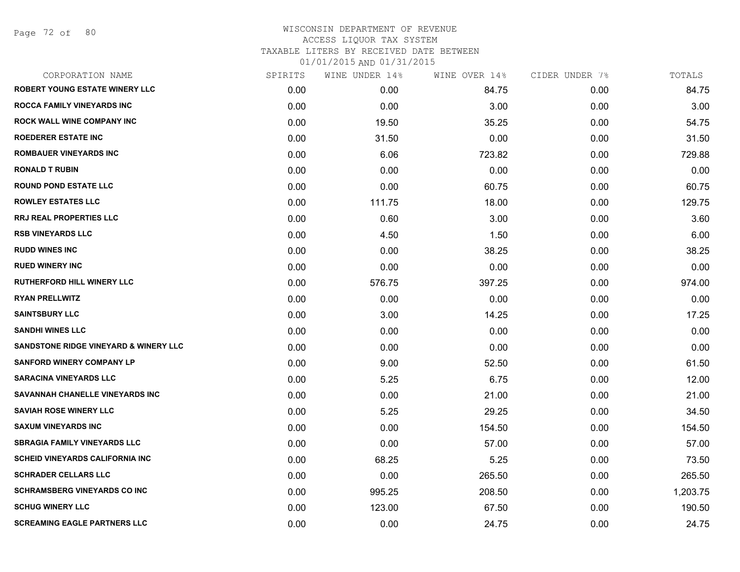# WISCONSIN DEPARTMENT OF REVENUE
## ACCESS LIQUOR TAX SYSTEM
### TAXABLE LITERS BY RECEIVED DATE BETWEEN 01/01/2015 AND 01/31/2015

| CORPORATION NAME | SPIRITS | WINE UNDER 14% | WINE OVER 14% | CIDER UNDER 7% | TOTALS |
|---|---|---|---|---|---|
| ROBERT YOUNG ESTATE WINERY LLC | 0.00 | 0.00 | 84.75 | 0.00 | 84.75 |
| ROCCA FAMILY VINEYARDS INC | 0.00 | 0.00 | 3.00 | 0.00 | 3.00 |
| ROCK WALL WINE COMPANY INC | 0.00 | 19.50 | 35.25 | 0.00 | 54.75 |
| ROEDERER ESTATE INC | 0.00 | 31.50 | 0.00 | 0.00 | 31.50 |
| ROMBAUER VINEYARDS INC | 0.00 | 6.06 | 723.82 | 0.00 | 729.88 |
| RONALD T RUBIN | 0.00 | 0.00 | 0.00 | 0.00 | 0.00 |
| ROUND POND ESTATE LLC | 0.00 | 0.00 | 60.75 | 0.00 | 60.75 |
| ROWLEY ESTATES LLC | 0.00 | 111.75 | 18.00 | 0.00 | 129.75 |
| RRJ REAL PROPERTIES LLC | 0.00 | 0.60 | 3.00 | 0.00 | 3.60 |
| RSB VINEYARDS LLC | 0.00 | 4.50 | 1.50 | 0.00 | 6.00 |
| RUDD WINES INC | 0.00 | 0.00 | 38.25 | 0.00 | 38.25 |
| RUED WINERY INC | 0.00 | 0.00 | 0.00 | 0.00 | 0.00 |
| RUTHERFORD HILL WINERY LLC | 0.00 | 576.75 | 397.25 | 0.00 | 974.00 |
| RYAN PRELLWITZ | 0.00 | 0.00 | 0.00 | 0.00 | 0.00 |
| SAINTSBURY LLC | 0.00 | 3.00 | 14.25 | 0.00 | 17.25 |
| SANDHI WINES LLC | 0.00 | 0.00 | 0.00 | 0.00 | 0.00 |
| SANDSTONE RIDGE VINEYARD & WINERY LLC | 0.00 | 0.00 | 0.00 | 0.00 | 0.00 |
| SANFORD WINERY COMPANY LP | 0.00 | 9.00 | 52.50 | 0.00 | 61.50 |
| SARACINA VINEYARDS LLC | 0.00 | 5.25 | 6.75 | 0.00 | 12.00 |
| SAVANNAH CHANELLE VINEYARDS INC | 0.00 | 0.00 | 21.00 | 0.00 | 21.00 |
| SAVIAH ROSE WINERY LLC | 0.00 | 5.25 | 29.25 | 0.00 | 34.50 |
| SAXUM VINEYARDS INC | 0.00 | 0.00 | 154.50 | 0.00 | 154.50 |
| SBRAGIA FAMILY VINEYARDS LLC | 0.00 | 0.00 | 57.00 | 0.00 | 57.00 |
| SCHEID VINEYARDS CALIFORNIA INC | 0.00 | 68.25 | 5.25 | 0.00 | 73.50 |
| SCHRADER CELLARS LLC | 0.00 | 0.00 | 265.50 | 0.00 | 265.50 |
| SCHRAMSBERG VINEYARDS CO INC | 0.00 | 995.25 | 208.50 | 0.00 | 1,203.75 |
| SCHUG WINERY LLC | 0.00 | 123.00 | 67.50 | 0.00 | 190.50 |
| SCREAMING EAGLE PARTNERS LLC | 0.00 | 0.00 | 24.75 | 0.00 | 24.75 |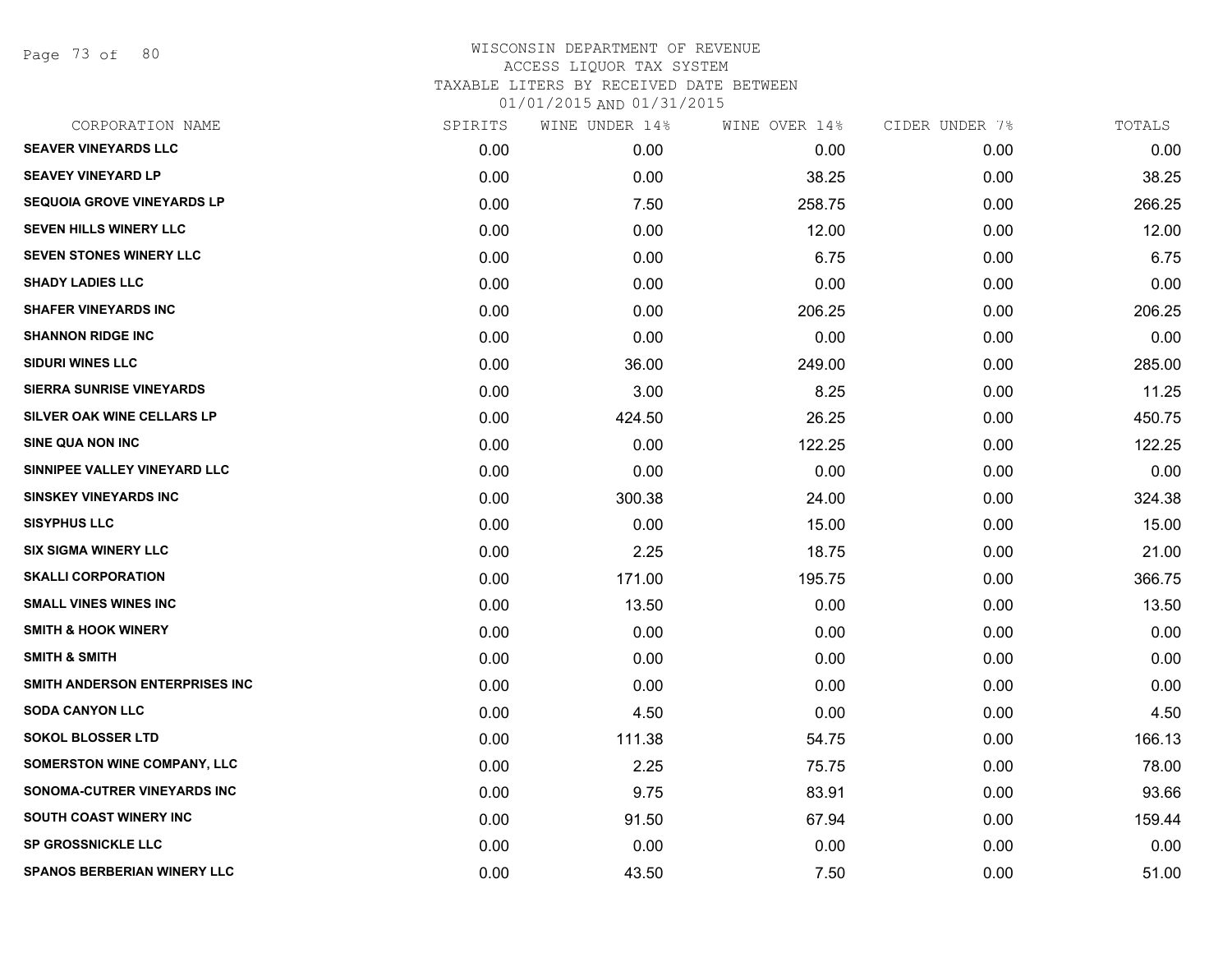WISCONSIN DEPARTMENT OF REVENUE
ACCESS LIQUOR TAX SYSTEM
TAXABLE LITERS BY RECEIVED DATE BETWEEN
01/01/2015 AND 01/31/2015

| CORPORATION NAME | SPIRITS | WINE UNDER 14% | WINE OVER 14% | CIDER UNDER 7% | TOTALS |
|---|---|---|---|---|---|
| SEAVER VINEYARDS LLC | 0.00 | 0.00 | 0.00 | 0.00 | 0.00 |
| SEAVEY VINEYARD LP | 0.00 | 0.00 | 38.25 | 0.00 | 38.25 |
| SEQUOIA GROVE VINEYARDS LP | 0.00 | 7.50 | 258.75 | 0.00 | 266.25 |
| SEVEN HILLS WINERY LLC | 0.00 | 0.00 | 12.00 | 0.00 | 12.00 |
| SEVEN STONES WINERY LLC | 0.00 | 0.00 | 6.75 | 0.00 | 6.75 |
| SHADY LADIES LLC | 0.00 | 0.00 | 0.00 | 0.00 | 0.00 |
| SHAFER VINEYARDS INC | 0.00 | 0.00 | 206.25 | 0.00 | 206.25 |
| SHANNON RIDGE INC | 0.00 | 0.00 | 0.00 | 0.00 | 0.00 |
| SIDURI WINES LLC | 0.00 | 36.00 | 249.00 | 0.00 | 285.00 |
| SIERRA SUNRISE VINEYARDS | 0.00 | 3.00 | 8.25 | 0.00 | 11.25 |
| SILVER OAK WINE CELLARS LP | 0.00 | 424.50 | 26.25 | 0.00 | 450.75 |
| SINE QUA NON INC | 0.00 | 0.00 | 122.25 | 0.00 | 122.25 |
| SINNIPEE VALLEY VINEYARD LLC | 0.00 | 0.00 | 0.00 | 0.00 | 0.00 |
| SINSKEY VINEYARDS INC | 0.00 | 300.38 | 24.00 | 0.00 | 324.38 |
| SISYPHUS LLC | 0.00 | 0.00 | 15.00 | 0.00 | 15.00 |
| SIX SIGMA WINERY LLC | 0.00 | 2.25 | 18.75 | 0.00 | 21.00 |
| SKALLI CORPORATION | 0.00 | 171.00 | 195.75 | 0.00 | 366.75 |
| SMALL VINES WINES INC | 0.00 | 13.50 | 0.00 | 0.00 | 13.50 |
| SMITH & HOOK WINERY | 0.00 | 0.00 | 0.00 | 0.00 | 0.00 |
| SMITH & SMITH | 0.00 | 0.00 | 0.00 | 0.00 | 0.00 |
| SMITH ANDERSON ENTERPRISES INC | 0.00 | 0.00 | 0.00 | 0.00 | 0.00 |
| SODA CANYON LLC | 0.00 | 4.50 | 0.00 | 0.00 | 4.50 |
| SOKOL BLOSSER LTD | 0.00 | 111.38 | 54.75 | 0.00 | 166.13 |
| SOMERSTON WINE COMPANY, LLC | 0.00 | 2.25 | 75.75 | 0.00 | 78.00 |
| SONOMA-CUTRER VINEYARDS INC | 0.00 | 9.75 | 83.91 | 0.00 | 93.66 |
| SOUTH COAST WINERY INC | 0.00 | 91.50 | 67.94 | 0.00 | 159.44 |
| SP GROSSNICKLE LLC | 0.00 | 0.00 | 0.00 | 0.00 | 0.00 |
| SPANOS BERBERIAN WINERY LLC | 0.00 | 43.50 | 7.50 | 0.00 | 51.00 |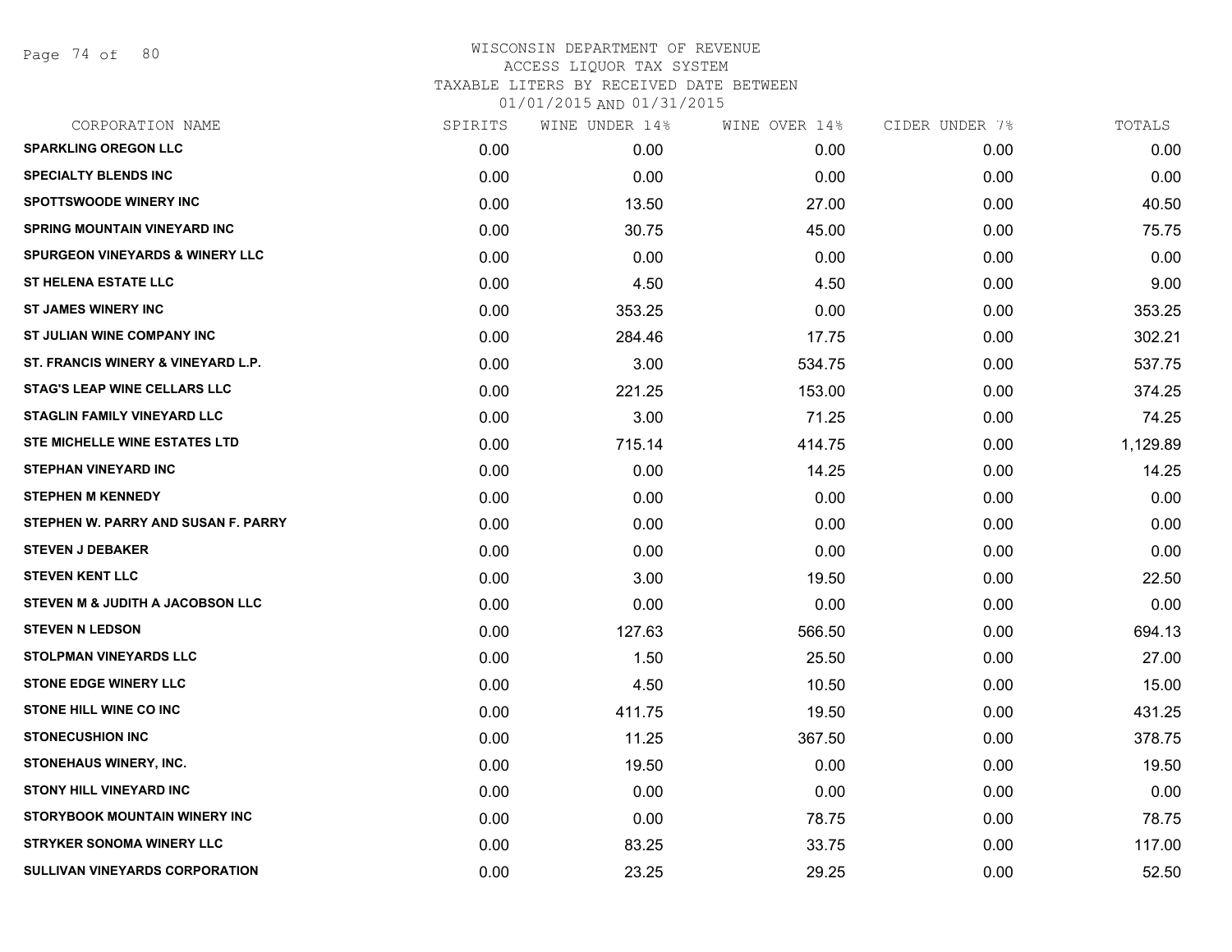WISCONSIN DEPARTMENT OF REVENUE
ACCESS LIQUOR TAX SYSTEM
TAXABLE LITERS BY RECEIVED DATE BETWEEN
01/01/2015 AND 01/31/2015

| CORPORATION NAME | SPIRITS | WINE UNDER 14% | WINE OVER 14% | CIDER UNDER 7% | TOTALS |
|---|---|---|---|---|---|
| SPARKLING OREGON LLC | 0.00 | 0.00 | 0.00 | 0.00 | 0.00 |
| SPECIALTY BLENDS INC | 0.00 | 0.00 | 0.00 | 0.00 | 0.00 |
| SPOTTSWOODE WINERY INC | 0.00 | 13.50 | 27.00 | 0.00 | 40.50 |
| SPRING MOUNTAIN VINEYARD INC | 0.00 | 30.75 | 45.00 | 0.00 | 75.75 |
| SPURGEON VINEYARDS & WINERY LLC | 0.00 | 0.00 | 0.00 | 0.00 | 0.00 |
| ST HELENA ESTATE LLC | 0.00 | 4.50 | 4.50 | 0.00 | 9.00 |
| ST JAMES WINERY INC | 0.00 | 353.25 | 0.00 | 0.00 | 353.25 |
| ST JULIAN WINE COMPANY INC | 0.00 | 284.46 | 17.75 | 0.00 | 302.21 |
| ST. FRANCIS WINERY & VINEYARD L.P. | 0.00 | 3.00 | 534.75 | 0.00 | 537.75 |
| STAG'S LEAP WINE CELLARS LLC | 0.00 | 221.25 | 153.00 | 0.00 | 374.25 |
| STAGLIN FAMILY VINEYARD LLC | 0.00 | 3.00 | 71.25 | 0.00 | 74.25 |
| STE MICHELLE WINE ESTATES LTD | 0.00 | 715.14 | 414.75 | 0.00 | 1,129.89 |
| STEPHAN VINEYARD INC | 0.00 | 0.00 | 14.25 | 0.00 | 14.25 |
| STEPHEN M KENNEDY | 0.00 | 0.00 | 0.00 | 0.00 | 0.00 |
| STEPHEN W. PARRY AND SUSAN F. PARRY | 0.00 | 0.00 | 0.00 | 0.00 | 0.00 |
| STEVEN J DEBAKER | 0.00 | 0.00 | 0.00 | 0.00 | 0.00 |
| STEVEN KENT LLC | 0.00 | 3.00 | 19.50 | 0.00 | 22.50 |
| STEVEN M & JUDITH A JACOBSON LLC | 0.00 | 0.00 | 0.00 | 0.00 | 0.00 |
| STEVEN N LEDSON | 0.00 | 127.63 | 566.50 | 0.00 | 694.13 |
| STOLPMAN VINEYARDS LLC | 0.00 | 1.50 | 25.50 | 0.00 | 27.00 |
| STONE EDGE WINERY LLC | 0.00 | 4.50 | 10.50 | 0.00 | 15.00 |
| STONE HILL WINE CO INC | 0.00 | 411.75 | 19.50 | 0.00 | 431.25 |
| STONECUSHION INC | 0.00 | 11.25 | 367.50 | 0.00 | 378.75 |
| STONEHAUS WINERY, INC. | 0.00 | 19.50 | 0.00 | 0.00 | 19.50 |
| STONY HILL VINEYARD INC | 0.00 | 0.00 | 0.00 | 0.00 | 0.00 |
| STORYBOOK MOUNTAIN WINERY INC | 0.00 | 0.00 | 78.75 | 0.00 | 78.75 |
| STRYKER SONOMA WINERY LLC | 0.00 | 83.25 | 33.75 | 0.00 | 117.00 |
| SULLIVAN VINEYARDS CORPORATION | 0.00 | 23.25 | 29.25 | 0.00 | 52.50 |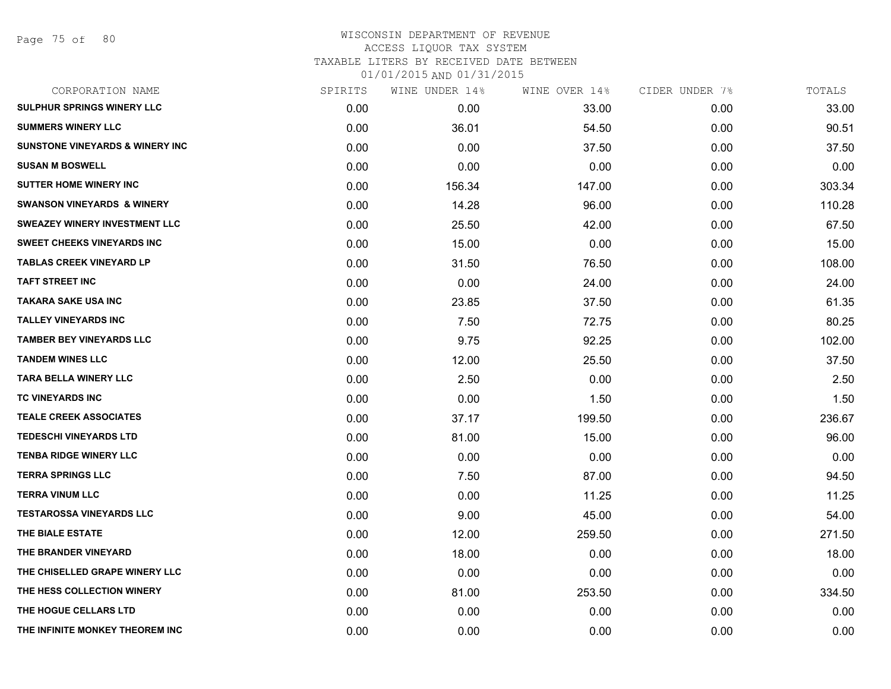WISCONSIN DEPARTMENT OF REVENUE
ACCESS LIQUOR TAX SYSTEM
TAXABLE LITERS BY RECEIVED DATE BETWEEN
01/01/2015 AND 01/31/2015

| CORPORATION NAME | SPIRITS | WINE UNDER 14% | WINE OVER 14% | CIDER UNDER 7% | TOTALS |
|---|---|---|---|---|---|
| SULPHUR SPRINGS WINERY LLC | 0.00 | 0.00 | 33.00 | 0.00 | 33.00 |
| SUMMERS WINERY LLC | 0.00 | 36.01 | 54.50 | 0.00 | 90.51 |
| SUNSTONE VINEYARDS & WINERY INC | 0.00 | 0.00 | 37.50 | 0.00 | 37.50 |
| SUSAN M BOSWELL | 0.00 | 0.00 | 0.00 | 0.00 | 0.00 |
| SUTTER HOME WINERY INC | 0.00 | 156.34 | 147.00 | 0.00 | 303.34 |
| SWANSON VINEYARDS & WINERY | 0.00 | 14.28 | 96.00 | 0.00 | 110.28 |
| SWEAZEY WINERY INVESTMENT LLC | 0.00 | 25.50 | 42.00 | 0.00 | 67.50 |
| SWEET CHEEKS VINEYARDS INC | 0.00 | 15.00 | 0.00 | 0.00 | 15.00 |
| TABLAS CREEK VINEYARD LP | 0.00 | 31.50 | 76.50 | 0.00 | 108.00 |
| TAFT STREET INC | 0.00 | 0.00 | 24.00 | 0.00 | 24.00 |
| TAKARA SAKE USA INC | 0.00 | 23.85 | 37.50 | 0.00 | 61.35 |
| TALLEY VINEYARDS INC | 0.00 | 7.50 | 72.75 | 0.00 | 80.25 |
| TAMBER BEY VINEYARDS LLC | 0.00 | 9.75 | 92.25 | 0.00 | 102.00 |
| TANDEM WINES LLC | 0.00 | 12.00 | 25.50 | 0.00 | 37.50 |
| TARA BELLA WINERY LLC | 0.00 | 2.50 | 0.00 | 0.00 | 2.50 |
| TC VINEYARDS INC | 0.00 | 0.00 | 1.50 | 0.00 | 1.50 |
| TEALE CREEK ASSOCIATES | 0.00 | 37.17 | 199.50 | 0.00 | 236.67 |
| TEDESCHI VINEYARDS LTD | 0.00 | 81.00 | 15.00 | 0.00 | 96.00 |
| TENBA RIDGE WINERY LLC | 0.00 | 0.00 | 0.00 | 0.00 | 0.00 |
| TERRA SPRINGS LLC | 0.00 | 7.50 | 87.00 | 0.00 | 94.50 |
| TERRA VINUM LLC | 0.00 | 0.00 | 11.25 | 0.00 | 11.25 |
| TESTAROSSA VINEYARDS LLC | 0.00 | 9.00 | 45.00 | 0.00 | 54.00 |
| THE BIALE ESTATE | 0.00 | 12.00 | 259.50 | 0.00 | 271.50 |
| THE BRANDER VINEYARD | 0.00 | 18.00 | 0.00 | 0.00 | 18.00 |
| THE CHISELLED GRAPE WINERY LLC | 0.00 | 0.00 | 0.00 | 0.00 | 0.00 |
| THE HESS COLLECTION WINERY | 0.00 | 81.00 | 253.50 | 0.00 | 334.50 |
| THE HOGUE CELLARS LTD | 0.00 | 0.00 | 0.00 | 0.00 | 0.00 |
| THE INFINITE MONKEY THEOREM INC | 0.00 | 0.00 | 0.00 | 0.00 | 0.00 |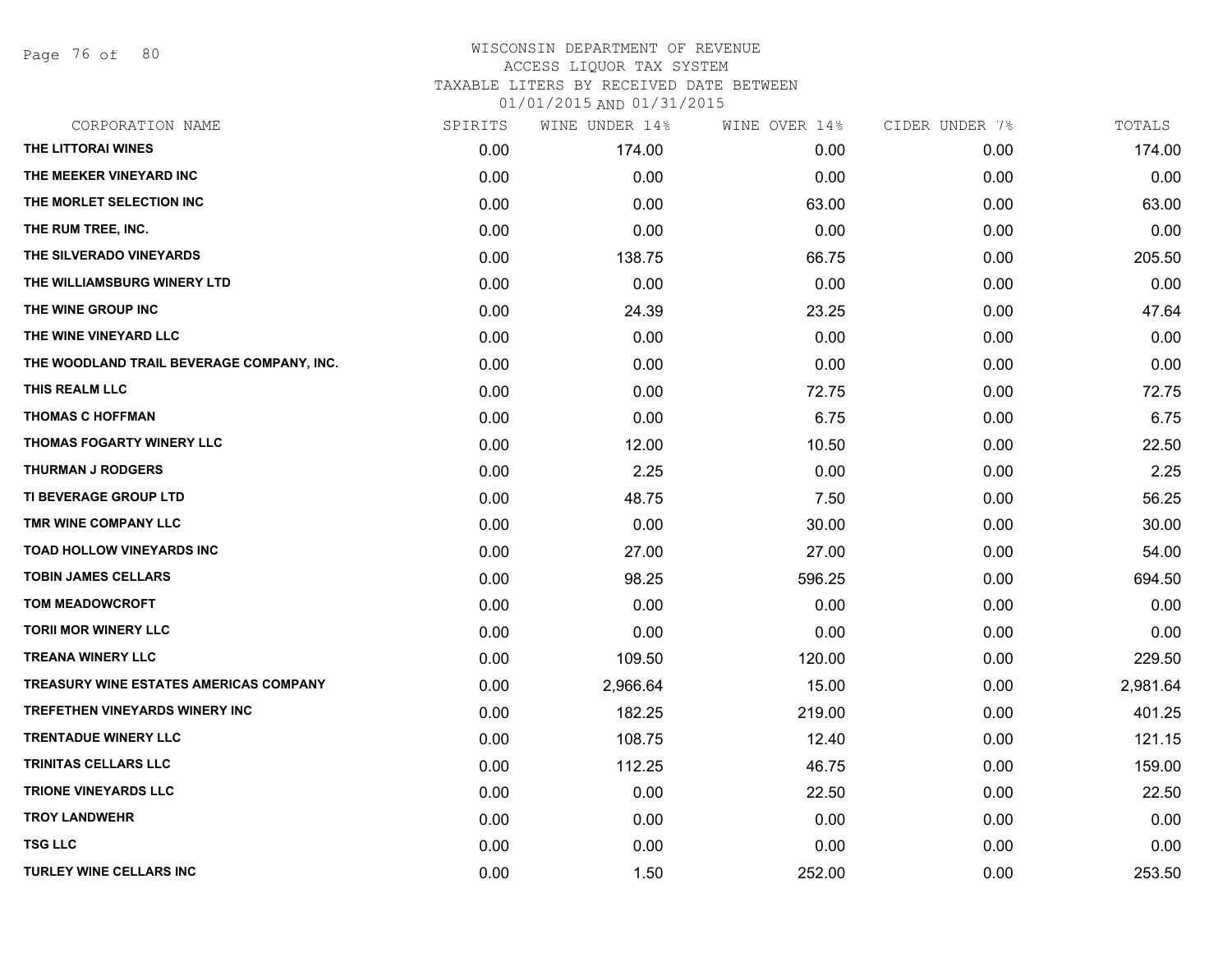# WISCONSIN DEPARTMENT OF REVENUE
ACCESS LIQUOR TAX SYSTEM
TAXABLE LITERS BY RECEIVED DATE BETWEEN
01/01/2015 AND 01/31/2015

| CORPORATION NAME | SPIRITS | WINE UNDER 14% | WINE OVER 14% | CIDER UNDER 7% | TOTALS |
|---|---|---|---|---|---|
| THE LITTORAI WINES | 0.00 | 174.00 | 0.00 | 0.00 | 174.00 |
| THE MEEKER VINEYARD INC | 0.00 | 0.00 | 0.00 | 0.00 | 0.00 |
| THE MORLET SELECTION INC | 0.00 | 0.00 | 63.00 | 0.00 | 63.00 |
| THE RUM TREE, INC. | 0.00 | 0.00 | 0.00 | 0.00 | 0.00 |
| THE SILVERADO VINEYARDS | 0.00 | 138.75 | 66.75 | 0.00 | 205.50 |
| THE WILLIAMSBURG WINERY LTD | 0.00 | 0.00 | 0.00 | 0.00 | 0.00 |
| THE WINE GROUP INC | 0.00 | 24.39 | 23.25 | 0.00 | 47.64 |
| THE WINE VINEYARD LLC | 0.00 | 0.00 | 0.00 | 0.00 | 0.00 |
| THE WOODLAND TRAIL BEVERAGE COMPANY, INC. | 0.00 | 0.00 | 0.00 | 0.00 | 0.00 |
| THIS REALM LLC | 0.00 | 0.00 | 72.75 | 0.00 | 72.75 |
| THOMAS C HOFFMAN | 0.00 | 0.00 | 6.75 | 0.00 | 6.75 |
| THOMAS FOGARTY WINERY LLC | 0.00 | 12.00 | 10.50 | 0.00 | 22.50 |
| THURMAN J RODGERS | 0.00 | 2.25 | 0.00 | 0.00 | 2.25 |
| TI BEVERAGE GROUP LTD | 0.00 | 48.75 | 7.50 | 0.00 | 56.25 |
| TMR WINE COMPANY LLC | 0.00 | 0.00 | 30.00 | 0.00 | 30.00 |
| TOAD HOLLOW VINEYARDS INC | 0.00 | 27.00 | 27.00 | 0.00 | 54.00 |
| TOBIN JAMES CELLARS | 0.00 | 98.25 | 596.25 | 0.00 | 694.50 |
| TOM MEADOWCROFT | 0.00 | 0.00 | 0.00 | 0.00 | 0.00 |
| TORII MOR WINERY LLC | 0.00 | 0.00 | 0.00 | 0.00 | 0.00 |
| TREANA WINERY LLC | 0.00 | 109.50 | 120.00 | 0.00 | 229.50 |
| TREASURY WINE ESTATES AMERICAS COMPANY | 0.00 | 2,966.64 | 15.00 | 0.00 | 2,981.64 |
| TREFETHEN VINEYARDS WINERY INC | 0.00 | 182.25 | 219.00 | 0.00 | 401.25 |
| TRENTADUE WINERY LLC | 0.00 | 108.75 | 12.40 | 0.00 | 121.15 |
| TRINITAS CELLARS LLC | 0.00 | 112.25 | 46.75 | 0.00 | 159.00 |
| TRIONE VINEYARDS LLC | 0.00 | 0.00 | 22.50 | 0.00 | 22.50 |
| TROY LANDWEHR | 0.00 | 0.00 | 0.00 | 0.00 | 0.00 |
| TSG LLC | 0.00 | 0.00 | 0.00 | 0.00 | 0.00 |
| TURLEY WINE CELLARS INC | 0.00 | 1.50 | 252.00 | 0.00 | 253.50 |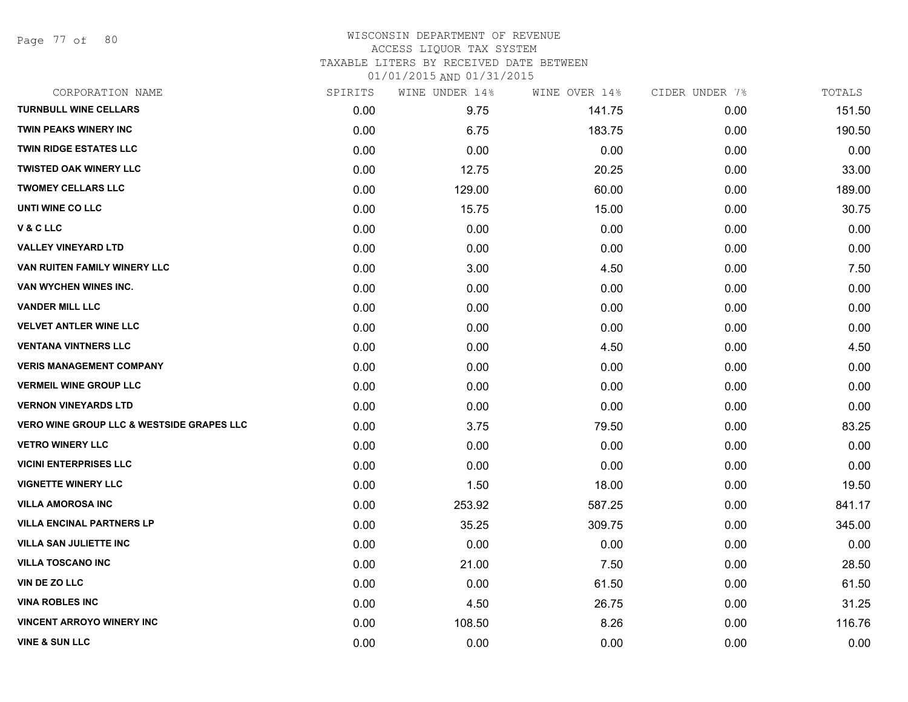WISCONSIN DEPARTMENT OF REVENUE
ACCESS LIQUOR TAX SYSTEM
TAXABLE LITERS BY RECEIVED DATE BETWEEN
01/01/2015 AND 01/31/2015

| CORPORATION NAME | SPIRITS | WINE UNDER 14% | WINE OVER 14% | CIDER UNDER 7% | TOTALS |
|---|---|---|---|---|---|
| TURNBULL WINE CELLARS | 0.00 | 9.75 | 141.75 | 0.00 | 151.50 |
| TWIN PEAKS WINERY INC | 0.00 | 6.75 | 183.75 | 0.00 | 190.50 |
| TWIN RIDGE ESTATES LLC | 0.00 | 0.00 | 0.00 | 0.00 | 0.00 |
| TWISTED OAK WINERY LLC | 0.00 | 12.75 | 20.25 | 0.00 | 33.00 |
| TWOMEY CELLARS LLC | 0.00 | 129.00 | 60.00 | 0.00 | 189.00 |
| UNTI WINE CO LLC | 0.00 | 15.75 | 15.00 | 0.00 | 30.75 |
| V & C LLC | 0.00 | 0.00 | 0.00 | 0.00 | 0.00 |
| VALLEY VINEYARD LTD | 0.00 | 0.00 | 0.00 | 0.00 | 0.00 |
| VAN RUITEN FAMILY WINERY LLC | 0.00 | 3.00 | 4.50 | 0.00 | 7.50 |
| VAN WYCHEN WINES INC. | 0.00 | 0.00 | 0.00 | 0.00 | 0.00 |
| VANDER MILL LLC | 0.00 | 0.00 | 0.00 | 0.00 | 0.00 |
| VELVET ANTLER WINE LLC | 0.00 | 0.00 | 0.00 | 0.00 | 0.00 |
| VENTANA VINTNERS LLC | 0.00 | 0.00 | 4.50 | 0.00 | 4.50 |
| VERIS MANAGEMENT COMPANY | 0.00 | 0.00 | 0.00 | 0.00 | 0.00 |
| VERMEIL WINE GROUP LLC | 0.00 | 0.00 | 0.00 | 0.00 | 0.00 |
| VERNON VINEYARDS LTD | 0.00 | 0.00 | 0.00 | 0.00 | 0.00 |
| VERO WINE GROUP LLC & WESTSIDE GRAPES LLC | 0.00 | 3.75 | 79.50 | 0.00 | 83.25 |
| VETRO WINERY LLC | 0.00 | 0.00 | 0.00 | 0.00 | 0.00 |
| VICINI ENTERPRISES LLC | 0.00 | 0.00 | 0.00 | 0.00 | 0.00 |
| VIGNETTE WINERY LLC | 0.00 | 1.50 | 18.00 | 0.00 | 19.50 |
| VILLA AMOROSA INC | 0.00 | 253.92 | 587.25 | 0.00 | 841.17 |
| VILLA ENCINAL PARTNERS LP | 0.00 | 35.25 | 309.75 | 0.00 | 345.00 |
| VILLA SAN JULIETTE INC | 0.00 | 0.00 | 0.00 | 0.00 | 0.00 |
| VILLA TOSCANO INC | 0.00 | 21.00 | 7.50 | 0.00 | 28.50 |
| VIN DE ZO LLC | 0.00 | 0.00 | 61.50 | 0.00 | 61.50 |
| VINA ROBLES INC | 0.00 | 4.50 | 26.75 | 0.00 | 31.25 |
| VINCENT ARROYO WINERY INC | 0.00 | 108.50 | 8.26 | 0.00 | 116.76 |
| VINE & SUN LLC | 0.00 | 0.00 | 0.00 | 0.00 | 0.00 |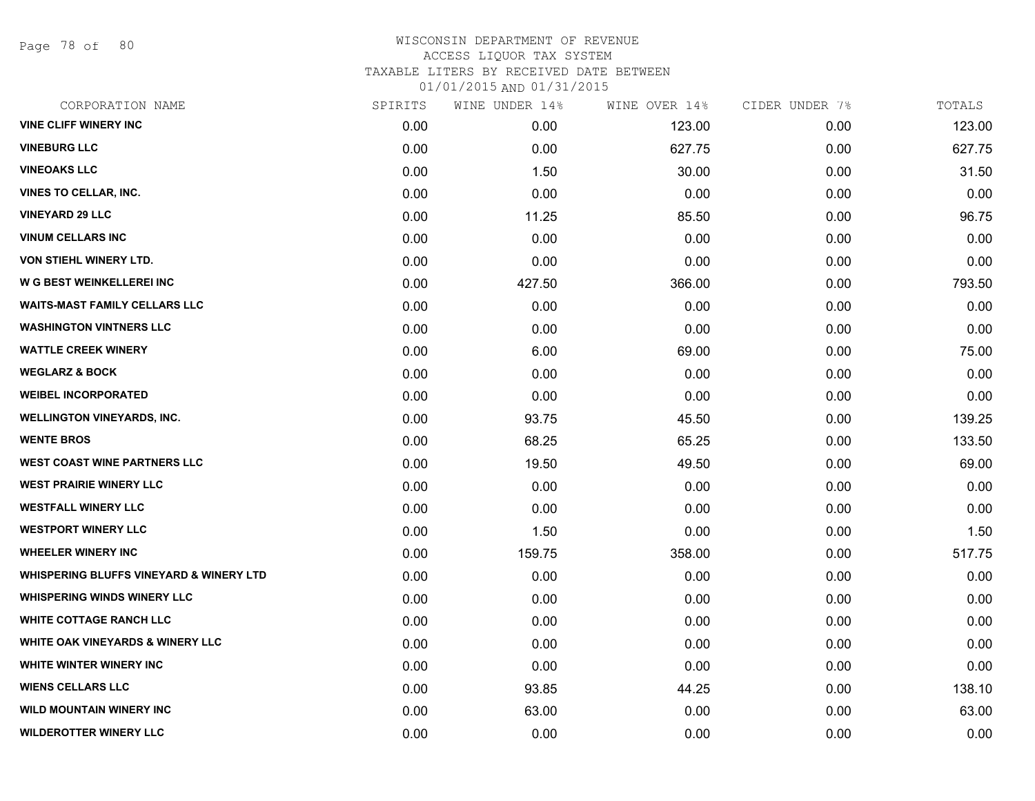WISCONSIN DEPARTMENT OF REVENUE
ACCESS LIQUOR TAX SYSTEM
TAXABLE LITERS BY RECEIVED DATE BETWEEN
01/01/2015 AND 01/31/2015

| CORPORATION NAME | SPIRITS | WINE UNDER 14% | WINE OVER 14% | CIDER UNDER 7% | TOTALS |
|---|---|---|---|---|---|
| VINE CLIFF WINERY INC | 0.00 | 0.00 | 123.00 | 0.00 | 123.00 |
| VINEBURG LLC | 0.00 | 0.00 | 627.75 | 0.00 | 627.75 |
| VINEOAKS LLC | 0.00 | 1.50 | 30.00 | 0.00 | 31.50 |
| VINES TO CELLAR, INC. | 0.00 | 0.00 | 0.00 | 0.00 | 0.00 |
| VINEYARD 29 LLC | 0.00 | 11.25 | 85.50 | 0.00 | 96.75 |
| VINUM CELLARS INC | 0.00 | 0.00 | 0.00 | 0.00 | 0.00 |
| VON STIEHL WINERY LTD. | 0.00 | 0.00 | 0.00 | 0.00 | 0.00 |
| W G BEST WEINKELLEREI INC | 0.00 | 427.50 | 366.00 | 0.00 | 793.50 |
| WAITS-MAST FAMILY CELLARS LLC | 0.00 | 0.00 | 0.00 | 0.00 | 0.00 |
| WASHINGTON VINTNERS LLC | 0.00 | 0.00 | 0.00 | 0.00 | 0.00 |
| WATTLE CREEK WINERY | 0.00 | 6.00 | 69.00 | 0.00 | 75.00 |
| WEGLARZ & BOCK | 0.00 | 0.00 | 0.00 | 0.00 | 0.00 |
| WEIBEL INCORPORATED | 0.00 | 0.00 | 0.00 | 0.00 | 0.00 |
| WELLINGTON VINEYARDS, INC. | 0.00 | 93.75 | 45.50 | 0.00 | 139.25 |
| WENTE BROS | 0.00 | 68.25 | 65.25 | 0.00 | 133.50 |
| WEST COAST WINE PARTNERS LLC | 0.00 | 19.50 | 49.50 | 0.00 | 69.00 |
| WEST PRAIRIE WINERY LLC | 0.00 | 0.00 | 0.00 | 0.00 | 0.00 |
| WESTFALL WINERY LLC | 0.00 | 0.00 | 0.00 | 0.00 | 0.00 |
| WESTPORT WINERY LLC | 0.00 | 1.50 | 0.00 | 0.00 | 1.50 |
| WHEELER WINERY INC | 0.00 | 159.75 | 358.00 | 0.00 | 517.75 |
| WHISPERING BLUFFS VINEYARD & WINERY LTD | 0.00 | 0.00 | 0.00 | 0.00 | 0.00 |
| WHISPERING WINDS WINERY LLC | 0.00 | 0.00 | 0.00 | 0.00 | 0.00 |
| WHITE COTTAGE RANCH LLC | 0.00 | 0.00 | 0.00 | 0.00 | 0.00 |
| WHITE OAK VINEYARDS & WINERY LLC | 0.00 | 0.00 | 0.00 | 0.00 | 0.00 |
| WHITE WINTER WINERY INC | 0.00 | 0.00 | 0.00 | 0.00 | 0.00 |
| WIENS CELLARS LLC | 0.00 | 93.85 | 44.25 | 0.00 | 138.10 |
| WILD MOUNTAIN WINERY INC | 0.00 | 63.00 | 0.00 | 0.00 | 63.00 |
| WILDEROTTER WINERY LLC | 0.00 | 0.00 | 0.00 | 0.00 | 0.00 |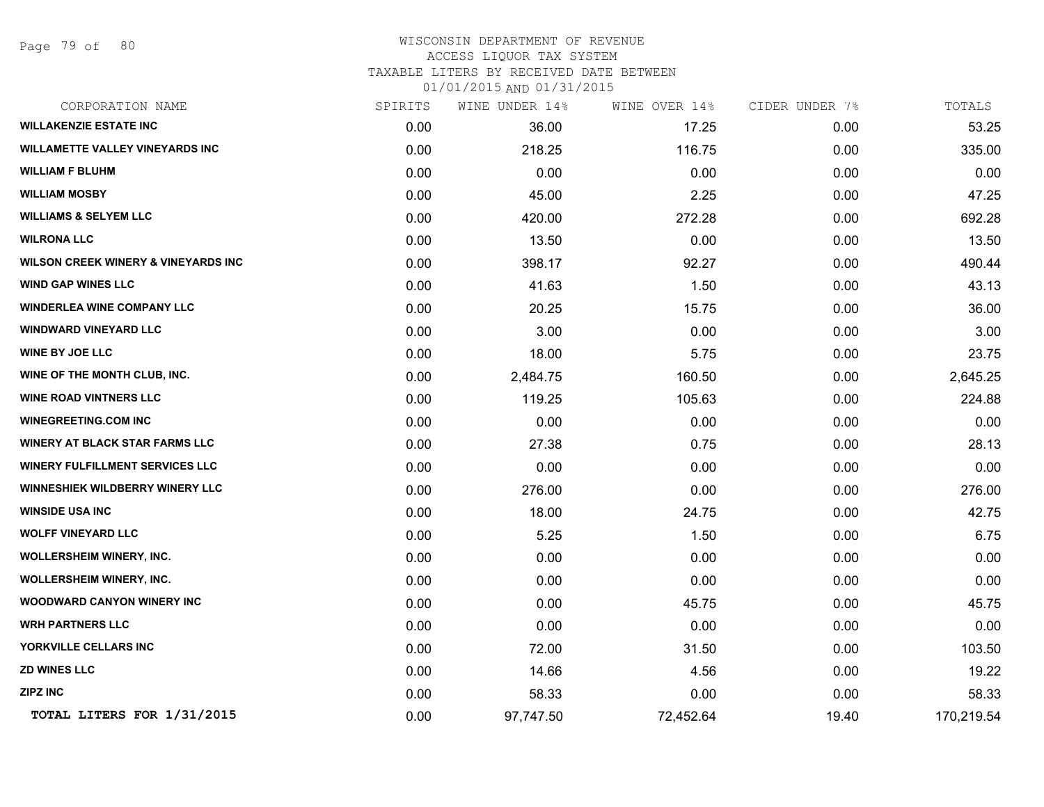# WISCONSIN DEPARTMENT OF REVENUE
## ACCESS LIQUOR TAX SYSTEM
### TAXABLE LITERS BY RECEIVED DATE BETWEEN 01/01/2015 AND 01/31/2015

| CORPORATION NAME | SPIRITS | WINE UNDER 14% | WINE OVER 14% | CIDER UNDER 7% | TOTALS |
|---|---|---|---|---|---|
| WILLAKENZIE ESTATE INC | 0.00 | 36.00 | 17.25 | 0.00 | 53.25 |
| WILLAMETTE VALLEY VINEYARDS INC | 0.00 | 218.25 | 116.75 | 0.00 | 335.00 |
| WILLIAM F BLUHM | 0.00 | 0.00 | 0.00 | 0.00 | 0.00 |
| WILLIAM MOSBY | 0.00 | 45.00 | 2.25 | 0.00 | 47.25 |
| WILLIAMS & SELYEM LLC | 0.00 | 420.00 | 272.28 | 0.00 | 692.28 |
| WILRONA LLC | 0.00 | 13.50 | 0.00 | 0.00 | 13.50 |
| WILSON CREEK WINERY & VINEYARDS INC | 0.00 | 398.17 | 92.27 | 0.00 | 490.44 |
| WIND GAP WINES LLC | 0.00 | 41.63 | 1.50 | 0.00 | 43.13 |
| WINDERLEA WINE COMPANY LLC | 0.00 | 20.25 | 15.75 | 0.00 | 36.00 |
| WINDWARD VINEYARD LLC | 0.00 | 3.00 | 0.00 | 0.00 | 3.00 |
| WINE BY JOE LLC | 0.00 | 18.00 | 5.75 | 0.00 | 23.75 |
| WINE OF THE MONTH CLUB, INC. | 0.00 | 2,484.75 | 160.50 | 0.00 | 2,645.25 |
| WINE ROAD VINTNERS LLC | 0.00 | 119.25 | 105.63 | 0.00 | 224.88 |
| WINEGREETING.COM INC | 0.00 | 0.00 | 0.00 | 0.00 | 0.00 |
| WINERY AT BLACK STAR FARMS LLC | 0.00 | 27.38 | 0.75 | 0.00 | 28.13 |
| WINERY FULFILLMENT SERVICES LLC | 0.00 | 0.00 | 0.00 | 0.00 | 0.00 |
| WINNESHIEK WILDBERRY WINERY LLC | 0.00 | 276.00 | 0.00 | 0.00 | 276.00 |
| WINSIDE USA INC | 0.00 | 18.00 | 24.75 | 0.00 | 42.75 |
| WOLFF VINEYARD LLC | 0.00 | 5.25 | 1.50 | 0.00 | 6.75 |
| WOLLERSHEIM WINERY, INC. | 0.00 | 0.00 | 0.00 | 0.00 | 0.00 |
| WOLLERSHEIM WINERY, INC. | 0.00 | 0.00 | 0.00 | 0.00 | 0.00 |
| WOODWARD CANYON WINERY INC | 0.00 | 0.00 | 45.75 | 0.00 | 45.75 |
| WRH PARTNERS LLC | 0.00 | 0.00 | 0.00 | 0.00 | 0.00 |
| YORKVILLE CELLARS INC | 0.00 | 72.00 | 31.50 | 0.00 | 103.50 |
| ZD WINES LLC | 0.00 | 14.66 | 4.56 | 0.00 | 19.22 |
| ZIPZ INC | 0.00 | 58.33 | 0.00 | 0.00 | 58.33 |
| **TOTAL LITERS FOR 1/31/2015** | 0.00 | 97,747.50 | 72,452.64 | 19.40 | 170,219.54 |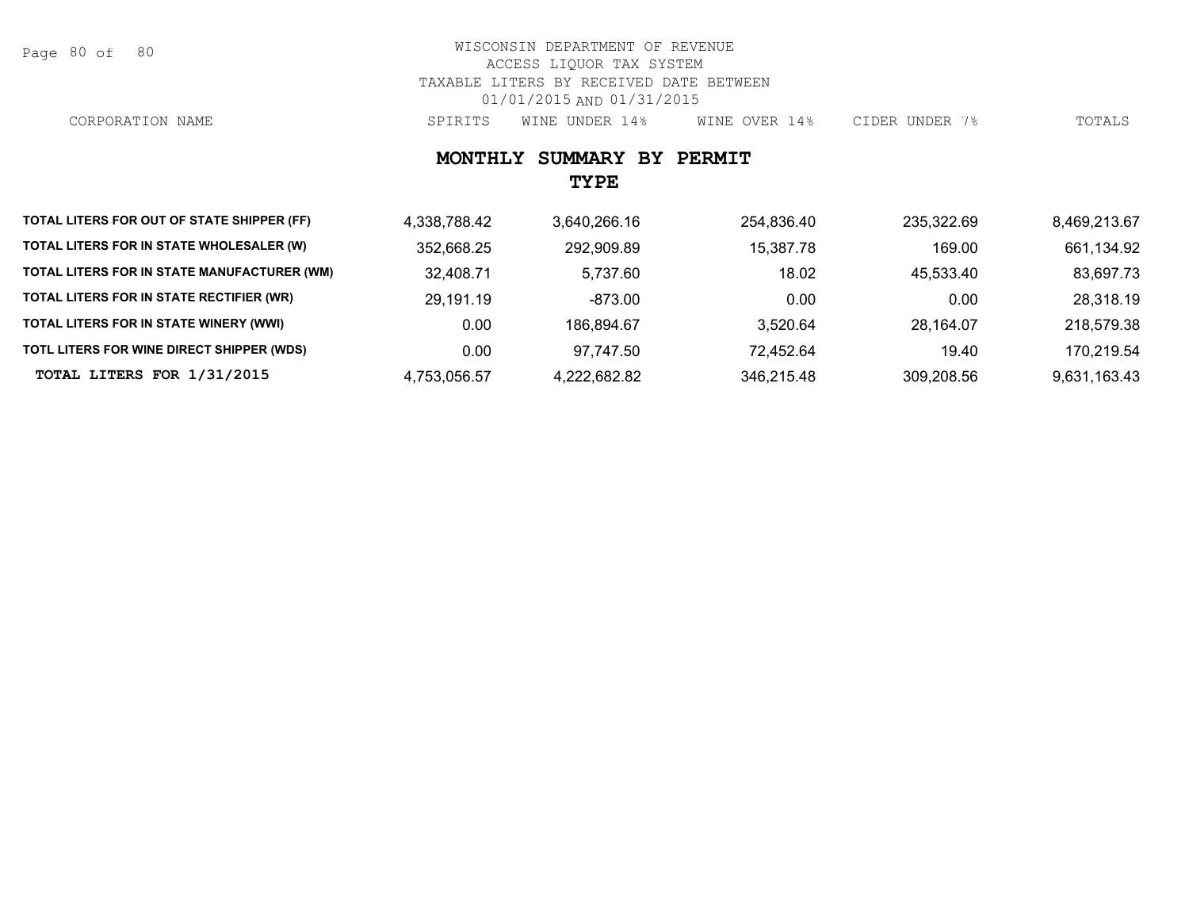WISCONSIN DEPARTMENT OF REVENUE
ACCESS LIQUOR TAX SYSTEM
TAXABLE LITERS BY RECEIVED DATE BETWEEN
01/01/2015 AND 01/31/2015

## MONTHLY SUMMARY BY PERMIT TYPE

| CORPORATION NAME | SPIRITS | WINE UNDER 14% | WINE OVER 14% | CIDER UNDER 7% | TOTALS |
|---|---|---|---|---|---|
| **TOTAL LITERS FOR OUT OF STATE SHIPPER (FF)** | 4,338,788.42 | 3,640,266.16 | 254,836.40 | 235,322.69 | 8,469,213.67 |
| **TOTAL LITERS FOR IN STATE WHOLESALER (W)** | 352,668.25 | 292,909.89 | 15,387.78 | 169.00 | 661,134.92 |
| **TOTAL LITERS FOR IN STATE MANUFACTURER (WM)** | 32,408.71 | 5,737.60 | 18.02 | 45,533.40 | 83,697.73 |
| **TOTAL LITERS FOR IN STATE RECTIFIER (WR)** | 29,191.19 | -873.00 | 0.00 | 0.00 | 28,318.19 |
| **TOTAL LITERS FOR IN STATE WINERY (WWI)** | 0.00 | 186,894.67 | 3,520.64 | 28,164.07 | 218,579.38 |
| **TOTL LITERS FOR WINE DIRECT SHIPPER (WDS)** | 0.00 | 97,747.50 | 72,452.64 | 19.40 | 170,219.54 |
| **TOTAL LITERS FOR 1/31/2015** | 4,753,056.57 | 4,222,682.82 | 346,215.48 | 309,208.56 | 9,631,163.43 |